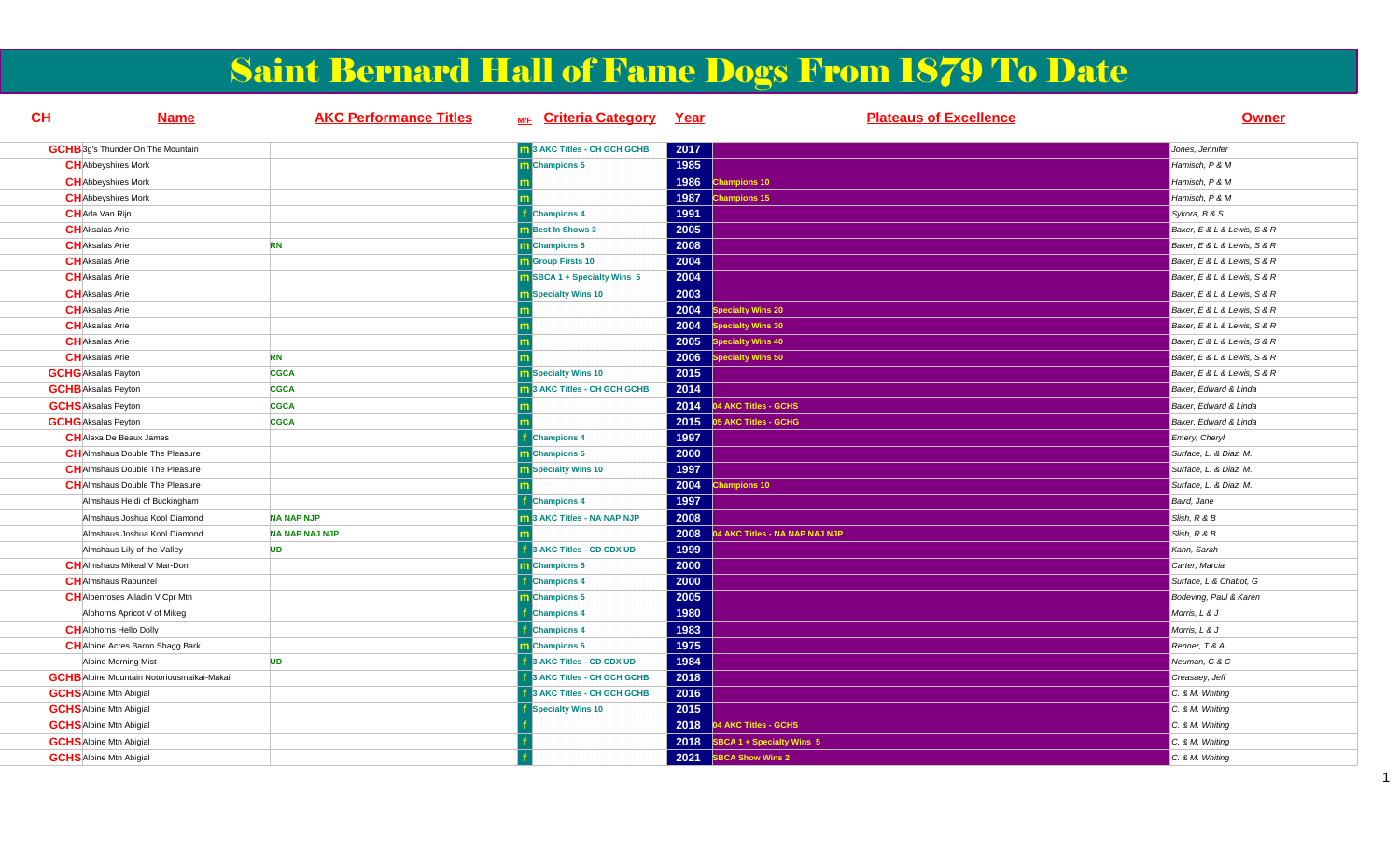# Saint Bernard Hall of Fame Dogs From 1879 To Date

| CH | Name | AKC Performance Titles | M/F | Criteria Category | Year | Plateaus of Excellence | Owner |
|---|---|---|---|---|---|---|---|
| GCHB | 3g's Thunder On The Mountain | | m | 3 AKC Titles - CH GCH GCHB | 2017 | | Jones, Jennifer |
| CH | Abbeyshires Mork | | m | Champions 5 | 1985 | | Hamisch, P & M |
| CH | Abbeyshires Mork | | m | | 1986 | Champions 10 | Hamisch, P & M |
| CH | Abbeyshires Mork | | m | | 1987 | Champions 15 | Hamisch, P & M |
| CH | Ada Van Rijn | | f | Champions 4 | 1991 | | Sykora, B & S |
| CH | Aksalas Arie | | m | Best In Shows 3 | 2005 | | Baker, E & L & Lewis, S & R |
| CH | Aksalas Arie | RN | m | Champions 5 | 2008 | | Baker, E & L & Lewis, S & R |
| CH | Aksalas Arie | | m | Group Firsts 10 | 2004 | | Baker, E & L & Lewis, S & R |
| CH | Aksalas Arie | | m | SBCA 1 + Specialty Wins 5 | 2004 | | Baker, E & L & Lewis, S & R |
| CH | Aksalas Arie | | m | Specialty Wins 10 | 2003 | | Baker, E & L & Lewis, S & R |
| CH | Aksalas Arie | | m | | 2004 | Specialty Wins 20 | Baker, E & L & Lewis, S & R |
| CH | Aksalas Arie | | m | | 2004 | Specialty Wins 30 | Baker, E & L & Lewis, S & R |
| CH | Aksalas Arie | | m | | 2005 | Specialty Wins 40 | Baker, E & L & Lewis, S & R |
| CH | Aksalas Arie | RN | m | | 2006 | Specialty Wins 50 | Baker, E & L & Lewis, S & R |
| GCHG | Aksalas Payton | CGCA | m | Specialty Wins 10 | 2015 | | Baker, E & L & Lewis, S & R |
| GCHB | Aksalas Peyton | CGCA | m | 3 AKC Titles - CH GCH GCHB | 2014 | | Baker, Edward & Linda |
| GCHS | Aksalas Peyton | CGCA | m | | 2014 | 04 AKC Titles - GCHS | Baker, Edward & Linda |
| GCHG | Aksalas Peyton | CGCA | m | | 2015 | 05 AKC Titles - GCHG | Baker, Edward & Linda |
| CH | Alexa De Beaux James | | f | Champions 4 | 1997 | | Emery, Cheryl |
| CH | Almshaus Double The Pleasure | | m | Champions 5 | 2000 | | Surface, L. & Diaz, M. |
| CH | Almshaus Double The Pleasure | | m | Specialty Wins 10 | 1997 | | Surface, L. & Diaz, M. |
| CH | Almshaus Double The Pleasure | | m | | 2004 | Champions 10 | Surface, L. & Diaz, M. |
| | Almshaus Heidi of Buckingham | | f | Champions 4 | 1997 | | Baird, Jane |
| | Almshaus Joshua Kool Diamond | NA NAP NJP | m | 3 AKC Titles - NA NAP NJP | 2008 | | Slish, R & B |
| | Almshaus Joshua Kool Diamond | NA NAP NAJ NJP | m | | 2008 | 04 AKC Titles - NA NAP NAJ NJP | Slish, R & B |
| | Almshaus Lily of the Valley | UD | f | 3 AKC Titles - CD CDX UD | 1999 | | Kahn, Sarah |
| CH | Almshaus Mikeal V Mar-Don | | m | Champions 5 | 2000 | | Carter, Marcia |
| CH | Almshaus Rapunzel | | f | Champions 4 | 2000 | | Surface, L & Chabot, G |
| CH | Alpenroses Alladin V Cpr Mtn | | m | Champions 5 | 2005 | | Bodeving, Paul & Karen |
| | Alphorns Apricot V of Mikeg | | f | Champions 4 | 1980 | | Morris, L & J |
| CH | Alphorns Hello Dolly | | f | Champions 4 | 1983 | | Morris, L & J |
| CH | Alpine Acres Baron Shagg Bark | | m | Champions 5 | 1975 | | Renner, T & A |
| | Alpine Morning Mist | UD | f | 3 AKC Titles - CD CDX UD | 1984 | | Neuman, G & C |
| GCHB | Alpine Mountain Notoriousmaikai-Makai | | f | 3 AKC Titles - CH GCH GCHB | 2018 | | Creasaey, Jeff |
| GCHS | Alpine Mtn Abigial | | f | 3 AKC Titles - CH GCH GCHB | 2016 | | C. & M. Whiting |
| GCHS | Alpine Mtn Abigial | | f | Specialty Wins 10 | 2015 | | C. & M. Whiting |
| GCHS | Alpine Mtn Abigial | | f | | 2018 | 04 AKC Titles - GCHS | C. & M. Whiting |
| GCHS | Alpine Mtn Abigial | | f | | 2018 | SBCA 1 + Specialty Wins 5 | C. & M. Whiting |
| GCHS | Alpine Mtn Abigial | | f | | 2021 | SBCA Show Wins 2 | C. & M. Whiting |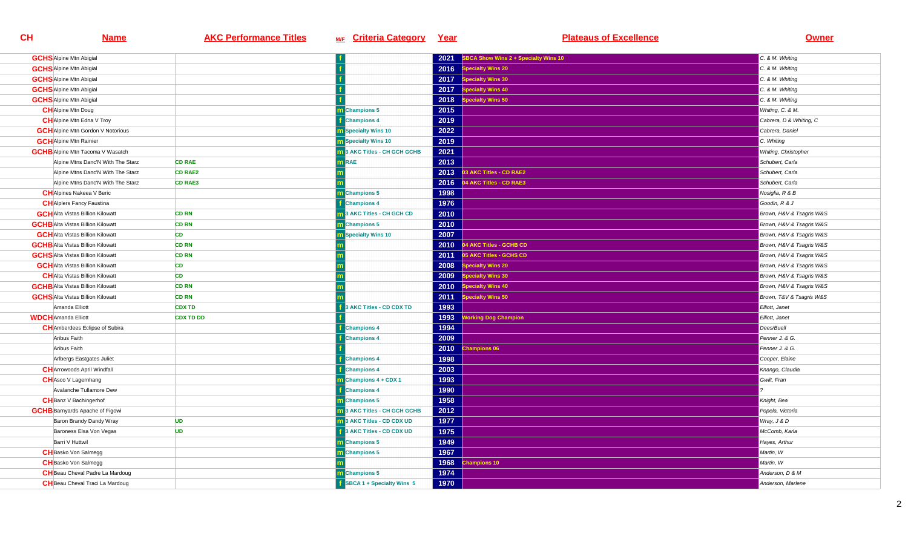| CH | Name | AKC Performance Titles | M/F | Criteria Category | Year | Plateaus of Excellence | Owner |
|---|---|---|---|---|---|---|---|
| GCHS | Alpine Mtn Abigial | | f | | 2021 | SBCA Show Wins 2 + Specialty Wins 10 | C. & M. Whiting |
| GCHS | Alpine Mtn Abigial | | f | | 2016 | Specialty Wins 20 | C. & M. Whiting |
| GCHS | Alpine Mtn Abigial | | f | | 2017 | Specialty Wins 30 | C. & M. Whiting |
| GCHS | Alpine Mtn Abigial | | f | | 2017 | Specialty Wins 40 | C. & M. Whiting |
| GCHS | Alpine Mtn Abigial | | f | | 2018 | Specialty Wins 50 | C. & M. Whiting |
| CH | Alpine Mtn Doug | | m | Champions 5 | 2015 | | Whiting, C. & M. |
| CH | Alpine Mtn Edna V Troy | | f | Champions 4 | 2019 | | Cabrera, D & Whiting, C |
| GCH | Alpine Mtn Gordon V Notorious | | m | Specialty Wins 10 | 2022 | | Cabrera, Daniel |
| GCH | Alpine Mtn Rainier | | m | Specialty Wins 10 | 2019 | | C. Whiting |
| GCHB | Alpine Mtn Tacoma V Wasatch | | m | 3 AKC Titles - CH GCH GCHB | 2021 | | Whiting, Christopher |
| | Alpine Mtns Danc'N With The Starz | CD RAE | m | RAE | 2013 | | Schubert, Carla |
| | Alpine Mtns Danc'N With The Starz | CD RAE2 | m | | 2013 | 03 AKC Titles - CD RAE2 | Schubert, Carla |
| | Alpine Mtns Danc'N With The Starz | CD RAE3 | m | | 2016 | 04 AKC Titles - CD RAE3 | Schubert, Carla |
| CH | Alpines Nakeea V Beric | | m | Champions 5 | 1998 | | Nosiglia, R & B |
| CH | Alplers Fancy Faustina | | f | Champions 4 | 1976 | | Goodin, R & J |
| GCH | Alta Vistas Billion Kilowatt | CD RN | m | 3 AKC Titles - CH GCH CD | 2010 | | Brown, H&V & Tsagris W&S |
| GCHB | Alta Vistas Billion Kilowatt | CD RN | m | Champions 5 | 2010 | | Brown, H&V & Tsagris W&S |
| GCH | Alta Vistas Billion Kilowatt | CD | m | Specialty Wins 10 | 2007 | | Brown, H&V & Tsagris W&S |
| GCHB | Alta Vistas Billion Kilowatt | CD RN | m | | 2010 | 04 AKC Titles - GCHB CD | Brown, H&V & Tsagris W&S |
| GCHS | Alta Vistas Billion Kilowatt | CD RN | m | | 2011 | 05 AKC Titles - GCHS CD | Brown, H&V & Tsagris W&S |
| GCH | Alta Vistas Billion Kilowatt | CD | m | | 2008 | Specialty Wins 20 | Brown, H&V & Tsagris W&S |
| CH | Alta Vistas Billion Kilowatt | CD | m | | 2009 | Specialty Wins 30 | Brown, H&V & Tsagris W&S |
| GCHB | Alta Vistas Billion Kilowatt | CD RN | m | | 2010 | Specialty Wins 40 | Brown, H&V & Tsagris W&S |
| GCHS | Alta Vistas Billion Kilowatt | CD RN | m | | 2011 | Specialty Wins 50 | Brown, T&V & Tsagris W&S |
| | Amanda Elliott | CDX TD | f | 3 AKC Titles - CD CDX TD | 1993 | | Elliott, Janet |
| WDCH | Amanda Elliott | CDX TD DD | f | | 1993 | Working Dog Champion | Elliott, Janet |
| CH | Amberdees Eclipse of Subira | | f | Champions 4 | 1994 | | Dees/Buell |
| | Aribus Faith | | f | Champions 4 | 2009 | | Penner J. & G. |
| | Aribus Faith | | f | | 2010 | Champions 06 | Penner J. & G. |
| | Arlbergs Eastgates Juliet | | f | Champions 4 | 1998 | | Cooper, Elaine |
| CH | Arrowoods April Windfall | | f | Champions 4 | 2003 | | Knango, Claudia |
| CH | Asco V Lagernhang | | m | Champions 4 + CDX 1 | 1993 | | Gwilt, Fran |
| | Avalanche Tullamore Dew | | f | Champions 4 | 1990 | | ? |
| CH | Banz V Bachingerhof | | m | Champions 5 | 1958 | | Knight, Bea |
| GCHB | Barnyards Apache of Figowi | | m | 3 AKC Titles - CH GCH GCHB | 2012 | | Popela, Victoria |
| | Baron Brandy Dandy Wray | UD | m | 3 AKC Titles - CD CDX UD | 1977 | | Wray, J & D |
| | Baroness Elsa Von Vegas | UD | f | 3 AKC Titles - CD CDX UD | 1975 | | McComb, Karla |
| | Barri V Huttwil | | m | Champions 5 | 1949 | | Hayes, Arthur |
| CH | Basko Von Salmegg | | m | Champions 5 | 1967 | | Martin, W |
| CH | Basko Von Salmegg | | m | | 1968 | Champions 10 | Martin, W |
| CH | Beau Cheval Padre La Mardoug | | m | Champions 5 | 1974 | | Anderson, D & M |
| CH | Beau Cheval Traci La Mardoug | | f | SBCA 1 + Specialty Wins 5 | 1970 | | Anderson, Marlene |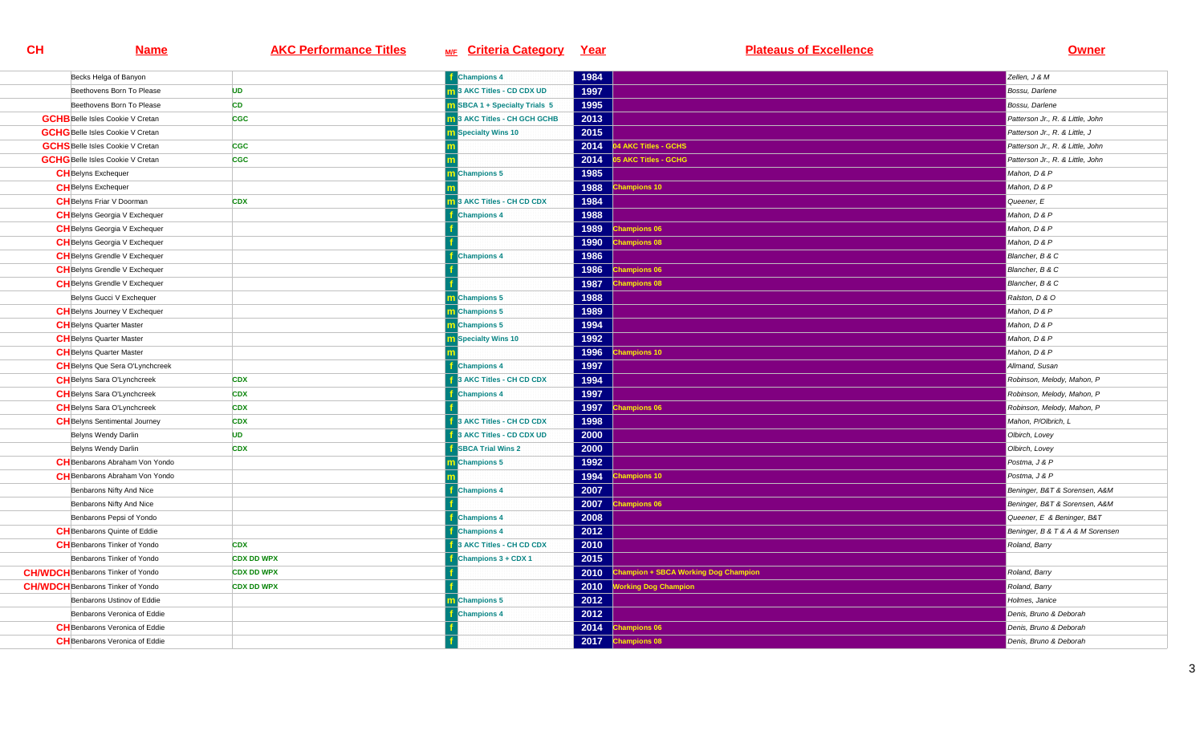| CH | Name | AKC Performance Titles | M/F | Criteria Category | Year | Plateaus of Excellence | Owner |
|---|---|---|---|---|---|---|---|
| | Becks Helga of Banyon | | f | Champions 4 | 1984 | | Zellen, J & M |
| | Beethovens Born To Please | UD | m | 3 AKC Titles - CD CDX UD | 1997 | | Bossu, Darlene |
| | Beethovens Born To Please | CD | m | SBCA 1 + Specialty Trials 5 | 1995 | | Bossu, Darlene |
| GCHB | Belle Isles Cookie V Cretan | CGC | m | 3 AKC Titles - CH GCH GCHB | 2013 | | Patterson Jr., R. & Little, John |
| GCHG | Belle Isles Cookie V Cretan | | m | Specialty Wins 10 | 2015 | | Patterson Jr., R. & Little, J |
| GCHS | Belle Isles Cookie V Cretan | CGC | m | | 2014 | 04 AKC Titles - GCHS | Patterson Jr., R. & Little, John |
| GCHG | Belle Isles Cookie V Cretan | CGC | m | | 2014 | 05 AKC Titles - GCHG | Patterson Jr., R. & Little, John |
| CH | Belyns Exchequer | | m | Champions 5 | 1985 | | Mahon, D & P |
| CH | Belyns Exchequer | | m | | 1988 | Champions 10 | Mahon, D & P |
| CH | Belyns Friar V Doorman | CDX | m | 3 AKC Titles - CH CD CDX | 1984 | | Queener, E |
| CH | Belyns Georgia V Exchequer | | f | Champions 4 | 1988 | | Mahon, D & P |
| CH | Belyns Georgia V Exchequer | | f | | 1989 | Champions 06 | Mahon, D & P |
| CH | Belyns Georgia V Exchequer | | f | | 1990 | Champions 08 | Mahon, D & P |
| CH | Belyns Grendle V Exchequer | | f | Champions 4 | 1986 | | Blancher, B & C |
| CH | Belyns Grendle V Exchequer | | f | | 1986 | Champions 06 | Blancher, B & C |
| CH | Belyns Grendle V Exchequer | | f | | 1987 | Champions 08 | Blancher, B & C |
| | Belyns Gucci V Exchequer | | m | Champions 5 | 1988 | | Ralston, D & O |
| CH | Belyns Journey V Exchequer | | m | Champions 5 | 1989 | | Mahon, D & P |
| CH | Belyns Quarter Master | | m | Champions 5 | 1994 | | Mahon, D & P |
| CH | Belyns Quarter Master | | m | Specialty Wins 10 | 1992 | | Mahon, D & P |
| CH | Belyns Quarter Master | | m | | 1996 | Champions 10 | Mahon, D & P |
| CH | Belyns Que Sera O'Lynchcreek | | f | Champions 4 | 1997 | | Allmand, Susan |
| CH | Belyns Sara O'Lynchcreek | CDX | f | 3 AKC Titles - CH CD CDX | 1994 | | Robinson, Melody, Mahon, P |
| CH | Belyns Sara O'Lynchcreek | CDX | f | Champions 4 | 1997 | | Robinson, Melody, Mahon, P |
| CH | Belyns Sara O'Lynchcreek | CDX | f | | 1997 | Champions 06 | Robinson, Melody, Mahon, P |
| CH | Belyns Sentimental Journey | CDX | f | 3 AKC Titles - CH CD CDX | 1998 | | Mahon, P/Olbrich, L |
| | Belyns Wendy Darlin | UD | f | 3 AKC Titles - CD CDX UD | 2000 | | Olbirch, Lovey |
| | Belyns Wendy Darlin | CDX | f | SBCA Trial Wins 2 | 2000 | | Olbirch, Lovey |
| CH | Benbarons Abraham Von Yondo | | m | Champions 5 | 1992 | | Postma, J & P |
| CH | Benbarons Abraham Von Yondo | | m | | 1994 | Champions 10 | Postma, J & P |
| | Benbarons Nifty And Nice | | f | Champions 4 | 2007 | | Beninger, B&T & Sorensen, A&M |
| | Benbarons Nifty And Nice | | f | | 2007 | Champions 06 | Beninger, B&T & Sorensen, A&M |
| | Benbarons Pepsi of Yondo | | f | Champions 4 | 2008 | | Queener, E & Beninger, B&T |
| CH | Benbarons Quinte of Eddie | | f | Champions 4 | 2012 | | Beninger, B & T & A & M Sorensen |
| CH | Benbarons Tinker of Yondo | CDX | f | 3 AKC Titles - CH CD CDX | 2010 | | Roland, Barry |
| | Benbarons Tinker of Yondo | CDX DD WPX | f | Champions 3 + CDX 1 | 2015 | | |
| CH/WDCH | Benbarons Tinker of Yondo | CDX DD WPX | f | | 2010 | Champion + SBCA Working Dog Champion | Roland, Barry |
| CH/WDCH | Benbarons Tinker of Yondo | CDX DD WPX | f | | 2010 | Working Dog Champion | Roland, Barry |
| | Benbarons Ustinov of Eddie | | m | Champions 5 | 2012 | | Holmes, Janice |
| | Benbarons Veronica of Eddie | | f | Champions 4 | 2012 | | Denis, Bruno & Deborah |
| CH | Benbarons Veronica of Eddie | | f | | 2014 | Champions 06 | Denis, Bruno & Deborah |
| CH | Benbarons Veronica of Eddie | | f | | 2017 | Champions 08 | Denis, Bruno & Deborah |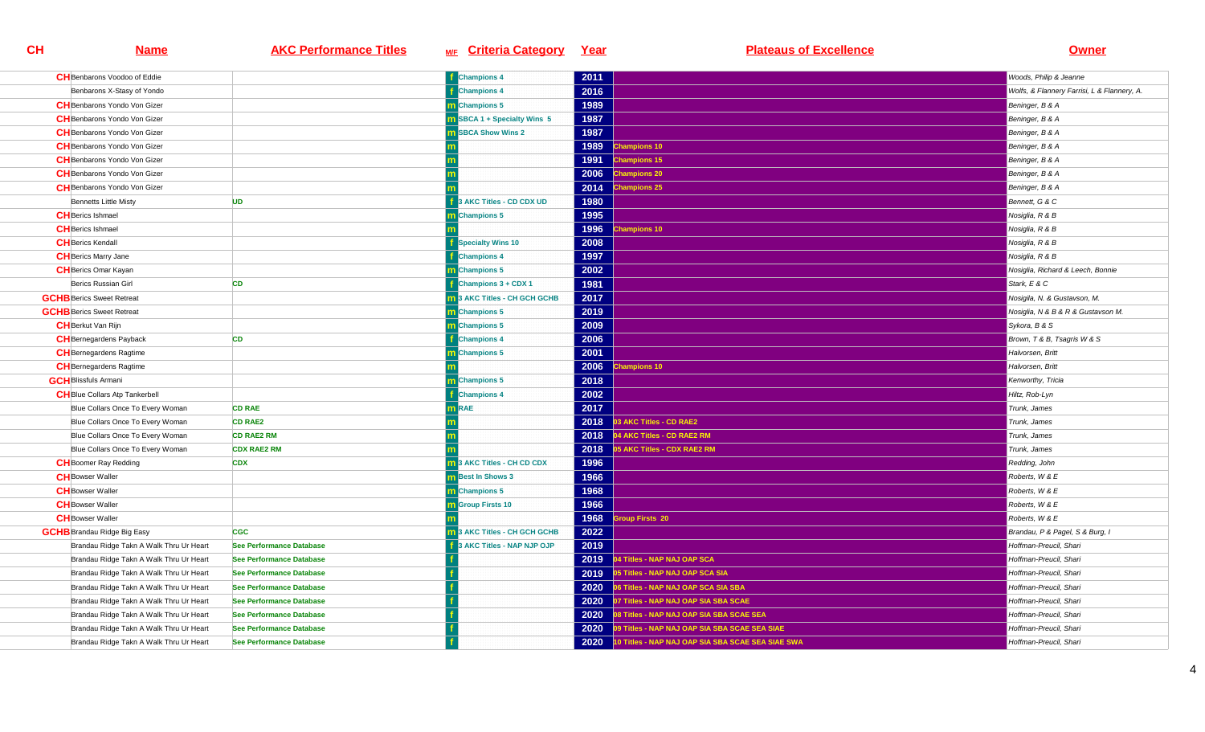| CH | Name | AKC Performance Titles | M/F | Criteria Category | Year | Plateaus of Excellence | Owner |
|---|---|---|---|---|---|---|---|
| CH | Benbarons Voodoo of Eddie | | f | Champions 4 | 2011 | | Woods, Philip & Jeanne |
| | Benbarons X-Stasy of Yondo | | f | Champions 4 | 2016 | | Wolfs, & Flannery Farrisi, L & Flannery, A. |
| CH | Benbarons Yondo Von Gizer | | m | Champions 5 | 1989 | | Beninger, B & A |
| CH | Benbarons Yondo Von Gizer | | m | SBCA 1 + Specialty Wins 5 | 1987 | | Beninger, B & A |
| CH | Benbarons Yondo Von Gizer | | m | SBCA Show Wins 2 | 1987 | | Beninger, B & A |
| CH | Benbarons Yondo Von Gizer | | m | | 1989 | Champions 10 | Beninger, B & A |
| CH | Benbarons Yondo Von Gizer | | m | | 1991 | Champions 15 | Beninger, B & A |
| CH | Benbarons Yondo Von Gizer | | m | | 2006 | Champions 20 | Beninger, B & A |
| CH | Benbarons Yondo Von Gizer | | m | | 2014 | Champions 25 | Beninger, B & A |
| | Bennetts Little Misty | UD | f | 3 AKC Titles - CD CDX UD | 1980 | | Bennett, G & C |
| CH | Berics Ishmael | | m | Champions 5 | 1995 | | Nosiglia, R & B |
| CH | Berics Ishmael | | m | | 1996 | Champions 10 | Nosiglia, R & B |
| CH | Berics Kendall | | f | Specialty Wins 10 | 2008 | | Nosiglia, R & B |
| CH | Berics Marry Jane | | f | Champions 4 | 1997 | | Nosiglia, R & B |
| CH | Berics Omar Kayan | | m | Champions 5 | 2002 | | Nosiglia, Richard & Leech, Bonnie |
| | Berics Russian Girl | CD | f | Champions 3 + CDX 1 | 1981 | | Stark, E & C |
| GCHB | Berics Sweet Retreat | | m | 3 AKC Titles - CH GCH GCHB | 2017 | | Nosigila, N. & Gustavson, M. |
| GCHB | Berics Sweet Retreat | | m | Champions 5 | 2019 | | Nosiglia, N & B & R & Gustavson M. |
| CH | Berkut Van Rijn | | m | Champions 5 | 2009 | | Sykora, B & S |
| CH | Bernegardens Payback | CD | f | Champions 4 | 2006 | | Brown, T & B, Tsagris W & S |
| CH | Bernegardens Ragtime | | m | Champions 5 | 2001 | | Halvorsen, Britt |
| CH | Bernegardens Ragtime | | m | | 2006 | Champions 10 | Halvorsen, Britt |
| GCH | Blissfuls Armani | | m | Champions 5 | 2018 | | Kenworthy, Tricia |
| CH | Blue Collars Atp Tankerbell | | f | Champions 4 | 2002 | | Hiltz, Rob-Lyn |
| | Blue Collars Once To Every Woman | CD RAE | m | RAE | 2017 | | Trunk, James |
| | Blue Collars Once To Every Woman | CD RAE2 | m | | 2018 | 03 AKC Titles - CD RAE2 | Trunk, James |
| | Blue Collars Once To Every Woman | CD RAE2 RM | m | | 2018 | 04 AKC Titles - CD RAE2 RM | Trunk, James |
| | Blue Collars Once To Every Woman | CDX RAE2 RM | m | | 2018 | 05 AKC Titles - CDX RAE2 RM | Trunk, James |
| CH | Boomer Ray Redding | CDX | m | 3 AKC Titles - CH CD CDX | 1996 | | Redding, John |
| CH | Bowser Waller | | m | Best In Shows 3 | 1966 | | Roberts, W & E |
| CH | Bowser Waller | | m | Champions 5 | 1968 | | Roberts, W & E |
| CH | Bowser Waller | | m | Group Firsts 10 | 1966 | | Roberts, W & E |
| CH | Bowser Waller | | m | | 1968 | Group Firsts 20 | Roberts, W & E |
| GCHB | Brandau Ridge Big Easy | CGC | m | 3 AKC Titles - CH GCH GCHB | 2022 | | Brandau, P & Pagel, S & Burg, I |
| | Brandau Ridge Takn A Walk Thru Ur Heart | See Performance Database | f | 3 AKC Titles - NAP NJP OJP | 2019 | | Hoffman-Preucil, Shari |
| | Brandau Ridge Takn A Walk Thru Ur Heart | See Performance Database | f | | 2019 | 04 Titles - NAP NAJ OAP SCA | Hoffman-Preucil, Shari |
| | Brandau Ridge Takn A Walk Thru Ur Heart | See Performance Database | f | | 2019 | 05 Titles - NAP NAJ OAP SCA SIA | Hoffman-Preucil, Shari |
| | Brandau Ridge Takn A Walk Thru Ur Heart | See Performance Database | f | | 2020 | 06 Titles - NAP NAJ OAP SCA SIA SBA | Hoffman-Preucil, Shari |
| | Brandau Ridge Takn A Walk Thru Ur Heart | See Performance Database | f | | 2020 | 07 Titles - NAP NAJ OAP SIA SBA SCAE | Hoffman-Preucil, Shari |
| | Brandau Ridge Takn A Walk Thru Ur Heart | See Performance Database | f | | 2020 | 08 Titles - NAP NAJ OAP SIA SBA SCAE SEA | Hoffman-Preucil, Shari |
| | Brandau Ridge Takn A Walk Thru Ur Heart | See Performance Database | f | | 2020 | 09 Titles - NAP NAJ OAP SIA SBA SCAE SEA SIAE | Hoffman-Preucil, Shari |
| | Brandau Ridge Takn A Walk Thru Ur Heart | See Performance Database | f | | 2020 | 10 Titles - NAP NAJ OAP SIA SBA SCAE SEA SIAE SWA | Hoffman-Preucil, Shari |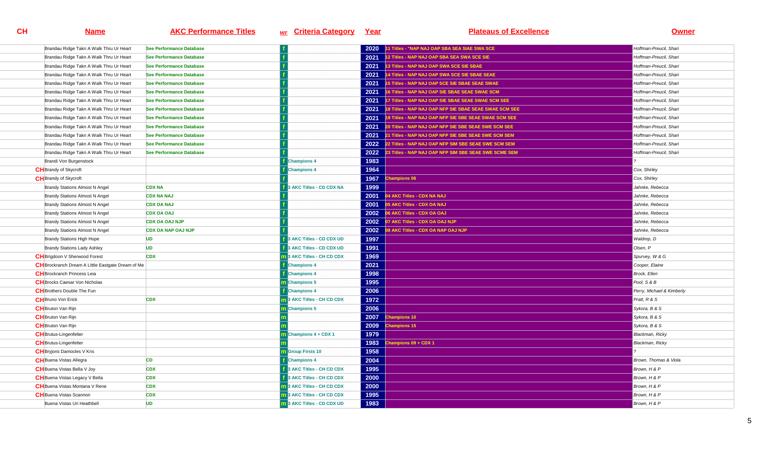| CH | Name | AKC Performance Titles | M/F | Criteria Category | Year | Plateaus of Excellence | Owner |
|---|---|---|---|---|---|---|---|
| | Brandau Ridge Takn A Walk Thru Ur Heart | See Performance Database | f | | 2020 | 11 Titles - "NAP NAJ OAP SBA SEA SIAE SWA SCE | Hoffman-Preucil, Shari |
| | Brandau Ridge Takn A Walk Thru Ur Heart | See Performance Database | f | | 2021 | 12 Titles - NAP NAJ OAP SBA SEA SWA SCE SIE | Hoffman-Preucil, Shari |
| | Brandau Ridge Takn A Walk Thru Ur Heart | See Performance Database | f | | 2021 | 13 Titles - NAP NAJ OAP SWA SCE SIE SBAE | Hoffman-Preucil, Shari |
| | Brandau Ridge Takn A Walk Thru Ur Heart | See Performance Database | f | | 2021 | 14 Titles - NAP NAJ OAP SWA SCE SIE SBAE SEAE | Hoffman-Preucil, Shari |
| | Brandau Ridge Takn A Walk Thru Ur Heart | See Performance Database | f | | 2021 | 15 Titles - NAP NAJ OAP SCE SIE SBAE SEAE SWAE | Hoffman-Preucil, Shari |
| | Brandau Ridge Takn A Walk Thru Ur Heart | See Performance Database | f | | 2021 | 16 Titles - NAP NAJ OAP SIE SBAE SEAE SWAE SCM | Hoffman-Preucil, Shari |
| | Brandau Ridge Takn A Walk Thru Ur Heart | See Performance Database | f | | 2021 | 17 Titles - NAP NAJ OAP SIE SBAE SEAE SWAE SCM SEE | Hoffman-Preucil, Shari |
| | Brandau Ridge Takn A Walk Thru Ur Heart | See Performance Database | f | | 2021 | 18 Titles - NAP NAJ OAP NFP SIE SBAE SEAE SWAE SCM SEE | Hoffman-Preucil, Shari |
| | Brandau Ridge Takn A Walk Thru Ur Heart | See Performance Database | f | | 2021 | 19 Titles - NAP NAJ OAP NFP SIE SBE SEAE SWAE SCM SEE | Hoffman-Preucil, Shari |
| | Brandau Ridge Takn A Walk Thru Ur Heart | See Performance Database | f | | 2021 | 20 Titles - NAP NAJ OAP NFP SIE SBE SEAE SWE SCM SEE | Hoffman-Preucil, Shari |
| | Brandau Ridge Takn A Walk Thru Ur Heart | See Performance Database | f | | 2021 | 21 Titles - NAP NAJ OAP NFP SIE SBE SEAE SWE SCM SEM | Hoffman-Preucil, Shari |
| | Brandau Ridge Takn A Walk Thru Ur Heart | See Performance Database | f | | 2022 | 22 Titles - NAP NAJ OAP NFP SIM SBE SEAE SWE SCM SEM | Hoffman-Preucil, Shari |
| | Brandau Ridge Takn A Walk Thru Ur Heart | See Performance Database | f | | 2022 | 23 Titles - NAP NAJ OAP NFP SIM SBE SEAE SWE SCME SEM | Hoffman-Preucil, Shari |
| | Brandi Von Burgenstock | | f | Champions 4 | 1983 | | ? |
| CH | Brandy of Skycroft | | f | Champions 4 | 1964 | | Cox, Shirley |
| CH | Brandy of Skycroft | | f | | 1967 | Champions 06 | Cox, Shirley |
| | Brandy Stations Almost N Angel | CDX NA | f | 3 AKC Titles - CD CDX NA | 1999 | | Jahnke, Rebecca |
| | Brandy Stations Almost N Angel | CDX NA NAJ | f | | 2001 | 04 AKC Titles - CDX NA NAJ | Jahnke, Rebecca |
| | Brandy Stations Almost N Angel | CDX OA NAJ | f | | 2001 | 05 AKC Titles - CDX OA NAJ | Jahnke, Rebecca |
| | Brandy Stations Almost N Angel | CDX OA OAJ | f | | 2002 | 06 AKC Titles - CDX OA OAJ | Jahnke, Rebecca |
| | Brandy Stations Almost N Angel | CDX OA OAJ NJP | f | | 2002 | 07 AKC Titles - CDX OA OAJ NJP | Jahnke, Rebecca |
| | Brandy Stations Almost N Angel | CDX OA NAP OAJ NJP | f | | 2002 | 08 AKC Titles - CDX OA NAP OAJ NJP | Jahnke, Rebecca |
| | Brandy Stations High Hope | UD | f | 3 AKC Titles - CD CDX UD | 1997 | | Waldrep, D |
| | Brandy Stations Lady Ashley | UD | f | 3 AKC Titles - CD CDX UD | 1991 | | Olsen, P |
| CH | Brigdoon V Sherwood Forest | CDX | m | 3 AKC Titles - CH CD CDX | 1969 | | Spurvey, W & G |
| CH | Brockranch Dream A Little Eastgate Dream of Me | | f | Champions 4 | 2021 | | Cooper, Elaine |
| CH | Brockranch Princess Leia | | f | Champions 4 | 1998 | | Brock, Ellen |
| CH | Brocks Caesar Von Nicholas | | m | Champions 5 | 1995 | | Pool, S & B |
| CH | Brothers Double The Fun | | f | Champions 4 | 2006 | | Perry, Michael & Kimberly |
| CH | Bruno Von Erick | CDX | m | 3 AKC Titles - CH CD CDX | 1972 | | Pratt, R & S |
| CH | Bruton Van Rijn | | m | Champions 5 | 2006 | | Sykora, B & S |
| CH | Bruton Van Rijn | | m | | 2007 | Champions 10 | Sykora, B & S |
| CH | Bruton Van Rijn | | m | | 2009 | Champions 15 | Sykora, B & S |
| CH | Brutus-Lingenfelter | | m | Champions 4 + CDX 1 | 1979 | | Blackman, Ricky |
| CH | Brutus-Lingenfelter | | m | | 1983 | Champions 09 + CDX 1 | Blackman, Ricky |
| CH | Bryjons Damocles V Kris | | m | Group Firsts 10 | 1958 | | ? |
| CH | Buena Vistas Allegra | CD | f | Champions 4 | 2004 | | Brown, Thomas & Viola |
| CH | Buena Vistas Bella V Joy | CDX | f | 3 AKC Titles - CH CD CDX | 1995 | | Brown, H & P |
| CH | Buena Vistas Legacy V Bella | CDX | f | 3 AKC Titles - CH CD CDX | 2000 | | Brown, H & P |
| CH | Buena Vistas Montana V Rene | CDX | m | 3 AKC Titles - CH CD CDX | 2000 | | Brown, H & P |
| CH | Buena Vistas Scannon | CDX | m | 3 AKC Titles - CH CD CDX | 1995 | | Brown, H & P |
| | Buena Vistas Uri Heathbell | UD | m | 3 AKC Titles - CD CDX UD | 1983 | | Brown, H & P |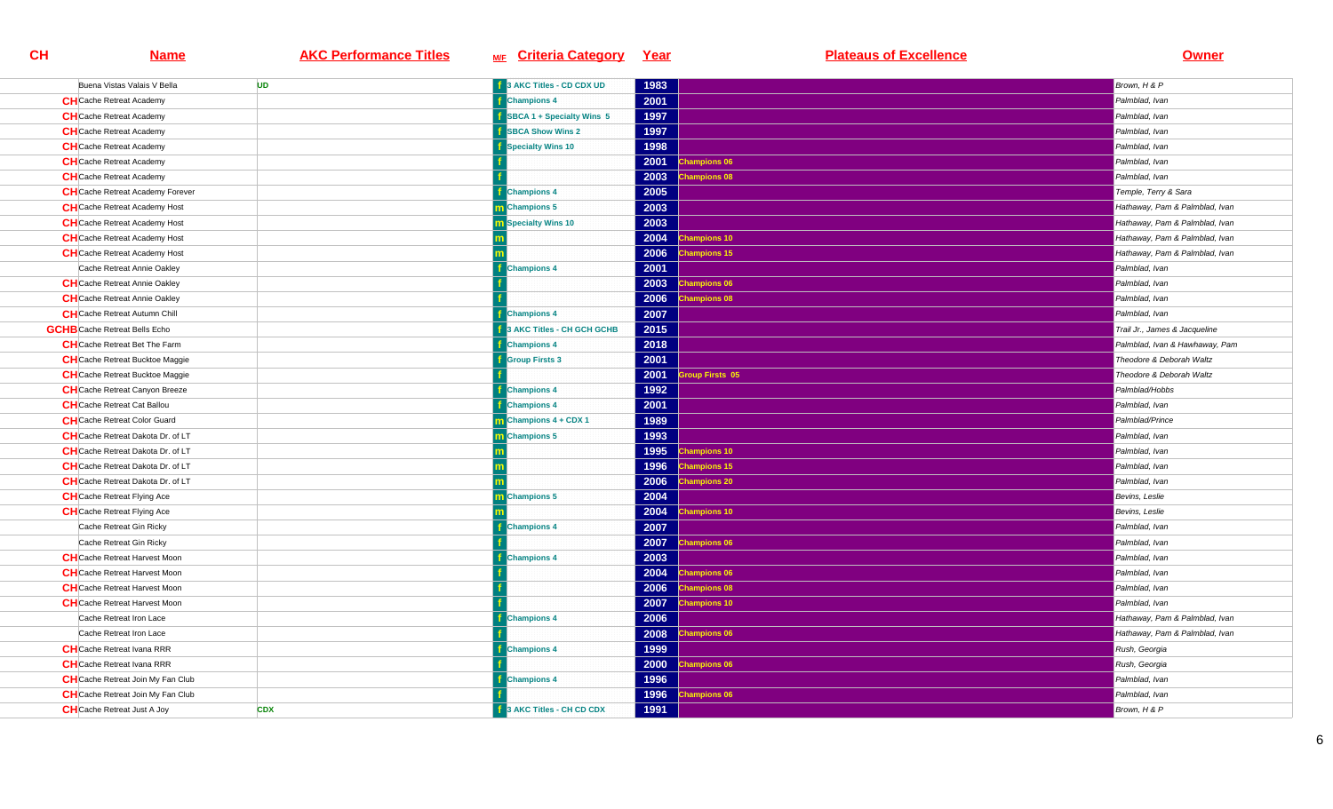| CH | Name | AKC Performance Titles | M/F | Criteria Category | Year | Plateaus of Excellence | Owner |
|---|---|---|---|---|---|---|---|
| | Buena Vistas Valais V Bella | UD | f | 3 AKC Titles - CD CDX UD | 1983 | | Brown, H & P |
| CH | Cache Retreat Academy | | f | Champions 4 | 2001 | | Palmblad, Ivan |
| CH | Cache Retreat Academy | | f | SBCA 1 + Specialty Wins 5 | 1997 | | Palmblad, Ivan |
| CH | Cache Retreat Academy | | f | SBCA Show Wins 2 | 1997 | | Palmblad, Ivan |
| CH | Cache Retreat Academy | | f | Specialty Wins 10 | 1998 | | Palmblad, Ivan |
| CH | Cache Retreat Academy | | f | | 2001 | Champions 06 | Palmblad, Ivan |
| CH | Cache Retreat Academy | | f | | 2003 | Champions 08 | Palmblad, Ivan |
| CH | Cache Retreat Academy Forever | | f | Champions 4 | 2005 | | Temple, Terry & Sara |
| CH | Cache Retreat Academy Host | | m | Champions 5 | 2003 | | Hathaway, Pam & Palmblad, Ivan |
| CH | Cache Retreat Academy Host | | m | Specialty Wins 10 | 2003 | | Hathaway, Pam & Palmblad, Ivan |
| CH | Cache Retreat Academy Host | | m | | 2004 | Champions 10 | Hathaway, Pam & Palmblad, Ivan |
| CH | Cache Retreat Academy Host | | m | | 2006 | Champions 15 | Hathaway, Pam & Palmblad, Ivan |
| | Cache Retreat Annie Oakley | | f | Champions 4 | 2001 | | Palmblad, Ivan |
| CH | Cache Retreat Annie Oakley | | f | | 2003 | Champions 06 | Palmblad, Ivan |
| CH | Cache Retreat Annie Oakley | | f | | 2006 | Champions 08 | Palmblad, Ivan |
| CH | Cache Retreat Autumn Chill | | f | Champions 4 | 2007 | | Palmblad, Ivan |
| GCHB | Cache Retreat Bells Echo | | f | 3 AKC Titles - CH GCH GCHB | 2015 | | Trail Jr., James & Jacqueline |
| CH | Cache Retreat Bet The Farm | | f | Champions 4 | 2018 | | Palmblad, Ivan & Hawhaway, Pam |
| CH | Cache Retreat Bucktoe Maggie | | f | Group Firsts 3 | 2001 | | Theodore & Deborah Waltz |
| CH | Cache Retreat Bucktoe Maggie | | f | | 2001 | Group Firsts 05 | Theodore & Deborah Waltz |
| CH | Cache Retreat Canyon Breeze | | f | Champions 4 | 1992 | | Palmblad/Hobbs |
| CH | Cache Retreat Cat Ballou | | f | Champions 4 | 2001 | | Palmblad, Ivan |
| CH | Cache Retreat Color Guard | | m | Champions 4 + CDX 1 | 1989 | | Palmblad/Prince |
| CH | Cache Retreat Dakota Dr. of LT | | m | Champions 5 | 1993 | | Palmblad, Ivan |
| CH | Cache Retreat Dakota Dr. of LT | | m | | 1995 | Champions 10 | Palmblad, Ivan |
| CH | Cache Retreat Dakota Dr. of LT | | m | | 1996 | Champions 15 | Palmblad, Ivan |
| CH | Cache Retreat Dakota Dr. of LT | | m | | 2006 | Champions 20 | Palmblad, Ivan |
| CH | Cache Retreat Flying Ace | | m | Champions 5 | 2004 | | Bevins, Leslie |
| CH | Cache Retreat Flying Ace | | m | | 2004 | Champions 10 | Bevins, Leslie |
| | Cache Retreat Gin Ricky | | f | Champions 4 | 2007 | | Palmblad, Ivan |
| | Cache Retreat Gin Ricky | | f | | 2007 | Champions 06 | Palmblad, Ivan |
| CH | Cache Retreat Harvest Moon | | f | Champions 4 | 2003 | | Palmblad, Ivan |
| CH | Cache Retreat Harvest Moon | | f | | 2004 | Champions 06 | Palmblad, Ivan |
| CH | Cache Retreat Harvest Moon | | f | | 2006 | Champions 08 | Palmblad, Ivan |
| CH | Cache Retreat Harvest Moon | | f | | 2007 | Champions 10 | Palmblad, Ivan |
| | Cache Retreat Iron Lace | | f | Champions 4 | 2006 | | Hathaway, Pam & Palmblad, Ivan |
| | Cache Retreat Iron Lace | | f | | 2008 | Champions 06 | Hathaway, Pam & Palmblad, Ivan |
| CH | Cache Retreat Ivana RRR | | f | Champions 4 | 1999 | | Rush, Georgia |
| CH | Cache Retreat Ivana RRR | | f | | 2000 | Champions 06 | Rush, Georgia |
| CH | Cache Retreat Join My Fan Club | | f | Champions 4 | 1996 | | Palmblad, Ivan |
| CH | Cache Retreat Join My Fan Club | | f | | 1996 | Champions 06 | Palmblad, Ivan |
| CH | Cache Retreat Just A Joy | CDX | f | 3 AKC Titles - CH CD CDX | 1991 | | Brown, H & P |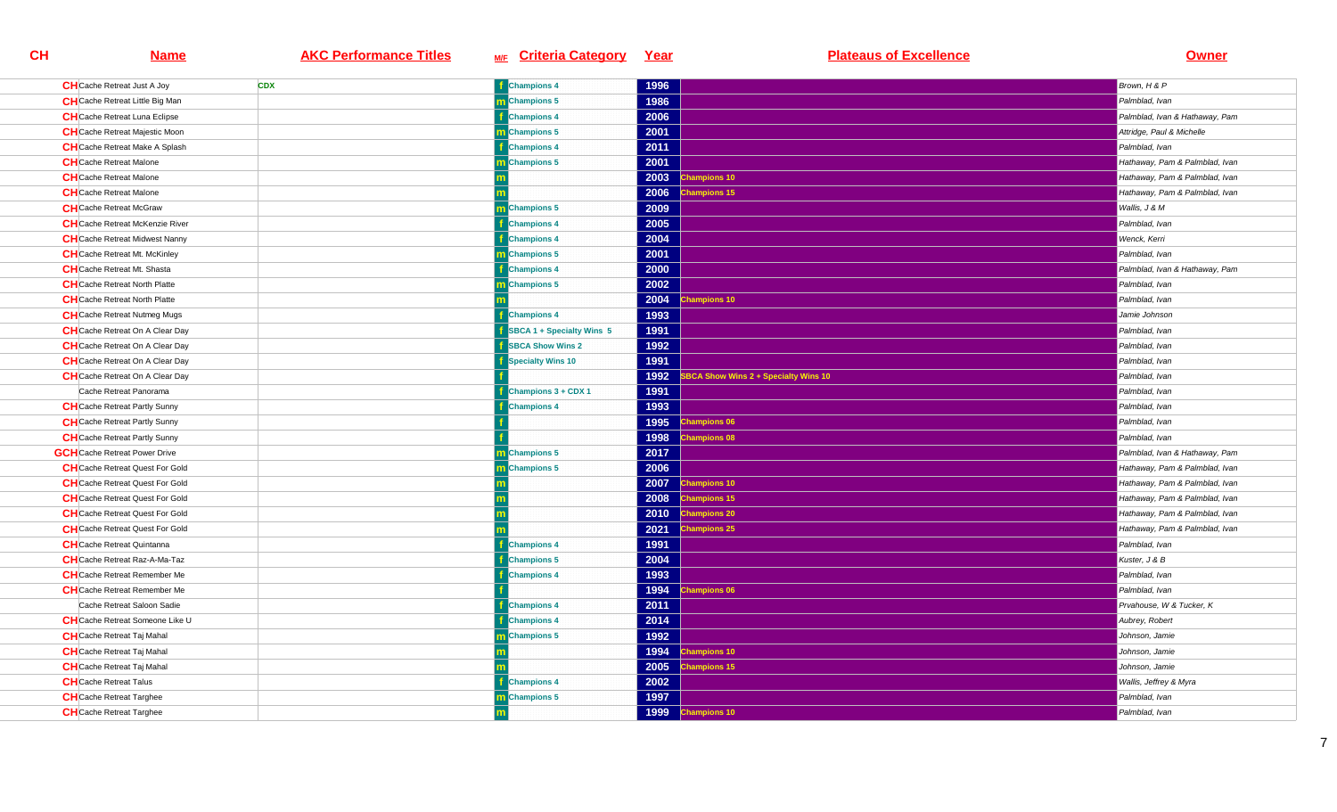| CH | Name | AKC Performance Titles | M/F | Criteria Category | Year | Plateaus of Excellence | Owner |
|---|---|---|---|---|---|---|---|
| CH | Cache Retreat Just A Joy | CDX | f | Champions 4 | 1996 | | Brown, H & P |
| CH | Cache Retreat Little Big Man | | m | Champions 5 | 1986 | | Palmblad, Ivan |
| CH | Cache Retreat Luna Eclipse | | f | Champions 4 | 2006 | | Palmblad, Ivan & Hathaway, Pam |
| CH | Cache Retreat Majestic Moon | | m | Champions 5 | 2001 | | Attridge, Paul & Michelle |
| CH | Cache Retreat Make A Splash | | f | Champions 4 | 2011 | | Palmblad, Ivan |
| CH | Cache Retreat Malone | | m | Champions 5 | 2001 | | Hathaway, Pam & Palmblad, Ivan |
| CH | Cache Retreat Malone | | m | | 2003 | Champions 10 | Hathaway, Pam & Palmblad, Ivan |
| CH | Cache Retreat Malone | | m | | 2006 | Champions 15 | Hathaway, Pam & Palmblad, Ivan |
| CH | Cache Retreat McGraw | | m | Champions 5 | 2009 | | Wallis, J & M |
| CH | Cache Retreat McKenzie River | | f | Champions 4 | 2005 | | Palmblad, Ivan |
| CH | Cache Retreat Midwest Nanny | | f | Champions 4 | 2004 | | Wenck, Kerri |
| CH | Cache Retreat Mt. McKinley | | m | Champions 5 | 2001 | | Palmblad, Ivan |
| CH | Cache Retreat Mt. Shasta | | f | Champions 4 | 2000 | | Palmblad, Ivan & Hathaway, Pam |
| CH | Cache Retreat North Platte | | m | Champions 5 | 2002 | | Palmblad, Ivan |
| CH | Cache Retreat North Platte | | m | | 2004 | Champions 10 | Palmblad, Ivan |
| CH | Cache Retreat Nutmeg Mugs | | f | Champions 4 | 1993 | | Jamie Johnson |
| CH | Cache Retreat On A Clear Day | | f | SBCA 1 + Specialty Wins 5 | 1991 | | Palmblad, Ivan |
| CH | Cache Retreat On A Clear Day | | f | SBCA Show Wins 2 | 1992 | | Palmblad, Ivan |
| CH | Cache Retreat On A Clear Day | | f | Specialty Wins 10 | 1991 | | Palmblad, Ivan |
| CH | Cache Retreat On A Clear Day | | f | | 1992 | SBCA Show Wins 2 + Specialty Wins 10 | Palmblad, Ivan |
| | Cache Retreat Panorama | | f | Champions 3 + CDX 1 | 1991 | | Palmblad, Ivan |
| CH | Cache Retreat Partly Sunny | | f | Champions 4 | 1993 | | Palmblad, Ivan |
| CH | Cache Retreat Partly Sunny | | f | | 1995 | Champions 06 | Palmblad, Ivan |
| CH | Cache Retreat Partly Sunny | | f | | 1998 | Champions 08 | Palmblad, Ivan |
| GCH | Cache Retreat Power Drive | | m | Champions 5 | 2017 | | Palmblad, Ivan & Hathaway, Pam |
| CH | Cache Retreat Quest For Gold | | m | Champions 5 | 2006 | | Hathaway, Pam & Palmblad, Ivan |
| CH | Cache Retreat Quest For Gold | | m | | 2007 | Champions 10 | Hathaway, Pam & Palmblad, Ivan |
| CH | Cache Retreat Quest For Gold | | m | | 2008 | Champions 15 | Hathaway, Pam & Palmblad, Ivan |
| CH | Cache Retreat Quest For Gold | | m | | 2010 | Champions 20 | Hathaway, Pam & Palmblad, Ivan |
| CH | Cache Retreat Quest For Gold | | m | | 2021 | Champions 25 | Hathaway, Pam & Palmblad, Ivan |
| CH | Cache Retreat Quintanna | | f | Champions 4 | 1991 | | Palmblad, Ivan |
| CH | Cache Retreat Raz-A-Ma-Taz | | f | Champions 5 | 2004 | | Kuster, J & B |
| CH | Cache Retreat Remember Me | | f | Champions 4 | 1993 | | Palmblad, Ivan |
| CH | Cache Retreat Remember Me | | f | | 1994 | Champions 06 | Palmblad, Ivan |
| | Cache Retreat Saloon Sadie | | f | Champions 4 | 2011 | | Prvahouse, W & Tucker, K |
| CH | Cache Retreat Someone Like U | | f | Champions 4 | 2014 | | Aubrey, Robert |
| CH | Cache Retreat Taj Mahal | | m | Champions 5 | 1992 | | Johnson, Jamie |
| CH | Cache Retreat Taj Mahal | | m | | 1994 | Champions 10 | Johnson, Jamie |
| CH | Cache Retreat Taj Mahal | | m | | 2005 | Champions 15 | Johnson, Jamie |
| CH | Cache Retreat Talus | | f | Champions 4 | 2002 | | Wallis, Jeffrey & Myra |
| CH | Cache Retreat Targhee | | m | Champions 5 | 1997 | | Palmblad, Ivan |
| CH | Cache Retreat Targhee | | m | | 1999 | Champions 10 | Palmblad, Ivan |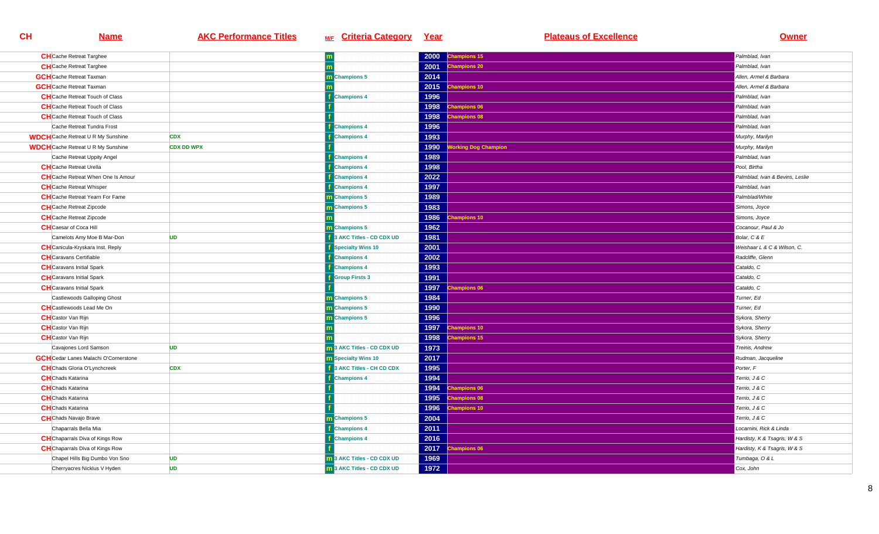| CH | Name | AKC Performance Titles | M/F | Criteria Category | Year | Plateaus of Excellence | Owner |
|---|---|---|---|---|---|---|---|
| CH | Cache Retreat Targhee | | m | | 2000 | Champions 15 | Palmblad, Ivan |
| CH | Cache Retreat Targhee | | m | | 2001 | Champions 20 | Palmblad, Ivan |
| GCH | Cache Retreat Taxman | | m | Champions 5 | 2014 | | Allen, Armel & Barbara |
| GCH | Cache Retreat Taxman | | m | | 2015 | Champions 10 | Allen, Armel & Barbara |
| CH | Cache Retreat Touch of Class | | f | Champions 4 | 1996 | | Palmblad, Ivan |
| CH | Cache Retreat Touch of Class | | f | | 1998 | Champions 06 | Palmblad, Ivan |
| CH | Cache Retreat Touch of Class | | f | | 1998 | Champions 08 | Palmblad, Ivan |
| | Cache Retreat Tundra Frost | | f | Champions 4 | 1996 | | Palmblad, Ivan |
| WDCH | Cache Retreat U R My Sunshine | CDX | f | Champions 4 | 1993 | | Murphy, Marilyn |
| WDCH | Cache Retreat U R My Sunshine | CDX DD WPX | f | | 1990 | Working Dog Champion | Murphy, Marilyn |
| | Cache Retreat Uppity Angel | | f | Champions 4 | 1989 | | Palmblad, Ivan |
| CH | Cache Retreat Urella | | f | Champions 4 | 1998 | | Pool, Birtha |
| CH | Cache Retreat When One Is Amour | | f | Champions 4 | 2022 | | Palmblad, Ivan & Bevins, Leslie |
| CH | Cache Retreat Whisper | | f | Champions 4 | 1997 | | Palmblad, Ivan |
| CH | Cache Retreat Yearn For Fame | | m | Champions 5 | 1989 | | Palmblad/White |
| CH | Cache Retreat Zipcode | | m | Champions 5 | 1983 | | Simons, Joyce |
| CH | Cache Retreat Zipcode | | m | | 1986 | Champions 10 | Simons, Joyce |
| CH | Caesar of Coca Hill | | m | Champions 5 | 1962 | | Cocanour, Paul & Jo |
| | Camelots Amy Moe B Mar-Don | UD | f | 3 AKC Titles - CD CDX UD | 1981 | | Bolar, C & E |
| CH | Canicula-Kryskara Inst. Reply | | f | Specialty Wins 10 | 2001 | | Weishaar L & C & Wilson, C. |
| CH | Caravans Certifiable | | f | Champions 4 | 2002 | | Radcliffe, Glenn |
| CH | Caravans Initial Spark | | f | Champions 4 | 1993 | | Cataldo, C |
| CH | Caravans Initial Spark | | f | Group Firsts 3 | 1991 | | Cataldo, C |
| CH | Caravans Initial Spark | | f | | 1997 | Champions 06 | Cataldo, C |
| | Castlewoods Galloping Ghost | | m | Champions 5 | 1984 | | Turner, Ed |
| CH | Castlewoods Lead Me On | | m | Champions 5 | 1990 | | Turner, Ed |
| CH | Castor Van Rijn | | m | Champions 5 | 1996 | | Sykora, Sherry |
| CH | Castor Van Rijn | | m | | 1997 | Champions 10 | Sykora, Sherry |
| CH | Castor Van Rijn | | m | | 1998 | Champions 15 | Sykora, Sherry |
| | Cavajones Lord Samson | UD | m | 3 AKC Titles - CD CDX UD | 1973 | | Treinis, Andrew |
| GCH | Cedar Lanes Malachi O'Cornerstone | | m | Specialty Wins 10 | 2017 | | Rudman, Jacqueline |
| CH | Chads Gloria O'Lynchcreek | CDX | f | 3 AKC Titles - CH CD CDX | 1995 | | Porter, F |
| CH | Chads Katarina | | f | Champions 4 | 1994 | | Terrio, J & C |
| CH | Chads Katarina | | f | | 1994 | Champions 06 | Terrio, J & C |
| CH | Chads Katarina | | f | | 1995 | Champions 08 | Terrio, J & C |
| CH | Chads Katarina | | f | | 1996 | Champions 10 | Terrio, J & C |
| CH | Chads Navajo Brave | | m | Champions 5 | 2004 | | Terrio, J & C |
| | Chaparrals Bella Mia | | f | Champions 4 | 2011 | | Locarnini, Rick & Linda |
| CH | Chaparrals Diva of Kings Row | | f | Champions 4 | 2016 | | Hardisty, K & Tsagris, W & S |
| CH | Chaparrals Diva of Kings Row | | f | | 2017 | Champions 06 | Hardisty, K & Tsagris, W & S |
| | Chapel Hills Big Dumbo Von Sno | UD | m | 3 AKC Titles - CD CDX UD | 1969 | | Tumbaga, O & L |
| | Cherryacres Nicklus V Hyden | UD | m | 3 AKC Titles - CD CDX UD | 1972 | | Cox, John |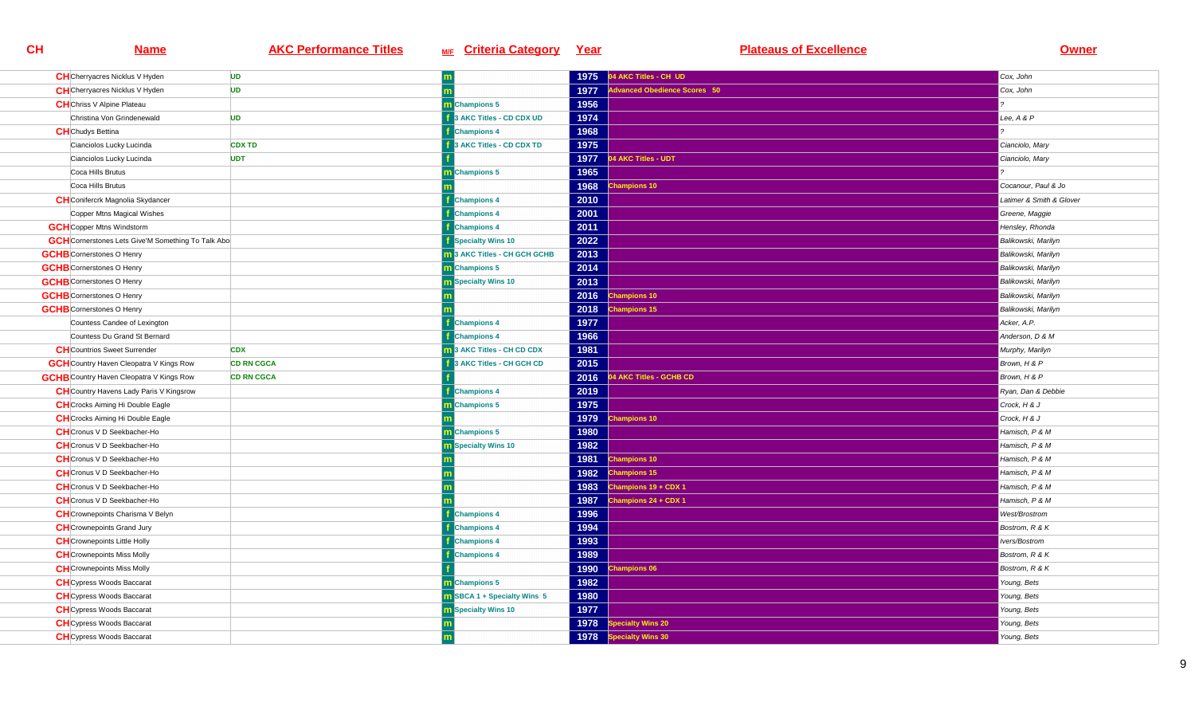| CH | Name | AKC Performance Titles | M/F | Criteria Category | Year | Plateaus of Excellence | Owner |
|---|---|---|---|---|---|---|---|
| CH | Cherryacres Nicklus V Hyden | UD | m | | 1975 | 04 AKC Titles - CH UD | Cox, John |
| CH | Cherryacres Nicklus V Hyden | UD | m | | 1977 | Advanced Obedience Scores 50 | Cox, John |
| CH | Chriss V Alpine Plateau | | m | Champions 5 | 1956 | | ? |
| | Christina Von Grindenewald | UD | f | 3 AKC Titles - CD CDX UD | 1974 | | Lee, A & P |
| CH | Chudys Bettina | | f | Champions 4 | 1968 | | ? |
| | Cianciolos Lucky Lucinda | CDX TD | f | 3 AKC Titles - CD CDX TD | 1975 | | Cianciolo, Mary |
| | Cianciolos Lucky Lucinda | UDT | f | | 1977 | 04 AKC Titles - UDT | Cianciolo, Mary |
| | Coca Hills Brutus | | m | Champions 5 | 1965 | | ? |
| | Coca Hills Brutus | | m | | 1968 | Champions 10 | Cocanour, Paul & Jo |
| CH | Conifercrk Magnolia Skydancer | | f | Champions 4 | 2010 | | Latimer & Smith & Glover |
| | Copper Mtns Magical Wishes | | f | Champions 4 | 2001 | | Greene, Maggie |
| GCH | Copper Mtns Windstorm | | f | Champions 4 | 2011 | | Hensley, Rhonda |
| GCH | Cornerstones Lets Give'M Something To Talk Abo | | f | Specialty Wins 10 | 2022 | | Balikowski, Marilyn |
| GCHB | Cornerstones O Henry | | m | 3 AKC Titles - CH GCH GCHB | 2013 | | Balikowski, Marilyn |
| GCHB | Cornerstones O Henry | | m | Champions 5 | 2014 | | Balikowski, Marilyn |
| GCHB | Cornerstones O Henry | | m | Specialty Wins 10 | 2013 | | Balikowski, Marilyn |
| GCHB | Cornerstones O Henry | | m | | 2016 | Champions 10 | Balikowski, Marilyn |
| GCHB | Cornerstones O Henry | | m | | 2018 | Champions 15 | Balikowski, Marilyn |
| | Countess Candee of Lexington | | f | Champions 4 | 1977 | | Acker, A.P. |
| | Countess Du Grand St Bernard | | f | Champions 4 | 1966 | | Anderson, D & M |
| CH | Countrios Sweet Surrender | CDX | m | 3 AKC Titles - CH CD CDX | 1981 | | Murphy, Marilyn |
| GCH | Country Haven Cleopatra V Kings Row | CD RN CGCA | f | 3 AKC Titles - CH GCH CD | 2015 | | Brown, H & P |
| GCHB | Country Haven Cleopatra V Kings Row | CD RN CGCA | f | | 2016 | 04 AKC Titles - GCHB CD | Brown, H & P |
| CH | Country Havens Lady Paris V Kingsrow | | f | Champions 4 | 2019 | | Ryan, Dan & Debbie |
| CH | Crocks Aiming Hi Double Eagle | | m | Champions 5 | 1975 | | Crock, H & J |
| CH | Crocks Aiming Hi Double Eagle | | m | | 1979 | Champions 10 | Crock, H & J |
| CH | Cronus V D Seekbacher-Ho | | m | Champions 5 | 1980 | | Hamisch, P & M |
| CH | Cronus V D Seekbacher-Ho | | m | Specialty Wins 10 | 1982 | | Hamisch, P & M |
| CH | Cronus V D Seekbacher-Ho | | m | | 1981 | Champions 10 | Hamisch, P & M |
| CH | Cronus V D Seekbacher-Ho | | m | | 1982 | Champions 15 | Hamisch, P & M |
| CH | Cronus V D Seekbacher-Ho | | m | | 1983 | Champions 19 + CDX 1 | Hamisch, P & M |
| CH | Cronus V D Seekbacher-Ho | | m | | 1987 | Champions 24 + CDX 1 | Hamisch, P & M |
| CH | Crownepoints Charisma V Belyn | | f | Champions 4 | 1996 | | West/Brostrom |
| CH | Crownepoints Grand Jury | | f | Champions 4 | 1994 | | Bostrom, R & K |
| CH | Crownepoints Little Holly | | f | Champions 4 | 1993 | | Ivers/Bostrom |
| CH | Crownepoints Miss Molly | | f | Champions 4 | 1989 | | Bostrom, R & K |
| CH | Crownepoints Miss Molly | | f | | 1990 | Champions 06 | Bostrom, R & K |
| CH | Cypress Woods Baccarat | | m | Champions 5 | 1982 | | Young, Bets |
| CH | Cypress Woods Baccarat | | m | SBCA 1 + Specialty Wins 5 | 1980 | | Young, Bets |
| CH | Cypress Woods Baccarat | | m | Specialty Wins 10 | 1977 | | Young, Bets |
| CH | Cypress Woods Baccarat | | m | | 1978 | Specialty Wins 20 | Young, Bets |
| CH | Cypress Woods Baccarat | | m | | 1978 | Specialty Wins 30 | Young, Bets |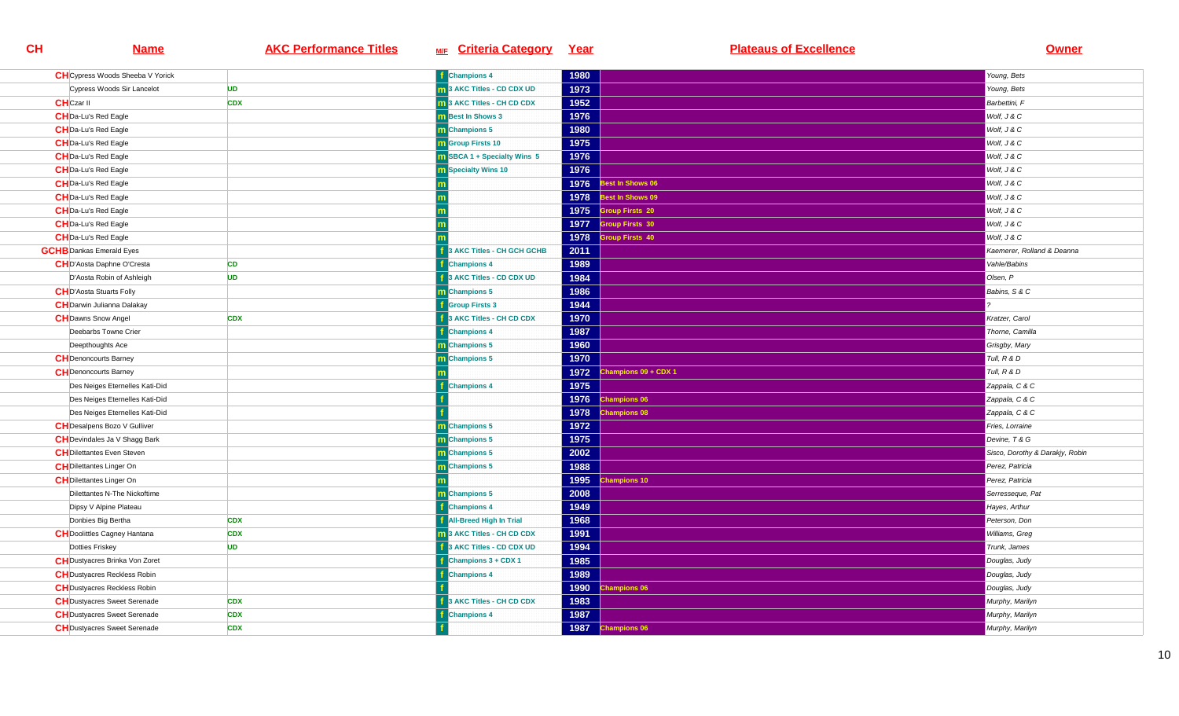| CH | Name | AKC Performance Titles | M/F | Criteria Category | Year | Plateaus of Excellence | Owner |
|---|---|---|---|---|---|---|---|
| CH | Cypress Woods Sheeba V Yorick | | f | Champions 4 | 1980 | | Young, Bets |
| | Cypress Woods Sir Lancelot | UD | m | 3 AKC Titles - CD CDX UD | 1973 | | Young, Bets |
| CH | Czar II | CDX | m | 3 AKC Titles - CH CD CDX | 1952 | | Barbettini, F |
| CH | Da-Lu's Red Eagle | | m | Best In Shows 3 | 1976 | | Wolf, J & C |
| CH | Da-Lu's Red Eagle | | m | Champions 5 | 1980 | | Wolf, J & C |
| CH | Da-Lu's Red Eagle | | m | Group Firsts 10 | 1975 | | Wolf, J & C |
| CH | Da-Lu's Red Eagle | | m | SBCA 1 + Specialty Wins 5 | 1976 | | Wolf, J & C |
| CH | Da-Lu's Red Eagle | | m | Specialty Wins 10 | 1976 | | Wolf, J & C |
| CH | Da-Lu's Red Eagle | | m | | 1976 | Best In Shows 06 | Wolf, J & C |
| CH | Da-Lu's Red Eagle | | m | | 1978 | Best In Shows 09 | Wolf, J & C |
| CH | Da-Lu's Red Eagle | | m | | 1975 | Group Firsts 20 | Wolf, J & C |
| CH | Da-Lu's Red Eagle | | m | | 1977 | Group Firsts 30 | Wolf, J & C |
| CH | Da-Lu's Red Eagle | | m | | 1978 | Group Firsts 40 | Wolf, J & C |
| GCHB | Dankas Emerald Eyes | | f | 3 AKC Titles - CH GCH GCHB | 2011 | | Kaemerer, Rolland & Deanna |
| CH | D'Aosta Daphne O'Cresta | CD | f | Champions 4 | 1989 | | Vahle/Babins |
| | D'Aosta Robin of Ashleigh | UD | f | 3 AKC Titles - CD CDX UD | 1984 | | Olsen, P |
| CH | D'Aosta Stuarts Folly | | m | Champions 5 | 1986 | | Babins, S & C |
| CH | Darwin Julianna Dalakay | | f | Group Firsts 3 | 1944 | | ? |
| CH | Dawns Snow Angel | CDX | f | 3 AKC Titles - CH CD CDX | 1970 | | Kratzer, Carol |
| | Deebarbs Towne Crier | | f | Champions 4 | 1987 | | Thorne, Camilla |
| | Deepthoughts Ace | | m | Champions 5 | 1960 | | Grisgby, Mary |
| CH | Denoncourts Barney | | m | Champions 5 | 1970 | | Tull, R & D |
| CH | Denoncourts Barney | | m | | 1972 | Champions 09 + CDX 1 | Tull, R & D |
| | Des Neiges Eternelles Kati-Did | | f | Champions 4 | 1975 | | Zappala, C & C |
| | Des Neiges Eternelles Kati-Did | | f | | 1976 | Champions 06 | Zappala, C & C |
| | Des Neiges Eternelles Kati-Did | | f | | 1978 | Champions 08 | Zappala, C & C |
| CH | Desalpens Bozo V Gulliver | | m | Champions 5 | 1972 | | Fries, Lorraine |
| CH | Devindales Ja V Shagg Bark | | m | Champions 5 | 1975 | | Devine, T & G |
| CH | Dilettantes Even Steven | | m | Champions 5 | 2002 | | Sisco, Dorothy & Darakjy, Robin |
| CH | Dilettantes Linger On | | m | Champions 5 | 1988 | | Perez, Patricia |
| CH | Dilettantes Linger On | | m | | 1995 | Champions 10 | Perez, Patricia |
| | Dilettantes N-The Nickoftime | | m | Champions 5 | 2008 | | Serresseque, Pat |
| | Dipsy V Alpine Plateau | | f | Champions 4 | 1949 | | Hayes, Arthur |
| | Donbies Big Bertha | CDX | f | All-Breed High In Trial | 1968 | | Peterson, Don |
| CH | Doolittles Cagney Hantana | CDX | m | 3 AKC Titles - CH CD CDX | 1991 | | Williams, Greg |
| | Dotties Friskey | UD | f | 3 AKC Titles - CD CDX UD | 1994 | | Trunk, James |
| CH | Dustyacres Brinka Von Zoret | | f | Champions 3 + CDX 1 | 1985 | | Douglas, Judy |
| CH | Dustyacres Reckless Robin | | f | Champions 4 | 1989 | | Douglas, Judy |
| CH | Dustyacres Reckless Robin | | f | | 1990 | Champions 06 | Douglas, Judy |
| CH | Dustyacres Sweet Serenade | CDX | f | 3 AKC Titles - CH CD CDX | 1983 | | Murphy, Marilyn |
| CH | Dustyacres Sweet Serenade | CDX | f | Champions 4 | 1987 | | Murphy, Marilyn |
| CH | Dustyacres Sweet Serenade | CDX | f | | 1987 | Champions 06 | Murphy, Marilyn |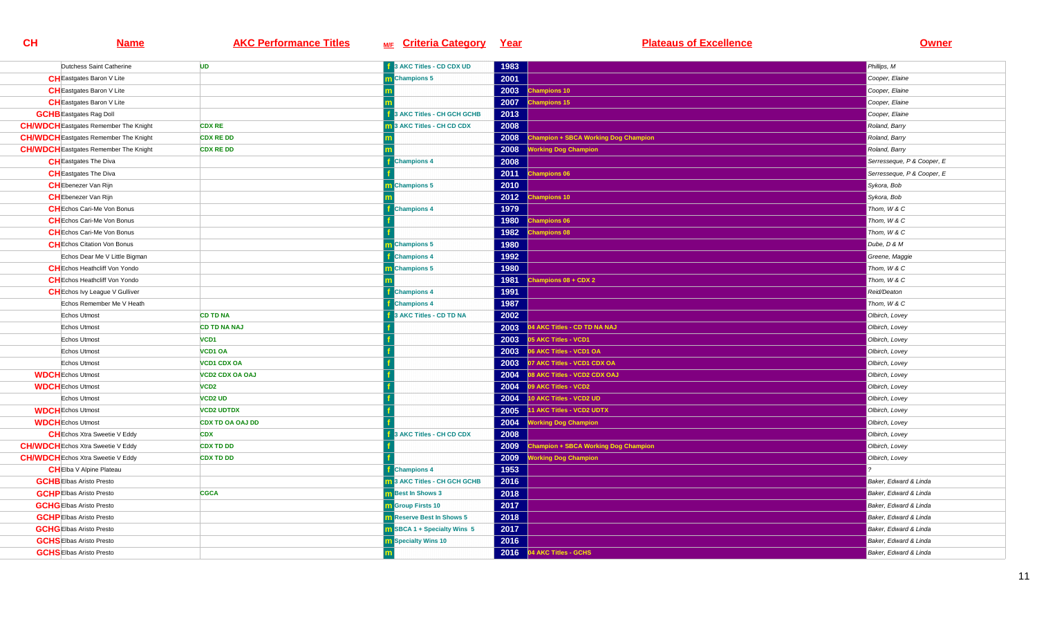| CH | Name | AKC Performance Titles | M/F | Criteria Category | Year | Plateaus of Excellence | Owner |
|---|---|---|---|---|---|---|---|
| | Dutchess Saint Catherine | UD | f | 3 AKC Titles - CD CDX UD | 1983 | | Phillips, M |
| CH | Eastgates Baron V Lite | | m | Champions 5 | 2001 | | Cooper, Elaine |
| CH | Eastgates Baron V Lite | | m | | 2003 | Champions 10 | Cooper, Elaine |
| CH | Eastgates Baron V Lite | | m | | 2007 | Champions 15 | Cooper, Elaine |
| GCHB | Eastgates Rag Doll | | f | 3 AKC Titles - CH GCH GCHB | 2013 | | Cooper, Elaine |
| CH/WDCH | Eastgates Remember The Knight | CDX RE | m | 3 AKC Titles - CH CD CDX | 2008 | | Roland, Barry |
| CH/WDCH | Eastgates Remember The Knight | CDX RE DD | m | | 2008 | Champion + SBCA Working Dog Champion | Roland, Barry |
| CH/WDCH | Eastgates Remember The Knight | CDX RE DD | m | | 2008 | Working Dog Champion | Roland, Barry |
| CH | Eastgates The Diva | | f | Champions 4 | 2008 | | Serresseque, P & Cooper, E |
| CH | Eastgates The Diva | | f | | 2011 | Champions 06 | Serresseque, P & Cooper, E |
| CH | Ebenezer Van Rijn | | m | Champions 5 | 2010 | | Sykora, Bob |
| CH | Ebenezer Van Rijn | | m | | 2012 | Champions 10 | Sykora, Bob |
| CH | Echos Cari-Me Von Bonus | | f | Champions 4 | 1979 | | Thom, W & C |
| CH | Echos Cari-Me Von Bonus | | f | | 1980 | Champions 06 | Thom, W & C |
| CH | Echos Cari-Me Von Bonus | | f | | 1982 | Champions 08 | Thom, W & C |
| CH | Echos Citation Von Bonus | | m | Champions 5 | 1980 | | Dube, D & M |
| | Echos Dear Me V Little Bigman | | f | Champions 4 | 1992 | | Greene, Maggie |
| CH | Echos Heathcliff Von Yondo | | m | Champions 5 | 1980 | | Thom, W & C |
| CH | Echos Heathcliff Von Yondo | | m | | 1981 | Champions 08 + CDX 2 | Thom, W & C |
| CH | Echos Ivy League V Gulliver | | f | Champions 4 | 1991 | | Reid/Deaton |
| | Echos Remember Me V Heath | | f | Champions 4 | 1987 | | Thom, W & C |
| | Echos Utmost | CD TD NA | f | 3 AKC Titles - CD TD NA | 2002 | | Olbirch, Lovey |
| | Echos Utmost | CD TD NA NAJ | f | | 2003 | 04 AKC Titles - CD TD NA NAJ | Olbirch, Lovey |
| | Echos Utmost | VCD1 | f | | 2003 | 05 AKC Titles - VCD1 | Olbirch, Lovey |
| | Echos Utmost | VCD1 OA | f | | 2003 | 06 AKC Titles - VCD1 OA | Olbirch, Lovey |
| | Echos Utmost | VCD1 CDX OA | f | | 2003 | 07 AKC Titles - VCD1 CDX OA | Olbirch, Lovey |
| WDCH | Echos Utmost | VCD2 CDX OA OAJ | f | | 2004 | 08 AKC Titles - VCD2 CDX OAJ | Olbirch, Lovey |
| WDCH | Echos Utmost | VCD2 | f | | 2004 | 09 AKC Titles - VCD2 | Olbirch, Lovey |
| | Echos Utmost | VCD2 UD | f | | 2004 | 10 AKC Titles - VCD2 UD | Olbirch, Lovey |
| WDCH | Echos Utmost | VCD2 UDTDX | f | | 2005 | 11 AKC Titles - VCD2 UDTX | Olbirch, Lovey |
| WDCH | Echos Utmost | CDX TD OA OAJ DD | f | | 2004 | Working Dog Champion | Olbirch, Lovey |
| CH | Echos Xtra Sweetie V Eddy | CDX | f | 3 AKC Titles - CH CD CDX | 2008 | | Olbirch, Lovey |
| CH/WDCH | Echos Xtra Sweetie V Eddy | CDX TD DD | f | | 2009 | Champion + SBCA Working Dog Champion | Olbirch, Lovey |
| CH/WDCH | Echos Xtra Sweetie V Eddy | CDX TD DD | f | | 2009 | Working Dog Champion | Olbirch, Lovey |
| CH | Elba V Alpine Plateau | | f | Champions 4 | 1953 | | ? |
| GCHB | Elbas Aristo Presto | | m | 3 AKC Titles - CH GCH GCHB | 2016 | | Baker, Edward & Linda |
| GCHP | Elbas Aristo Presto | CGCA | m | Best In Shows 3 | 2018 | | Baker, Edward & Linda |
| GCHG | Elbas Aristo Presto | | m | Group Firsts 10 | 2017 | | Baker, Edward & Linda |
| GCHP | Elbas Aristo Presto | | m | Reserve Best In Shows 5 | 2018 | | Baker, Edward & Linda |
| GCHG | Elbas Aristo Presto | | m | SBCA 1 + Specialty Wins 5 | 2017 | | Baker, Edward & Linda |
| GCHS | Elbas Aristo Presto | | m | Specialty Wins 10 | 2016 | | Baker, Edward & Linda |
| GCHS | Elbas Aristo Presto | | m | | 2016 | 04 AKC Titles - GCHS | Baker, Edward & Linda |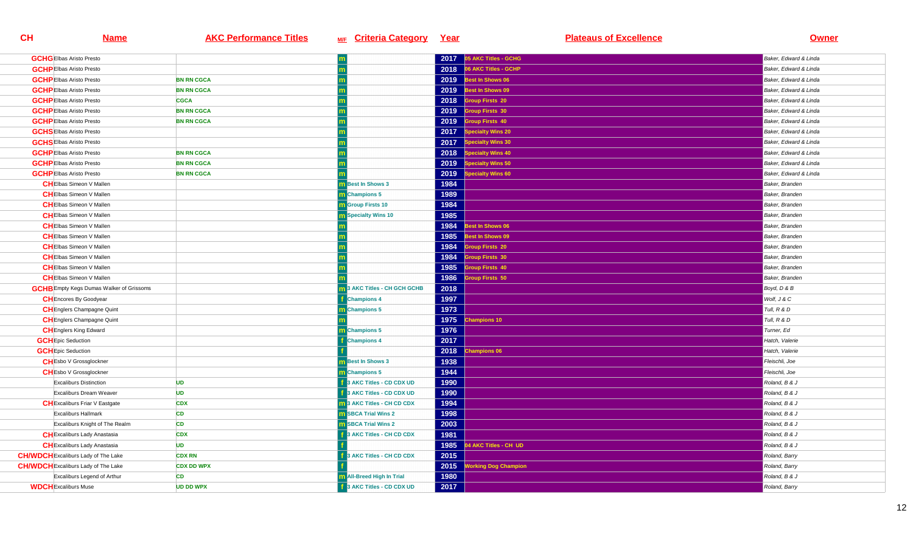| CH | Name | AKC Performance Titles | M/F | Criteria Category | Year | Plateaus of Excellence | Owner |
|---|---|---|---|---|---|---|---|
| GCHG | Elbas Aristo Presto | | m | | 2017 | 05 AKC Titles - GCHG | Baker, Edward & Linda |
| GCHP | Elbas Aristo Presto | | m | | 2018 | 06 AKC Titles - GCHP | Baker, Edward & Linda |
| GCHP | Elbas Aristo Presto | BN RN CGCA | m | | 2019 | Best In Shows 06 | Baker, Edward & Linda |
| GCHP | Elbas Aristo Presto | BN RN CGCA | m | | 2019 | Best In Shows 09 | Baker, Edward & Linda |
| GCHP | Elbas Aristo Presto | CGCA | m | | 2018 | Group Firsts 20 | Baker, Edward & Linda |
| GCHP | Elbas Aristo Presto | BN RN CGCA | m | | 2019 | Group Firsts 30 | Baker, Edward & Linda |
| GCHP | Elbas Aristo Presto | BN RN CGCA | m | | 2019 | Group Firsts 40 | Baker, Edward & Linda |
| GCHS | Elbas Aristo Presto | | m | | 2017 | Specialty Wins 20 | Baker, Edward & Linda |
| GCHS | Elbas Aristo Presto | | m | | 2017 | Specialty Wins 30 | Baker, Edward & Linda |
| GCHP | Elbas Aristo Presto | BN RN CGCA | m | | 2018 | Specialty Wins 40 | Baker, Edward & Linda |
| GCHP | Elbas Aristo Presto | BN RN CGCA | m | | 2019 | Specialty Wins 50 | Baker, Edward & Linda |
| GCHP | Elbas Aristo Presto | BN RN CGCA | m | | 2019 | Specialty Wins 60 | Baker, Edward & Linda |
| CH | Elbas Simeon V Mallen | | m | Best In Shows 3 | 1984 | | Baker, Branden |
| CH | Elbas Simeon V Mallen | | m | Champions 5 | 1989 | | Baker, Branden |
| CH | Elbas Simeon V Mallen | | m | Group Firsts 10 | 1984 | | Baker, Branden |
| CH | Elbas Simeon V Mallen | | m | Specialty Wins 10 | 1985 | | Baker, Branden |
| CH | Elbas Simeon V Mallen | | m | | 1984 | Best In Shows 06 | Baker, Branden |
| CH | Elbas Simeon V Mallen | | m | | 1985 | Best In Shows 09 | Baker, Branden |
| CH | Elbas Simeon V Mallen | | m | | 1984 | Group Firsts 20 | Baker, Branden |
| CH | Elbas Simeon V Mallen | | m | | 1984 | Group Firsts 30 | Baker, Branden |
| CH | Elbas Simeon V Mallen | | m | | 1985 | Group Firsts 40 | Baker, Branden |
| CH | Elbas Simeon V Mallen | | m | | 1986 | Group Firsts 50 | Baker, Branden |
| GCHB | Empty Kegs Dumas Walker of Grissoms | | m | 3 AKC Titles - CH GCH GCHB | 2018 | | Boyd, D & B |
| CH | Encores By Goodyear | | f | Champions 4 | 1997 | | Wolf, J & C |
| CH | Englers Champagne Quint | | m | Champions 5 | 1973 | | Tull, R & D |
| CH | Englers Champagne Quint | | m | | 1975 | Champions 10 | Tull, R & D |
| CH | Englers King Edward | | m | Champions 5 | 1976 | | Turner, Ed |
| GCH | Epic Seduction | | f | Champions 4 | 2017 | | Hatch, Valerie |
| GCH | Epic Seduction | | f | | 2018 | Champions 06 | Hatch, Valerie |
| CH | Esbo V Grossglockner | | m | Best In Shows 3 | 1938 | | Fleischli, Joe |
| CH | Esbo V Grossglockner | | m | Champions 5 | 1944 | | Fleischli, Joe |
| | Excaliburs Distinction | UD | f | 3 AKC Titles - CD CDX UD | 1990 | | Roland, B & J |
| | Excaliburs Dream Weaver | UD | f | 3 AKC Titles - CD CDX UD | 1990 | | Roland, B & J |
| CH | Excaliburs Friar V Eastgate | CDX | m | 3 AKC Titles - CH CD CDX | 1994 | | Roland, B & J |
| | Excaliburs Hallmark | CD | m | SBCA Trial Wins 2 | 1998 | | Roland, B & J |
| | Excaliburs Knight of The Realm | CD | m | SBCA Trial Wins 2 | 2003 | | Roland, B & J |
| CH | Excaliburs Lady Anastasia | CDX | f | 3 AKC Titles - CH CD CDX | 1981 | | Roland, B & J |
| CH | Excaliburs Lady Anastasia | UD | f | | 1985 | 04 AKC Titles - CH UD | Roland, B & J |
| CH/WDCH | Excaliburs Lady of The Lake | CDX RN | f | 3 AKC Titles - CH CD CDX | 2015 | | Roland, Barry |
| CH/WDCH | Excaliburs Lady of The Lake | CDX DD WPX | f | | 2015 | Working Dog Champion | Roland, Barry |
| | Excaliburs Legend of Arthur | CD | m | All-Breed High In Trial | 1980 | | Roland, B & J |
| WDCH | Excaliburs Muse | UD DD WPX | f | 3 AKC Titles - CD CDX UD | 2017 | | Roland, Barry |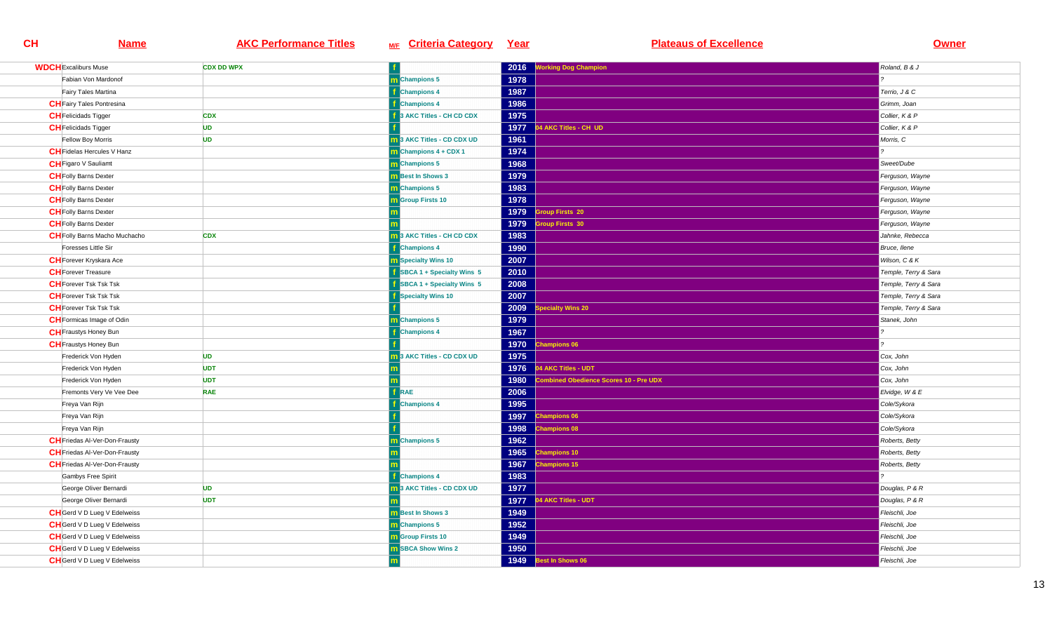| CH | Name | AKC Performance Titles | M/F | Criteria Category | Year | Plateaus of Excellence | Owner |
|---|---|---|---|---|---|---|---|
| WDCH | Excaliburs Muse | CDX DD WPX | f | | 2016 | Working Dog Champion | Roland, B & J |
| | Fabian Von Mardonof | | m | Champions 5 | 1978 | | ? |
| | Fairy Tales Martina | | f | Champions 4 | 1987 | | Terrio, J & C |
| CH | Fairy Tales Pontresina | | f | Champions 4 | 1986 | | Grimm, Joan |
| CH | Felicidads Tigger | CDX | f | 3 AKC Titles - CH CD CDX | 1975 | | Collier, K & P |
| CH | Felicidads Tigger | UD | f | | 1977 | 04 AKC Titles - CH UD | Collier, K & P |
| | Fellow Boy Morris | UD | m | 3 AKC Titles - CD CDX UD | 1961 | | Morris, C |
| CH | Fidelas Hercules V Hanz | | m | Champions 4 + CDX 1 | 1974 | | ? |
| CH | Figaro V Sauliamt | | m | Champions 5 | 1968 | | Sweet/Dube |
| CH | Folly Barns Dexter | | m | Best In Shows 3 | 1979 | | Ferguson, Wayne |
| CH | Folly Barns Dexter | | m | Champions 5 | 1983 | | Ferguson, Wayne |
| CH | Folly Barns Dexter | | m | Group Firsts 10 | 1978 | | Ferguson, Wayne |
| CH | Folly Barns Dexter | | m | | 1979 | Group Firsts 20 | Ferguson, Wayne |
| CH | Folly Barns Dexter | | m | | 1979 | Group Firsts 30 | Ferguson, Wayne |
| CH | Folly Barns Macho Muchacho | CDX | m | 3 AKC Titles - CH CD CDX | 1983 | | Jahnke, Rebecca |
| | Foresses Little Sir | | f | Champions 4 | 1990 | | Bruce, Ilene |
| CH | Forever Kryskara Ace | | m | Specialty Wins 10 | 2007 | | Wilson, C & K |
| CH | Forever Treasure | | f | SBCA 1 + Specialty Wins 5 | 2010 | | Temple, Terry & Sara |
| CH | Forever Tsk Tsk Tsk | | f | SBCA 1 + Specialty Wins 5 | 2008 | | Temple, Terry & Sara |
| CH | Forever Tsk Tsk Tsk | | f | Specialty Wins 10 | 2007 | | Temple, Terry & Sara |
| CH | Forever Tsk Tsk Tsk | | f | | 2009 | Specialty Wins 20 | Temple, Terry & Sara |
| CH | Formicas Image of Odin | | m | Champions 5 | 1979 | | Stanek, John |
| CH | Fraustys Honey Bun | | f | Champions 4 | 1967 | | ? |
| CH | Fraustys Honey Bun | | f | | 1970 | Champions 06 | ? |
| | Frederick Von Hyden | UD | m | 3 AKC Titles - CD CDX UD | 1975 | | Cox, John |
| | Frederick Von Hyden | UDT | m | | 1976 | 04 AKC Titles - UDT | Cox, John |
| | Frederick Von Hyden | UDT | m | | 1980 | Combined Obedience Scores 10 - Pre UDX | Cox, John |
| | Fremonts Very Ve Vee Dee | RAE | f | RAE | 2006 | | Elvidge, W & E |
| | Freya Van Rijn | | f | Champions 4 | 1995 | | Cole/Sykora |
| | Freya Van Rijn | | f | | 1997 | Champions 06 | Cole/Sykora |
| | Freya Van Rijn | | f | | 1998 | Champions 08 | Cole/Sykora |
| CH | Friedas Al-Ver-Don-Frausty | | m | Champions 5 | 1962 | | Roberts, Betty |
| CH | Friedas Al-Ver-Don-Frausty | | m | | 1965 | Champions 10 | Roberts, Betty |
| CH | Friedas Al-Ver-Don-Frausty | | m | | 1967 | Champions 15 | Roberts, Betty |
| | Gambys Free Spirit | | f | Champions 4 | 1983 | | ? |
| | George Oliver Bernardi | UD | m | 3 AKC Titles - CD CDX UD | 1977 | | Douglas, P & R |
| | George Oliver Bernardi | UDT | m | | 1977 | 04 AKC Titles - UDT | Douglas, P & R |
| CH | Gerd V D Lueg V Edelweiss | | m | Best In Shows 3 | 1949 | | Fleischli, Joe |
| CH | Gerd V D Lueg V Edelweiss | | m | Champions 5 | 1952 | | Fleischli, Joe |
| CH | Gerd V D Lueg V Edelweiss | | m | Group Firsts 10 | 1949 | | Fleischli, Joe |
| CH | Gerd V D Lueg V Edelweiss | | m | SBCA Show Wins 2 | 1950 | | Fleischli, Joe |
| CH | Gerd V D Lueg V Edelweiss | | m | | 1949 | Best In Shows 06 | Fleischli, Joe |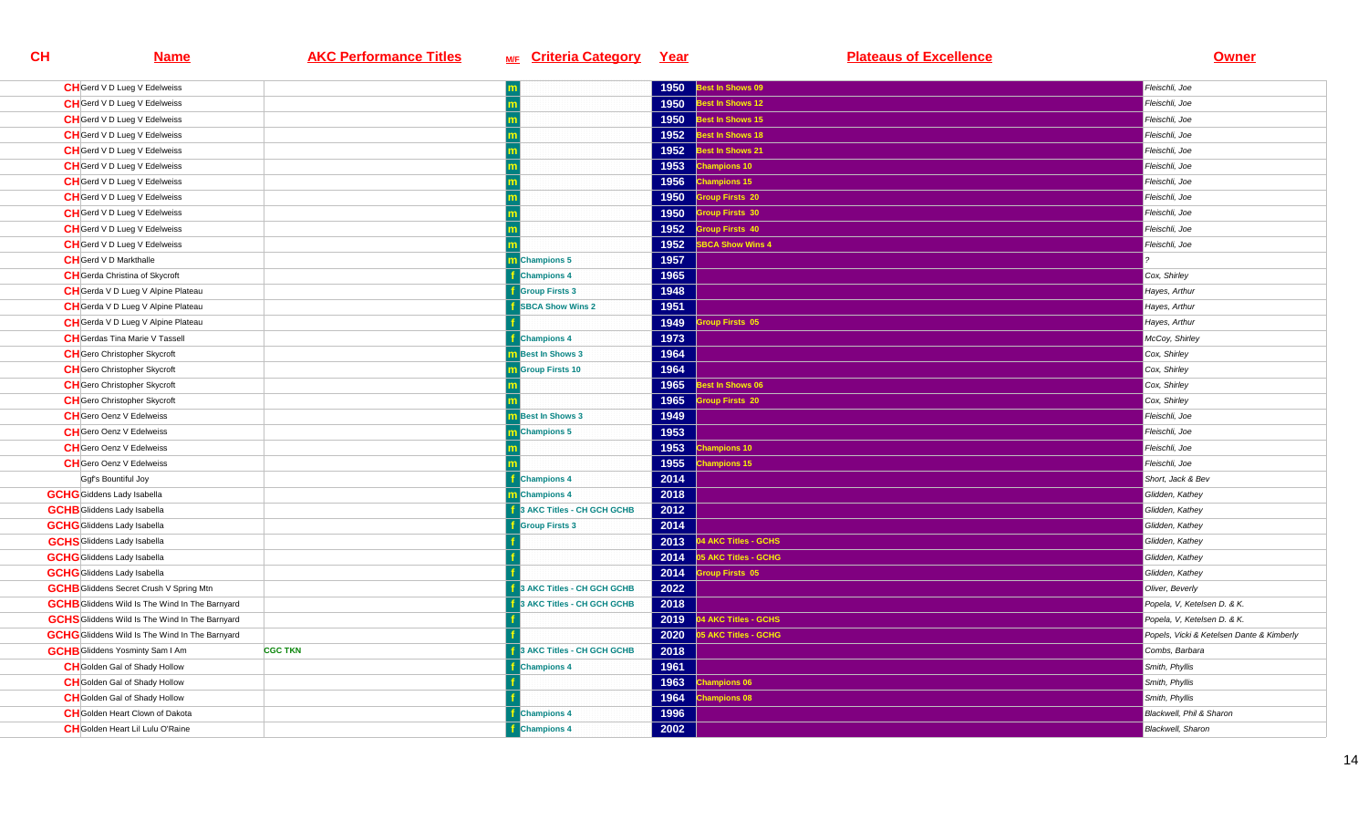| CH | Name | AKC Performance Titles | M/F | Criteria Category | Year | Plateaus of Excellence | Owner |
|---|---|---|---|---|---|---|---|
| CH | Gerd V D Lueg V Edelweiss | | m | | 1950 | Best In Shows 09 | Fleischli, Joe |
| CH | Gerd V D Lueg V Edelweiss | | m | | 1950 | Best In Shows 12 | Fleischli, Joe |
| CH | Gerd V D Lueg V Edelweiss | | m | | 1950 | Best In Shows 15 | Fleischli, Joe |
| CH | Gerd V D Lueg V Edelweiss | | m | | 1952 | Best In Shows 18 | Fleischli, Joe |
| CH | Gerd V D Lueg V Edelweiss | | m | | 1952 | Best In Shows 21 | Fleischli, Joe |
| CH | Gerd V D Lueg V Edelweiss | | m | | 1953 | Champions 10 | Fleischli, Joe |
| CH | Gerd V D Lueg V Edelweiss | | m | | 1956 | Champions 15 | Fleischli, Joe |
| CH | Gerd V D Lueg V Edelweiss | | m | | 1950 | Group Firsts 20 | Fleischli, Joe |
| CH | Gerd V D Lueg V Edelweiss | | m | | 1950 | Group Firsts 30 | Fleischli, Joe |
| CH | Gerd V D Lueg V Edelweiss | | m | | 1952 | Group Firsts 40 | Fleischli, Joe |
| CH | Gerd V D Lueg V Edelweiss | | m | | 1952 | SBCA Show Wins 4 | Fleischli, Joe |
| CH | Gerd V D Markthalle | | m | Champions 5 | 1957 | | ? |
| CH | Gerda Christina of Skycroft | | f | Champions 4 | 1965 | | Cox, Shirley |
| CH | Gerda V D Lueg V Alpine Plateau | | f | Group Firsts 3 | 1948 | | Hayes, Arthur |
| CH | Gerda V D Lueg V Alpine Plateau | | f | SBCA Show Wins 2 | 1951 | | Hayes, Arthur |
| CH | Gerda V D Lueg V Alpine Plateau | | f | | 1949 | Group Firsts 05 | Hayes, Arthur |
| CH | Gerdas Tina Marie V Tassell | | f | Champions 4 | 1973 | | McCoy, Shirley |
| CH | Gero Christopher Skycroft | | m | Best In Shows 3 | 1964 | | Cox, Shirley |
| CH | Gero Christopher Skycroft | | m | Group Firsts 10 | 1964 | | Cox, Shirley |
| CH | Gero Christopher Skycroft | | m | | 1965 | Best In Shows 06 | Cox, Shirley |
| CH | Gero Christopher Skycroft | | m | | 1965 | Group Firsts 20 | Cox, Shirley |
| CH | Gero Oenz V Edelweiss | | m | Best In Shows 3 | 1949 | | Fleischli, Joe |
| CH | Gero Oenz V Edelweiss | | m | Champions 5 | 1953 | | Fleischli, Joe |
| CH | Gero Oenz V Edelweiss | | m | | 1953 | Champions 10 | Fleischli, Joe |
| CH | Gero Oenz V Edelweiss | | m | | 1955 | Champions 15 | Fleischli, Joe |
| | Ggf's Bountiful Joy | | f | Champions 4 | 2014 | | Short, Jack & Bev |
| GCHG | Giddens Lady Isabella | | m | Champions 4 | 2018 | | Glidden, Kathey |
| GCHB | Gliddens Lady Isabella | | f | 3 AKC Titles - CH GCH GCHB | 2012 | | Glidden, Kathey |
| GCHG | Gliddens Lady Isabella | | f | Group Firsts 3 | 2014 | | Glidden, Kathey |
| GCHS | Gliddens Lady Isabella | | f | | 2013 | 04 AKC Titles - GCHS | Glidden, Kathey |
| GCHG | Gliddens Lady Isabella | | f | | 2014 | 05 AKC Titles - GCHG | Glidden, Kathey |
| GCHG | Gliddens Lady Isabella | | f | | 2014 | Group Firsts 05 | Glidden, Kathey |
| GCHB | Gliddens Secret Crush V Spring Mtn | | f | 3 AKC Titles - CH GCH GCHB | 2022 | | Oliver, Beverly |
| GCHB | Gliddens Wild Is The Wind In The Barnyard | | f | 3 AKC Titles - CH GCH GCHB | 2018 | | Popela, V, Ketelsen D. & K. |
| GCHS | Gliddens Wild Is The Wind In The Barnyard | | f | | 2019 | 04 AKC Titles - GCHS | Popela, V, Ketelsen D. & K. |
| GCHG | Gliddens Wild Is The Wind In The Barnyard | | f | | 2020 | 05 AKC Titles - GCHG | Popels, Vicki & Ketelsen Dante & Kimberly |
| GCHB | Gliddens Yosminty Sam I Am | CGC TKN | f | 3 AKC Titles - CH GCH GCHB | 2018 | | Combs, Barbara |
| CH | Golden Gal of Shady Hollow | | f | Champions 4 | 1961 | | Smith, Phyllis |
| CH | Golden Gal of Shady Hollow | | f | | 1963 | Champions 06 | Smith, Phyllis |
| CH | Golden Gal of Shady Hollow | | f | | 1964 | Champions 08 | Smith, Phyllis |
| CH | Golden Heart Clown of Dakota | | f | Champions 4 | 1996 | | Blackwell, Phil & Sharon |
| CH | Golden Heart Lil Lulu O'Raine | | f | Champions 4 | 2002 | | Blackwell, Sharon |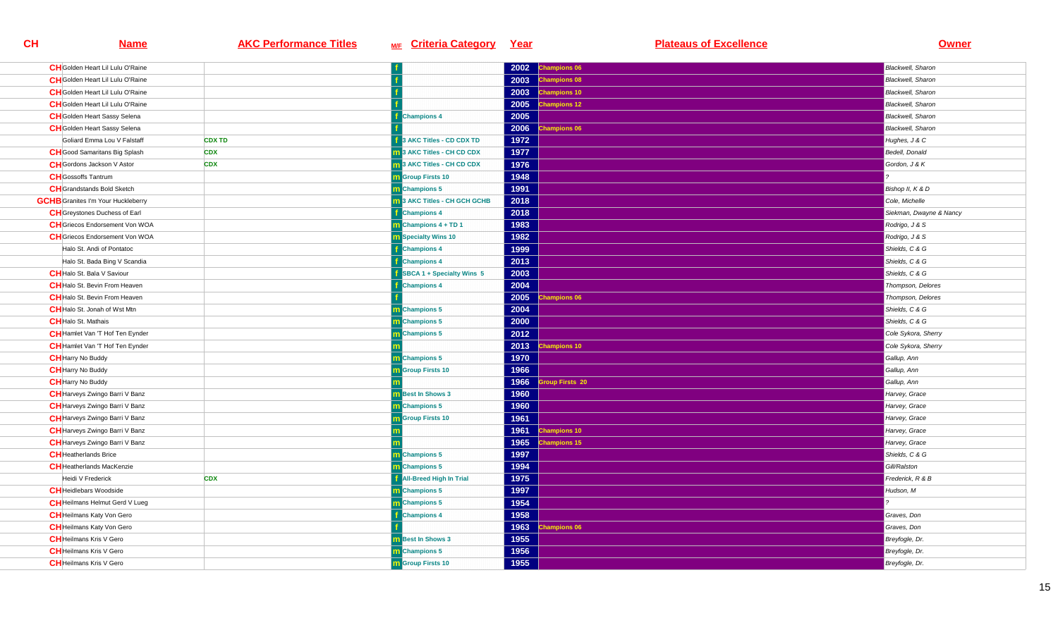| CH | Name | AKC Performance Titles | M/F | Criteria Category | Year | Plateaus of Excellence | Owner |
|---|---|---|---|---|---|---|---|
| CH | Golden Heart Lil Lulu O'Raine | | f | | 2002 | Champions 06 | Blackwell, Sharon |
| CH | Golden Heart Lil Lulu O'Raine | | f | | 2003 | Champions 08 | Blackwell, Sharon |
| CH | Golden Heart Lil Lulu O'Raine | | f | | 2003 | Champions 10 | Blackwell, Sharon |
| CH | Golden Heart Lil Lulu O'Raine | | f | | 2005 | Champions 12 | Blackwell, Sharon |
| CH | Golden Heart Sassy Selena | | f | Champions 4 | 2005 | | Blackwell, Sharon |
| CH | Golden Heart Sassy Selena | | f | | 2006 | Champions 06 | Blackwell, Sharon |
| | Goliard Emma Lou V Falstaff | CDX TD | f | 3 AKC Titles - CD CDX TD | 1972 | | Hughes, J & C |
| CH | Good Samaritans Big Splash | CDX | m | 3 AKC Titles - CH CD CDX | 1977 | | Bedell, Donald |
| CH | Gordons Jackson V Astor | CDX | m | 3 AKC Titles - CH CD CDX | 1976 | | Gordon, J & K |
| CH | Gossoffs Tantrum | | m | Group Firsts 10 | 1948 | | ? |
| CH | Grandstands Bold Sketch | | m | Champions 5 | 1991 | | Bishop II, K & D |
| GCHB | Granites I'm Your Huckleberry | | m | 3 AKC Titles - CH GCH GCHB | 2018 | | Cole, Michelle |
| CH | Greystones Duchess of Earl | | f | Champions 4 | 2018 | | Siekman, Dwayne & Nancy |
| CH | Griecos Endorsement Von WOA | | m | Champions 4 + TD 1 | 1983 | | Rodrigo, J & S |
| CH | Griecos Endorsement Von WOA | | m | Specialty Wins 10 | 1982 | | Rodrigo, J & S |
| | Halo St. Andi of Pontatoc | | f | Champions 4 | 1999 | | Shields, C & G |
| | Halo St. Bada Bing V Scandia | | f | Champions 4 | 2013 | | Shields, C & G |
| CH | Halo St. Bala V Saviour | | f | SBCA 1 + Specialty Wins 5 | 2003 | | Shields, C & G |
| CH | Halo St. Bevin From Heaven | | f | Champions 4 | 2004 | | Thompson, Delores |
| CH | Halo St. Bevin From Heaven | | f | | 2005 | Champions 06 | Thompson, Delores |
| CH | Halo St. Jonah of Wst Mtn | | m | Champions 5 | 2004 | | Shields, C & G |
| CH | Halo St. Mathais | | m | Champions 5 | 2000 | | Shields, C & G |
| CH | Hamlet Van 'T Hof Ten Eynder | | m | Champions 5 | 2012 | | Cole Sykora, Sherry |
| CH | Hamlet Van 'T Hof Ten Eynder | | m | | 2013 | Champions 10 | Cole Sykora, Sherry |
| CH | Harry No Buddy | | m | Champions 5 | 1970 | | Gallup, Ann |
| CH | Harry No Buddy | | m | Group Firsts 10 | 1966 | | Gallup, Ann |
| CH | Harry No Buddy | | m | | 1966 | Group Firsts 20 | Gallup, Ann |
| CH | Harveys Zwingo Barri V Banz | | m | Best In Shows 3 | 1960 | | Harvey, Grace |
| CH | Harveys Zwingo Barri V Banz | | m | Champions 5 | 1960 | | Harvey, Grace |
| CH | Harveys Zwingo Barri V Banz | | m | Group Firsts 10 | 1961 | | Harvey, Grace |
| CH | Harveys Zwingo Barri V Banz | | m | | 1961 | Champions 10 | Harvey, Grace |
| CH | Harveys Zwingo Barri V Banz | | m | | 1965 | Champions 15 | Harvey, Grace |
| CH | Heatherlands Brice | | m | Champions 5 | 1997 | | Shields, C & G |
| CH | Heatherlands MacKenzie | | m | Champions 5 | 1994 | | Gill/Ralston |
| | Heidi V Frederick | CDX | f | All-Breed High In Trial | 1975 | | Frederick, R & B |
| CH | Heidlebars Woodside | | m | Champions 5 | 1997 | | Hudson, M |
| CH | Heilmans Helmut Gerd V Lueg | | m | Champions 5 | 1954 | | ? |
| CH | Heilmans Katy Von Gero | | f | Champions 4 | 1958 | | Graves, Don |
| CH | Heilmans Katy Von Gero | | f | | 1963 | Champions 06 | Graves, Don |
| CH | Heilmans Kris V Gero | | m | Best In Shows 3 | 1955 | | Breyfogle, Dr. |
| CH | Heilmans Kris V Gero | | m | Champions 5 | 1956 | | Breyfogle, Dr. |
| CH | Heilmans Kris V Gero | | m | Group Firsts 10 | 1955 | | Breyfogle, Dr. |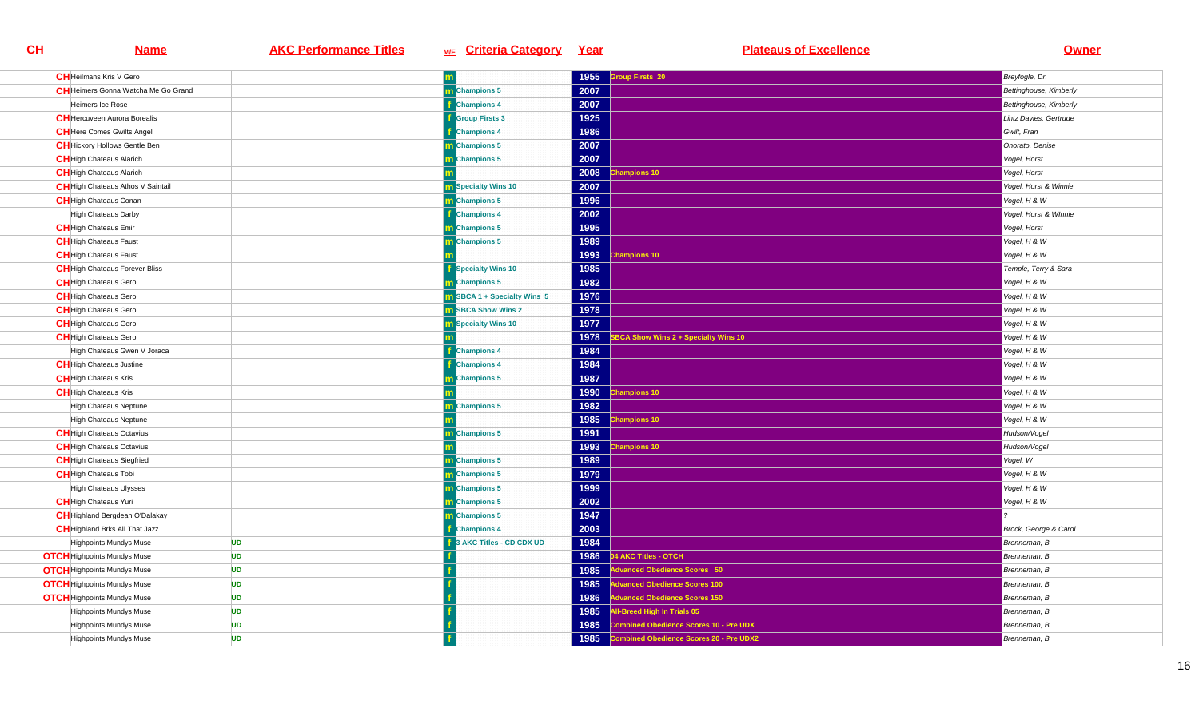| CH | Name | AKC Performance Titles | M/F | Criteria Category | Year | Plateaus of Excellence | Owner |
|---|---|---|---|---|---|---|---|
| CH | Heilmans Kris V Gero | | m | | 1955 | Group Firsts 20 | Breyfogle, Dr. |
| CH | Heimers Gonna Watcha Me Go Grand | | m | Champions 5 | 2007 | | Bettinghouse, Kimberly |
| | Heimers Ice Rose | | f | Champions 4 | 2007 | | Bettinghouse, Kimberly |
| CH | Hercuveen Aurora Borealis | | f | Group Firsts 3 | 1925 | | Lintz Davies, Gertrude |
| CH | Here Comes Gwilts Angel | | f | Champions 4 | 1986 | | Gwilt, Fran |
| CH | Hickory Hollows Gentle Ben | | m | Champions 5 | 2007 | | Onorato, Denise |
| CH | High Chateaus Alarich | | m | Champions 5 | 2007 | | Vogel, Horst |
| CH | High Chateaus Alarich | | m | | 2008 | Champions 10 | Vogel, Horst |
| CH | High Chateaus Athos V Saintail | | m | Specialty Wins 10 | 2007 | | Vogel, Horst & Winnie |
| CH | High Chateaus Conan | | m | Champions 5 | 1996 | | Vogel, H & W |
| | High Chateaus Darby | | f | Champions 4 | 2002 | | Vogel, Horst & WInnie |
| CH | High Chateaus Emir | | m | Champions 5 | 1995 | | Vogel, Horst |
| CH | High Chateaus Faust | | m | Champions 5 | 1989 | | Vogel, H & W |
| CH | High Chateaus Faust | | m | | 1993 | Champions 10 | Vogel, H & W |
| CH | High Chateaus Forever Bliss | | f | Specialty Wins 10 | 1985 | | Temple, Terry & Sara |
| CH | High Chateaus Gero | | m | Champions 5 | 1982 | | Vogel, H & W |
| CH | High Chateaus Gero | | m | SBCA 1 + Specialty Wins 5 | 1976 | | Vogel, H & W |
| CH | High Chateaus Gero | | m | SBCA Show Wins 2 | 1978 | | Vogel, H & W |
| CH | High Chateaus Gero | | m | Specialty Wins 10 | 1977 | | Vogel, H & W |
| CH | High Chateaus Gero | | m | | 1978 | SBCA Show Wins 2 + Specialty Wins 10 | Vogel, H & W |
| | High Chateaus Gwen V Joraca | | f | Champions 4 | 1984 | | Vogel, H & W |
| CH | High Chateaus Justine | | f | Champions 4 | 1984 | | Vogel, H & W |
| CH | High Chateaus Kris | | m | Champions 5 | 1987 | | Vogel, H & W |
| CH | High Chateaus Kris | | m | | 1990 | Champions 10 | Vogel, H & W |
| | High Chateaus Neptune | | m | Champions 5 | 1982 | | Vogel, H & W |
| | High Chateaus Neptune | | m | | 1985 | Champions 10 | Vogel, H & W |
| CH | High Chateaus Octavius | | m | Champions 5 | 1991 | | Hudson/Vogel |
| CH | High Chateaus Octavius | | m | | 1993 | Champions 10 | Hudson/Vogel |
| CH | High Chateaus Siegfried | | m | Champions 5 | 1989 | | Vogel, W |
| CH | High Chateaus Tobi | | m | Champions 5 | 1979 | | Vogel, H & W |
| | High Chateaus Ulysses | | m | Champions 5 | 1999 | | Vogel, H & W |
| CH | High Chateaus Yuri | | m | Champions 5 | 2002 | | Vogel, H & W |
| CH | Highland Bergdean O'Dalakay | | m | Champions 5 | 1947 | | ? |
| CH | Highland Brks All That Jazz | | f | Champions 4 | 2003 | | Brock, George & Carol |
| | Highpoints Mundys Muse | UD | f | 3 AKC Titles - CD CDX UD | 1984 | | Brenneman, B |
| OTCH | Highpoints Mundys Muse | UD | f | | 1986 | 04 AKC Titles - OTCH | Brenneman, B |
| OTCH | Highpoints Mundys Muse | UD | f | | 1985 | Advanced Obedience Scores 50 | Brenneman, B |
| OTCH | Highpoints Mundys Muse | UD | f | | 1985 | Advanced Obedience Scores 100 | Brenneman, B |
| OTCH | Highpoints Mundys Muse | UD | f | | 1986 | Advanced Obedience Scores 150 | Brenneman, B |
| | Highpoints Mundys Muse | UD | f | | 1985 | All-Breed High In Trials 05 | Brenneman, B |
| | Highpoints Mundys Muse | UD | f | | 1985 | Combined Obedience Scores 10 - Pre UDX | Brenneman, B |
| | Highpoints Mundys Muse | UD | f | | 1985 | Combined Obedience Scores 20 - Pre UDX2 | Brenneman, B |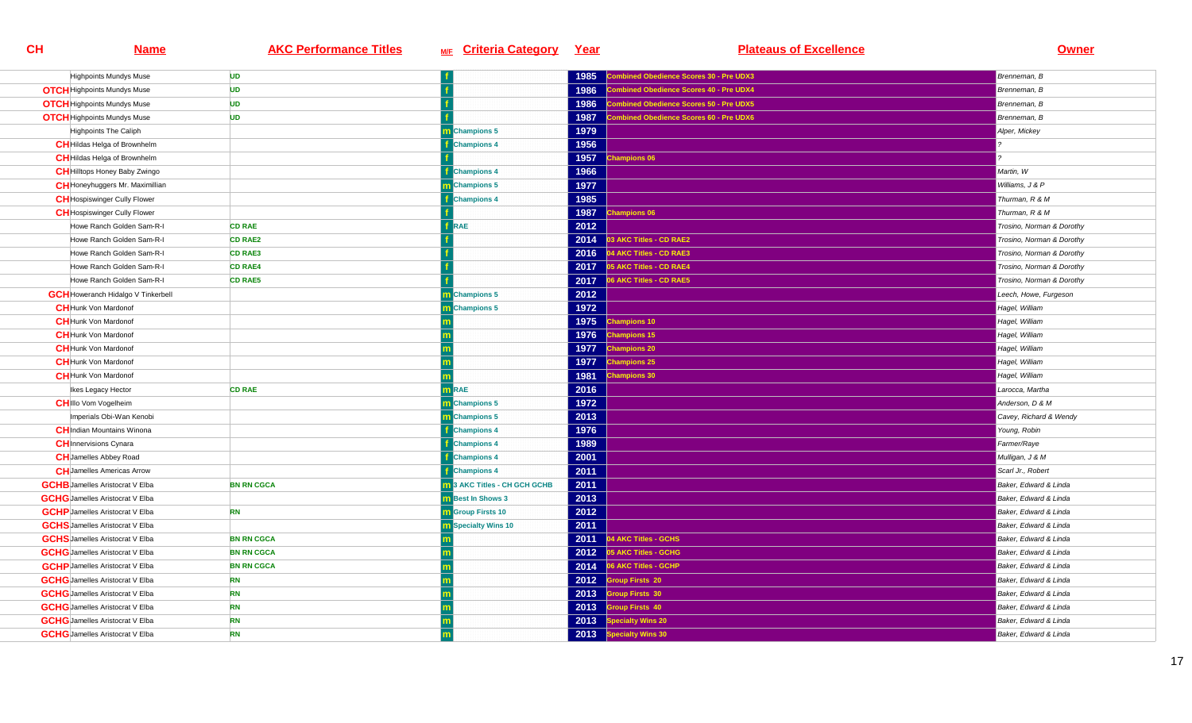| CH | Name | AKC Performance Titles | M/F | Criteria Category | Year | Plateaus of Excellence | Owner |
|---|---|---|---|---|---|---|---|
| | Highpoints Mundys Muse | UD | f | | 1985 | Combined Obedience Scores 30 - Pre UDX3 | Brenneman, B |
| OTCH | Highpoints Mundys Muse | UD | f | | 1986 | Combined Obedience Scores 40 - Pre UDX4 | Brenneman, B |
| OTCH | Highpoints Mundys Muse | UD | f | | 1986 | Combined Obedience Scores 50 - Pre UDX5 | Brenneman, B |
| OTCH | Highpoints Mundys Muse | UD | f | | 1987 | Combined Obedience Scores 60 - Pre UDX6 | Brenneman, B |
| | Highpoints The Caliph | | m | Champions 5 | 1979 | | Alper, Mickey |
| CH | Hildas Helga of Brownhelm | | f | Champions 4 | 1956 | | ? |
| CH | Hildas Helga of Brownhelm | | f | | 1957 | Champions 06 | ? |
| CH | Hilltops Honey Baby Zwingo | | f | Champions 4 | 1966 | | Martin, W |
| CH | Honeyhuggers Mr. Maximillian | | m | Champions 5 | 1977 | | Williams, J & P |
| CH | Hospiswinger Cully Flower | | f | Champions 4 | 1985 | | Thurman, R & M |
| CH | Hospiswinger Cully Flower | | f | | 1987 | Champions 06 | Thurman, R & M |
| | Howe Ranch Golden Sam-R-I | CD RAE | f | RAE | 2012 | | Trosino, Norman & Dorothy |
| | Howe Ranch Golden Sam-R-I | CD RAE2 | f | | 2014 | 03 AKC Titles - CD RAE2 | Trosino, Norman & Dorothy |
| | Howe Ranch Golden Sam-R-I | CD RAE3 | f | | 2016 | 04 AKC Titles - CD RAE3 | Trosino, Norman & Dorothy |
| | Howe Ranch Golden Sam-R-I | CD RAE4 | f | | 2017 | 05 AKC Titles - CD RAE4 | Trosino, Norman & Dorothy |
| | Howe Ranch Golden Sam-R-I | CD RAE5 | f | | 2017 | 06 AKC Titles - CD RAE5 | Trosino, Norman & Dorothy |
| GCH | Howeranch Hidalgo V Tinkerbell | | m | Champions 5 | 2012 | | Leech, Howe, Furgeson |
| CH | Hunk Von Mardonof | | m | Champions 5 | 1972 | | Hagel, William |
| CH | Hunk Von Mardonof | | m | | 1975 | Champions 10 | Hagel, William |
| CH | Hunk Von Mardonof | | m | | 1976 | Champions 15 | Hagel, William |
| CH | Hunk Von Mardonof | | m | | 1977 | Champions 20 | Hagel, William |
| CH | Hunk Von Mardonof | | m | | 1977 | Champions 25 | Hagel, William |
| CH | Hunk Von Mardonof | | m | | 1981 | Champions 30 | Hagel, William |
| | Ikes Legacy Hector | CD RAE | m | RAE | 2016 | | Larocca, Martha |
| CH | Illo Vom Vogelheim | | m | Champions 5 | 1972 | | Anderson, D & M |
| | Imperials Obi-Wan Kenobi | | m | Champions 5 | 2013 | | Cavey, Richard & Wendy |
| CH | Indian Mountains Winona | | f | Champions 4 | 1976 | | Young, Robin |
| CH | Innervisions Cynara | | f | Champions 4 | 1989 | | Farmer/Raye |
| CH | Jamelles Abbey Road | | f | Champions 4 | 2001 | | Mulligan, J & M |
| CH | Jamelles Americas Arrow | | f | Champions 4 | 2011 | | Scarl Jr., Robert |
| GCHB | Jamelles Aristocrat V Elba | BN RN CGCA | m | 3 AKC Titles - CH GCH GCHB | 2011 | | Baker, Edward & Linda |
| GCHG | Jamelles Aristocrat V Elba | | m | Best In Shows 3 | 2013 | | Baker, Edward & Linda |
| GCHP | Jamelles Aristocrat V Elba | RN | m | Group Firsts 10 | 2012 | | Baker, Edward & Linda |
| GCHS | Jamelles Aristocrat V Elba | | m | Specialty Wins 10 | 2011 | | Baker, Edward & Linda |
| GCHS | Jamelles Aristocrat V Elba | BN RN CGCA | m | | 2011 | 04 AKC Titles - GCHS | Baker, Edward & Linda |
| GCHG | Jamelles Aristocrat V Elba | BN RN CGCA | m | | 2012 | 05 AKC Titles - GCHG | Baker, Edward & Linda |
| GCHP | Jamelles Aristocrat V Elba | BN RN CGCA | m | | 2014 | 06 AKC Titles - GCHP | Baker, Edward & Linda |
| GCHG | Jamelles Aristocrat V Elba | RN | m | | 2012 | Group Firsts 20 | Baker, Edward & Linda |
| GCHG | Jamelles Aristocrat V Elba | RN | m | | 2013 | Group Firsts 30 | Baker, Edward & Linda |
| GCHG | Jamelles Aristocrat V Elba | RN | m | | 2013 | Group Firsts 40 | Baker, Edward & Linda |
| GCHG | Jamelles Aristocrat V Elba | RN | m | | 2013 | Specialty Wins 20 | Baker, Edward & Linda |
| GCHG | Jamelles Aristocrat V Elba | RN | m | | 2013 | Specialty Wins 30 | Baker, Edward & Linda |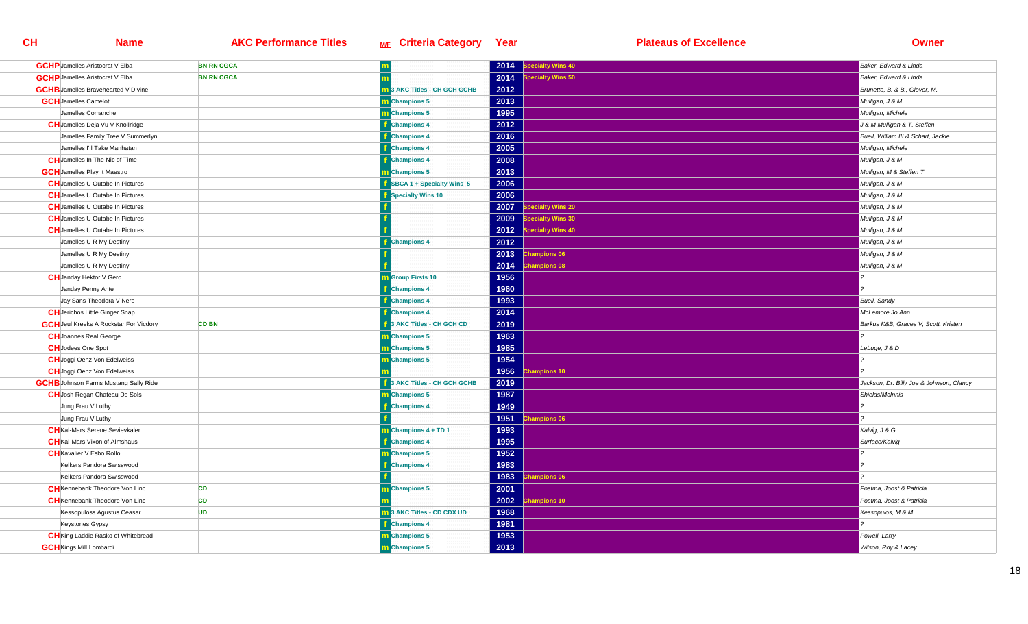| CH | Name | AKC Performance Titles | M/F | Criteria Category | Year | Plateaus of Excellence | Owner |
|---|---|---|---|---|---|---|---|
| GCHP | Jamelles Aristocrat V Elba | BN RN CGCA | m | | 2014 | Specialty Wins 40 | Baker, Edward & Linda |
| GCHP | Jamelles Aristocrat V Elba | BN RN CGCA | m | | 2014 | Specialty Wins 50 | Baker, Edward & Linda |
| GCHB | Jamelles Bravehearted V Divine | | m | 3 AKC Titles - CH GCH GCHB | 2012 | | Brunette, B. & B., Glover, M. |
| GCH | Jamelles Camelot | | m | Champions 5 | 2013 | | Mulligan, J & M |
| | Jamelles Comanche | | m | Champions 5 | 1995 | | Mulligan, Michele |
| CH | Jamelles Deja Vu V Knollridge | | f | Champions 4 | 2012 | | J & M Mulligan & T. Steffen |
| | Jamelles Family Tree V Summerlyn | | f | Champions 4 | 2016 | | Buell, William III & Schart, Jackie |
| | Jamelles I'll Take Manhatan | | f | Champions 4 | 2005 | | Mulligan, Michele |
| CH | Jamelles In The Nic of Time | | f | Champions 4 | 2008 | | Mulligan, J & M |
| GCH | Jamelles Play It Maestro | | m | Champions 5 | 2013 | | Mulligan, M & Steffen T |
| CH | Jamelles U Outabe In Pictures | | f | SBCA 1 + Specialty Wins 5 | 2006 | | Mulligan, J & M |
| CH | Jamelles U Outabe In Pictures | | f | Specialty Wins 10 | 2006 | | Mulligan, J & M |
| CH | Jamelles U Outabe In Pictures | | f | | 2007 | Specialty Wins 20 | Mulligan, J & M |
| CH | Jamelles U Outabe In Pictures | | f | | 2009 | Specialty Wins 30 | Mulligan, J & M |
| CH | Jamelles U Outabe In Pictures | | f | | 2012 | Specialty Wins 40 | Mulligan, J & M |
| | Jamelles U R My Destiny | | f | Champions 4 | 2012 | | Mulligan, J & M |
| | Jamelles U R My Destiny | | f | | 2013 | Champions 06 | Mulligan, J & M |
| | Jamelles U R My Destiny | | f | | 2014 | Champions 08 | Mulligan, J & M |
| CH | Janday Hektor V Gero | | m | Group Firsts 10 | 1956 | | ? |
| | Janday Penny Ante | | f | Champions 4 | 1960 | | ? |
| | Jay Sans Theodora V Nero | | f | Champions 4 | 1993 | | Buell, Sandy |
| CH | Jerichos Little Ginger Snap | | f | Champions 4 | 2014 | | McLemore Jo Ann |
| GCH | Jeul Kreeks A Rockstar For Vicdory | CD BN | f | 3 AKC Titles - CH GCH CD | 2019 | | Barkus K&B, Graves V, Scott, Kristen |
| CH | Joannes Real George | | m | Champions 5 | 1963 | | ? |
| CH | Jodees One Spot | | m | Champions 5 | 1985 | | LeLuge, J & D |
| CH | Joggi Oenz Von Edelweiss | | m | Champions 5 | 1954 | | ? |
| CH | Joggi Oenz Von Edelweiss | | m | | 1956 | Champions 10 | ? |
| GCHB | Johnson Farms Mustang Sally Ride | | f | 3 AKC Titles - CH GCH GCHB | 2019 | | Jackson, Dr. Billy Joe & Johnson, Clancy |
| CH | Josh Regan Chateau De Sols | | m | Champions 5 | 1987 | | Shields/McInnis |
| | Jung Frau V Luthy | | f | Champions 4 | 1949 | | ? |
| | Jung Frau V Luthy | | f | | 1951 | Champions 06 | ? |
| CH | Kal-Mars Serene Sevievkaler | | m | Champions 4 + TD 1 | 1993 | | Kalvig, J & G |
| CH | Kal-Mars Vixon of Almshaus | | f | Champions 4 | 1995 | | Surface/Kalvig |
| CH | Kavalier V Esbo Rollo | | m | Champions 5 | 1952 | | ? |
| | Kelkers Pandora Swisswood | | f | Champions 4 | 1983 | | ? |
| | Kelkers Pandora Swisswood | | f | | 1983 | Champions 06 | ? |
| CH | Kennebank Theodore Von Linc | CD | m | Champions 5 | 2001 | | Postma, Joost & Patricia |
| CH | Kennebank Theodore Von Linc | CD | m | | 2002 | Champions 10 | Postma, Joost & Patricia |
| | Kessopuloss Agustus Ceasar | UD | m | 3 AKC Titles - CD CDX UD | 1968 | | Kessopulos, M & M |
| | Keystones Gypsy | | f | Champions 4 | 1981 | | ? |
| CH | King Laddie Rasko of Whitebread | | m | Champions 5 | 1953 | | Powell, Larry |
| GCH | Kings Mill Lombardi | | m | Champions 5 | 2013 | | Wilson, Roy & Lacey |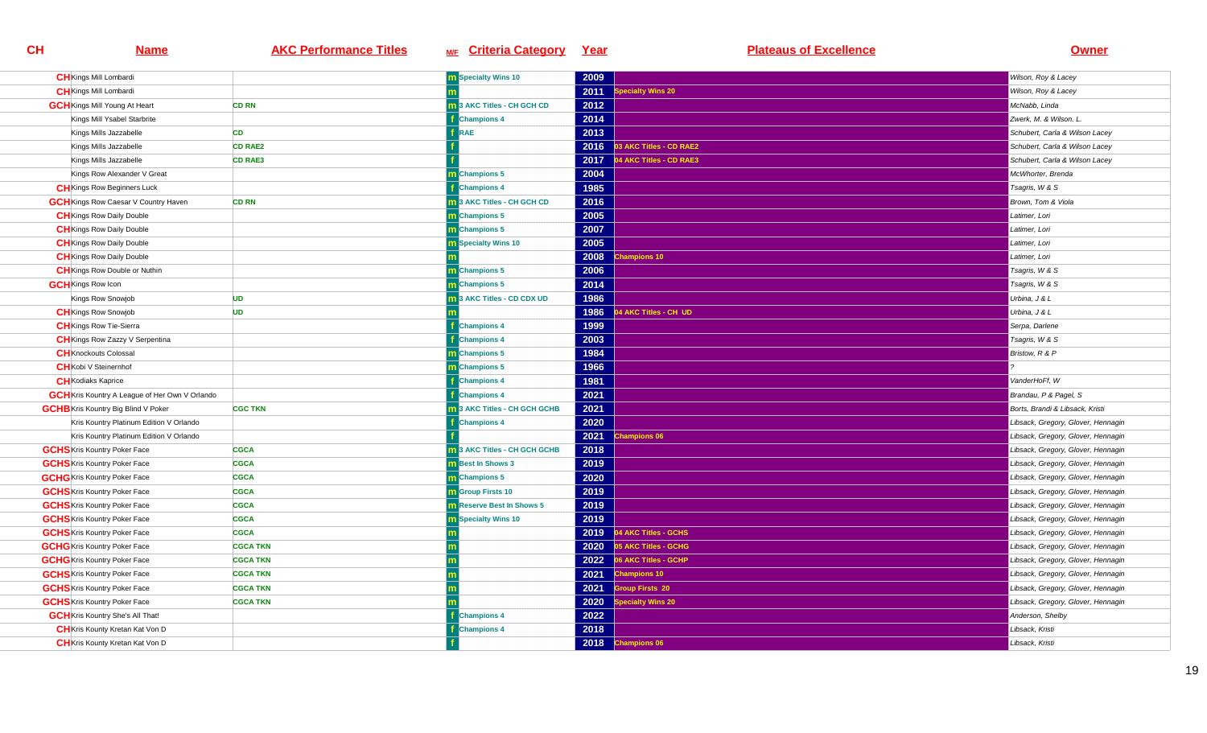| CH | Name | AKC Performance Titles | M/F | Criteria Category | Year | Plateaus of Excellence | Owner |
|---|---|---|---|---|---|---|---|
| CH | Kings Mill Lombardi | | m | Specialty Wins 10 | 2009 | | Wilson, Roy & Lacey |
| CH | Kings Mill Lombardi | | m | | 2011 | Specialty Wins 20 | Wilson, Roy & Lacey |
| GCH | Kings Mill Young At Heart | CD RN | m | 3 AKC Titles - CH GCH CD | 2012 | | McNabb, Linda |
| | Kings Mill Ysabel Starbrite | | f | Champions 4 | 2014 | | Zwerk, M. & Wilson. L. |
| | Kings Mills Jazzabelle | CD | f | RAE | 2013 | | Schubert, Carla & Wilson Lacey |
| | Kings Mills Jazzabelle | CD RAE2 | f | | 2016 | 03 AKC Titles - CD RAE2 | Schubert, Carla & Wilson Lacey |
| | Kings Mills Jazzabelle | CD RAE3 | f | | 2017 | 04 AKC Titles - CD RAE3 | Schubert, Carla & Wilson Lacey |
| | Kings Row Alexander V Great | | m | Champions 5 | 2004 | | McWhorter, Brenda |
| CH | Kings Row Beginners Luck | | f | Champions 4 | 1985 | | Tsagris, W & S |
| GCH | Kings Row Caesar V Country Haven | CD RN | m | 3 AKC Titles - CH GCH CD | 2016 | | Brown, Tom & Viola |
| CH | Kings Row Daily Double | | m | Champions 5 | 2005 | | Latimer, Lori |
| CH | Kings Row Daily Double | | m | Champions 5 | 2007 | | Latimer, Lori |
| CH | Kings Row Daily Double | | m | Specialty Wins 10 | 2005 | | Latimer, Lori |
| CH | Kings Row Daily Double | | m | | 2008 | Champions 10 | Latimer, Lori |
| CH | Kings Row Double or Nuthin | | m | Champions 5 | 2006 | | Tsagris, W & S |
| GCH | Kings Row Icon | | m | Champions 5 | 2014 | | Tsagris, W & S |
| | Kings Row Snowjob | UD | m | 3 AKC Titles - CD CDX UD | 1986 | | Urbina, J & L |
| CH | Kings Row Snowjob | UD | m | | 1986 | 04 AKC Titles - CH UD | Urbina, J & L |
| CH | Kings Row Tie-Sierra | | f | Champions 4 | 1999 | | Serpa, Darlene |
| CH | Kings Row Zazzy V Serpentina | | f | Champions 4 | 2003 | | Tsagris, W & S |
| CH | Knockouts Colossal | | m | Champions 5 | 1984 | | Bristow, R & P |
| CH | Kobi V Steinernhof | | m | Champions 5 | 1966 | | ? |
| CH | Kodiaks Kaprice | | f | Champions 4 | 1981 | | VanderHoFf, W |
| GCH | Kris Kountry A League of Her Own V Orlando | | f | Champions 4 | 2021 | | Brandau, P & Pagel, S |
| GCHB | Kris Kountry Big Blind V Poker | CGC TKN | m | 3 AKC Titles - CH GCH GCHB | 2021 | | Borts, Brandi & Libsack, Kristi |
| | Kris Kountry Platinum Edition V Orlando | | f | Champions 4 | 2020 | | Libsack, Gregory, Glover, Hennagin |
| | Kris Kountry Platinum Edition V Orlando | | f | | 2021 | Champions 06 | Libsack, Gregory, Glover, Hennagin |
| GCHS | Kris Kountry Poker Face | CGCA | m | 3 AKC Titles - CH GCH GCHB | 2018 | | Libsack, Gregory, Glover, Hennagin |
| GCHS | Kris Kountry Poker Face | CGCA | m | Best In Shows 3 | 2019 | | Libsack, Gregory, Glover, Hennagin |
| GCHG | Kris Kountry Poker Face | CGCA | m | Champions 5 | 2020 | | Libsack, Gregory, Glover, Hennagin |
| GCHS | Kris Kountry Poker Face | CGCA | m | Group Firsts 10 | 2019 | | Libsack, Gregory, Glover, Hennagin |
| GCHS | Kris Kountry Poker Face | CGCA | m | Reserve Best In Shows 5 | 2019 | | Libsack, Gregory, Glover, Hennagin |
| GCHS | Kris Kountry Poker Face | CGCA | m | Specialty Wins 10 | 2019 | | Libsack, Gregory, Glover, Hennagin |
| GCHS | Kris Kountry Poker Face | CGCA | m | | 2019 | 04 AKC Titles - GCHS | Libsack, Gregory, Glover, Hennagin |
| GCHG | Kris Kountry Poker Face | CGCA TKN | m | | 2020 | 05 AKC Titles - GCHG | Libsack, Gregory, Glover, Hennagin |
| GCHG | Kris Kountry Poker Face | CGCA TKN | m | | 2022 | 06 AKC Titles - GCHP | Libsack, Gregory, Glover, Hennagin |
| GCHS | Kris Kountry Poker Face | CGCA TKN | m | | 2021 | Champions 10 | Libsack, Gregory, Glover, Hennagin |
| GCHS | Kris Kountry Poker Face | CGCA TKN | m | | 2021 | Group Firsts 20 | Libsack, Gregory, Glover, Hennagin |
| GCHS | Kris Kountry Poker Face | CGCA TKN | m | | 2020 | Specialty Wins 20 | Libsack, Gregory, Glover, Hennagin |
| GCH | Kris Kountry She's All That! | | f | Champions 4 | 2022 | | Anderson, Shelby |
| CH | Kris Kounty Kretan Kat Von D | | f | Champions 4 | 2018 | | Libsack, Kristi |
| CH | Kris Kounty Kretan Kat Von D | | f | | 2018 | Champions 06 | Libsack, Kristi |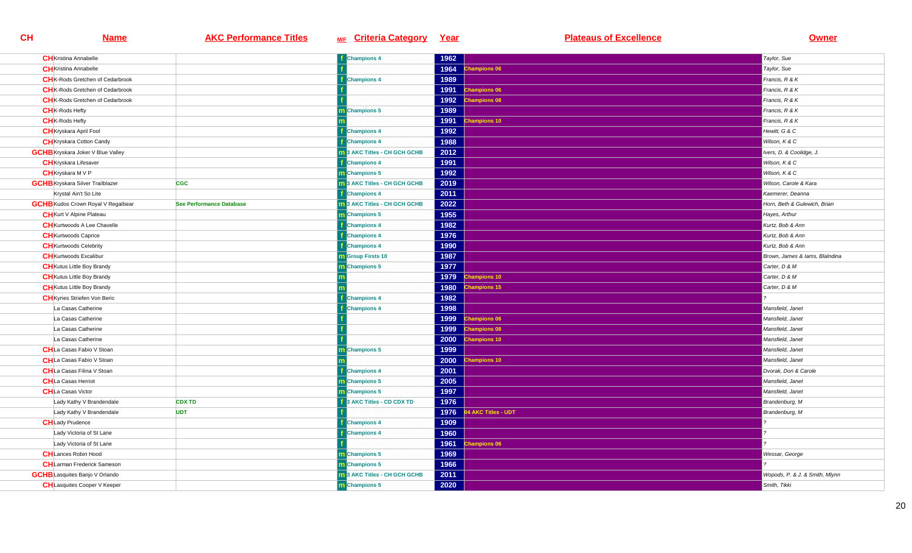| CH | Name | AKC Performance Titles | M/F | Criteria Category | Year | Plateaus of Excellence | Owner |
|---|---|---|---|---|---|---|---|
| CH | Kristina Annabelle | | f | Champions 4 | 1962 | | Taylor, Sue |
| CH | Kristina Annabelle | | f | | 1964 | Champions 06 | Taylor, Sue |
| CH | K-Rods Gretchen of Cedarbrook | | f | Champions 4 | 1989 | | Francis, R & K |
| CH | K-Rods Gretchen of Cedarbrook | | f | | 1991 | Champions 06 | Francis, R & K |
| CH | K-Rods Gretchen of Cedarbrook | | f | | 1992 | Champions 08 | Francis, R & K |
| CH | K-Rods Hefty | | m | Champions 5 | 1989 | | Francis, R & K |
| CH | K-Rods Hefty | | m | | 1991 | Champions 10 | Francis, R & K |
| CH | Kryskara April Fool | | f | Champions 4 | 1992 | | Hewitt, G & C |
| CH | Kryskara Cotton Candy | | f | Champions 4 | 1988 | | Wilson, K & C |
| GCHB | Kryskara Joker V Blue Valley | | m | 3 AKC Titles - CH GCH GCHB | 2012 | | Ivers, D. & Coolidge, J. |
| CH | Kryskara Lifesaver | | f | Champions 4 | 1991 | | Wilson, K & C |
| CH | Kryskara M V P | | m | Champions 5 | 1992 | | Wilson, K & C |
| GCHB | Kryskara Silver Trailblazer | CGC | m | 3 AKC Titles - CH GCH GCHB | 2019 | | Wilson, Carole & Kara |
| | Krystal Ain't So Lite | | f | Champions 4 | 2011 | | Kaemerer, Deanna |
| GCHB | Kudos Crown Royal V Regalbear | See Performance Database | m | 3 AKC Titles - CH GCH GCHB | 2022 | | Horn, Beth & Gulewich, Brian |
| CH | Kurt V Alpine Plateau | | m | Champions 5 | 1955 | | Hayes, Arthur |
| CH | Kurtwoods A Lee Chavelle | | f | Champions 4 | 1982 | | Kurtz, Bob & Ann |
| CH | Kurtwoods Caprice | | f | Champions 4 | 1976 | | Kurtz, Bob & Ann |
| CH | Kurtwoods Celebrity | | f | Champions 4 | 1990 | | Kurtz, Bob & Ann |
| CH | Kurtwoods Excalibur | | m | Group Firsts 10 | 1987 | | Brown, James & Iams, Blalndina |
| CH | Kutus Little Boy Brandy | | m | Champions 5 | 1977 | | Carter, D & M |
| CH | Kutus Little Boy Brandy | | m | | 1979 | Champions 10 | Carter, D & M |
| CH | Kutus Little Boy Brandy | | m | | 1980 | Champions 15 | Carter, D & M |
| CH | Kyries Striefen Von Beric | | f | Champions 4 | 1982 | | ? |
| | La Casas Catherine | | f | Champions 4 | 1998 | | Mansfield, Janet |
| | La Casas Catherine | | f | | 1999 | Champions 06 | Mansfield, Janet |
| | La Casas Catherine | | f | | 1999 | Champions 08 | Mansfield, Janet |
| | La Casas Catherine | | f | | 2000 | Champions 10 | Mansfield, Janet |
| CH | La Casas Fabio V Stoan | | m | Champions 5 | 1999 | | Mansfield, Janet |
| CH | La Casas Fabio V Stoan | | m | | 2000 | Champions 10 | Mansfield, Janet |
| CH | La Casas Filina V Stoan | | f | Champions 4 | 2001 | | Dvorak, Don & Carole |
| CH | La Casas Herriot | | m | Champions 5 | 2005 | | Mansfield, Janet |
| CH | La Casas Victor | | m | Champions 5 | 1997 | | Mansfield, Janet |
| | Lady Kathy V Brandendale | CDX TD | f | 3 AKC Titles - CD CDX TD | 1976 | | Brandenburg, M |
| | Lady Kathy V Brandendale | UDT | f | | 1976 | 04 AKC Titles - UDT | Brandenburg, M |
| CH | Lady Prudence | | f | Champions 4 | 1909 | | ? |
| | Lady Victoria of St Lane | | f | Champions 4 | 1960 | | ? |
| | Lady Victoria of St Lane | | f | | 1961 | Champions 06 | ? |
| CH | Lances Robin Hood | | m | Champions 5 | 1969 | | Wessar, George |
| CH | Larman Frederick Sameson | | m | Champions 5 | 1966 | | ? |
| GCHB | Lasquites Banjo V Orlando | | m | 3 AKC Titles - CH GCH GCHB | 2011 | | Wopods, P. & J. & Smith, Mlynn |
| CH | Lasquites Cooper V Keeper | | m | Champions 5 | 2020 | | Smith, Tikki |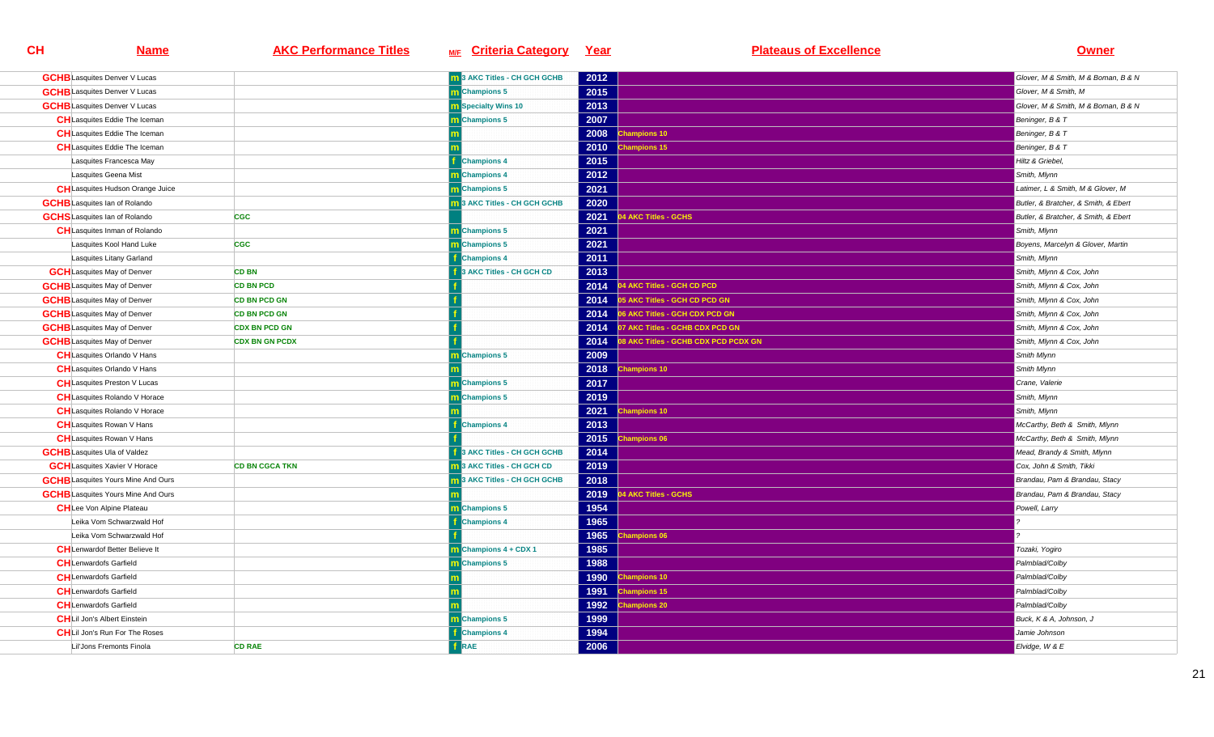| CH | Name | AKC Performance Titles | M/F | Criteria Category | Year | Plateaus of Excellence | Owner |
|---|---|---|---|---|---|---|---|
| GCHB | Lasquites Denver V Lucas | | m | 3 AKC Titles - CH GCH GCHB | 2012 | | Glover, M & Smith, M & Boman, B & N |
| GCHB | Lasquites Denver V Lucas | | m | Champions 5 | 2015 | | Glover, M & Smith, M |
| GCHB | Lasquites Denver V Lucas | | m | Specialty Wins 10 | 2013 | | Glover, M & Smith, M & Boman, B & N |
| CH | Lasquites Eddie The Iceman | | m | Champions 5 | 2007 | | Beninger, B & T |
| CH | Lasquites Eddie The Iceman | | m | | 2008 | Champions 10 | Beninger, B & T |
| CH | Lasquites Eddie The Iceman | | m | | 2010 | Champions 15 | Beninger, B & T |
| | Lasquites Francesca May | | f | Champions 4 | 2015 | | Hiltz & Griebel, |
| | Lasquites Geena Mist | | m | Champions 4 | 2012 | | Smith, Mlynn |
| CH | Lasquites Hudson Orange Juice | | m | Champions 5 | 2021 | | Latimer, L & Smith, M & Glover, M |
| GCHB | Lasquites Ian of Rolando | | m | 3 AKC Titles - CH GCH GCHB | 2020 | | Butler, & Bratcher, & Smith, & Ebert |
| GCHS | Lasquites Ian of Rolando | CGC | | | 2021 | 04 AKC Titles - GCHS | Butler, & Bratcher, & Smith, & Ebert |
| CH | Lasquites Inman of Rolando | | m | Champions 5 | 2021 | | Smith, Mlynn |
| | Lasquites Kool Hand Luke | CGC | m | Champions 5 | 2021 | | Boyens, Marcelyn & Glover, Martin |
| | Lasquites Litany Garland | | f | Champions 4 | 2011 | | Smith, Mlynn |
| GCH | Lasquites May of Denver | CD BN | f | 3 AKC Titles - CH GCH CD | 2013 | | Smith, Mlynn & Cox, John |
| GCHB | Lasquites May of Denver | CD BN PCD | f | | 2014 | 04 AKC Titles - GCH CD PCD | Smith, Mlynn & Cox, John |
| GCHB | Lasquites May of Denver | CD BN PCD GN | f | | 2014 | 05 AKC Titles - GCH CD PCD GN | Smith, Mlynn & Cox, John |
| GCHB | Lasquites May of Denver | CD BN PCD GN | f | | 2014 | 06 AKC Titles - GCH CDX PCD GN | Smith, Mlynn & Cox, John |
| GCHB | Lasquites May of Denver | CDX BN PCD GN | f | | 2014 | 07 AKC Titles - GCHB CDX PCD GN | Smith, Mlynn & Cox, John |
| GCHB | Lasquites May of Denver | CDX BN GN PCDX | f | | 2014 | 08 AKC Titles - GCHB CDX PCD PCDX GN | Smith, Mlynn & Cox, John |
| CH | Lasquites Orlando V Hans | | m | Champions 5 | 2009 | | Smith Mlynn |
| CH | Lasquites Orlando V Hans | | m | | 2018 | Champions 10 | Smith Mlynn |
| CH | Lasquites Preston V Lucas | | m | Champions 5 | 2017 | | Crane, Valerie |
| CH | Lasquites Rolando V Horace | | m | Champions 5 | 2019 | | Smith, Mlynn |
| CH | Lasquites Rolando V Horace | | m | | 2021 | Champions 10 | Smith, Mlynn |
| CH | Lasquites Rowan V Hans | | f | Champions 4 | 2013 | | McCarthy, Beth & Smith, Mlynn |
| CH | Lasquites Rowan V Hans | | f | | 2015 | Champions 06 | McCarthy, Beth & Smith, Mlynn |
| GCHB | Lasquites Ula of Valdez | | f | 3 AKC Titles - CH GCH GCHB | 2014 | | Mead, Brandy & Smith, Mlynn |
| GCH | Lasquites Xavier V Horace | CD BN CGCA TKN | m | 3 AKC Titles - CH GCH CD | 2019 | | Cox, John & Smith, Tikki |
| GCHB | Lasquites Yours Mine And Ours | | m | 3 AKC Titles - CH GCH GCHB | 2018 | | Brandau, Pam & Brandau, Stacy |
| GCHB | Lasquites Yours Mine And Ours | | m | | 2019 | 04 AKC Titles - GCHS | Brandau, Pam & Brandau, Stacy |
| CH | Lee Von Alpine Plateau | | m | Champions 5 | 1954 | | Powell, Larry |
| | Leika Vom Schwarzwald Hof | | f | Champions 4 | 1965 | | ? |
| | Leika Vom Schwarzwald Hof | | f | | 1965 | Champions 06 | ? |
| CH | Lenwardof Better Believe It | | m | Champions 4 + CDX 1 | 1985 | | Tozaki, Yogiro |
| CH | Lenwardofs Garfield | | m | Champions 5 | 1988 | | Palmblad/Colby |
| CH | Lenwardofs Garfield | | m | | 1990 | Champions 10 | Palmblad/Colby |
| CH | Lenwardofs Garfield | | m | | 1991 | Champions 15 | Palmblad/Colby |
| CH | Lenwardofs Garfield | | m | | 1992 | Champions 20 | Palmblad/Colby |
| CH | Lil Jon's Albert Einstein | | m | Champions 5 | 1999 | | Buck, K & A, Johnson, J |
| CH | Lil Jon's Run For The Roses | | f | Champions 4 | 1994 | | Jamie Johnson |
| | Lil'Jons Fremonts Finola | CD RAE | f | RAE | 2006 | | Elvidge, W & E |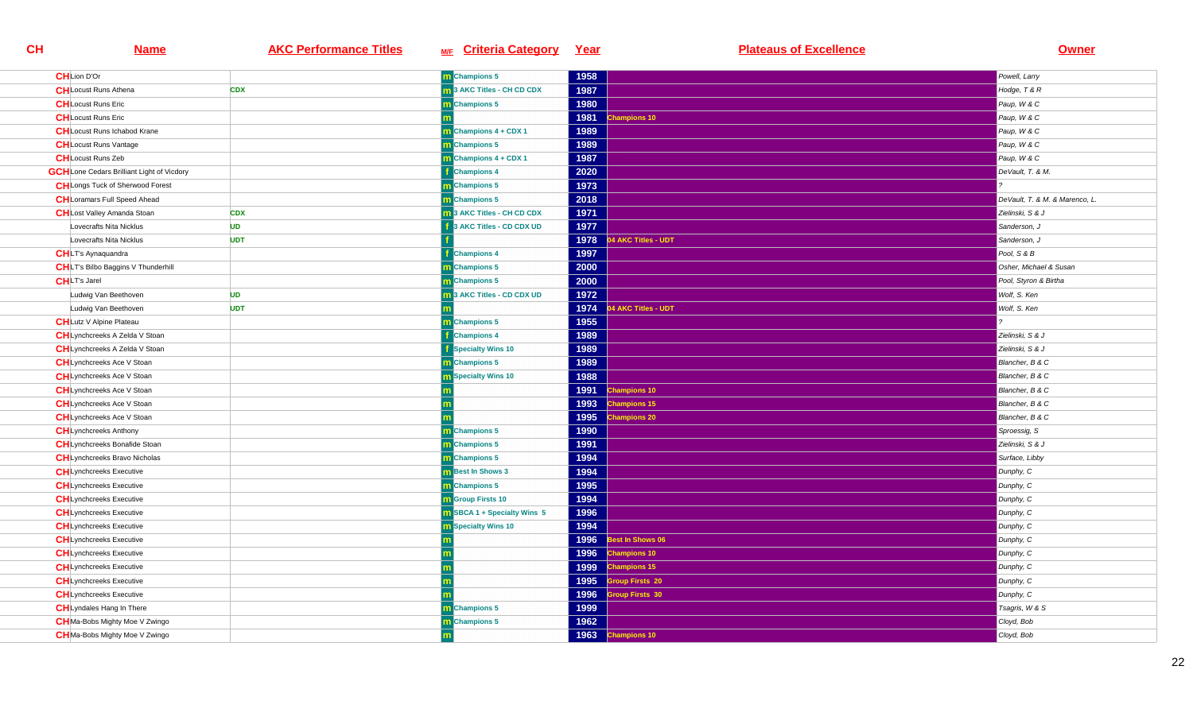| CH | Name | AKC Performance Titles | M/F | Criteria Category | Year | Plateaus of Excellence | Owner |
|---|---|---|---|---|---|---|---|
| CH | Lion D'Or | | m | Champions 5 | 1958 | | Powell, Larry |
| CH | Locust Runs Athena | CDX | m | 3 AKC Titles - CH CD CDX | 1987 | | Hodge, T & R |
| CH | Locust Runs Eric | | m | Champions 5 | 1980 | | Paup, W & C |
| CH | Locust Runs Eric | | m | | 1981 | Champions 10 | Paup, W & C |
| CH | Locust Runs Ichabod Krane | | m | Champions 4 + CDX 1 | 1989 | | Paup, W & C |
| CH | Locust Runs Vantage | | m | Champions 5 | 1989 | | Paup, W & C |
| CH | Locust Runs Zeb | | m | Champions 4 + CDX 1 | 1987 | | Paup, W & C |
| GCH | Lone Cedars Brilliant Light of Vicdory | | f | Champions 4 | 2020 | | DeVault, T. & M. |
| CH | Longs Tuck of Sherwood Forest | | m | Champions 5 | 1973 | | ? |
| CH | Loramars Full Speed Ahead | | m | Champions 5 | 2018 | | DeVault, T. & M. & Marenco, L. |
| CH | Lost Valley Amanda Stoan | CDX | m | 3 AKC Titles - CH CD CDX | 1971 | | Zielinski, S & J |
| | Lovecrafts Nita Nicklus | UD | f | 3 AKC Titles - CD CDX UD | 1977 | | Sanderson, J |
| | Lovecrafts Nita Nicklus | UDT | f | | 1978 | 04 AKC Titles - UDT | Sanderson, J |
| CH | LT's Aynaquandra | | f | Champions 4 | 1997 | | Pool, S & B |
| CH | LT's Bilbo Baggins V Thunderhill | | m | Champions 5 | 2000 | | Osher, Michael & Susan |
| CH | LT's Jarel | | m | Champions 5 | 2000 | | Pool, Styron & Birtha |
| | Ludwig Van Beethoven | UD | m | 3 AKC Titles - CD CDX UD | 1972 | | Wolf, S. Ken |
| | Ludwig Van Beethoven | UDT | m | | 1974 | 04 AKC Titles - UDT | Wolf, S. Ken |
| CH | Lutz V Alpine Plateau | | m | Champions 5 | 1955 | | ? |
| CH | Lynchcreeks A Zelda V Stoan | | f | Champions 4 | 1989 | | Zielinski, S & J |
| CH | Lynchcreeks A Zelda V Stoan | | f | Specialty Wins 10 | 1989 | | Zielinski, S & J |
| CH | Lynchcreeks Ace V Stoan | | m | Champions 5 | 1989 | | Blancher, B & C |
| CH | Lynchcreeks Ace V Stoan | | m | Specialty Wins 10 | 1988 | | Blancher, B & C |
| CH | Lynchcreeks Ace V Stoan | | m | | 1991 | Champions 10 | Blancher, B & C |
| CH | Lynchcreeks Ace V Stoan | | m | | 1993 | Champions 15 | Blancher, B & C |
| CH | Lynchcreeks Ace V Stoan | | m | | 1995 | Champions 20 | Blancher, B & C |
| CH | Lynchcreeks Anthony | | m | Champions 5 | 1990 | | Sproessig, S |
| CH | Lynchcreeks Bonafide Stoan | | m | Champions 5 | 1991 | | Zielinski, S & J |
| CH | Lynchcreeks Bravo Nicholas | | m | Champions 5 | 1994 | | Surface, Libby |
| CH | Lynchcreeks Executive | | m | Best In Shows 3 | 1994 | | Dunphy, C |
| CH | Lynchcreeks Executive | | m | Champions 5 | 1995 | | Dunphy, C |
| CH | Lynchcreeks Executive | | m | Group Firsts 10 | 1994 | | Dunphy, C |
| CH | Lynchcreeks Executive | | m | SBCA 1 + Specialty Wins 5 | 1996 | | Dunphy, C |
| CH | Lynchcreeks Executive | | m | Specialty Wins 10 | 1994 | | Dunphy, C |
| CH | Lynchcreeks Executive | | m | | 1996 | Best In Shows 06 | Dunphy, C |
| CH | Lynchcreeks Executive | | m | | 1996 | Champions 10 | Dunphy, C |
| CH | Lynchcreeks Executive | | m | | 1999 | Champions 15 | Dunphy, C |
| CH | Lynchcreeks Executive | | m | | 1995 | Group Firsts 20 | Dunphy, C |
| CH | Lynchcreeks Executive | | m | | 1996 | Group Firsts 30 | Dunphy, C |
| CH | Lyndales Hang In There | | m | Champions 5 | 1999 | | Tsagris, W & S |
| CH | Ma-Bobs Mighty Moe V Zwingo | | m | Champions 5 | 1962 | | Cloyd, Bob |
| CH | Ma-Bobs Mighty Moe V Zwingo | | m | | 1963 | Champions 10 | Cloyd, Bob |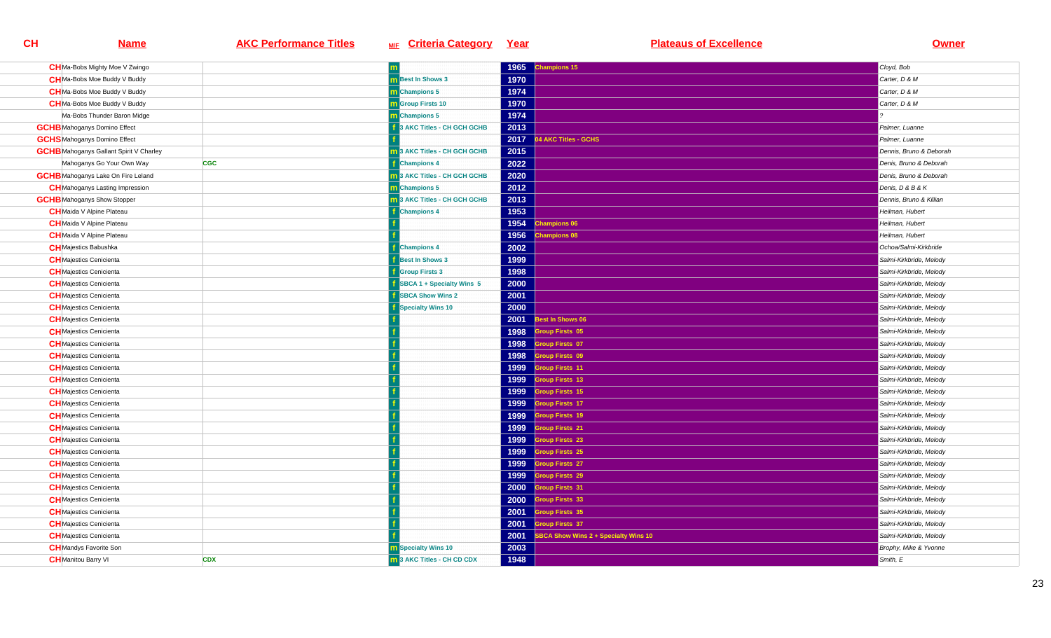| CH | Name | AKC Performance Titles | M/F | Criteria Category | Year | Plateaus of Excellence | Owner |
|---|---|---|---|---|---|---|---|
| CH | Ma-Bobs Mighty Moe V Zwingo | | m | | 1965 | Champions 15 | Cloyd, Bob |
| CH | Ma-Bobs Moe Buddy V Buddy | | m | Best In Shows 3 | 1970 | | Carter, D & M |
| CH | Ma-Bobs Moe Buddy V Buddy | | m | Champions 5 | 1974 | | Carter, D & M |
| CH | Ma-Bobs Moe Buddy V Buddy | | m | Group Firsts 10 | 1970 | | Carter, D & M |
| | Ma-Bobs Thunder Baron Midge | | m | Champions 5 | 1974 | | ? |
| GCHB | Mahoganys Domino Effect | | f | 3 AKC Titles - CH GCH GCHB | 2013 | | Palmer, Luanne |
| GCHS | Mahoganys Domino Effect | | f | | 2017 | 04 AKC Titles - GCHS | Palmer, Luanne |
| GCHB | Mahoganys Gallant Spirit V Charley | | m | 3 AKC Titles - CH GCH GCHB | 2015 | | Dennis, Bruno & Deborah |
| | Mahoganys Go Your Own Way | CGC | f | Champions 4 | 2022 | | Denis, Bruno & Deborah |
| GCHB | Mahoganys Lake On Fire Leland | | m | 3 AKC Titles - CH GCH GCHB | 2020 | | Denis, Bruno & Deborah |
| CH | Mahoganys Lasting Impression | | m | Champions 5 | 2012 | | Denis, D & B & K |
| GCHB | Mahoganys Show Stopper | | m | 3 AKC Titles - CH GCH GCHB | 2013 | | Dennis, Bruno & Killian |
| CH | Maida V Alpine Plateau | | f | Champions 4 | 1953 | | Heilman, Hubert |
| CH | Maida V Alpine Plateau | | f | | 1954 | Champions 06 | Heilman, Hubert |
| CH | Maida V Alpine Plateau | | f | | 1956 | Champions 08 | Heilman, Hubert |
| CH | Majestics Babushka | | f | Champions 4 | 2002 | | Ochoa/Salmi-Kirkbride |
| CH | Majestics Cenicienta | | f | Best In Shows 3 | 1999 | | Salmi-Kirkbride, Melody |
| CH | Majestics Cenicienta | | f | Group Firsts 3 | 1998 | | Salmi-Kirkbride, Melody |
| CH | Majestics Cenicienta | | f | SBCA 1 + Specialty Wins 5 | 2000 | | Salmi-Kirkbride, Melody |
| CH | Majestics Cenicienta | | f | SBCA Show Wins 2 | 2001 | | Salmi-Kirkbride, Melody |
| CH | Majestics Cenicienta | | f | Specialty Wins 10 | 2000 | | Salmi-Kirkbride, Melody |
| CH | Majestics Cenicienta | | f | | 2001 | Best In Shows 06 | Salmi-Kirkbride, Melody |
| CH | Majestics Cenicienta | | f | | 1998 | Group Firsts 05 | Salmi-Kirkbride, Melody |
| CH | Majestics Cenicienta | | f | | 1998 | Group Firsts 07 | Salmi-Kirkbride, Melody |
| CH | Majestics Cenicienta | | f | | 1998 | Group Firsts 09 | Salmi-Kirkbride, Melody |
| CH | Majestics Cenicienta | | f | | 1999 | Group Firsts 11 | Salmi-Kirkbride, Melody |
| CH | Majestics Cenicienta | | f | | 1999 | Group Firsts 13 | Salmi-Kirkbride, Melody |
| CH | Majestics Cenicienta | | f | | 1999 | Group Firsts 15 | Salmi-Kirkbride, Melody |
| CH | Majestics Cenicienta | | f | | 1999 | Group Firsts 17 | Salmi-Kirkbride, Melody |
| CH | Majestics Cenicienta | | f | | 1999 | Group Firsts 19 | Salmi-Kirkbride, Melody |
| CH | Majestics Cenicienta | | f | | 1999 | Group Firsts 21 | Salmi-Kirkbride, Melody |
| CH | Majestics Cenicienta | | f | | 1999 | Group Firsts 23 | Salmi-Kirkbride, Melody |
| CH | Majestics Cenicienta | | f | | 1999 | Group Firsts 25 | Salmi-Kirkbride, Melody |
| CH | Majestics Cenicienta | | f | | 1999 | Group Firsts 27 | Salmi-Kirkbride, Melody |
| CH | Majestics Cenicienta | | f | | 1999 | Group Firsts 29 | Salmi-Kirkbride, Melody |
| CH | Majestics Cenicienta | | f | | 2000 | Group Firsts 31 | Salmi-Kirkbride, Melody |
| CH | Majestics Cenicienta | | f | | 2000 | Group Firsts 33 | Salmi-Kirkbride, Melody |
| CH | Majestics Cenicienta | | f | | 2001 | Group Firsts 35 | Salmi-Kirkbride, Melody |
| CH | Majestics Cenicienta | | f | | 2001 | Group Firsts 37 | Salmi-Kirkbride, Melody |
| CH | Majestics Cenicienta | | f | | 2001 | SBCA Show Wins 2 + Specialty Wins 10 | Salmi-Kirkbride, Melody |
| CH | Mandys Favorite Son | | m | Specialty Wins 10 | 2003 | | Brophy, Mike & Yvonne |
| CH | Manitou Barry VI | CDX | m | 3 AKC Titles - CH CD CDX | 1948 | | Smith, E |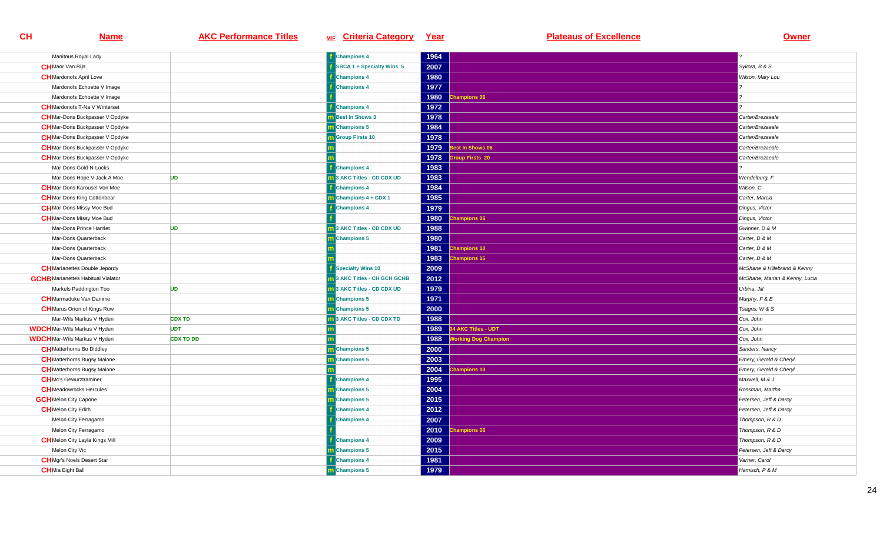| CH | Name | AKC Performance Titles | M/F | Criteria Category | Year | Plateaus of Excellence | Owner |
|---|---|---|---|---|---|---|---|
| | Manitous Royal Lady | | f | Champions 4 | 1964 | | ? |
| CH | Maor Van Rijn | | f | SBCA 1 + Specialty Wins 5 | 2007 | | Sykora, B & S |
| CH | Mardonofs April Love | | f | Champions 4 | 1980 | | Wilson, Mary Lou |
| | Mardonofs Echoette V Image | | f | Champions 4 | 1977 | | ? |
| | Mardonofs Echoette V Image | | f | | 1980 | Champions 06 | ? |
| CH | Mardonofs T-Na V Winterset | | f | Champions 4 | 1972 | | ? |
| CH | Mar-Dons Buckpasser V Opdyke | | m | Best In Shows 3 | 1978 | | Carter/Brezeaele |
| CH | Mar-Dons Buckpasser V Opdyke | | m | Champions 5 | 1984 | | Carter/Brezeaele |
| CH | Mar-Dons Buckpasser V Opdyke | | m | Group Firsts 10 | 1978 | | Carter/Brezeaele |
| CH | Mar-Dons Buckpasser V Opdyke | | m | | 1979 | Best In Shows 06 | Carter/Brezeaele |
| CH | Mar-Dons Buckpasser V Opdyke | | m | | 1978 | Group Firsts 20 | Carter/Brezeaele |
| | Mar-Dons Gold-N-Locks | | f | Champions 4 | 1983 | | ? |
| | Mar-Dons Hope V Jack A Moe | UD | m | 3 AKC Titles - CD CDX UD | 1983 | | Wendelburg, F |
| CH | Mar-Dons Karousel Von Moe | | f | Champions 4 | 1984 | | Wilson, C |
| CH | Mar-Dons King Cottonbear | | m | Champions 4 + CDX 1 | 1985 | | Carter, Marcia |
| CH | Mar-Dons Missy Moe Bud | | f | Champions 4 | 1979 | | Dingus, Victor |
| CH | Mar-Dons Missy Moe Bud | | f | | 1980 | Champions 06 | Dingus, Victor |
| | Mar-Dons Prince Hamlet | UD | m | 3 AKC Titles - CD CDX UD | 1988 | | Gwinner, D & M |
| | Mar-Dons Quarterback | | m | Champions 5 | 1980 | | Carter, D & M |
| | Mar-Dons Quarterback | | m | | 1981 | Champions 10 | Carter, D & M |
| | Mar-Dons Quarterback | | m | | 1983 | Champions 15 | Carter, D & M |
| CH | Marianettes Double Jepordy | | f | Specialty Wins 10 | 2009 | | McShane & Hillebrand & Kenny |
| GCHB | Marianettes Habitual Vialator | | m | 3 AKC Titles - CH GCH GCHB | 2012 | | McShane, Marian & Kenny, Lucia |
| | Markels Paddington Too | UD | m | 3 AKC Titles - CD CDX UD | 1979 | | Urbina, Jill |
| CH | Marmaduke Van Damme | | m | Champions 5 | 1971 | | Murphy, F & E |
| CH | Marus Orion of Kings Row | | m | Champions 5 | 2000 | | Tsagris, W & S |
| | Mar-Wils Markus V Hyden | CDX TD | m | 3 AKC Titles - CD CDX TD | 1988 | | Cox, John |
| WDCH | Mar-Wils Markus V Hyden | UDT | m | | 1989 | 04 AKC Titles - UDT | Cox, John |
| WDCH | Mar-Wils Markus V Hyden | CDX TD DD | m | | 1988 | Working Dog Champion | Cox, John |
| CH | Matterhorns Bo Diddley | | m | Champions 5 | 2000 | | Sanders, Nancy |
| CH | Matterhorns Bugsy Malone | | m | Champions 5 | 2003 | | Emery, Gerald & Cheryl |
| CH | Matterhorns Bugsy Malone | | m | | 2004 | Champions 10 | Emery, Gerald & Cheryl |
| CH | Mc's Gewurztraminer | | f | Champions 4 | 1995 | | Maxwell, M & J |
| CH | Meadowrocks Hercules | | m | Champions 5 | 2004 | | Rossman, Martha |
| GCH | Melon City Capone | | m | Champions 5 | 2015 | | Petersen, Jeff & Darcy |
| CH | Melon City Edith | | f | Champions 4 | 2012 | | Petersen, Jeff & Darcy |
| | Melon City Ferragamo | | f | Champions 4 | 2007 | | Thompson, R & D |
| | Melon City Ferragamo | | f | | 2010 | Champions 06 | Thompson, R & D |
| CH | Melon City Layla Kings Mill | | f | Champions 4 | 2009 | | Thompson, R & D |
| | Melon City Vic | | m | Champions 5 | 2015 | | Petersen, Jeff & Darcy |
| CH | Mgr's Noels Desert Star | | f | Champions 4 | 1981 | | Varner, Carol |
| CH | Mia Eight Ball | | m | Champions 5 | 1979 | | Hamisch, P & M |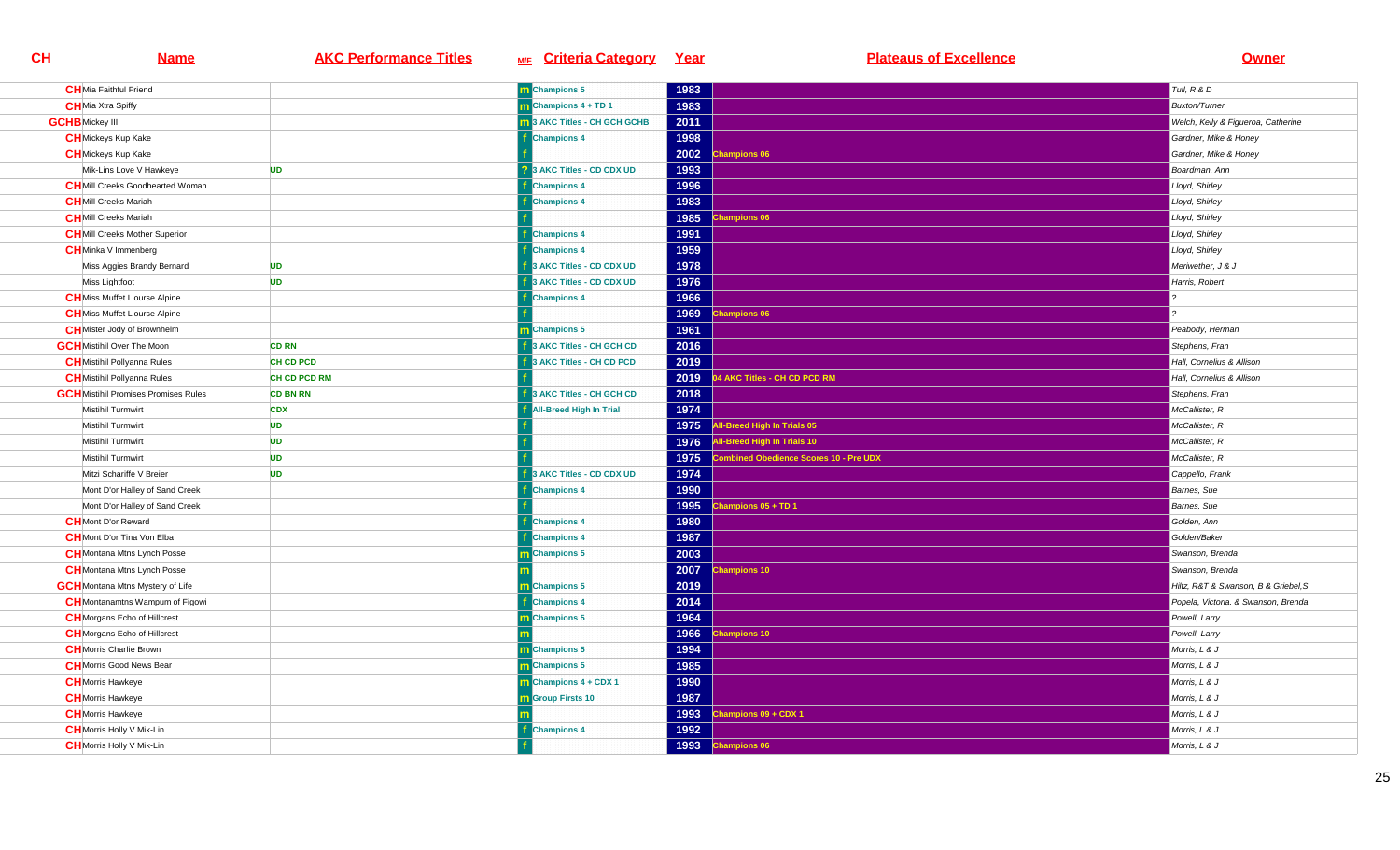| CH | Name | AKC Performance Titles | M/F | Criteria Category | Year | Plateaus of Excellence | Owner |
|---|---|---|---|---|---|---|---|
| CH | Mia Faithful Friend | | m | Champions 5 | 1983 | | Tull, R & D |
| CH | Mia Xtra Spiffy | | m | Champions 4 + TD 1 | 1983 | | Buxton/Turner |
| GCHB | Mickey III | | m | 3 AKC Titles - CH GCH GCHB | 2011 | | Welch, Kelly & Figueroa, Catherine |
| CH | Mickeys Kup Kake | | f | Champions 4 | 1998 | | Gardner, Mike & Honey |
| CH | Mickeys Kup Kake | | f | | 2002 | Champions 06 | Gardner, Mike & Honey |
| | Mik-Lins Love V Hawkeye | UD | ? | 3 AKC Titles - CD CDX UD | 1993 | | Boardman, Ann |
| CH | Mill Creeks Goodhearted Woman | | f | Champions 4 | 1996 | | Lloyd, Shirley |
| CH | Mill Creeks Mariah | | f | Champions 4 | 1983 | | Lloyd, Shirley |
| CH | Mill Creeks Mariah | | f | | 1985 | Champions 06 | Lloyd, Shirley |
| CH | Mill Creeks Mother Superior | | f | Champions 4 | 1991 | | Lloyd, Shirley |
| CH | Minka V Immenberg | | f | Champions 4 | 1959 | | Lloyd, Shirley |
| | Miss Aggies Brandy Bernard | UD | f | 3 AKC Titles - CD CDX UD | 1978 | | Meriwether, J & J |
| | Miss Lightfoot | UD | f | 3 AKC Titles - CD CDX UD | 1976 | | Harris, Robert |
| CH | Miss Muffet L'ourse Alpine | | f | Champions 4 | 1966 | | ? |
| CH | Miss Muffet L'ourse Alpine | | f | | 1969 | Champions 06 | ? |
| CH | Mister Jody of Brownhelm | | m | Champions 5 | 1961 | | Peabody, Herman |
| GCH | Mistihil Over The Moon | CD RN | f | 3 AKC Titles - CH GCH CD | 2016 | | Stephens, Fran |
| CH | Mistihil Pollyanna Rules | CH CD PCD | f | 3 AKC Titles - CH CD PCD | 2019 | | Hall, Cornelius & Allison |
| CH | Mistihil Pollyanna Rules | CH CD PCD RM | f | | 2019 | 04 AKC Titles - CH CD PCD RM | Hall, Cornelius & Allison |
| GCH | Mistihil Promises Promises Rules | CD BN RN | f | 3 AKC Titles - CH GCH CD | 2018 | | Stephens, Fran |
| | Mistihil Turmwirt | CDX | f | All-Breed High In Trial | 1974 | | McCallister, R |
| | Mistihil Turmwirt | UD | f | | 1975 | All-Breed High In Trials 05 | McCallister, R |
| | Mistihil Turmwirt | UD | f | | 1976 | All-Breed High In Trials 10 | McCallister, R |
| | Mistihil Turmwirt | UD | f | | 1975 | Combined Obedience Scores 10 - Pre UDX | McCallister, R |
| | Mitzi Schariffe V Breier | UD | f | 3 AKC Titles - CD CDX UD | 1974 | | Cappello, Frank |
| | Mont D'or Halley of Sand Creek | | f | Champions 4 | 1990 | | Barnes, Sue |
| | Mont D'or Halley of Sand Creek | | f | | 1995 | Champions 05 + TD 1 | Barnes, Sue |
| CH | Mont D'or Reward | | f | Champions 4 | 1980 | | Golden, Ann |
| CH | Mont D'or Tina Von Elba | | f | Champions 4 | 1987 | | Golden/Baker |
| CH | Montana Mtns Lynch Posse | | m | Champions 5 | 2003 | | Swanson, Brenda |
| CH | Montana Mtns Lynch Posse | | m | | 2007 | Champions 10 | Swanson, Brenda |
| GCH | Montana Mtns Mystery of Life | | m | Champions 5 | 2019 | | Hiltz, R&T & Swanson, B & Griebel,S |
| CH | Montanamtns Wampum of Figowi | | f | Champions 4 | 2014 | | Popela, Victoria. & Swanson, Brenda |
| CH | Morgans Echo of Hillcrest | | m | Champions 5 | 1964 | | Powell, Larry |
| CH | Morgans Echo of Hillcrest | | m | | 1966 | Champions 10 | Powell, Larry |
| CH | Morris Charlie Brown | | m | Champions 5 | 1994 | | Morris, L & J |
| CH | Morris Good News Bear | | m | Champions 5 | 1985 | | Morris, L & J |
| CH | Morris Hawkeye | | m | Champions 4 + CDX 1 | 1990 | | Morris, L & J |
| CH | Morris Hawkeye | | m | Group Firsts 10 | 1987 | | Morris, L & J |
| CH | Morris Hawkeye | | m | | 1993 | Champions 09 + CDX 1 | Morris, L & J |
| CH | Morris Holly V Mik-Lin | | f | Champions 4 | 1992 | | Morris, L & J |
| CH | Morris Holly V Mik-Lin | | f | | 1993 | Champions 06 | Morris, L & J |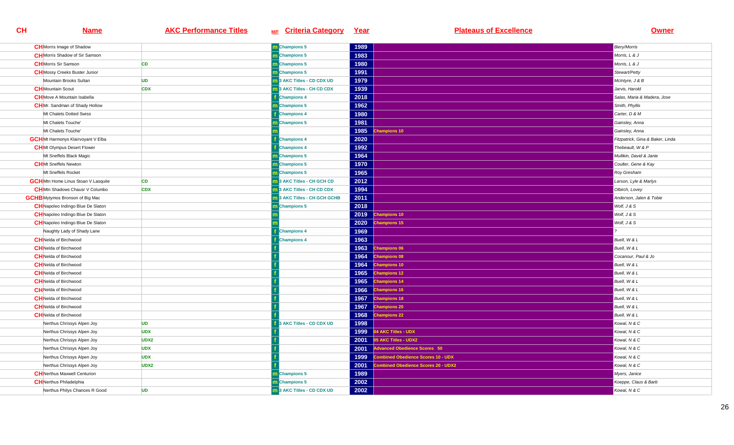| CH | Name | AKC Performance Titles | M/F | Criteria Category | Year | Plateaus of Excellence | Owner |
|---|---|---|---|---|---|---|---|
| CH | Morris Image of Shadow | | m | Champions 5 | 1989 | | Biery/Morris |
| CH | Morris Shadow of Sir Samson | | m | Champions 5 | 1983 | | Morris, L & J |
| CH | Morris Sir Samson | CD | m | Champions 5 | 1980 | | Morris, L & J |
| CH | Mossy Creeks Buster Junior | | m | Champions 5 | 1991 | | Stewart/Petty |
| | Mountain Brooks Sultan | UD | m | 3 AKC Titles - CD CDX UD | 1979 | | McIntyre, J & B |
| CH | Mountain Scout | CDX | m | 3 AKC Titles - CH CD CDX | 1939 | | Jarvis, Harold |
| CH | Move A Mountain Isabella | | f | Champions 4 | 2018 | | Salas, Maria & Madera, Jose |
| CH | Mr. Sandman of Shady Hollow | | m | Champions 5 | 1962 | | Smith, Phyllis |
| | Mt Chalets Dotted Swiss | | f | Champions 4 | 1980 | | Carter, D & M |
| | Mt Chalets Touche' | | m | Champions 5 | 1981 | | Gainsley, Anna |
| | Mt Chalets Touche' | | m | | 1985 | Champions 10 | Gainsley, Anna |
| GCH | Mt Harmonys Klairvoyant V Elba | | f | Champions 4 | 2020 | | Fitzpatrick, Gina & Baker, Linda |
| CH | Mt Olympus Desert Flower | | f | Champions 4 | 1992 | | Thebeault, W & P |
| | Mt Sneffels Black Magic | | m | Champions 5 | 1964 | | Mullikin, David & Janie |
| CH | Mt Sneffels Newton | | m | Champions 5 | 1970 | | Coulter, Gene & Kay |
| | Mt Sneffels Rocket | | m | Champions 5 | 1965 | | Roy Gresham |
| GCH | Mtn Home Linus Stoan V Lasquite | CD | m | 3 AKC Titles - CH GCH CD | 2012 | | Larson, Lyle & Marlys |
| CH | Mtn Shadows Chausr V Columbo | CDX | m | 3 AKC Titles - CH CD CDX | 1994 | | Olbirch, Lovey |
| GCHB | Mytymos Bronson of Big Mac | | m | 3 AKC Titles - CH GCH GCHB | 2011 | | Anderson, Jalen & Tobie |
| CH | Napoleo Indingo Blue De Slaton | | m | Champions 5 | 2018 | | Wolf, J & S |
| CH | Napoleo Indingo Blue De Slaton | | m | | 2019 | Champions 10 | Wolf, J & S |
| CH | Napoleo Indingo Blue De Slaton | | m | | 2020 | Champions 15 | Wolf, J & S |
| | Naughty Lady of Shady Lane | | f | Champions 4 | 1969 | | ? |
| CH | Nelda of Birchwood | | f | Champions 4 | 1963 | | Buell, W & L |
| CH | Nelda of Birchwood | | f | | 1963 | Champions 06 | Buell, W & L |
| CH | Nelda of Birchwood | | f | | 1964 | Champions 08 | Cocanour, Paul & Jo |
| CH | Nelda of Birchwood | | f | | 1964 | Champions 10 | Buell, W & L |
| CH | Nelda of Birchwood | | f | | 1965 | Champions 12 | Buell, W & L |
| CH | Nelda of Birchwood | | f | | 1965 | Champions 14 | Buell, W & L |
| CH | Nelda of Birchwood | | f | | 1966 | Champions 16 | Buell, W & L |
| CH | Nelda of Birchwood | | f | | 1967 | Champions 18 | Buell, W & L |
| CH | Nelda of Birchwood | | f | | 1967 | Champions 20 | Buell, W & L |
| CH | Nelda of Birchwood | | f | | 1968 | Champions 22 | Buell, W & L |
| | Nerthus Chrissys Alpen Joy | UD | f | 3 AKC Titles - CD CDX UD | 1998 | | Kowal, N & C |
| | Nerthus Chrissys Alpen Joy | UDX | f | | 1999 | 04 AKC Titles - UDX | Kowal, N & C |
| | Nerthus Chrissys Alpen Joy | UDX2 | f | | 2001 | 05 AKC Titles - UDX2 | Kowal, N & C |
| | Nerthus Chrissys Alpen Joy | UDX | f | | 2001 | Advanced Obedience Scores 50 | Kowal, N & C |
| | Nerthus Chrissys Alpen Joy | UDX | f | | 1999 | Combined Obedience Scores 10 - UDX | Kowal, N & C |
| | Nerthus Chrissys Alpen Joy | UDX2 | f | | 2001 | Combined Obedience Scores 20 - UDX2 | Kowal, N & C |
| CH | Nerthus Maxwell Centurion | | m | Champions 5 | 1989 | | Myers, Janice |
| CH | Nerthus Philadelphia | | m | Champions 5 | 2002 | | Koeppe, Claus & Barb |
| | Nerthus Philys Chances R Good | UD | m | 3 AKC Titles - CD CDX UD | 2002 | | Kowal, N & C |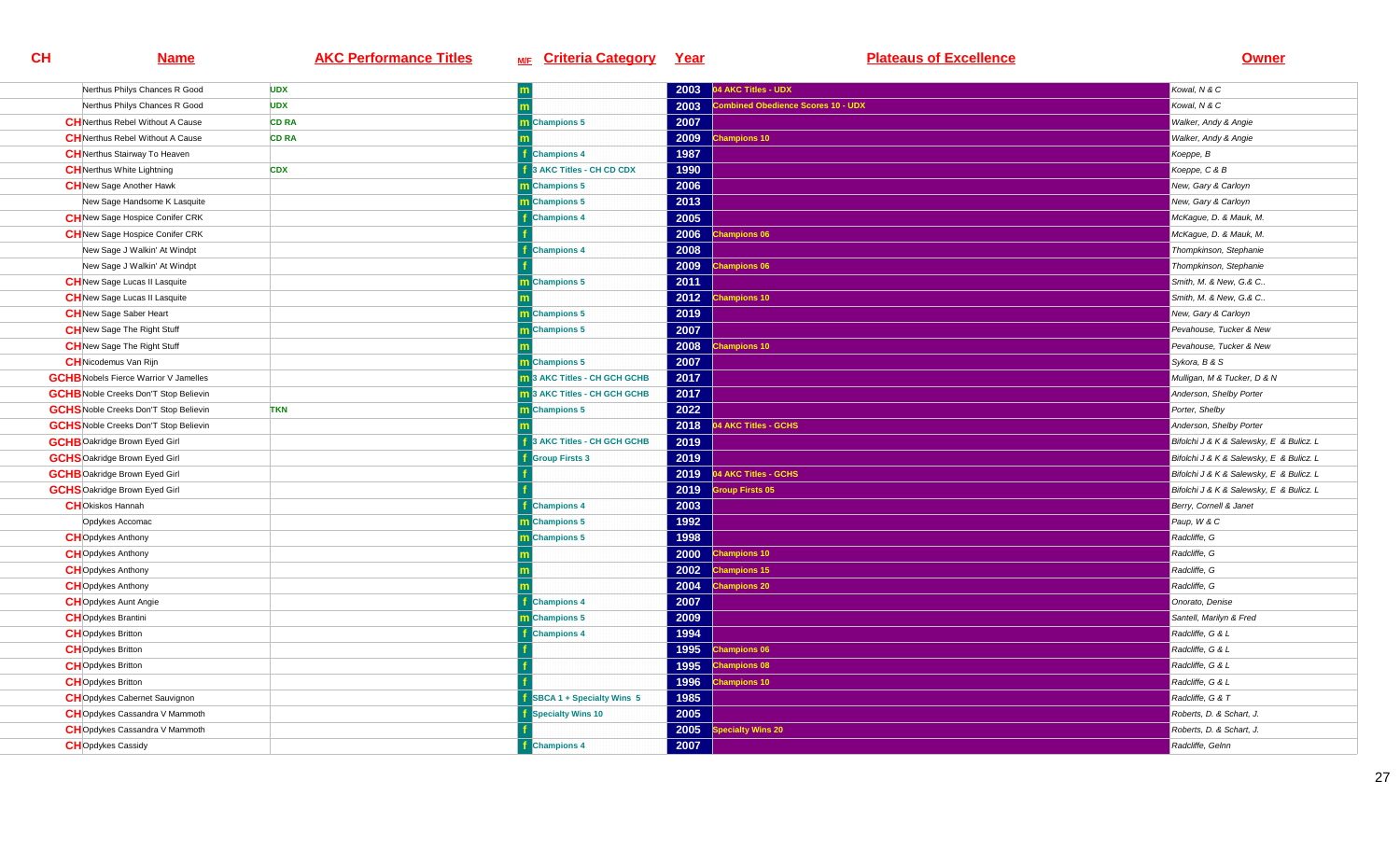| CH | Name | AKC Performance Titles | M/F | Criteria Category | Year | Plateaus of Excellence | Owner |
|---|---|---|---|---|---|---|---|
| | Nerthus Philys Chances R Good | UDX | m | | 2003 | 04 AKC Titles - UDX | Kowal, N & C |
| | Nerthus Philys Chances R Good | UDX | m | | 2003 | Combined Obedience Scores 10 - UDX | Kowal, N & C |
| CH | Nerthus Rebel Without A Cause | CD RA | m | Champions 5 | 2007 | | Walker, Andy & Angie |
| CH | Nerthus Rebel Without A Cause | CD RA | m | | 2009 | Champions 10 | Walker, Andy & Angie |
| CH | Nerthus Stairway To Heaven | | f | Champions 4 | 1987 | | Koeppe, B |
| CH | Nerthus White Lightning | CDX | f | 3 AKC Titles - CH CD CDX | 1990 | | Koeppe, C & B |
| CH | New Sage Another Hawk | | m | Champions 5 | 2006 | | New, Gary & Carloyn |
| | New Sage Handsome K Lasquite | | m | Champions 5 | 2013 | | New, Gary & Carloyn |
| CH | New Sage Hospice Conifer CRK | | f | Champions 4 | 2005 | | McKague, D. & Mauk, M. |
| CH | New Sage Hospice Conifer CRK | | f | | 2006 | Champions 06 | McKague, D. & Mauk, M. |
| | New Sage J Walkin' At Windpt | | f | Champions 4 | 2008 | | Thompkinson, Stephanie |
| | New Sage J Walkin' At Windpt | | f | | 2009 | Champions 06 | Thompkinson, Stephanie |
| CH | New Sage Lucas II Lasquite | | m | Champions 5 | 2011 | | Smith, M. & New, G.& C.. |
| CH | New Sage Lucas II Lasquite | | m | | 2012 | Champions 10 | Smith, M. & New, G.& C.. |
| CH | New Sage Saber Heart | | m | Champions 5 | 2019 | | New, Gary & Carloyn |
| CH | New Sage The Right Stuff | | m | Champions 5 | 2007 | | Pevahouse, Tucker & New |
| CH | New Sage The Right Stuff | | m | | 2008 | Champions 10 | Pevahouse, Tucker & New |
| CH | Nicodemus Van Rijn | | m | Champions 5 | 2007 | | Sykora, B & S |
| GCHB | Nobels Fierce Warrior V Jamelles | | m | 3 AKC Titles - CH GCH GCHB | 2017 | | Mulligan, M & Tucker, D & N |
| GCHB | Noble Creeks Don'T Stop Believin | | m | 3 AKC Titles - CH GCH GCHB | 2017 | | Anderson, Shelby Porter |
| GCHS | Noble Creeks Don'T Stop Believin | TKN | m | Champions 5 | 2022 | | Porter, Shelby |
| GCHS | Noble Creeks Don'T Stop Believin | | m | | 2018 | 04 AKC Titles - GCHS | Anderson, Shelby Porter |
| GCHB | Oakridge Brown Eyed Girl | | f | 3 AKC Titles - CH GCH GCHB | 2019 | | Bifolchi J & K & Salewsky, E & Bulicz. L |
| GCHS | Oakridge Brown Eyed Girl | | f | Group Firsts 3 | 2019 | | Bifolchi J & K & Salewsky, E & Bulicz. L |
| GCHB | Oakridge Brown Eyed Girl | | f | | 2019 | 04 AKC Titles - GCHS | Bifolchi J & K & Salewsky, E & Bulicz. L |
| GCHS | Oakridge Brown Eyed Girl | | f | | 2019 | Group Firsts 05 | Bifolchi J & K & Salewsky, E & Bulicz. L |
| CH | Okiskos Hannah | | f | Champions 4 | 2003 | | Berry, Cornell & Janet |
| | Opdykes Accomac | | m | Champions 5 | 1992 | | Paup, W & C |
| CH | Opdykes Anthony | | m | Champions 5 | 1998 | | Radcliffe, G |
| CH | Opdykes Anthony | | m | | 2000 | Champions 10 | Radcliffe, G |
| CH | Opdykes Anthony | | m | | 2002 | Champions 15 | Radcliffe, G |
| CH | Opdykes Anthony | | m | | 2004 | Champions 20 | Radcliffe, G |
| CH | Opdykes Aunt Angie | | f | Champions 4 | 2007 | | Onorato, Denise |
| CH | Opdykes Brantini | | m | Champions 5 | 2009 | | Santell, Marilyn & Fred |
| CH | Opdykes Britton | | f | Champions 4 | 1994 | | Radcliffe, G & L |
| CH | Opdykes Britton | | f | | 1995 | Champions 06 | Radcliffe, G & L |
| CH | Opdykes Britton | | f | | 1995 | Champions 08 | Radcliffe, G & L |
| CH | Opdykes Britton | | f | | 1996 | Champions 10 | Radcliffe, G & L |
| CH | Opdykes Cabernet Sauvignon | | f | SBCA 1 + Specialty Wins 5 | 1985 | | Radcliffe, G & T |
| CH | Opdykes Cassandra V Mammoth | | f | Specialty Wins 10 | 2005 | | Roberts, D. & Schart, J. |
| CH | Opdykes Cassandra V Mammoth | | f | | 2005 | Specialty Wins 20 | Roberts, D. & Schart, J. |
| CH | Opdykes Cassidy | | f | Champions 4 | 2007 | | Radcliffe, Gelnn |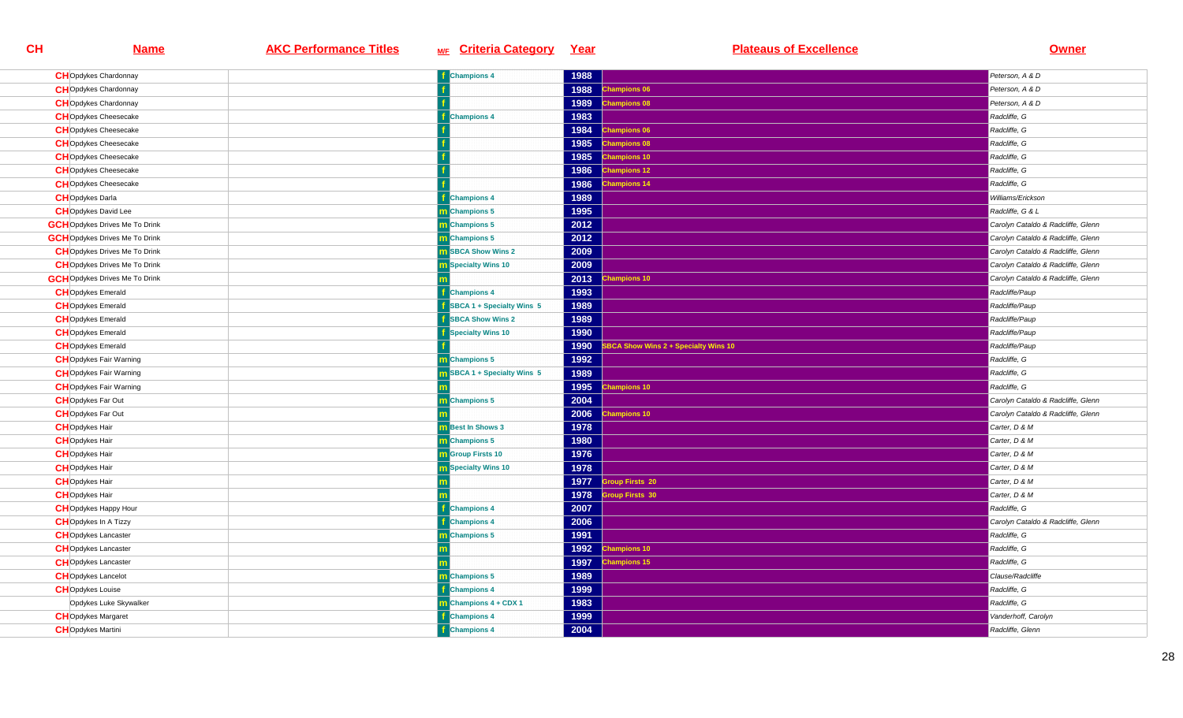| CH | Name | AKC Performance Titles | M/F | Criteria Category | Year | Plateaus of Excellence | Owner |
|---|---|---|---|---|---|---|---|
| CH | Opdykes Chardonnay | | f | Champions 4 | 1988 | | Peterson, A & D |
| CH | Opdykes Chardonnay | | f | | 1988 | Champions 06 | Peterson, A & D |
| CH | Opdykes Chardonnay | | f | | 1989 | Champions 08 | Peterson, A & D |
| CH | Opdykes Cheesecake | | f | Champions 4 | 1983 | | Radcliffe, G |
| CH | Opdykes Cheesecake | | f | | 1984 | Champions 06 | Radcliffe, G |
| CH | Opdykes Cheesecake | | f | | 1985 | Champions 08 | Radcliffe, G |
| CH | Opdykes Cheesecake | | f | | 1985 | Champions 10 | Radcliffe, G |
| CH | Opdykes Cheesecake | | f | | 1986 | Champions 12 | Radcliffe, G |
| CH | Opdykes Cheesecake | | f | | 1986 | Champions 14 | Radcliffe, G |
| CH | Opdykes Darla | | f | Champions 4 | 1989 | | Williams/Erickson |
| CH | Opdykes David Lee | | m | Champions 5 | 1995 | | Radcliffe, G & L |
| GCH | Opdykes Drives Me To Drink | | m | Champions 5 | 2012 | | Carolyn Cataldo & Radcliffe, Glenn |
| GCH | Opdykes Drives Me To Drink | | m | Champions 5 | 2012 | | Carolyn Cataldo & Radcliffe, Glenn |
| CH | Opdykes Drives Me To Drink | | m | SBCA Show Wins 2 | 2009 | | Carolyn Cataldo & Radcliffe, Glenn |
| CH | Opdykes Drives Me To Drink | | m | Specialty Wins 10 | 2009 | | Carolyn Cataldo & Radcliffe, Glenn |
| GCH | Opdykes Drives Me To Drink | | m | | 2013 | Champions 10 | Carolyn Cataldo & Radcliffe, Glenn |
| CH | Opdykes Emerald | | f | Champions 4 | 1993 | | Radcliffe/Paup |
| CH | Opdykes Emerald | | f | SBCA 1 + Specialty Wins 5 | 1989 | | Radcliffe/Paup |
| CH | Opdykes Emerald | | f | SBCA Show Wins 2 | 1989 | | Radcliffe/Paup |
| CH | Opdykes Emerald | | f | Specialty Wins 10 | 1990 | | Radcliffe/Paup |
| CH | Opdykes Emerald | | f | | 1990 | SBCA Show Wins 2 + Specialty Wins 10 | Radcliffe/Paup |
| CH | Opdykes Fair Warning | | m | Champions 5 | 1992 | | Radcliffe, G |
| CH | Opdykes Fair Warning | | m | SBCA 1 + Specialty Wins 5 | 1989 | | Radcliffe, G |
| CH | Opdykes Fair Warning | | m | | 1995 | Champions 10 | Radcliffe, G |
| CH | Opdykes Far Out | | m | Champions 5 | 2004 | | Carolyn Cataldo & Radcliffe, Glenn |
| CH | Opdykes Far Out | | m | | 2006 | Champions 10 | Carolyn Cataldo & Radcliffe, Glenn |
| CH | Opdykes Hair | | m | Best In Shows 3 | 1978 | | Carter, D & M |
| CH | Opdykes Hair | | m | Champions 5 | 1980 | | Carter, D & M |
| CH | Opdykes Hair | | m | Group Firsts 10 | 1976 | | Carter, D & M |
| CH | Opdykes Hair | | m | Specialty Wins 10 | 1978 | | Carter, D & M |
| CH | Opdykes Hair | | m | | 1977 | Group Firsts 20 | Carter, D & M |
| CH | Opdykes Hair | | m | | 1978 | Group Firsts 30 | Carter, D & M |
| CH | Opdykes Happy Hour | | f | Champions 4 | 2007 | | Radcliffe, G |
| CH | Opdykes In A Tizzy | | f | Champions 4 | 2006 | | Carolyn Cataldo & Radcliffe, Glenn |
| CH | Opdykes Lancaster | | m | Champions 5 | 1991 | | Radcliffe, G |
| CH | Opdykes Lancaster | | m | | 1992 | Champions 10 | Radcliffe, G |
| CH | Opdykes Lancaster | | m | | 1997 | Champions 15 | Radcliffe, G |
| CH | Opdykes Lancelot | | m | Champions 5 | 1989 | | Clause/Radcliffe |
| CH | Opdykes Louise | | f | Champions 4 | 1999 | | Radcliffe, G |
| | Opdykes Luke Skywalker | | m | Champions 4 + CDX 1 | 1983 | | Radcliffe, G |
| CH | Opdykes Margaret | | f | Champions 4 | 1999 | | Vanderhoff, Carolyn |
| CH | Opdykes Martini | | f | Champions 4 | 2004 | | Radcliffe, Glenn |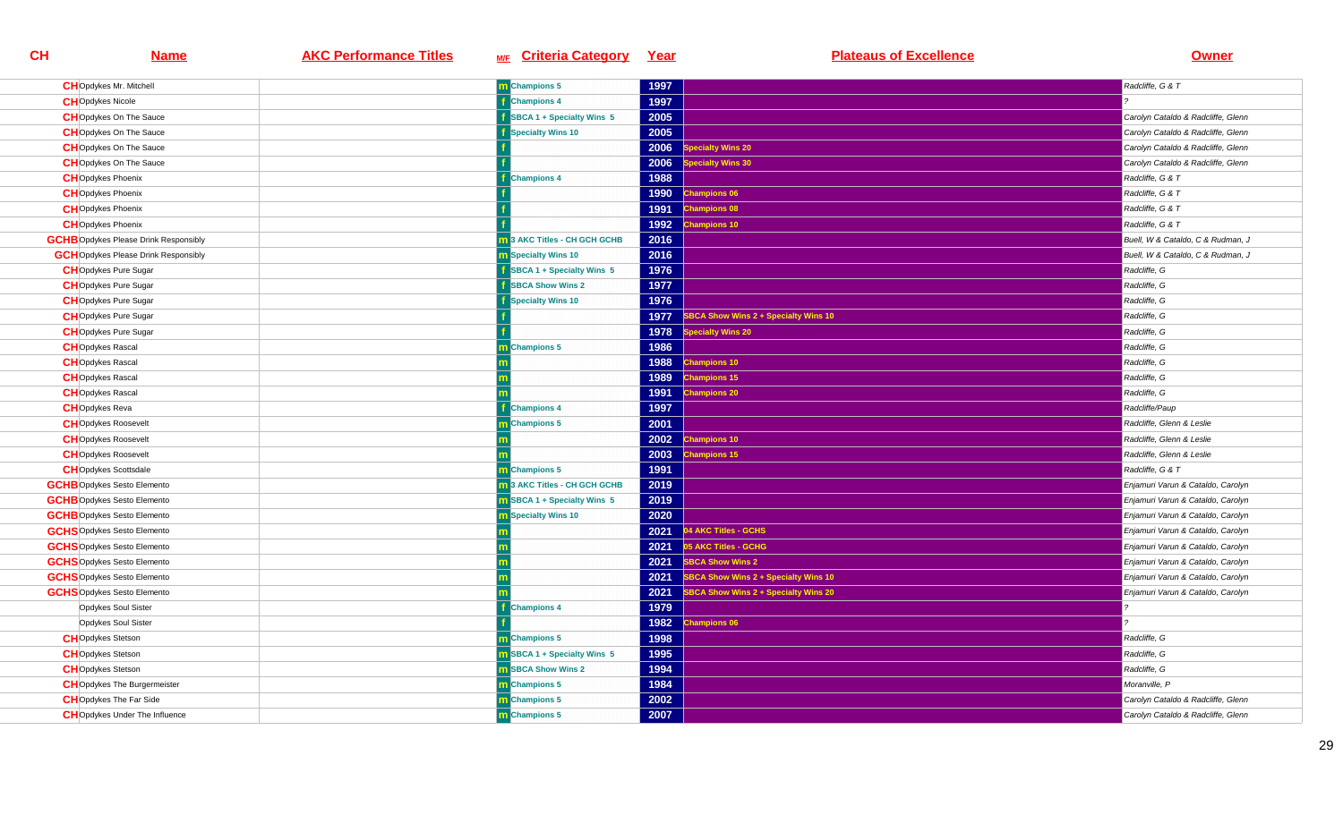| CH | Name | AKC Performance Titles | M/F | Criteria Category | Year | Plateaus of Excellence | Owner |
|---|---|---|---|---|---|---|---|
| CH | Opdykes Mr. Mitchell | | m | Champions 5 | 1997 | | Radcliffe, G & T |
| CH | Opdykes Nicole | | f | Champions 4 | 1997 | | ? |
| CH | Opdykes On The Sauce | | f | SBCA 1 + Specialty Wins 5 | 2005 | | Carolyn Cataldo & Radcliffe, Glenn |
| CH | Opdykes On The Sauce | | f | Specialty Wins 10 | 2005 | | Carolyn Cataldo & Radcliffe, Glenn |
| CH | Opdykes On The Sauce | | f | | 2006 | Specialty Wins 20 | Carolyn Cataldo & Radcliffe, Glenn |
| CH | Opdykes On The Sauce | | f | | 2006 | Specialty Wins 30 | Carolyn Cataldo & Radcliffe, Glenn |
| CH | Opdykes Phoenix | | f | Champions 4 | 1988 | | Radcliffe, G & T |
| CH | Opdykes Phoenix | | f | | 1990 | Champions 06 | Radcliffe, G & T |
| CH | Opdykes Phoenix | | f | | 1991 | Champions 08 | Radcliffe, G & T |
| CH | Opdykes Phoenix | | f | | 1992 | Champions 10 | Radcliffe, G & T |
| GCHB | Opdykes Please Drink Responsibly | | m | 3 AKC Titles - CH GCH GCHB | 2016 | | Buell, W & Cataldo, C & Rudman, J |
| GCH | Opdykes Please Drink Responsibly | | m | Specialty Wins 10 | 2016 | | Buell, W & Cataldo, C & Rudman, J |
| CH | Opdykes Pure Sugar | | f | SBCA 1 + Specialty Wins 5 | 1976 | | Radcliffe, G |
| CH | Opdykes Pure Sugar | | f | SBCA Show Wins 2 | 1977 | | Radcliffe, G |
| CH | Opdykes Pure Sugar | | f | Specialty Wins 10 | 1976 | | Radcliffe, G |
| CH | Opdykes Pure Sugar | | f | | 1977 | SBCA Show Wins 2 + Specialty Wins 10 | Radcliffe, G |
| CH | Opdykes Pure Sugar | | f | | 1978 | Specialty Wins 20 | Radcliffe, G |
| CH | Opdykes Rascal | | m | Champions 5 | 1986 | | Radcliffe, G |
| CH | Opdykes Rascal | | m | | 1988 | Champions 10 | Radcliffe, G |
| CH | Opdykes Rascal | | m | | 1989 | Champions 15 | Radcliffe, G |
| CH | Opdykes Rascal | | m | | 1991 | Champions 20 | Radcliffe, G |
| CH | Opdykes Reva | | f | Champions 4 | 1997 | | Radcliffe/Paup |
| CH | Opdykes Roosevelt | | m | Champions 5 | 2001 | | Radcliffe, Glenn & Leslie |
| CH | Opdykes Roosevelt | | m | | 2002 | Champions 10 | Radcliffe, Glenn & Leslie |
| CH | Opdykes Roosevelt | | m | | 2003 | Champions 15 | Radcliffe, Glenn & Leslie |
| CH | Opdykes Scottsdale | | m | Champions 5 | 1991 | | Radcliffe, G & T |
| GCHB | Opdykes Sesto Elemento | | m | 3 AKC Titles - CH GCH GCHB | 2019 | | Enjamuri Varun & Cataldo, Carolyn |
| GCHB | Opdykes Sesto Elemento | | m | SBCA 1 + Specialty Wins 5 | 2019 | | Enjamuri Varun & Cataldo, Carolyn |
| GCHB | Opdykes Sesto Elemento | | m | Specialty Wins 10 | 2020 | | Enjamuri Varun & Cataldo, Carolyn |
| GCHS | Opdykes Sesto Elemento | | m | | 2021 | 04 AKC Titles - GCHS | Enjamuri Varun & Cataldo, Carolyn |
| GCHS | Opdykes Sesto Elemento | | m | | 2021 | 05 AKC Titles - GCHG | Enjamuri Varun & Cataldo, Carolyn |
| GCHS | Opdykes Sesto Elemento | | m | | 2021 | SBCA Show Wins 2 | Enjamuri Varun & Cataldo, Carolyn |
| GCHS | Opdykes Sesto Elemento | | m | | 2021 | SBCA Show Wins 2 + Specialty Wins 10 | Enjamuri Varun & Cataldo, Carolyn |
| GCHS | Opdykes Sesto Elemento | | m | | 2021 | SBCA Show Wins 2 + Specialty Wins 20 | Enjamuri Varun & Cataldo, Carolyn |
| | Opdykes Soul Sister | | f | Champions 4 | 1979 | | ? |
| | Opdykes Soul Sister | | f | | 1982 | Champions 06 | ? |
| CH | Opdykes Stetson | | m | Champions 5 | 1998 | | Radcliffe, G |
| CH | Opdykes Stetson | | m | SBCA 1 + Specialty Wins 5 | 1995 | | Radcliffe, G |
| CH | Opdykes Stetson | | m | SBCA Show Wins 2 | 1994 | | Radcliffe, G |
| CH | Opdykes The Burgermeister | | m | Champions 5 | 1984 | | Moranville, P |
| CH | Opdykes The Far Side | | m | Champions 5 | 2002 | | Carolyn Cataldo & Radcliffe, Glenn |
| CH | Opdykes Under The Influence | | m | Champions 5 | 2007 | | Carolyn Cataldo & Radcliffe, Glenn |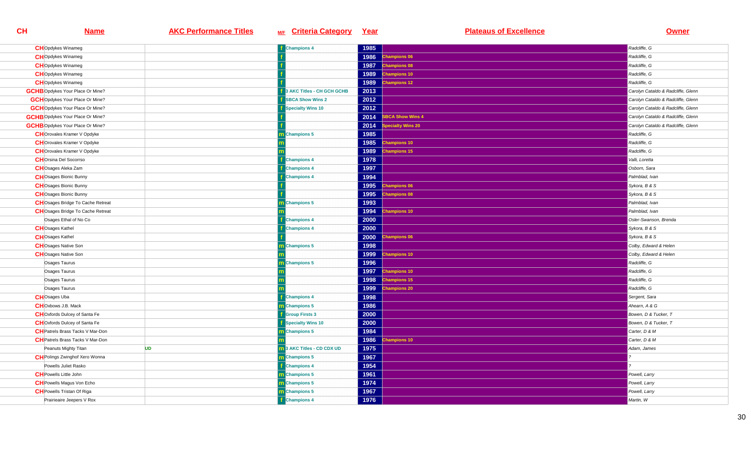| CH | Name | AKC Performance Titles | M/F | Criteria Category | Year | Plateaus of Excellence | Owner |
|---|---|---|---|---|---|---|---|
| CH | Opdykes Winameg | | f | Champions 4 | 1985 | | Radcliffe, G |
| CH | Opdykes Winameg | | f | | 1986 | Champions 06 | Radcliffe, G |
| CH | Opdykes Winameg | | f | | 1987 | Champions 08 | Radcliffe, G |
| CH | Opdykes Winameg | | f | | 1989 | Champions 10 | Radcliffe, G |
| CH | Opdykes Winameg | | f | | 1989 | Champions 12 | Radcliffe, G |
| GCHB | Opdykes Your Place Or Mine? | | f | 3 AKC Titles - CH GCH GCHB | 2013 | | Carolyn Cataldo & Radcliffe, Glenn |
| GCH | Opdykes Your Place Or Mine? | | f | SBCA Show Wins 2 | 2012 | | Carolyn Cataldo & Radcliffe, Glenn |
| GCH | Opdykes Your Place Or Mine? | | f | Specialty Wins 10 | 2012 | | Carolyn Cataldo & Radcliffe, Glenn |
| GCHB | Opdykes Your Place Or Mine? | | f | | 2014 | SBCA Show Wins 4 | Carolyn Cataldo & Radcliffe, Glenn |
| GCHB | Opdykes Your Place Or Mine? | | f | | 2014 | Specialty Wins 20 | Carolyn Cataldo & Radcliffe, Glenn |
| CH | Orovales Kramer V Opdyke | | m | Champions 5 | 1985 | | Radcliffe, G |
| CH | Orovales Kramer V Opdyke | | m | | 1985 | Champions 10 | Radcliffe, G |
| CH | Orovales Kramer V Opdyke | | m | | 1989 | Champions 15 | Radcliffe, G |
| CH | Orsina Del Socorrso | | f | Champions 4 | 1978 | | Valli, Loretta |
| CH | Osages Aleka Zam | | f | Champions 4 | 1997 | | Osborn, Sara |
| CH | Osages Bionic Bunny | | f | Champions 4 | 1994 | | Palmblad, Ivan |
| CH | Osages Bionic Bunny | | f | | 1995 | Champions 06 | Sykora, B & S |
| CH | Osages Bionic Bunny | | f | | 1995 | Champions 08 | Sykora, B & S |
| CH | Osages Bridge To Cache Retreat | | m | Champions 5 | 1993 | | Palmblad, Ivan |
| CH | Osages Bridge To Cache Retreat | | m | | 1994 | Champions 10 | Palmblad, Ivan |
| | Osages Ethal of No Co | | f | Champions 4 | 2000 | | Osler-Swanson, Brenda |
| CH | Osages Kathel | | f | Champions 4 | 2000 | | Sykora, B & S |
| CH | Osages Kathel | | f | | 2000 | Champions 06 | Sykora, B & S |
| CH | Osages Native Son | | m | Champions 5 | 1998 | | Colby, Edward & Helen |
| CH | Osages Native Son | | m | | 1999 | Champions 10 | Colby, Edward & Helen |
| | Osages Taurus | | m | Champions 5 | 1996 | | Radcliffe, G |
| | Osages Taurus | | m | | 1997 | Champions 10 | Radcliffe, G |
| | Osages Taurus | | m | | 1998 | Champions 15 | Radcliffe, G |
| | Osages Taurus | | m | | 1999 | Champions 20 | Radcliffe, G |
| CH | Osages Uba | | f | Champions 4 | 1998 | | Sergent, Sara |
| CH | Oxbows J.B. Mack | | m | Champions 5 | 1986 | | Ahearn, A & G |
| CH | Oxfords Dulcey of Santa Fe | | f | Group Firsts 3 | 2000 | | Bowen, D & Tucker, T |
| CH | Oxfords Dulcey of Santa Fe | | f | Specialty Wins 10 | 2000 | | Bowen, D & Tucker, T |
| CH | Patrels Brass Tacks V Mar-Don | | m | Champions 5 | 1984 | | Carter, D & M |
| CH | Patrels Brass Tacks V Mar-Don | | m | | 1986 | Champions 10 | Carter, D & M |
| | Peanuts Mighty Titan | UD | m | 3 AKC Titles - CD CDX UD | 1975 | | Adam, James |
| CH | Polings Zwinghof Xero Wonna | | m | Champions 5 | 1967 | | ? |
| | Powells Juliet Rasko | | f | Champions 4 | 1954 | | ? |
| CH | Powells Little John | | m | Champions 5 | 1961 | | Powell, Larry |
| CH | Powells Magus Von Echo | | m | Champions 5 | 1974 | | Powell, Larry |
| CH | Powells Tristan Of Riga | | m | Champions 5 | 1967 | | Powell, Larry |
| | Prairieaire Jeepers V Rox | | f | Champions 4 | 1976 | | Martin, W |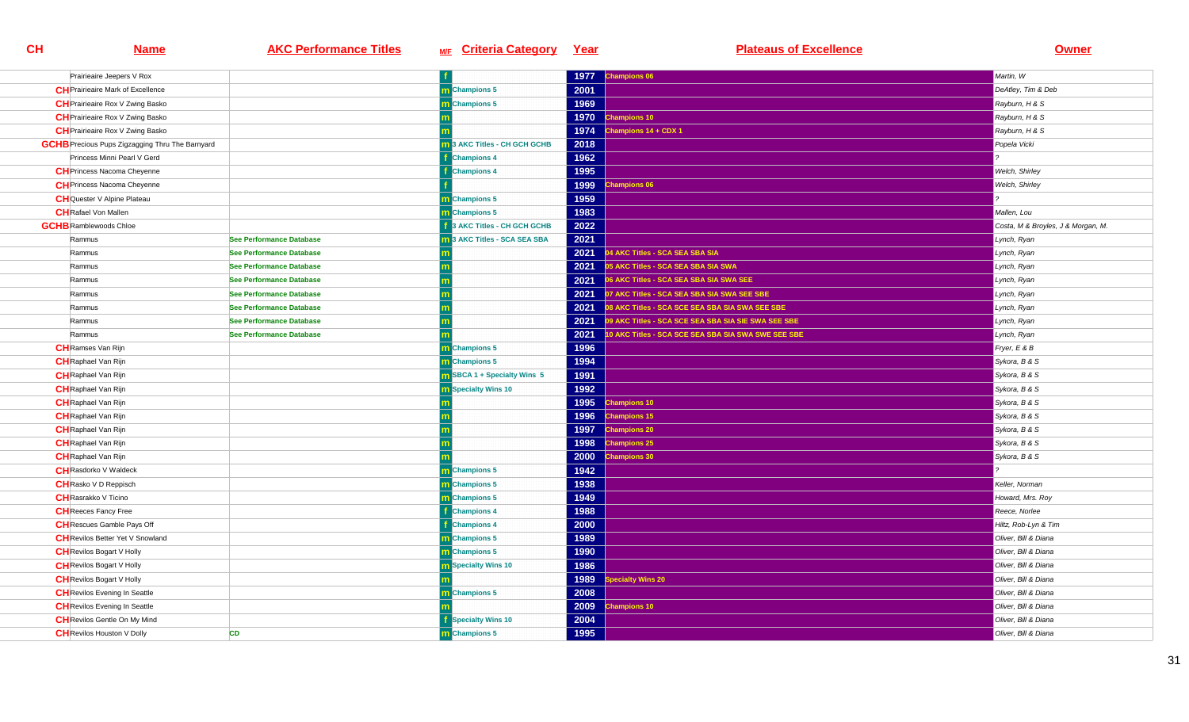| CH | Name | AKC Performance Titles | M/F | Criteria Category | Year | Plateaus of Excellence | Owner |
|---|---|---|---|---|---|---|---|
| | Prairieaire Jeepers V Rox | | f | | 1977 | Champions 06 | Martin, W |
| CH | Prairieaire Mark of Excellence | | m | Champions 5 | 2001 | | DeAtley, Tim & Deb |
| CH | Prairieaire Rox V Zwing Basko | | m | Champions 5 | 1969 | | Rayburn, H & S |
| CH | Prairieaire Rox V Zwing Basko | | m | | 1970 | Champions 10 | Rayburn, H & S |
| CH | Prairieaire Rox V Zwing Basko | | m | | 1974 | Champions 14 + CDX 1 | Rayburn, H & S |
| GCHB | Precious Pups Zigzagging Thru The Barnyard | | m | 3 AKC Titles - CH GCH GCHB | 2018 | | Popela Vicki |
| | Princess Minni Pearl V Gerd | | f | Champions 4 | 1962 | | ? |
| CH | Princess Nacoma Cheyenne | | f | Champions 4 | 1995 | | Welch, Shirley |
| CH | Princess Nacoma Cheyenne | | f | | 1999 | Champions 06 | Welch, Shirley |
| CH | Quester V Alpine Plateau | | m | Champions 5 | 1959 | | ? |
| CH | Rafael Von Mallen | | m | Champions 5 | 1983 | | Mallen, Lou |
| GCHB | Ramblewoods Chloe | | f | 3 AKC Titles - CH GCH GCHB | 2022 | | Costa, M & Broyles, J & Morgan, M. |
| | Rammus | See Performance Database | m | 3 AKC Titles - SCA SEA SBA | 2021 | | Lynch, Ryan |
| | Rammus | See Performance Database | m | | 2021 | 04 AKC Titles - SCA SEA SBA SIA | Lynch, Ryan |
| | Rammus | See Performance Database | m | | 2021 | 05 AKC Titles - SCA SEA SBA SIA SWA | Lynch, Ryan |
| | Rammus | See Performance Database | m | | 2021 | 06 AKC Titles - SCA SEA SBA SIA SWA SEE | Lynch, Ryan |
| | Rammus | See Performance Database | m | | 2021 | 07 AKC Titles - SCA SEA SBA SIA SWA SEE SBE | Lynch, Ryan |
| | Rammus | See Performance Database | m | | 2021 | 08 AKC Titles - SCA SCE SEA SBA SIA SWA SEE SBE | Lynch, Ryan |
| | Rammus | See Performance Database | m | | 2021 | 09 AKC Titles - SCA SCE SEA SBA SIA SIE SWA SEE SBE | Lynch, Ryan |
| | Rammus | See Performance Database | m | | 2021 | 10 AKC Titles - SCA SCE SEA SBA SIA SWA SWE SEE SBE | Lynch, Ryan |
| CH | Ramses Van Rijn | | m | Champions 5 | 1996 | | Fryer, E & B |
| CH | Raphael Van Rijn | | m | Champions 5 | 1994 | | Sykora, B & S |
| CH | Raphael Van Rijn | | m | SBCA 1 + Specialty Wins 5 | 1991 | | Sykora, B & S |
| CH | Raphael Van Rijn | | m | Specialty Wins 10 | 1992 | | Sykora, B & S |
| CH | Raphael Van Rijn | | m | | 1995 | Champions 10 | Sykora, B & S |
| CH | Raphael Van Rijn | | m | | 1996 | Champions 15 | Sykora, B & S |
| CH | Raphael Van Rijn | | m | | 1997 | Champions 20 | Sykora, B & S |
| CH | Raphael Van Rijn | | m | | 1998 | Champions 25 | Sykora, B & S |
| CH | Raphael Van Rijn | | m | | 2000 | Champions 30 | Sykora, B & S |
| CH | Rasdorko V Waldeck | | m | Champions 5 | 1942 | | ? |
| CH | Rasko V D Reppisch | | m | Champions 5 | 1938 | | Keller, Norman |
| CH | Rasrakko V Ticino | | m | Champions 5 | 1949 | | Howard, Mrs. Roy |
| CH | Reeces Fancy Free | | f | Champions 4 | 1988 | | Reece, Norlee |
| CH | Rescues Gamble Pays Off | | f | Champions 4 | 2000 | | Hiltz, Rob-Lyn & Tim |
| CH | Revilos Better Yet V Snowland | | m | Champions 5 | 1989 | | Oliver, Bill & Diana |
| CH | Revilos Bogart V Holly | | m | Champions 5 | 1990 | | Oliver, Bill & Diana |
| CH | Revilos Bogart V Holly | | m | Specialty Wins 10 | 1986 | | Oliver, Bill & Diana |
| CH | Revilos Bogart V Holly | | m | | 1989 | Specialty Wins 20 | Oliver, Bill & Diana |
| CH | Revilos Evening In Seattle | | m | Champions 5 | 2008 | | Oliver, Bill & Diana |
| CH | Revilos Evening In Seattle | | m | | 2009 | Champions 10 | Oliver, Bill & Diana |
| CH | Revilos Gentle On My Mind | | f | Specialty Wins 10 | 2004 | | Oliver, Bill & Diana |
| CH | Revilos Houston V Dolly | CD | m | Champions 5 | 1995 | | Oliver, Bill & Diana |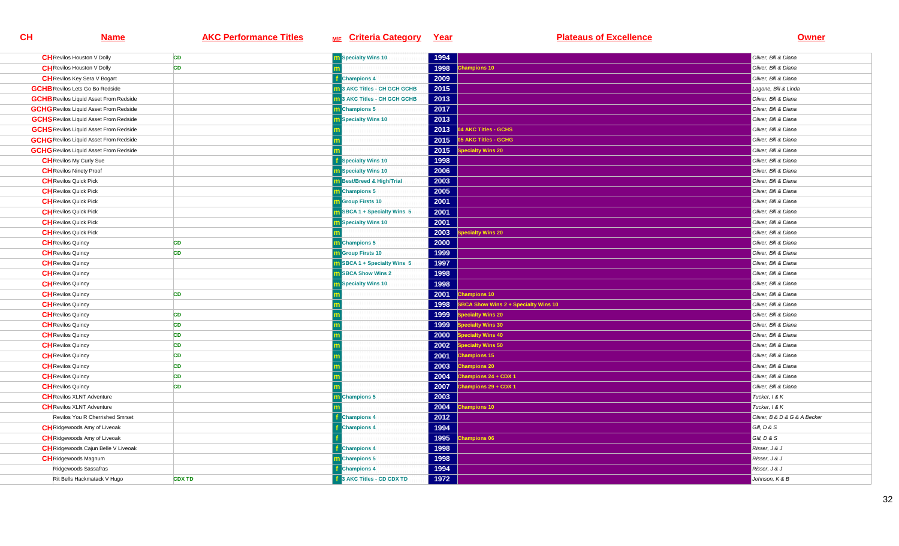| CH | Name | AKC Performance Titles | M/F | Criteria Category | Year | Plateaus of Excellence | Owner |
|---|---|---|---|---|---|---|---|
| CH | Revilos Houston V Dolly | CD | m | Specialty Wins 10 | 1994 | | Oliver, Bill & Diana |
| CH | Revilos Houston V Dolly | CD | m | | 1998 | Champions 10 | Oliver, Bill & Diana |
| CH | Revilos Key Sera V Bogart | | f | Champions 4 | 2009 | | Oliver, Bill & Diana |
| GCHB | Revilos Lets Go Bo Redside | | m | 3 AKC Titles - CH GCH GCHB | 2015 | | Lagone, Bill & Linda |
| GCHB | Revilos Liquid Asset From Redside | | m | 3 AKC Titles - CH GCH GCHB | 2013 | | Oliver, Bill & Diana |
| GCHG | Revilos Liquid Asset From Redside | | m | Champions 5 | 2017 | | Oliver, Bill & Diana |
| GCHS | Revilos Liquid Asset From Redside | | m | Specialty Wins 10 | 2013 | | Oliver, Bill & Diana |
| GCHS | Revilos Liquid Asset From Redside | | m | | 2013 | 04 AKC Titles - GCHS | Oliver, Bill & Diana |
| GCHG | Revilos Liquid Asset From Redside | | m | | 2015 | 05 AKC Titles - GCHG | Oliver, Bill & Diana |
| GCHG | Revilos Liquid Asset From Redside | | m | | 2015 | Specialty Wins 20 | Oliver, Bill & Diana |
| CH | Revilos My Curly Sue | | f | Specialty Wins 10 | 1998 | | Oliver, Bill & Diana |
| CH | Revilos Ninety Proof | | m | Specialty Wins 10 | 2006 | | Oliver, Bill & Diana |
| CH | Revilos Quick Pick | | m | Best/Breed & High/Trial | 2003 | | Oliver, Bill & Diana |
| CH | Revilos Quick Pick | | m | Champions 5 | 2005 | | Oliver, Bill & Diana |
| CH | Revilos Quick Pick | | m | Group Firsts 10 | 2001 | | Oliver, Bill & Diana |
| CH | Revilos Quick Pick | | m | SBCA 1 + Specialty Wins 5 | 2001 | | Oliver, Bill & Diana |
| CH | Revilos Quick Pick | | m | Specialty Wins 10 | 2001 | | Oliver, Bill & Diana |
| CH | Revilos Quick Pick | | m | | 2003 | Specialty Wins 20 | Oliver, Bill & Diana |
| CH | Revilos Quincy | CD | m | Champions 5 | 2000 | | Oliver, Bill & Diana |
| CH | Revilos Quincy | CD | m | Group Firsts 10 | 1999 | | Oliver, Bill & Diana |
| CH | Revilos Quincy | | m | SBCA 1 + Specialty Wins 5 | 1997 | | Oliver, Bill & Diana |
| CH | Revilos Quincy | | m | SBCA Show Wins 2 | 1998 | | Oliver, Bill & Diana |
| CH | Revilos Quincy | | m | Specialty Wins 10 | 1998 | | Oliver, Bill & Diana |
| CH | Revilos Quincy | CD | m | | 2001 | Champions 10 | Oliver, Bill & Diana |
| CH | Revilos Quincy | | m | | 1998 | SBCA Show Wins 2 + Specialty Wins 10 | Oliver, Bill & Diana |
| CH | Revilos Quincy | CD | m | | 1999 | Specialty Wins 20 | Oliver, Bill & Diana |
| CH | Revilos Quincy | CD | m | | 1999 | Specialty Wins 30 | Oliver, Bill & Diana |
| CH | Revilos Quincy | CD | m | | 2000 | Specialty Wins 40 | Oliver, Bill & Diana |
| CH | Revilos Quincy | CD | m | | 2002 | Specialty Wins 50 | Oliver, Bill & Diana |
| CH | Revilos Quincy | CD | m | | 2001 | Champions 15 | Oliver, Bill & Diana |
| CH | Revilos Quincy | CD | m | | 2003 | Champions 20 | Oliver, Bill & Diana |
| CH | Revilos Quincy | CD | m | | 2004 | Champions 24 + CDX 1 | Oliver, Bill & Diana |
| CH | Revilos Quincy | CD | m | | 2007 | Champions 29 + CDX 1 | Oliver, Bill & Diana |
| CH | Revilos XLNT Adventure | | m | Champions 5 | 2003 | | Tucker, I & K |
| CH | Revilos XLNT Adventure | | m | | 2004 | Champions 10 | Tucker, I & K |
| | Revilos You R Cherrished Smrset | | f | Champions 4 | 2012 | | Oliver, B & D & G & A Becker |
| CH | Ridgewoods Amy of Liveoak | | f | Champions 4 | 1994 | | Gill, D & S |
| CH | Ridgewoods Amy of Liveoak | | f | | 1995 | Champions 06 | Gill, D & S |
| CH | Ridgewoods Cajun Belle V Liveoak | | f | Champions 4 | 1998 | | Risser, J & J |
| CH | Ridgewoods Magnum | | m | Champions 5 | 1998 | | Risser, J & J |
| | Ridgewoods Sassafras | | f | Champions 4 | 1994 | | Risser, J & J |
| | Rit Bells Hackmatack V Hugo | CDX TD | f | 3 AKC Titles - CD CDX TD | 1972 | | Johnson, K & B |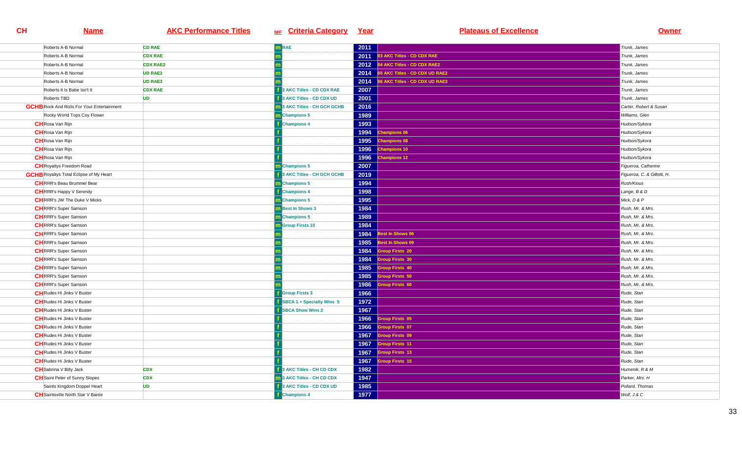| CH | Name | AKC Performance Titles | M/F | Criteria Category | Year | Plateaus of Excellence | Owner |
|---|---|---|---|---|---|---|---|
| | Roberts A-B Normal | CD RAE | m | RAE | 2011 | | Trunk, James |
| | Roberts A-B Normal | CDX RAE | m | | 2011 | 03 AKC Titles - CD CDX RAE | Trunk, James |
| | Roberts A-B Normal | CDX RAE2 | m | | 2012 | 04 AKC Titles - CD CDX RAE2 | Trunk, James |
| | Roberts A-B Normal | UD RAE2 | m | | 2014 | 05 AKC Titles - CD CDX UD RAE2 | Trunk, James |
| | Roberts A-B Normal | UD RAE3 | m | | 2014 | 06 AKC Titles - CD CDX UD RAE3 | Trunk, James |
| | Roberts It Is Babe Isn't It | CDX RAE | f | 3 AKC Titles - CD CDX RAE | 2007 | | Trunk, James |
| | Roberts TBD | UD | f | 3 AKC Titles - CD CDX UD | 2001 | | Trunk, James |
| GCHB | Rock And Rolls For Your Entertainment | | m | 3 AKC Titles - CH GCH GCHB | 2016 | | Carter, Robert & Susan |
| | Rocky World Tops Coy Flower | | m | Champions 5 | 1989 | | Williams, Glen |
| CH | Rosa Van Rijn | | f | Champions 4 | 1993 | | Hudson/Sykora |
| CH | Rosa Van Rijn | | f | | 1994 | Champions 06 | Hudson/Sykora |
| CH | Rosa Van Rijn | | f | | 1995 | Champions 08 | Hudson/Sykora |
| CH | Rosa Van Rijn | | f | | 1996 | Champions 10 | Hudson/Sykora |
| CH | Rosa Van Rijn | | f | | 1996 | Champions 12 | Hudson/Sykora |
| CH | Royaltys Freedom Road | | m | Champions 5 | 2007 | | Figueroa, Catherine |
| GCHB | Royaltys Total Eclipse of My Heart | | f | 3 AKC Titles - CH GCH GCHB | 2019 | | Figueroa, C. & Gillotti, H. |
| CH | RRR's Beau Brummel Bear | | m | Champions 5 | 1994 | | Rush/Kious |
| CH | RRR's Happy V Serenity | | f | Champions 4 | 1998 | | Lange, B & D |
| CH | RRR's JW The Duke V Micks | | m | Champions 5 | 1995 | | Mick, D & P |
| CH | RRR's Super Samson | | m | Best In Shows 3 | 1984 | | Rush, Mr. & Mrs. |
| CH | RRR's Super Samson | | m | Champions 5 | 1989 | | Rush, Mr. & Mrs. |
| CH | RRR's Super Samson | | m | Group Firsts 10 | 1984 | | Rush, Mr. & Mrs. |
| CH | RRR's Super Samson | | m | | 1984 | Best In Shows 06 | Rush, Mr. & Mrs. |
| CH | RRR's Super Samson | | m | | 1985 | Best In Shows 09 | Rush, Mr. & Mrs. |
| CH | RRR's Super Samson | | m | | 1984 | Group Firsts 20 | Rush, Mr. & Mrs. |
| CH | RRR's Super Samson | | m | | 1984 | Group Firsts 30 | Rush, Mr. & Mrs. |
| CH | RRR's Super Samson | | m | | 1985 | Group Firsts 40 | Rush, Mr. & Mrs. |
| CH | RRR's Super Samson | | m | | 1985 | Group Firsts 50 | Rush, Mr. & Mrs. |
| CH | RRR's Super Samson | | m | | 1986 | Group Firsts 60 | Rush, Mr. & Mrs. |
| CH | Rudes Hi Jinks V Buster | | f | Group Firsts 3 | 1966 | | Rude, Stan |
| CH | Rudes Hi Jinks V Buster | | f | SBCA 1 + Specialty Wins 5 | 1972 | | Rude, Stan |
| CH | Rudes Hi Jinks V Buster | | f | SBCA Show Wins 2 | 1967 | | Rude, Stan |
| CH | Rudes Hi Jinks V Buster | | f | | 1966 | Group Firsts 05 | Rude, Stan |
| CH | Rudes Hi Jinks V Buster | | f | | 1966 | Group Firsts 07 | Rude, Stan |
| CH | Rudes Hi Jinks V Buster | | f | | 1967 | Group Firsts 09 | Rude, Stan |
| CH | Rudes Hi Jinks V Buster | | f | | 1967 | Group Firsts 11 | Rude, Stan |
| CH | Rudes Hi Jinks V Buster | | f | | 1967 | Group Firsts 13 | Rude, Stan |
| CH | Rudes Hi Jinks V Buster | | f | | 1967 | Group Firsts 15 | Rude, Stan |
| CH | Sabrina V Billy Jack | CDX | f | 3 AKC Titles - CH CD CDX | 1982 | | Humenik, R & M |
| CH | Saint Peter of Sunny Slopes | CDX | m | 3 AKC Titles - CH CD CDX | 1947 | | Parker, Mrs. H |
| | Saints Kingdom Doppel Heart | UD | f | 3 AKC Titles - CD CDX UD | 1985 | | Pollard, Thomas |
| CH | Saintsville North Star V Barrie | | f | Champions 4 | 1977 | | Wolf, J & C |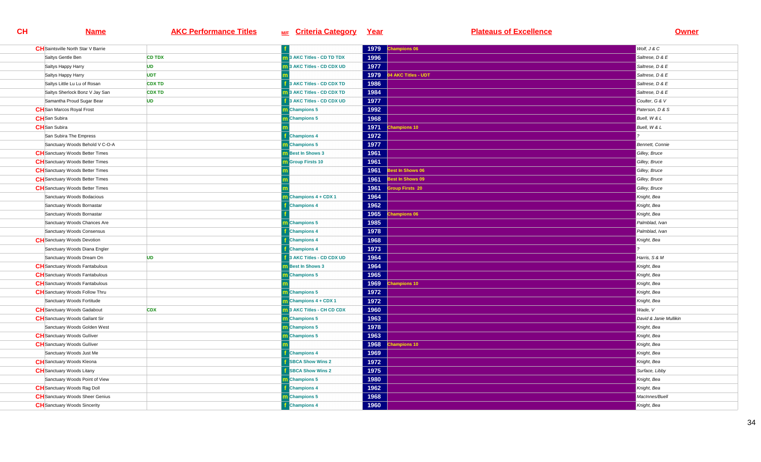| CH | Name | AKC Performance Titles | M/F | Criteria Category | Year | Plateaus of Excellence | Owner |
|---|---|---|---|---|---|---|---|
| CH | Saintsville North Star V Barrie | | f | | 1979 | Champions 06 | Wolf, J & C |
| | Saltys Gentle Ben | CD TDX | m | 3 AKC Titles - CD TD TDX | 1996 | | Saltrese, D & E |
| | Saltys Happy Harry | UD | m | 3 AKC Titles - CD CDX UD | 1977 | | Saltrese, D & E |
| | Saltys Happy Harry | UDT | m | | 1979 | 04 AKC Titles - UDT | Saltrese, D & E |
| | Saltys Little Lu Lu of Rosan | CDX TD | f | 3 AKC Titles - CD CDX TD | 1986 | | Saltrese, D & E |
| | Saltys Sherlock Bonz V Jay San | CDX TD | m | 3 AKC Titles - CD CDX TD | 1984 | | Saltrese, D & E |
| | Samantha Proud Sugar Bear | UD | f | 3 AKC Titles - CD CDX UD | 1977 | | Coulter, G & V |
| CH | San Marcos Royal Frost | | m | Champions 5 | 1992 | | Paterson, D & S |
| CH | San Subira | | m | Champions 5 | 1968 | | Buell, W & L |
| CH | San Subira | | m | | 1971 | Champions 10 | Buell, W & L |
| | San Subira The Empress | | f | Champions 4 | 1972 | | ? |
| | Sanctuary Woods Behold V C-O-A | | m | Champions 5 | 1977 | | Bennett, Connie |
| CH | Sanctuary Woods Better Times | | m | Best In Shows 3 | 1961 | | Gilley, Bruce |
| CH | Sanctuary Woods Better Times | | m | Group Firsts 10 | 1961 | | Gilley, Bruce |
| CH | Sanctuary Woods Better Times | | m | | 1961 | Best In Shows 06 | Gilley, Bruce |
| CH | Sanctuary Woods Better Times | | m | | 1961 | Best In Shows 09 | Gilley, Bruce |
| CH | Sanctuary Woods Better Times | | m | | 1961 | Group Firsts 20 | Gilley, Bruce |
| | Sanctuary Woods Bodacious | | m | Champions 4 + CDX 1 | 1964 | | Knight, Bea |
| | Sanctuary Woods Bornastar | | f | Champions 4 | 1962 | | Knight, Bea |
| | Sanctuary Woods Bornastar | | f | | 1965 | Champions 06 | Knight, Bea |
| | Sanctuary Woods Chances Are | | m | Champions 5 | 1985 | | Palmblad, Ivan |
| | Sanctuary Woods Consensus | | f | Champions 4 | 1978 | | Palmblad, Ivan |
| CH | Sanctuary Woods Devotion | | f | Champions 4 | 1968 | | Knight, Bea |
| | Sanctuary Woods Diana Engler | | f | Champions 4 | 1973 | | ? |
| | Sanctuary Woods Dream On | UD | f | 3 AKC Titles - CD CDX UD | 1964 | | Harris, S & M |
| CH | Sanctuary Woods Fantabulous | | m | Best In Shows 3 | 1964 | | Knight, Bea |
| CH | Sanctuary Woods Fantabulous | | m | Champions 5 | 1965 | | Knight, Bea |
| CH | Sanctuary Woods Fantabulous | | m | | 1969 | Champions 10 | Knight, Bea |
| CH | Sanctuary Woods Follow Thru | | m | Champions 5 | 1972 | | Knight, Bea |
| | Sanctuary Woods Fortitude | | m | Champions 4 + CDX 1 | 1972 | | Knight, Bea |
| CH | Sanctuary Woods Gadabout | CDX | m | 3 AKC Titles - CH CD CDX | 1960 | | Wade, V |
| CH | Sanctuary Woods Gallant Sir | | m | Champions 5 | 1963 | | David & Janie Mullikin |
| | Sanctuary Woods Golden West | | m | Champions 5 | 1978 | | Knight, Bea |
| CH | Sanctuary Woods Gulliver | | m | Champions 5 | 1963 | | Knight, Bea |
| CH | Sanctuary Woods Gulliver | | m | | 1968 | Champions 10 | Knight, Bea |
| | Sanctuary Woods Just Me | | f | Champions 4 | 1969 | | Knight, Bea |
| CH | Sanctuary Woods Kleona | | f | SBCA Show Wins 2 | 1972 | | Knight, Bea |
| CH | Sanctuary Woods Litany | | f | SBCA Show Wins 2 | 1975 | | Surface, Libby |
| | Sanctuary Woods Point of View | | m | Champions 5 | 1980 | | Knight, Bea |
| CH | Sanctuary Woods Rag Doll | | f | Champions 4 | 1962 | | Knight, Bea |
| CH | Sanctuary Woods Sheer Genius | | m | Champions 5 | 1968 | | MacInnes/Buell |
| CH | Sanctuary Woods Sincerity | | f | Champions 4 | 1960 | | Knight, Bea |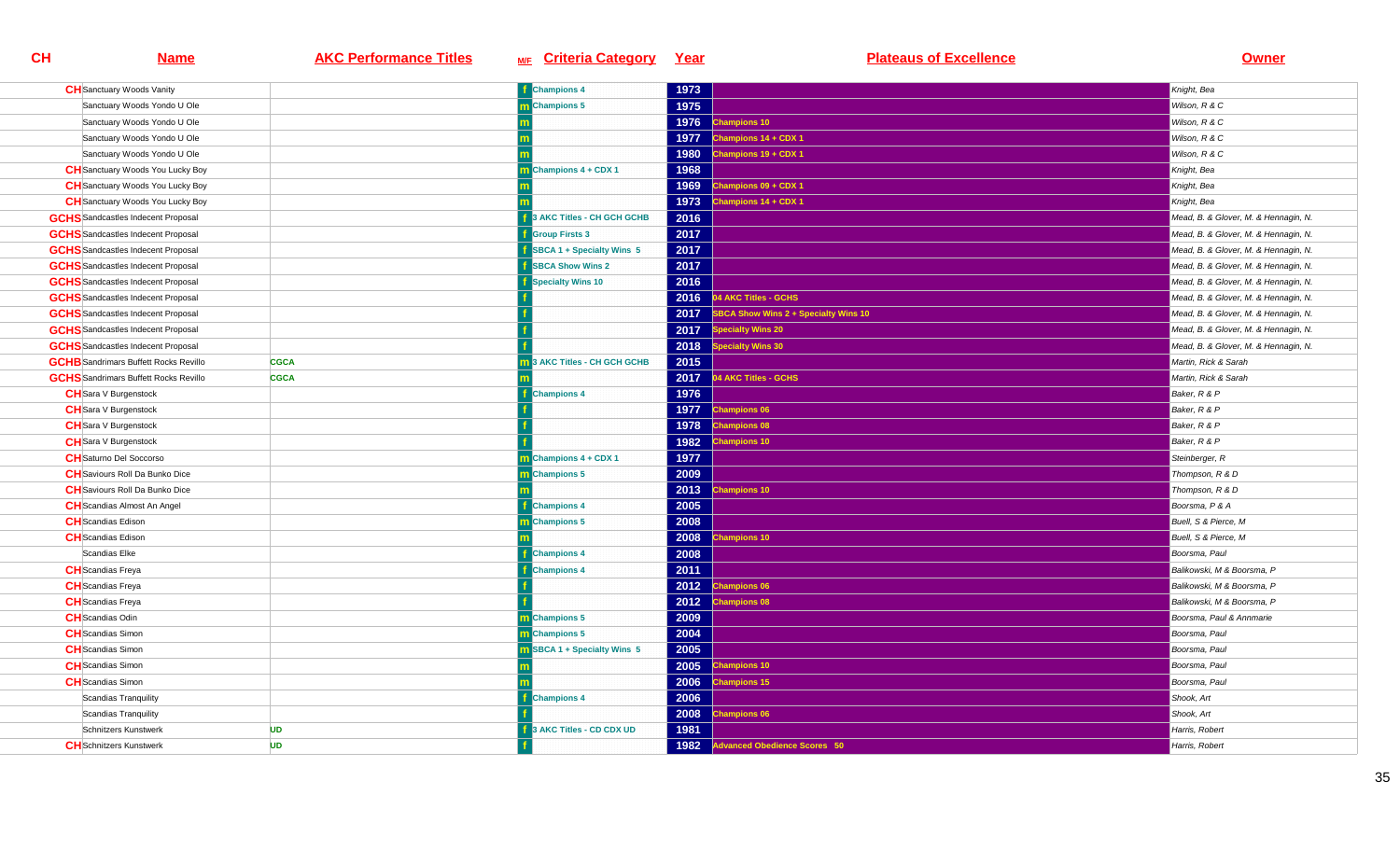| CH | Name | AKC Performance Titles | M/F | Criteria Category | Year | Plateaus of Excellence | Owner |
|---|---|---|---|---|---|---|---|
| CH | Sanctuary Woods Vanity | | f | Champions 4 | 1973 | | Knight, Bea |
| | Sanctuary Woods Yondo U Ole | | m | Champions 5 | 1975 | | Wilson, R & C |
| | Sanctuary Woods Yondo U Ole | | m | | 1976 | Champions 10 | Wilson, R & C |
| | Sanctuary Woods Yondo U Ole | | m | | 1977 | Champions 14 + CDX 1 | Wilson, R & C |
| | Sanctuary Woods Yondo U Ole | | m | | 1980 | Champions 19 + CDX 1 | Wilson, R & C |
| CH | Sanctuary Woods You Lucky Boy | | m | Champions 4 + CDX 1 | 1968 | | Knight, Bea |
| CH | Sanctuary Woods You Lucky Boy | | m | | 1969 | Champions 09 + CDX 1 | Knight, Bea |
| CH | Sanctuary Woods You Lucky Boy | | m | | 1973 | Champions 14 + CDX 1 | Knight, Bea |
| GCHS | Sandcastles Indecent Proposal | | f | 3 AKC Titles - CH GCH GCHB | 2016 | | Mead, B. & Glover, M. & Hennagin, N. |
| GCHS | Sandcastles Indecent Proposal | | f | Group Firsts 3 | 2017 | | Mead, B. & Glover, M. & Hennagin, N. |
| GCHS | Sandcastles Indecent Proposal | | f | SBCA 1 + Specialty Wins 5 | 2017 | | Mead, B. & Glover, M. & Hennagin, N. |
| GCHS | Sandcastles Indecent Proposal | | f | SBCA Show Wins 2 | 2017 | | Mead, B. & Glover, M. & Hennagin, N. |
| GCHS | Sandcastles Indecent Proposal | | f | Specialty Wins 10 | 2016 | | Mead, B. & Glover, M. & Hennagin, N. |
| GCHS | Sandcastles Indecent Proposal | | f | | 2016 | 04 AKC Titles - GCHS | Mead, B. & Glover, M. & Hennagin, N. |
| GCHS | Sandcastles Indecent Proposal | | f | | 2017 | SBCA Show Wins 2 + Specialty Wins 10 | Mead, B. & Glover, M. & Hennagin, N. |
| GCHS | Sandcastles Indecent Proposal | | f | | 2017 | Specialty Wins 20 | Mead, B. & Glover, M. & Hennagin, N. |
| GCHS | Sandcastles Indecent Proposal | | f | | 2018 | Specialty Wins 30 | Mead, B. & Glover, M. & Hennagin, N. |
| GCHB | Sandrimars Buffett Rocks Revillo | CGCA | m | 3 AKC Titles - CH GCH GCHB | 2015 | | Martin, Rick & Sarah |
| GCHS | Sandrimars Buffett Rocks Revillo | CGCA | m | | 2017 | 04 AKC Titles - GCHS | Martin, Rick & Sarah |
| CH | Sara V Burgenstock | | f | Champions 4 | 1976 | | Baker, R & P |
| CH | Sara V Burgenstock | | f | | 1977 | Champions 06 | Baker, R & P |
| CH | Sara V Burgenstock | | f | | 1978 | Champions 08 | Baker, R & P |
| CH | Sara V Burgenstock | | f | | 1982 | Champions 10 | Baker, R & P |
| CH | Saturno Del Soccorso | | m | Champions 4 + CDX 1 | 1977 | | Steinberger, R |
| CH | Saviours Roll Da Bunko Dice | | m | Champions 5 | 2009 | | Thompson, R & D |
| CH | Saviours Roll Da Bunko Dice | | m | | 2013 | Champions 10 | Thompson, R & D |
| CH | Scandias Almost An Angel | | f | Champions 4 | 2005 | | Boorsma, P & A |
| CH | Scandias Edison | | m | Champions 5 | 2008 | | Buell, S & Pierce, M |
| CH | Scandias Edison | | m | | 2008 | Champions 10 | Buell, S & Pierce, M |
| | Scandias Elke | | f | Champions 4 | 2008 | | Boorsma, Paul |
| CH | Scandias Freya | | f | Champions 4 | 2011 | | Balikowski, M & Boorsma, P |
| CH | Scandias Freya | | f | | 2012 | Champions 06 | Balikowski, M & Boorsma, P |
| CH | Scandias Freya | | f | | 2012 | Champions 08 | Balikowski, M & Boorsma, P |
| CH | Scandias Odin | | m | Champions 5 | 2009 | | Boorsma, Paul & Annmarie |
| CH | Scandias Simon | | m | Champions 5 | 2004 | | Boorsma, Paul |
| CH | Scandias Simon | | m | SBCA 1 + Specialty Wins 5 | 2005 | | Boorsma, Paul |
| CH | Scandias Simon | | m | | 2005 | Champions 10 | Boorsma, Paul |
| CH | Scandias Simon | | m | | 2006 | Champions 15 | Boorsma, Paul |
| | Scandias Tranquility | | f | Champions 4 | 2006 | | Shook, Art |
| | Scandias Tranquility | | f | | 2008 | Champions 06 | Shook, Art |
| | Schnitzers Kunstwerk | UD | f | 3 AKC Titles - CD CDX UD | 1981 | | Harris, Robert |
| CH | Schnitzers Kunstwerk | UD | f | | 1982 | Advanced Obedience Scores 50 | Harris, Robert |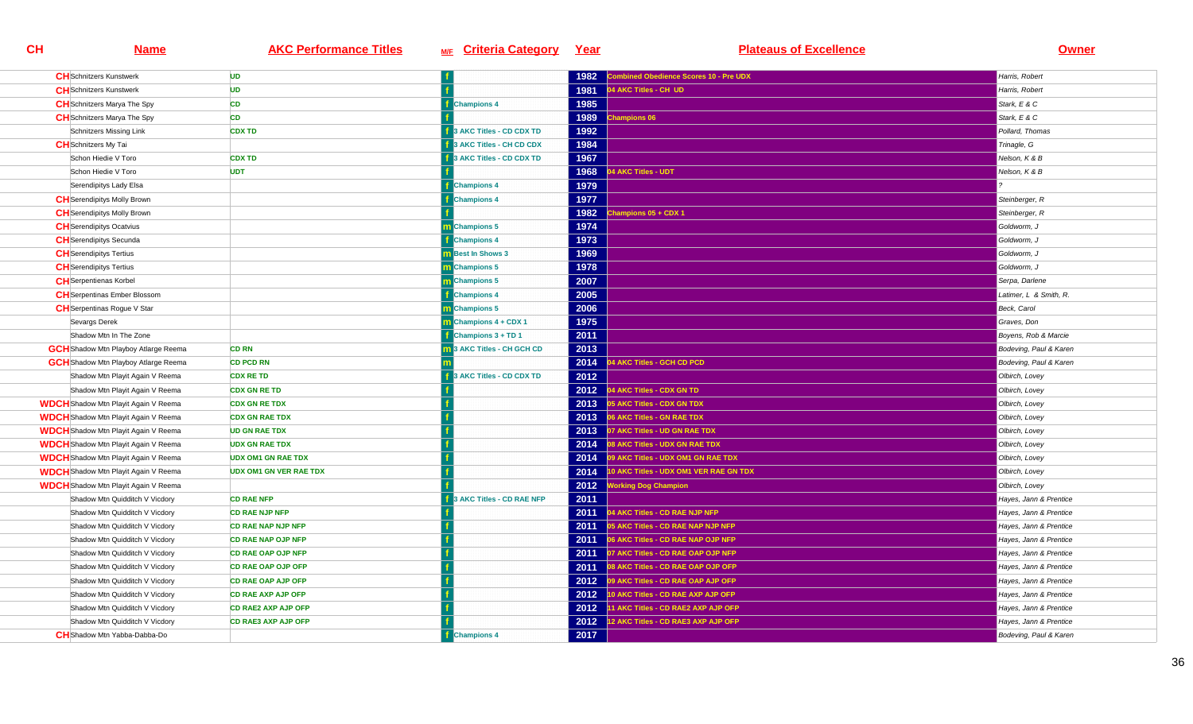| CH | Name | AKC Performance Titles | M/F | Criteria Category | Year | Plateaus of Excellence | Owner |
|---|---|---|---|---|---|---|---|
| CH | Schnitzers Kunstwerk | UD | f | | 1982 | Combined Obedience Scores 10 - Pre UDX | Harris, Robert |
| CH | Schnitzers Kunstwerk | UD | f | | 1981 | 04 AKC Titles - CH UD | Harris, Robert |
| CH | Schnitzers Marya The Spy | CD | f | Champions 4 | 1985 | | Stark, E & C |
| CH | Schnitzers Marya The Spy | CD | f | | 1989 | Champions 06 | Stark, E & C |
| | Schnitzers Missing Link | CDX TD | f | 3 AKC Titles - CD CDX TD | 1992 | | Pollard, Thomas |
| CH | Schnitzers My Tai | | f | 3 AKC Titles - CH CD CDX | 1984 | | Trinagle, G |
| | Schon Hiedie V Toro | CDX TD | f | 3 AKC Titles - CD CDX TD | 1967 | | Nelson, K & B |
| | Schon Hiedie V Toro | UDT | f | | 1968 | 04 AKC Titles - UDT | Nelson, K & B |
| | Serendipitys Lady Elsa | | f | Champions 4 | 1979 | | ? |
| CH | Serendipitys Molly Brown | | f | Champions 4 | 1977 | | Steinberger, R |
| CH | Serendipitys Molly Brown | | f | | 1982 | Champions 05 + CDX 1 | Steinberger, R |
| CH | Serendipitys Ocatvius | | m | Champions 5 | 1974 | | Goldworm, J |
| CH | Serendipitys Secunda | | f | Champions 4 | 1973 | | Goldworm, J |
| CH | Serendipitys Tertius | | m | Best In Shows 3 | 1969 | | Goldworm, J |
| CH | Serendipitys Tertius | | m | Champions 5 | 1978 | | Goldworm, J |
| CH | Serpentienas Korbel | | m | Champions 5 | 2007 | | Serpa, Darlene |
| CH | Serpentinas Ember Blossom | | f | Champions 4 | 2005 | | Latimer, L & Smith, R. |
| CH | Serpentinas Rogue V Star | | m | Champions 5 | 2006 | | Beck, Carol |
| | Sevargs Derek | | m | Champions 4 + CDX 1 | 1975 | | Graves, Don |
| | Shadow Mtn In The Zone | | f | Champions 3 + TD 1 | 2011 | | Boyens, Rob & Marcie |
| GCH | Shadow Mtn Playboy Atlarge Reema | CD RN | m | 3 AKC Titles - CH GCH CD | 2013 | | Bodeving, Paul & Karen |
| GCH | Shadow Mtn Playboy Atlarge Reema | CD PCD RN | m | | 2014 | 04 AKC Titles - GCH CD PCD | Bodeving, Paul & Karen |
| | Shadow Mtn Playit Again V Reema | CDX RE TD | f | 3 AKC Titles - CD CDX TD | 2012 | | Olbrich, Lovey |
| | Shadow Mtn Playit Again V Reema | CDX GN RE TD | f | | 2012 | 04 AKC Titles - CDX GN TD | Olbrich, Lovey |
| WDCH | Shadow Mtn Playit Again V Reema | CDX GN RE TDX | f | | 2013 | 05 AKC Titles - CDX GN TDX | Olbrich, Lovey |
| WDCH | Shadow Mtn Playit Again V Reema | CDX GN RAE TDX | f | | 2013 | 06 AKC Titles - GN RAE TDX | Olbrich, Lovey |
| WDCH | Shadow Mtn Playit Again V Reema | UD GN RAE TDX | f | | 2013 | 07 AKC Titles - UD GN RAE TDX | Olbrich, Lovey |
| WDCH | Shadow Mtn Playit Again V Reema | UDX GN RAE TDX | f | | 2014 | 08 AKC Titles - UDX GN RAE TDX | Olbrich, Lovey |
| WDCH | Shadow Mtn Playit Again V Reema | UDX OM1 GN RAE TDX | f | | 2014 | 09 AKC Titles - UDX OM1 GN RAE TDX | Olbrich, Lovey |
| WDCH | Shadow Mtn Playit Again V Reema | UDX OM1 GN VER RAE TDX | f | | 2014 | 10 AKC Titles - UDX OM1 VER RAE GN TDX | Olbrich, Lovey |
| WDCH | Shadow Mtn Playit Again V Reema | | f | | 2012 | Working Dog Champion | Olbrich, Lovey |
| | Shadow Mtn Quidditch V Vicdory | CD RAE NFP | f | 3 AKC Titles - CD RAE NFP | 2011 | | Hayes, Jann & Prentice |
| | Shadow Mtn Quidditch V Vicdory | CD RAE NJP NFP | f | | 2011 | 04 AKC Titles - CD RAE NJP NFP | Hayes, Jann & Prentice |
| | Shadow Mtn Quidditch V Vicdory | CD RAE NAP NJP NFP | f | | 2011 | 05 AKC Titles - CD RAE NAP NJP NFP | Hayes, Jann & Prentice |
| | Shadow Mtn Quidditch V Vicdory | CD RAE NAP OJP NFP | f | | 2011 | 06 AKC Titles - CD RAE NAP OJP NFP | Hayes, Jann & Prentice |
| | Shadow Mtn Quidditch V Vicdory | CD RAE OAP OJP NFP | f | | 2011 | 07 AKC Titles - CD RAE OAP OJP NFP | Hayes, Jann & Prentice |
| | Shadow Mtn Quidditch V Vicdory | CD RAE OAP OJP OFP | f | | 2011 | 08 AKC Titles - CD RAE OAP OJP OFP | Hayes, Jann & Prentice |
| | Shadow Mtn Quidditch V Vicdory | CD RAE OAP AJP OFP | f | | 2012 | 09 AKC Titles - CD RAE OAP AJP OFP | Hayes, Jann & Prentice |
| | Shadow Mtn Quidditch V Vicdory | CD RAE AXP AJP OFP | f | | 2012 | 10 AKC Titles - CD RAE AXP AJP OFP | Hayes, Jann & Prentice |
| | Shadow Mtn Quidditch V Vicdory | CD RAE2 AXP AJP OFP | f | | 2012 | 11 AKC Titles - CD RAE2 AXP AJP OFP | Hayes, Jann & Prentice |
| | Shadow Mtn Quidditch V Vicdory | CD RAE3 AXP AJP OFP | f | | 2012 | 12 AKC Titles - CD RAE3 AXP AJP OFP | Hayes, Jann & Prentice |
| CH | Shadow Mtn Yabba-Dabba-Do | | f | Champions 4 | 2017 | | Bodeving, Paul & Karen |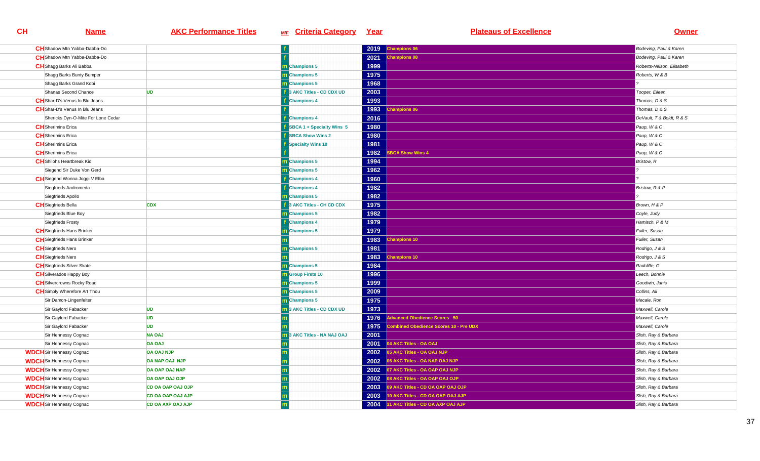| CH | Name | AKC Performance Titles | M/F | Criteria Category | Year | Plateaus of Excellence | Owner |
|---|---|---|---|---|---|---|---|
| CH | Shadow Mtn Yabba-Dabba-Do | | f | | 2019 | Champions 06 | Bodeving, Paul & Karen |
| CH | Shadow Mtn Yabba-Dabba-Do | | f | | 2021 | Champions 08 | Bodeving, Paul & Karen |
| CH | Shagg Barks Ali Babba | | m | Champions 5 | 1999 | | Roberts-Nelson, Elisabeth |
| | Shagg Barks Bunty Bumper | | m | Champions 5 | 1975 | | Roberts, W & B |
| | Shagg Barks Grand Kobi | | m | Champions 5 | 1968 | | ? |
| | Shanas Second Chance | UD | f | 3 AKC Titles - CD CDX UD | 2003 | | Tooper, Eileen |
| CH | Shar-D's Venus In Blu Jeans | | f | Champions 4 | 1993 | | Thomas, D & S |
| CH | Shar-D's Venus In Blu Jeans | | f | | 1993 | Champions 06 | Thomas, D & S |
| | Shericks Dyn-O-Mite For Lone Cedar | | f | Champions 4 | 2016 | | DeVault, T & Boldt, R & S |
| CH | Sherimins Erica | | f | SBCA 1 + Specialty Wins 5 | 1980 | | Paup, W & C |
| CH | Sherimins Erica | | f | SBCA Show Wins 2 | 1980 | | Paup, W & C |
| CH | Sherimins Erica | | f | Specialty Wins 10 | 1981 | | Paup, W & C |
| CH | Sherimins Erica | | f | | 1982 | SBCA Show Wins 4 | Paup, W & C |
| CH | Shilohs Heartbreak Kid | | m | Champions 5 | 1994 | | Bristow, R |
| | Siegend Sir Duke Von Gerd | | m | Champions 5 | 1962 | | ? |
| CH | Siegend Wonna Joggi V Elba | | f | Champions 4 | 1960 | | ? |
| | Siegfrieds Andromeda | | f | Champions 4 | 1982 | | Bristow, R & P |
| | Siegfrieds Apollo | | m | Champions 5 | 1982 | | ? |
| CH | Siegfrieds Bella | CDX | f | 3 AKC Titles - CH CD CDX | 1975 | | Brown, H & P |
| | Siegfrieds Blue Boy | | m | Champions 5 | 1982 | | Coyle, Judy |
| | Siegfrieds Frosty | | f | Champions 4 | 1979 | | Hamisch, P & M |
| CH | Siegfrieds Hans Brinker | | m | Champions 5 | 1979 | | Fuller, Susan |
| CH | Siegfrieds Hans Brinker | | m | | 1983 | Champions 10 | Fuller, Susan |
| CH | Siegfrieds Nero | | m | Champions 5 | 1981 | | Rodrigo, J & S |
| CH | Siegfrieds Nero | | m | | 1983 | Champions 10 | Rodrigo, J & S |
| CH | Siegfrieds Silver Skate | | m | Champions 5 | 1984 | | Radcliffe, G |
| CH | Silverados Happy Boy | | m | Group Firsts 10 | 1996 | | Leech, Bonnie |
| CH | Silvercrowns Rocky Road | | m | Champions 5 | 1999 | | Goodwin, Janis |
| CH | Simply Wherefore Art Thou | | m | Champions 5 | 2009 | | Collins, Ali |
| | Sir Damon-Lingenfelter | | m | Champions 5 | 1975 | | Mecale, Ron |
| | Sir Gaylord Fabacker | UD | m | 3 AKC Titles - CD CDX UD | 1973 | | Maxwell, Carole |
| | Sir Gaylord Fabacker | UD | m | | 1976 | Advanced Obedience Scores 50 | Maxwell, Carole |
| | Sir Gaylord Fabacker | UD | m | | 1975 | Combined Obedience Scores 10 - Pre UDX | Maxwell, Carole |
| | Sir Hennessy Cognac | NA OAJ | m | 3 AKC Titles - NA NAJ OAJ | 2001 | | Slish, Ray & Barbara |
| | Sir Hennessy Cognac | OA OAJ | m | | 2001 | 04 AKC Titles - OA OAJ | Slish, Ray & Barbara |
| WDCH | Sir Hennessy Cognac | OA OAJ NJP | m | | 2002 | 05 AKC Titles - OA OAJ NJP | Slish, Ray & Barbara |
| WDCH | Sir Hennessy Cognac | OA NAP OAJ NJP | m | | 2002 | 06 AKC Titles - OA NAP OAJ NJP | Slish, Ray & Barbara |
| WDCH | Sir Hennessy Cognac | OA OAP OAJ NAP | m | | 2002 | 07 AKC Titles - OA OAP OAJ NJP | Slish, Ray & Barbara |
| WDCH | Sir Hennessy Cognac | OA OAP OAJ OJP | m | | 2002 | 08 AKC Titles - OA OAP OAJ OJP | Slish, Ray & Barbara |
| WDCH | Sir Hennessy Cognac | CD OA OAP OAJ OJP | m | | 2003 | 09 AKC Titles - CD OA OAP OAJ OJP | Slish, Ray & Barbara |
| WDCH | Sir Hennessy Cognac | CD OA OAP OAJ AJP | m | | 2003 | 10 AKC Titles - CD OA OAP OAJ AJP | Slish, Ray & Barbara |
| WDCH | Sir Hennessy Cognac | CD OA AXP OAJ AJP | m | | 2004 | 11 AKC Titles - CD OA AXP OAJ AJP | Slish, Ray & Barbara |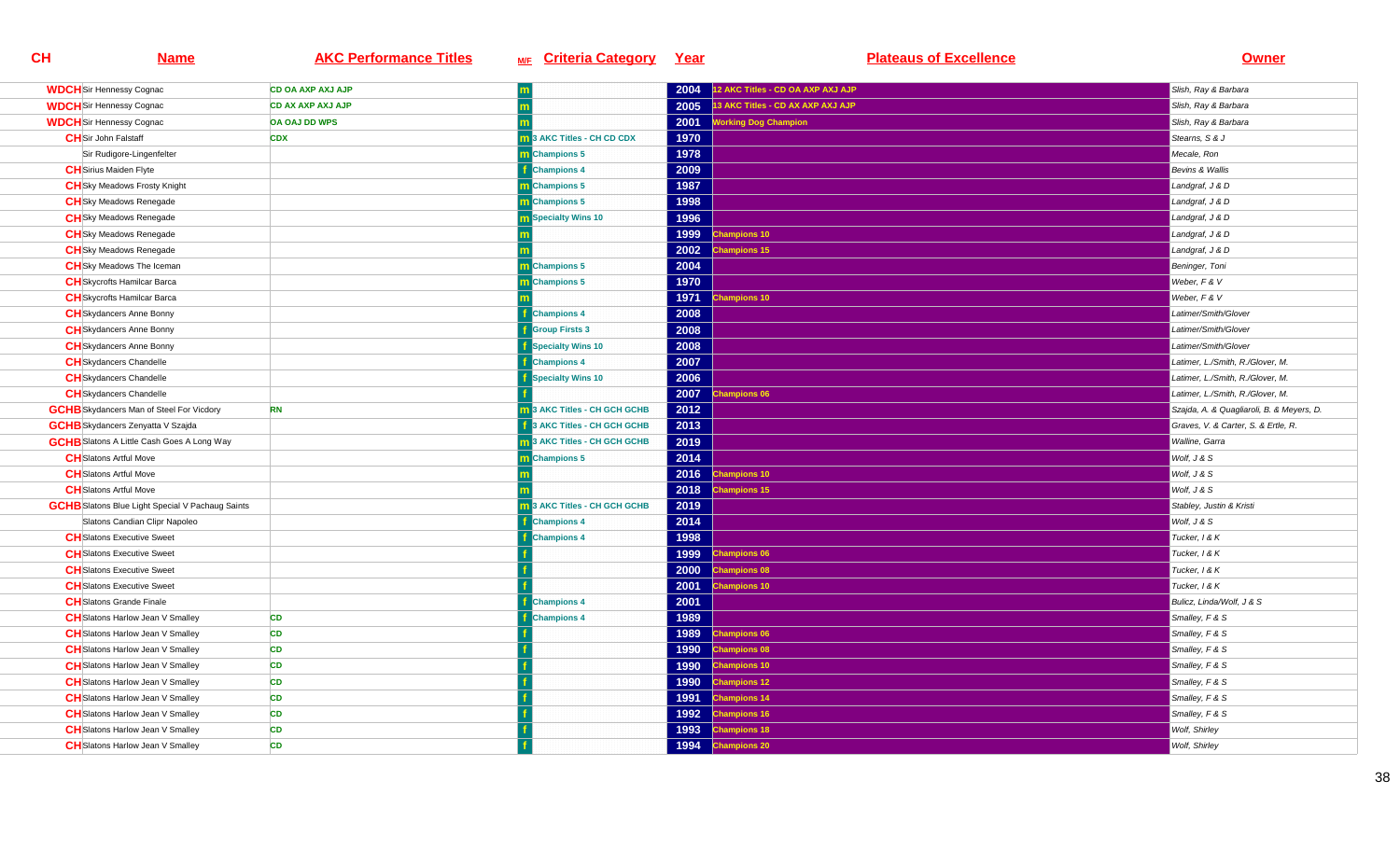| CH | Name | AKC Performance Titles | M/F | Criteria Category | Year | Plateaus of Excellence | Owner |
|---|---|---|---|---|---|---|---|
| WDCH | Sir Hennessy Cognac | CD OA AXP AXJ AJP | m | | 2004 | 12 AKC Titles - CD OA AXP AXJ AJP | Slish, Ray & Barbara |
| WDCH | Sir Hennessy Cognac | CD AX AXP AXJ AJP | m | | 2005 | 13 AKC Titles - CD AX AXP AXJ AJP | Slish, Ray & Barbara |
| WDCH | Sir Hennessy Cognac | OA OAJ DD WPS | m | | 2001 | Working Dog Champion | Slish, Ray & Barbara |
| CH | Sir John Falstaff | CDX | m | 3 AKC Titles - CH CD CDX | 1970 | | Stearns, S & J |
| | Sir Rudigore-Lingenfelter | | m | Champions 5 | 1978 | | Mecale, Ron |
| CH | Sirius Maiden Flyte | | f | Champions 4 | 2009 | | Bevins & Wallis |
| CH | Sky Meadows Frosty Knight | | m | Champions 5 | 1987 | | Landgraf, J & D |
| CH | Sky Meadows Renegade | | m | Champions 5 | 1998 | | Landgraf, J & D |
| CH | Sky Meadows Renegade | | m | Specialty Wins 10 | 1996 | | Landgraf, J & D |
| CH | Sky Meadows Renegade | | m | | 1999 | Champions 10 | Landgraf, J & D |
| CH | Sky Meadows Renegade | | m | | 2002 | Champions 15 | Landgraf, J & D |
| CH | Sky Meadows The Iceman | | m | Champions 5 | 2004 | | Beninger, Toni |
| CH | Skycrofts Hamilcar Barca | | m | Champions 5 | 1970 | | Weber, F & V |
| CH | Skycrofts Hamilcar Barca | | m | | 1971 | Champions 10 | Weber, F & V |
| CH | Skydancers Anne Bonny | | f | Champions 4 | 2008 | | Latimer/Smith/Glover |
| CH | Skydancers Anne Bonny | | f | Group Firsts 3 | 2008 | | Latimer/Smith/Glover |
| CH | Skydancers Anne Bonny | | f | Specialty Wins 10 | 2008 | | Latimer/Smith/Glover |
| CH | Skydancers Chandelle | | f | Champions 4 | 2007 | | Latimer, L./Smith, R./Glover, M. |
| CH | Skydancers Chandelle | | f | Specialty Wins 10 | 2006 | | Latimer, L./Smith, R./Glover, M. |
| CH | Skydancers Chandelle | | f | | 2007 | Champions 06 | Latimer, L./Smith, R./Glover, M. |
| GCHB | Skydancers Man of Steel For Vicdory | RN | m | 3 AKC Titles - CH GCH GCHB | 2012 | | Szajda, A. & Quagliaroli, B. & Meyers, D. |
| GCHB | Skydancers Zenyatta V Szajda | | f | 3 AKC Titles - CH GCH GCHB | 2013 | | Graves, V. & Carter, S. & Ertle, R. |
| GCHB | Slatons A Little Cash Goes A Long Way | | m | 3 AKC Titles - CH GCH GCHB | 2019 | | Walline, Garra |
| CH | Slatons Artful Move | | m | Champions 5 | 2014 | | Wolf, J & S |
| CH | Slatons Artful Move | | m | | 2016 | Champions 10 | Wolf, J & S |
| CH | Slatons Artful Move | | m | | 2018 | Champions 15 | Wolf, J & S |
| GCHB | Slatons Blue Light Special V Pachaug Saints | | m | 3 AKC Titles - CH GCH GCHB | 2019 | | Stabley, Justin & Kristi |
| | Slatons Candian Clipr Napoleo | | f | Champions 4 | 2014 | | Wolf, J & S |
| CH | Slatons Executive Sweet | | f | Champions 4 | 1998 | | Tucker, I & K |
| CH | Slatons Executive Sweet | | f | | 1999 | Champions 06 | Tucker, I & K |
| CH | Slatons Executive Sweet | | f | | 2000 | Champions 08 | Tucker, I & K |
| CH | Slatons Executive Sweet | | f | | 2001 | Champions 10 | Tucker, I & K |
| CH | Slatons Grande Finale | | f | Champions 4 | 2001 | | Bulicz, Linda/Wolf, J & S |
| CH | Slatons Harlow Jean V Smalley | CD | f | Champions 4 | 1989 | | Smalley, F & S |
| CH | Slatons Harlow Jean V Smalley | CD | f | | 1989 | Champions 06 | Smalley, F & S |
| CH | Slatons Harlow Jean V Smalley | CD | f | | 1990 | Champions 08 | Smalley, F & S |
| CH | Slatons Harlow Jean V Smalley | CD | f | | 1990 | Champions 10 | Smalley, F & S |
| CH | Slatons Harlow Jean V Smalley | CD | f | | 1990 | Champions 12 | Smalley, F & S |
| CH | Slatons Harlow Jean V Smalley | CD | f | | 1991 | Champions 14 | Smalley, F & S |
| CH | Slatons Harlow Jean V Smalley | CD | f | | 1992 | Champions 16 | Smalley, F & S |
| CH | Slatons Harlow Jean V Smalley | CD | f | | 1993 | Champions 18 | Wolf, Shirley |
| CH | Slatons Harlow Jean V Smalley | CD | f | | 1994 | Champions 20 | Wolf, Shirley |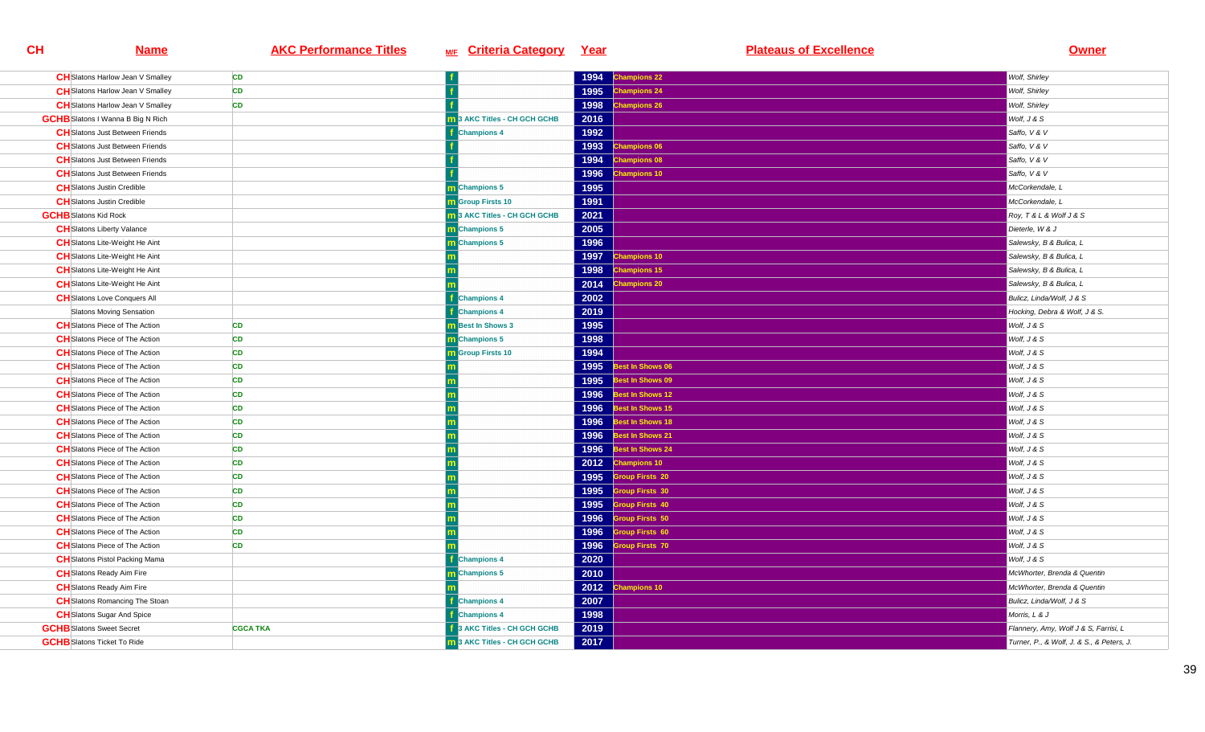| CH | Name | AKC Performance Titles | M/F | Criteria Category | Year | Plateaus of Excellence | Owner |
|---|---|---|---|---|---|---|---|
| CH | Slatons Harlow Jean V Smalley | CD | f | | 1994 | Champions 22 | Wolf, Shirley |
| CH | Slatons Harlow Jean V Smalley | CD | f | | 1995 | Champions 24 | Wolf, Shirley |
| CH | Slatons Harlow Jean V Smalley | CD | f | | 1998 | Champions 26 | Wolf, Shirley |
| GCHB | Slatons I Wanna B Big N Rich | | m | 3 AKC Titles - CH GCH GCHB | 2016 | | Wolf, J & S |
| CH | Slatons Just Between Friends | | f | Champions 4 | 1992 | | Saffo, V & V |
| CH | Slatons Just Between Friends | | f | | 1993 | Champions 06 | Saffo, V & V |
| CH | Slatons Just Between Friends | | f | | 1994 | Champions 08 | Saffo, V & V |
| CH | Slatons Just Between Friends | | f | | 1996 | Champions 10 | Saffo, V & V |
| CH | Slatons Justin Credible | | m | Champions 5 | 1995 | | McCorkendale, L |
| CH | Slatons Justin Credible | | m | Group Firsts 10 | 1991 | | McCorkendale, L |
| GCHB | Slatons Kid Rock | | m | 3 AKC Titles - CH GCH GCHB | 2021 | | Roy, T & L & Wolf J & S |
| CH | Slatons Liberty Valance | | m | Champions 5 | 2005 | | Dieterle, W & J |
| CH | Slatons Lite-Weight He Aint | | m | Champions 5 | 1996 | | Salewsky, B & Bulica, L |
| CH | Slatons Lite-Weight He Aint | | m | | 1997 | Champions 10 | Salewsky, B & Bulica, L |
| CH | Slatons Lite-Weight He Aint | | m | | 1998 | Champions 15 | Salewsky, B & Bulica, L |
| CH | Slatons Lite-Weight He Aint | | m | | 2014 | Champions 20 | Salewsky, B & Bulica, L |
| CH | Slatons Love Conquers All | | f | Champions 4 | 2002 | | Bulicz, Linda/Wolf, J & S |
| | Slatons Moving Sensation | | f | Champions 4 | 2019 | | Hocking, Debra & Wolf, J & S. |
| CH | Slatons Piece of The Action | CD | m | Best In Shows 3 | 1995 | | Wolf, J & S |
| CH | Slatons Piece of The Action | CD | m | Champions 5 | 1998 | | Wolf, J & S |
| CH | Slatons Piece of The Action | CD | m | Group Firsts 10 | 1994 | | Wolf, J & S |
| CH | Slatons Piece of The Action | CD | m | | 1995 | Best In Shows 06 | Wolf, J & S |
| CH | Slatons Piece of The Action | CD | m | | 1995 | Best In Shows 09 | Wolf, J & S |
| CH | Slatons Piece of The Action | CD | m | | 1996 | Best In Shows 12 | Wolf, J & S |
| CH | Slatons Piece of The Action | CD | m | | 1996 | Best In Shows 15 | Wolf, J & S |
| CH | Slatons Piece of The Action | CD | m | | 1996 | Best In Shows 18 | Wolf, J & S |
| CH | Slatons Piece of The Action | CD | m | | 1996 | Best In Shows 21 | Wolf, J & S |
| CH | Slatons Piece of The Action | CD | m | | 1996 | Best In Shows 24 | Wolf, J & S |
| CH | Slatons Piece of The Action | CD | m | | 2012 | Champions 10 | Wolf, J & S |
| CH | Slatons Piece of The Action | CD | m | | 1995 | Group Firsts 20 | Wolf, J & S |
| CH | Slatons Piece of The Action | CD | m | | 1995 | Group Firsts 30 | Wolf, J & S |
| CH | Slatons Piece of The Action | CD | m | | 1995 | Group Firsts 40 | Wolf, J & S |
| CH | Slatons Piece of The Action | CD | m | | 1996 | Group Firsts 50 | Wolf, J & S |
| CH | Slatons Piece of The Action | CD | m | | 1996 | Group Firsts 60 | Wolf, J & S |
| CH | Slatons Piece of The Action | CD | m | | 1996 | Group Firsts 70 | Wolf, J & S |
| CH | Slatons Pistol Packing Mama | | f | Champions 4 | 2020 | | Wolf, J & S |
| CH | Slatons Ready Aim Fire | | m | Champions 5 | 2010 | | McWhorter, Brenda & Quentin |
| CH | Slatons Ready Aim Fire | | m | | 2012 | Champions 10 | McWhorter, Brenda & Quentin |
| CH | Slatons Romancing The Stoan | | f | Champions 4 | 2007 | | Bulicz, Linda/Wolf, J & S |
| CH | Slatons Sugar And Spice | | f | Champions 4 | 1998 | | Morris, L & J |
| GCHB | Slatons Sweet Secret | CGCA TKA | f | 3 AKC Titles - CH GCH GCHB | 2019 | | Flannery, Amy, Wolf J & S, Farrisi, L |
| GCHB | Slatons Ticket To Ride | | m | 3 AKC Titles - CH GCH GCHB | 2017 | | Turner, P., & Wolf, J. & S., & Peters, J. |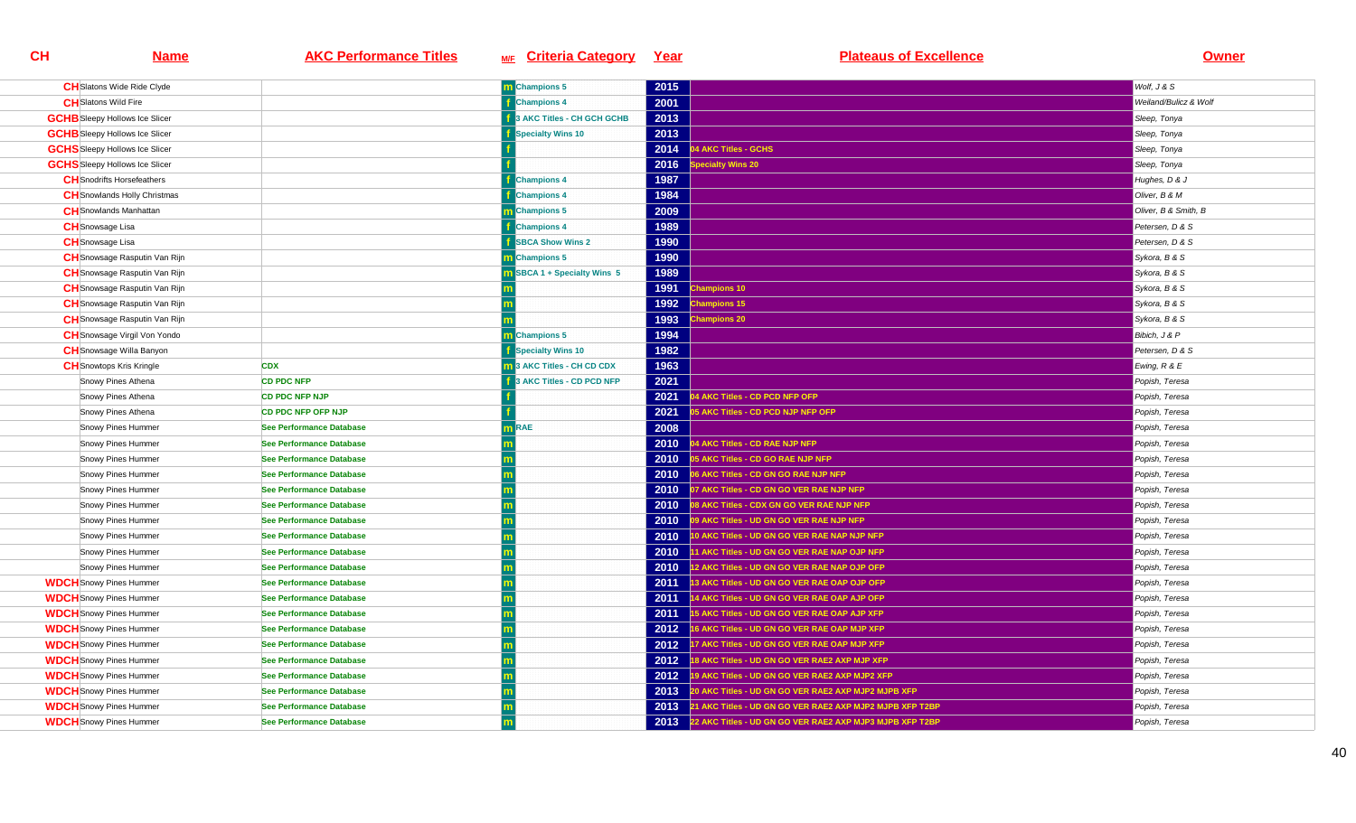| CH | Name | AKC Performance Titles | M/F | Criteria Category | Year | Plateaus of Excellence | Owner |
|---|---|---|---|---|---|---|---|
| CH | Slatons Wide Ride Clyde | | m | Champions 5 | 2015 | | Wolf, J & S |
| CH | Slatons Wild Fire | | f | Champions 4 | 2001 | | Weiland/Bulicz & Wolf |
| GCHB | Sleepy Hollows Ice Slicer | | f | 3 AKC Titles - CH GCH GCHB | 2013 | | Sleep, Tonya |
| GCHB | Sleepy Hollows Ice Slicer | | f | Specialty Wins 10 | 2013 | | Sleep, Tonya |
| GCHS | Sleepy Hollows Ice Slicer | | f | | 2014 | 04 AKC Titles - GCHS | Sleep, Tonya |
| GCHS | Sleepy Hollows Ice Slicer | | f | | 2016 | Specialty Wins 20 | Sleep, Tonya |
| CH | Snodrifts Horsefeathers | | f | Champions 4 | 1987 | | Hughes, D & J |
| CH | Snowlands Holly Christmas | | f | Champions 4 | 1984 | | Oliver, B & M |
| CH | Snowlands Manhattan | | m | Champions 5 | 2009 | | Oliver, B & Smith, B |
| CH | Snowsage Lisa | | f | Champions 4 | 1989 | | Petersen, D & S |
| CH | Snowsage Lisa | | f | SBCA Show Wins 2 | 1990 | | Petersen, D & S |
| CH | Snowsage Rasputin Van Rijn | | m | Champions 5 | 1990 | | Sykora, B & S |
| CH | Snowsage Rasputin Van Rijn | | m | SBCA 1 + Specialty Wins 5 | 1989 | | Sykora, B & S |
| CH | Snowsage Rasputin Van Rijn | | m | | 1991 | Champions 10 | Sykora, B & S |
| CH | Snowsage Rasputin Van Rijn | | m | | 1992 | Champions 15 | Sykora, B & S |
| CH | Snowsage Rasputin Van Rijn | | m | | 1993 | Champions 20 | Sykora, B & S |
| CH | Snowsage Virgil Von Yondo | | m | Champions 5 | 1994 | | Bibich, J & P |
| CH | Snowsage Willa Banyon | | f | Specialty Wins 10 | 1982 | | Petersen, D & S |
| CH | Snowtops Kris Kringle | CDX | m | 3 AKC Titles - CH CD CDX | 1963 | | Ewing, R & E |
| | Snowy Pines Athena | CD PDC NFP | f | 3 AKC Titles - CD PCD NFP | 2021 | | Popish, Teresa |
| | Snowy Pines Athena | CD PDC NFP NJP | f | | 2021 | 04 AKC Titles - CD PCD NFP OFP | Popish, Teresa |
| | Snowy Pines Athena | CD PDC NFP OFP NJP | f | | 2021 | 05 AKC Titles - CD PCD NJP NFP OFP | Popish, Teresa |
| | Snowy Pines Hummer | See Performance Database | m | RAE | 2008 | | Popish, Teresa |
| | Snowy Pines Hummer | See Performance Database | m | | 2010 | 04 AKC Titles - CD RAE NJP NFP | Popish, Teresa |
| | Snowy Pines Hummer | See Performance Database | m | | 2010 | 05 AKC Titles - CD GO RAE NJP NFP | Popish, Teresa |
| | Snowy Pines Hummer | See Performance Database | m | | 2010 | 06 AKC Titles - CD GN GO RAE NJP NFP | Popish, Teresa |
| | Snowy Pines Hummer | See Performance Database | m | | 2010 | 07 AKC Titles - CD GN GO VER RAE NJP NFP | Popish, Teresa |
| | Snowy Pines Hummer | See Performance Database | m | | 2010 | 08 AKC Titles - CDX GN GO VER RAE NJP NFP | Popish, Teresa |
| | Snowy Pines Hummer | See Performance Database | m | | 2010 | 09 AKC Titles - UD GN GO VER RAE NJP NFP | Popish, Teresa |
| | Snowy Pines Hummer | See Performance Database | m | | 2010 | 10 AKC Titles - UD GN GO VER RAE NAP NJP NFP | Popish, Teresa |
| | Snowy Pines Hummer | See Performance Database | m | | 2010 | 11 AKC Titles - UD GN GO VER RAE NAP OJP NFP | Popish, Teresa |
| | Snowy Pines Hummer | See Performance Database | m | | 2010 | 12 AKC Titles - UD GN GO VER RAE NAP OJP OFP | Popish, Teresa |
| WDCH | Snowy Pines Hummer | See Performance Database | m | | 2011 | 13 AKC Titles - UD GN GO VER RAE OAP OJP OFP | Popish, Teresa |
| WDCH | Snowy Pines Hummer | See Performance Database | m | | 2011 | 14 AKC Titles - UD GN GO VER RAE OAP AJP OFP | Popish, Teresa |
| WDCH | Snowy Pines Hummer | See Performance Database | m | | 2011 | 15 AKC Titles - UD GN GO VER RAE OAP AJP XFP | Popish, Teresa |
| WDCH | Snowy Pines Hummer | See Performance Database | m | | 2012 | 16 AKC Titles - UD GN GO VER RAE OAP MJP XFP | Popish, Teresa |
| WDCH | Snowy Pines Hummer | See Performance Database | m | | 2012 | 17 AKC Titles - UD GN GO VER RAE OAP MJP XFP | Popish, Teresa |
| WDCH | Snowy Pines Hummer | See Performance Database | m | | 2012 | 18 AKC Titles - UD GN GO VER RAE2 AXP MJP XFP | Popish, Teresa |
| WDCH | Snowy Pines Hummer | See Performance Database | m | | 2012 | 19 AKC Titles - UD GN GO VER RAE2 AXP MJP2 XFP | Popish, Teresa |
| WDCH | Snowy Pines Hummer | See Performance Database | m | | 2013 | 20 AKC Titles - UD GN GO VER RAE2 AXP MJP2 MJPB XFP | Popish, Teresa |
| WDCH | Snowy Pines Hummer | See Performance Database | m | | 2013 | 21 AKC Titles - UD GN GO VER RAE2 AXP MJP2 MJPB XFP T2BP | Popish, Teresa |
| WDCH | Snowy Pines Hummer | See Performance Database | m | | 2013 | 22 AKC Titles - UD GN GO VER RAE2 AXP MJP3 MJPB XFP T2BP | Popish, Teresa |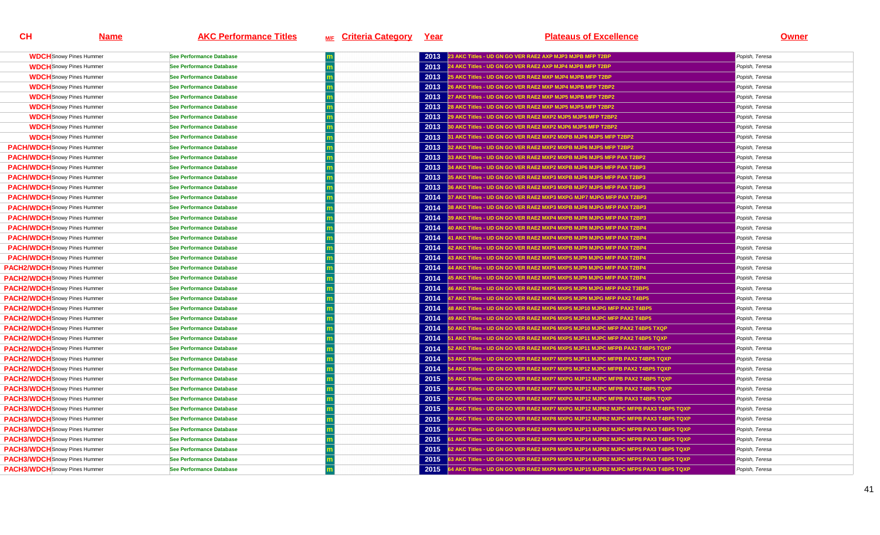| CH | Name | AKC Performance Titles | M/F | Criteria Category | Year | Plateaus of Excellence | Owner |
|---|---|---|---|---|---|---|---|
| WDCH | Snowy Pines Hummer | See Performance Database | m | | 2013 | 23 AKC Titles - UD GN GO VER RAE2 AXP MJP3 MJPB MFP T2BP | Popish, Teresa |
| WDCH | Snowy Pines Hummer | See Performance Database | m | | 2013 | 24 AKC Titles - UD GN GO VER RAE2 AXP MJP4 MJPB MFP T2BP | Popish, Teresa |
| WDCH | Snowy Pines Hummer | See Performance Database | m | | 2013 | 25 AKC Titles - UD GN GO VER RAE2 MXP MJP4 MJPB MFP T2BP | Popish, Teresa |
| WDCH | Snowy Pines Hummer | See Performance Database | m | | 2013 | 26 AKC Titles - UD GN GO VER RAE2 MXP MJP4 MJPB MFP T2BP2 | Popish, Teresa |
| WDCH | Snowy Pines Hummer | See Performance Database | m | | 2013 | 27 AKC Titles - UD GN GO VER RAE2 MXP MJP5 MJPB MFP T2BP2 | Popish, Teresa |
| WDCH | Snowy Pines Hummer | See Performance Database | m | | 2013 | 28 AKC Titles - UD GN GO VER RAE2 MXP MJP5 MJPS MFP T2BP2 | Popish, Teresa |
| WDCH | Snowy Pines Hummer | See Performance Database | m | | 2013 | 29 AKC Titles - UD GN GO VER RAE2 MXP2 MJP5 MJPS MFP T2BP2 | Popish, Teresa |
| WDCH | Snowy Pines Hummer | See Performance Database | m | | 2013 | 30 AKC Titles - UD GN GO VER RAE2 MXP2 MJP6 MJPS MFP T2BP2 | Popish, Teresa |
| WDCH | Snowy Pines Hummer | See Performance Database | m | | 2013 | 31 AKC Titles - UD GN GO VER RAE2 MXP2 MXPB MJP6 MJPS MFP T2BP2 | Popish, Teresa |
| PACH/WDCH | Snowy Pines Hummer | See Performance Database | m | | 2013 | 32 AKC Titles - UD GN GO VER RAE2 MXP2 MXPB MJP6 MJPS MFP T2BP2 | Popish, Teresa |
| PACH/WDCH | Snowy Pines Hummer | See Performance Database | m | | 2013 | 33 AKC Titles - UD GN GO VER RAE2 MXP2 MXPB MJP6 MJPS MFP PAX T2BP2 | Popish, Teresa |
| PACH/WDCH | Snowy Pines Hummer | See Performance Database | m | | 2013 | 34 AKC Titles - UD GN GO VER RAE2 MXP2 MXPB MJP6 MJPS MFP PAX T2BP3 | Popish, Teresa |
| PACH/WDCH | Snowy Pines Hummer | See Performance Database | m | | 2013 | 35 AKC Titles - UD GN GO VER RAE2 MXP3 MXPB MJP6 MJPS MFP PAX T2BP3 | Popish, Teresa |
| PACH/WDCH | Snowy Pines Hummer | See Performance Database | m | | 2013 | 36 AKC Titles - UD GN GO VER RAE2 MXP3 MXPB MJP7 MJPS MFP PAX T2BP3 | Popish, Teresa |
| PACH/WDCH | Snowy Pines Hummer | See Performance Database | m | | 2014 | 37 AKC Titles - UD GN GO VER RAE2 MXP3 MXPG MJP7 MJPG MFP PAX T2BP3 | Popish, Teresa |
| PACH/WDCH | Snowy Pines Hummer | See Performance Database | m | | 2014 | 38 AKC Titles - UD GN GO VER RAE2 MXP3 MXPB MJP8 MJPG MFP PAX T2BP3 | Popish, Teresa |
| PACH/WDCH | Snowy Pines Hummer | See Performance Database | m | | 2014 | 39 AKC Titles - UD GN GO VER RAE2 MXP4 MXPB MJP8 MJPG MFP PAX T2BP3 | Popish, Teresa |
| PACH/WDCH | Snowy Pines Hummer | See Performance Database | m | | 2014 | 40 AKC Titles - UD GN GO VER RAE2 MXP4 MXPB MJP8 MJPG MFP PAX T2BP4 | Popish, Teresa |
| PACH/WDCH | Snowy Pines Hummer | See Performance Database | m | | 2014 | 41 AKC Titles - UD GN GO VER RAE2 MXP4 MXPB MJP9 MJPG MFP PAX T2BP4 | Popish, Teresa |
| PACH/WDCH | Snowy Pines Hummer | See Performance Database | m | | 2014 | 42 AKC Titles - UD GN GO VER RAE2 MXP5 MXPB MJP9 MJPG MFP PAX T2BP4 | Popish, Teresa |
| PACH/WDCH | Snowy Pines Hummer | See Performance Database | m | | 2014 | 43 AKC Titles - UD GN GO VER RAE2 MXP5 MXPS MJP9 MJPG MFP PAX T2BP4 | Popish, Teresa |
| PACH2/WDCH | Snowy Pines Hummer | See Performance Database | m | | 2014 | 44 AKC Titles - UD GN GO VER RAE2 MXP5 MXPS MJP9 MJPG MFP PAX T2BP4 | Popish, Teresa |
| PACH2/WDCH | Snowy Pines Hummer | See Performance Database | m | | 2014 | 45 AKC Titles - UD GN GO VER RAE2 MXP5 MXPS MJP9 MJPG MFP PAX T2BP4 | Popish, Teresa |
| PACH2/WDCH | Snowy Pines Hummer | See Performance Database | m | | 2014 | 46 AKC Titles - UD GN GO VER RAE2 MXP5 MXPS MJP9 MJPG MFP PAX2 T3BP5 | Popish, Teresa |
| PACH2/WDCH | Snowy Pines Hummer | See Performance Database | m | | 2014 | 47 AKC Titles - UD GN GO VER RAE2 MXP6 MXPS MJP9 MJPG MFP PAX2 T4BP5 | Popish, Teresa |
| PACH2/WDCH | Snowy Pines Hummer | See Performance Database | m | | 2014 | 48 AKC Titles - UD GN GO VER RAE2 MXP6 MXPS MJP10 MJPG MFP PAX2 T4BP5 | Popish, Teresa |
| PACH2/WDCH | Snowy Pines Hummer | See Performance Database | m | | 2014 | 49 AKC Titles - UD GN GO VER RAE2 MXP6 MXPS MJP10 MJPC MFP PAX2 T4BP5 | Popish, Teresa |
| PACH2/WDCH | Snowy Pines Hummer | See Performance Database | m | | 2014 | 50 AKC Titles - UD GN GO VER RAE2 MXP6 MXPS MJP10 MJPC MFP PAX2 T4BP5 TXQP | Popish, Teresa |
| PACH2/WDCH | Snowy Pines Hummer | See Performance Database | m | | 2014 | 51 AKC Titles - UD GN GO VER RAE2 MXP6 MXPS MJP11 MJPC MFP PAX2 T4BP5 TQXP | Popish, Teresa |
| PACH2/WDCH | Snowy Pines Hummer | See Performance Database | m | | 2014 | 52 AKC Titles - UD GN GO VER RAE2 MXP6 MXPS MJP11 MJPC MFPB PAX2 T4BP5 TQXP | Popish, Teresa |
| PACH2/WDCH | Snowy Pines Hummer | See Performance Database | m | | 2014 | 53 AKC Titles - UD GN GO VER RAE2 MXP7 MXPS MJP11 MJPC MFPB PAX2 T4BP5 TQXP | Popish, Teresa |
| PACH2/WDCH | Snowy Pines Hummer | See Performance Database | m | | 2014 | 54 AKC Titles - UD GN GO VER RAE2 MXP7 MXPS MJP12 MJPC MFPB PAX2 T4BP5 TQXP | Popish, Teresa |
| PACH2/WDCH | Snowy Pines Hummer | See Performance Database | m | | 2015 | 55 AKC Titles - UD GN GO VER RAE2 MXP7 MXPG MJP12 MJPC MFPB PAX2 T4BP5 TQXP | Popish, Teresa |
| PACH3/WDCH | Snowy Pines Hummer | See Performance Database | m | | 2015 | 56 AKC Titles - UD GN GO VER RAE2 MXP7 MXPG MJP12 MJPC MFPB PAX2 T4BP5 TQXP | Popish, Teresa |
| PACH3/WDCH | Snowy Pines Hummer | See Performance Database | m | | 2015 | 57 AKC Titles - UD GN GO VER RAE2 MXP7 MXPG MJP12 MJPC MFPB PAX3 T4BP5 TQXP | Popish, Teresa |
| PACH3/WDCH | Snowy Pines Hummer | See Performance Database | m | | 2015 | 58 AKC Titles - UD GN GO VER RAE2 MXP7 MXPG MJP12 MJPB2 MJPC MFPB PAX3 T4BP5 TQXP | Popish, Teresa |
| PACH3/WDCH | Snowy Pines Hummer | See Performance Database | m | | 2015 | 59 AKC Titles - UD GN GO VER RAE2 MXP8 MXPG MJP12 MJPB2 MJPC MFPB PAX3 T4BP5 TQXP | Popish, Teresa |
| PACH3/WDCH | Snowy Pines Hummer | See Performance Database | m | | 2015 | 60 AKC Titles - UD GN GO VER RAE2 MXP8 MXPG MJP13 MJPB2 MJPC MFPB PAX3 T4BP5 TQXP | Popish, Teresa |
| PACH3/WDCH | Snowy Pines Hummer | See Performance Database | m | | 2015 | 61 AKC Titles - UD GN GO VER RAE2 MXP8 MXPG MJP14 MJPB2 MJPC MFPB PAX3 T4BP5 TQXP | Popish, Teresa |
| PACH3/WDCH | Snowy Pines Hummer | See Performance Database | m | | 2015 | 62 AKC Titles - UD GN GO VER RAE2 MXP8 MXPG MJP14 MJPB2 MJPC MFPS PAX3 T4BP5 TQXP | Popish, Teresa |
| PACH3/WDCH | Snowy Pines Hummer | See Performance Database | m | | 2015 | 63 AKC Titles - UD GN GO VER RAE2 MXP9 MXPG MJP14 MJPB2 MJPC MFPS PAX3 T4BP5 TQXP | Popish, Teresa |
| PACH3/WDCH | Snowy Pines Hummer | See Performance Database | m | | 2015 | 64 AKC Titles - UD GN GO VER RAE2 MXP9 MXPG MJP15 MJPB2 MJPC MFPS PAX3 T4BP5 TQXP | Popish, Teresa |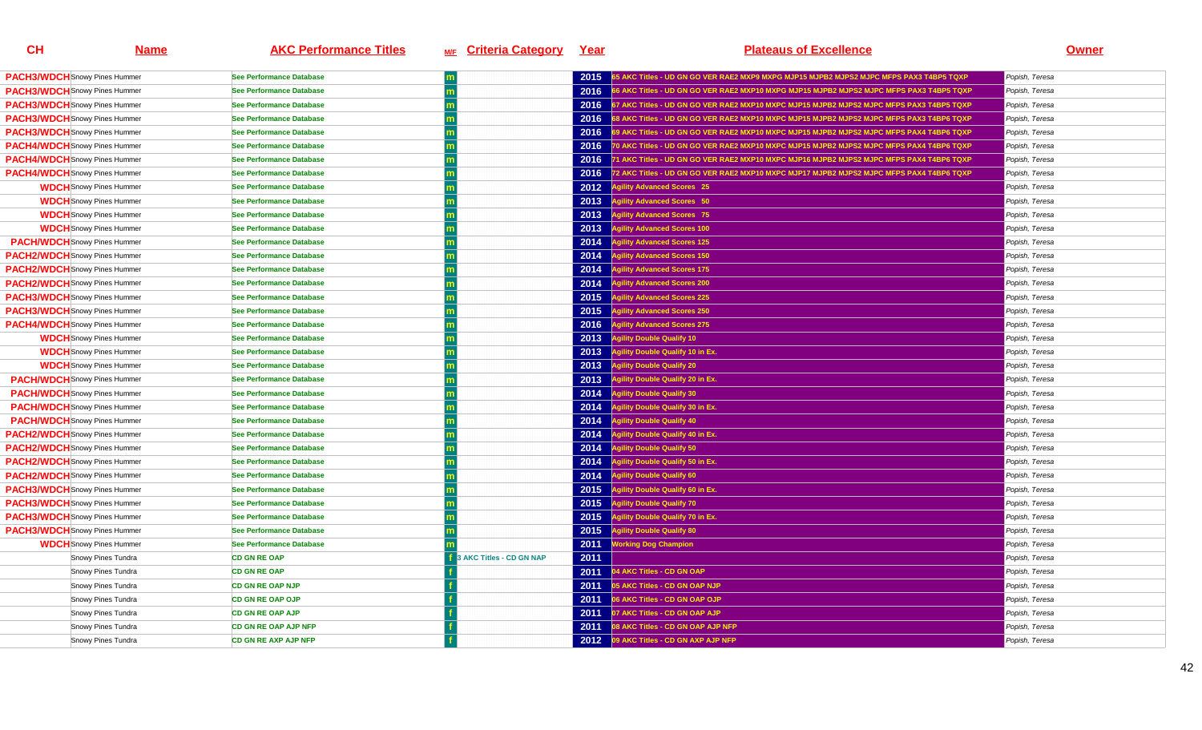| CH | Name | AKC Performance Titles | M/F | Criteria Category | Year | Plateaus of Excellence | Owner |
|---|---|---|---|---|---|---|---|
| PACH3/WDCH | Snowy Pines Hummer | See Performance Database | m | | 2015 | 65 AKC Titles - UD GN GO VER RAE2 MXP9 MXPG MJP15 MJPB2 MJPS2 MJPC MFPS PAX3 T4BP5 TQXP | Popish, Teresa |
| PACH3/WDCH | Snowy Pines Hummer | See Performance Database | m | | 2016 | 66 AKC Titles - UD GN GO VER RAE2 MXP10 MXPG MJP15 MJPB2 MJPS2 MJPC MFPS PAX3 T4BP5 TQXP | Popish, Teresa |
| PACH3/WDCH | Snowy Pines Hummer | See Performance Database | m | | 2016 | 67 AKC Titles - UD GN GO VER RAE2 MXP10 MXPC MJP15 MJPB2 MJPS2 MJPC MFPS PAX3 T4BP5 TQXP | Popish, Teresa |
| PACH3/WDCH | Snowy Pines Hummer | See Performance Database | m | | 2016 | 68 AKC Titles - UD GN GO VER RAE2 MXP10 MXPC MJP15 MJPB2 MJPS2 MJPC MFPS PAX3 T4BP6 TQXP | Popish, Teresa |
| PACH3/WDCH | Snowy Pines Hummer | See Performance Database | m | | 2016 | 69 AKC Titles - UD GN GO VER RAE2 MXP10 MXPC MJP15 MJPB2 MJPS2 MJPC MFPS PAX4 T4BP6 TQXP | Popish, Teresa |
| PACH4/WDCH | Snowy Pines Hummer | See Performance Database | m | | 2016 | 70 AKC Titles - UD GN GO VER RAE2 MXP10 MXPC MJP15 MJPB2 MJPS2 MJPC MFPS PAX4 T4BP6 TQXP | Popish, Teresa |
| PACH4/WDCH | Snowy Pines Hummer | See Performance Database | m | | 2016 | 71 AKC Titles - UD GN GO VER RAE2 MXP10 MXPC MJP16 MJPB2 MJPS2 MJPC MFPS PAX4 T4BP6 TQXP | Popish, Teresa |
| PACH4/WDCH | Snowy Pines Hummer | See Performance Database | m | | 2016 | 72 AKC Titles - UD GN GO VER RAE2 MXP10 MXPC MJP17 MJPB2 MJPS2 MJPC MFPS PAX4 T4BP6 TQXP | Popish, Teresa |
| WDCH | Snowy Pines Hummer | See Performance Database | m | | 2012 | Agility Advanced Scores 25 | Popish, Teresa |
| WDCH | Snowy Pines Hummer | See Performance Database | m | | 2013 | Agility Advanced Scores 50 | Popish, Teresa |
| WDCH | Snowy Pines Hummer | See Performance Database | m | | 2013 | Agility Advanced Scores 75 | Popish, Teresa |
| WDCH | Snowy Pines Hummer | See Performance Database | m | | 2013 | Agility Advanced Scores 100 | Popish, Teresa |
| PACH/WDCH | Snowy Pines Hummer | See Performance Database | m | | 2014 | Agility Advanced Scores 125 | Popish, Teresa |
| PACH2/WDCH | Snowy Pines Hummer | See Performance Database | m | | 2014 | Agility Advanced Scores 150 | Popish, Teresa |
| PACH2/WDCH | Snowy Pines Hummer | See Performance Database | m | | 2014 | Agility Advanced Scores 175 | Popish, Teresa |
| PACH2/WDCH | Snowy Pines Hummer | See Performance Database | m | | 2014 | Agility Advanced Scores 200 | Popish, Teresa |
| PACH3/WDCH | Snowy Pines Hummer | See Performance Database | m | | 2015 | Agility Advanced Scores 225 | Popish, Teresa |
| PACH3/WDCH | Snowy Pines Hummer | See Performance Database | m | | 2015 | Agility Advanced Scores 250 | Popish, Teresa |
| PACH4/WDCH | Snowy Pines Hummer | See Performance Database | m | | 2016 | Agility Advanced Scores 275 | Popish, Teresa |
| WDCH | Snowy Pines Hummer | See Performance Database | m | | 2013 | Agility Double Qualify 10 | Popish, Teresa |
| WDCH | Snowy Pines Hummer | See Performance Database | m | | 2013 | Agility Double Qualify 10 in Ex. | Popish, Teresa |
| WDCH | Snowy Pines Hummer | See Performance Database | m | | 2013 | Agility Double Qualify 20 | Popish, Teresa |
| PACH/WDCH | Snowy Pines Hummer | See Performance Database | m | | 2013 | Agility Double Qualify 20 in Ex. | Popish, Teresa |
| PACH/WDCH | Snowy Pines Hummer | See Performance Database | m | | 2014 | Agility Double Qualify 30 | Popish, Teresa |
| PACH/WDCH | Snowy Pines Hummer | See Performance Database | m | | 2014 | Agility Double Qualify 30 in Ex. | Popish, Teresa |
| PACH/WDCH | Snowy Pines Hummer | See Performance Database | m | | 2014 | Agility Double Qualify 40 | Popish, Teresa |
| PACH2/WDCH | Snowy Pines Hummer | See Performance Database | m | | 2014 | Agility Double Qualify 40 in Ex. | Popish, Teresa |
| PACH2/WDCH | Snowy Pines Hummer | See Performance Database | m | | 2014 | Agility Double Qualify 50 | Popish, Teresa |
| PACH2/WDCH | Snowy Pines Hummer | See Performance Database | m | | 2014 | Agility Double Qualify 50 in Ex. | Popish, Teresa |
| PACH2/WDCH | Snowy Pines Hummer | See Performance Database | m | | 2014 | Agility Double Qualify 60 | Popish, Teresa |
| PACH3/WDCH | Snowy Pines Hummer | See Performance Database | m | | 2015 | Agility Double Qualify 60 in Ex. | Popish, Teresa |
| PACH3/WDCH | Snowy Pines Hummer | See Performance Database | m | | 2015 | Agility Double Qualify 70 | Popish, Teresa |
| PACH3/WDCH | Snowy Pines Hummer | See Performance Database | m | | 2015 | Agility Double Qualify 70 in Ex. | Popish, Teresa |
| PACH3/WDCH | Snowy Pines Hummer | See Performance Database | m | | 2015 | Agility Double Qualify 80 | Popish, Teresa |
| WDCH | Snowy Pines Hummer | See Performance Database | m | | 2011 | Working Dog Champion | Popish, Teresa |
| | Snowy Pines Tundra | CD GN RE OAP | f | 3 AKC Titles - CD GN NAP | 2011 | | Popish, Teresa |
| | Snowy Pines Tundra | CD GN RE OAP | f | | 2011 | 04 AKC Titles - CD GN OAP | Popish, Teresa |
| | Snowy Pines Tundra | CD GN RE OAP NJP | f | | 2011 | 05 AKC Titles - CD GN OAP NJP | Popish, Teresa |
| | Snowy Pines Tundra | CD GN RE OAP OJP | f | | 2011 | 06 AKC Titles - CD GN OAP OJP | Popish, Teresa |
| | Snowy Pines Tundra | CD GN RE OAP AJP | f | | 2011 | 07 AKC Titles - CD GN OAP AJP | Popish, Teresa |
| | Snowy Pines Tundra | CD GN RE OAP AJP NFP | f | | 2011 | 08 AKC Titles - CD GN OAP AJP NFP | Popish, Teresa |
| | Snowy Pines Tundra | CD GN RE AXP AJP NFP | f | | 2012 | 09 AKC Titles - CD GN AXP AJP NFP | Popish, Teresa |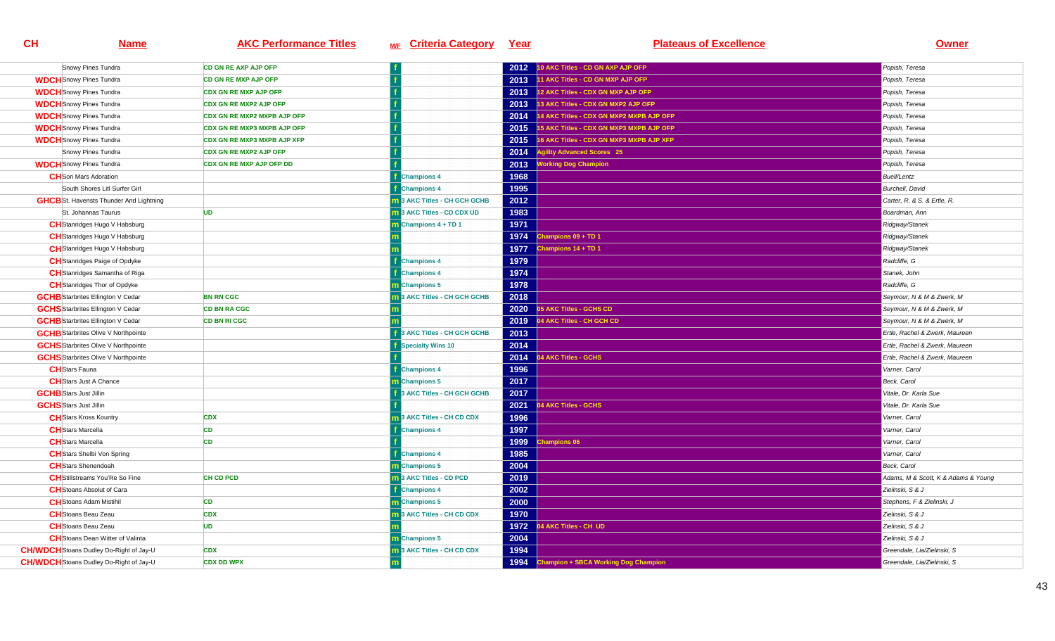| CH | Name | AKC Performance Titles | M/F | Criteria Category | Year | Plateaus of Excellence | Owner |
|---|---|---|---|---|---|---|---|
| | Snowy Pines Tundra | CD GN RE AXP AJP OFP | f | | 2012 | 10 AKC Titles - CD GN AXP AJP OFP | Popish, Teresa |
| WDCH | Snowy Pines Tundra | CD GN RE MXP AJP OFP | f | | 2013 | 11 AKC Titles - CD GN MXP AJP OFP | Popish, Teresa |
| WDCH | Snowy Pines Tundra | CDX GN RE MXP AJP OFP | f | | 2013 | 12 AKC Titles - CDX GN MXP AJP OFP | Popish, Teresa |
| WDCH | Snowy Pines Tundra | CDX GN RE MXP2 AJP OFP | f | | 2013 | 13 AKC Titles - CDX GN MXP2 AJP OFP | Popish, Teresa |
| WDCH | Snowy Pines Tundra | CDX GN RE MXP2 MXPB AJP OFP | f | | 2014 | 14 AKC Titles - CDX GN MXP2 MXPB AJP OFP | Popish, Teresa |
| WDCH | Snowy Pines Tundra | CDX GN RE MXP3 MXPB AJP OFP | f | | 2015 | 15 AKC Titles - CDX GN MXP3 MXPB AJP OFP | Popish, Teresa |
| WDCH | Snowy Pines Tundra | CDX GN RE MXP3 MXPB AJP XFP | f | | 2015 | 16 AKC Titles - CDX GN MXP3 MXPB AJP XFP | Popish, Teresa |
| | Snowy Pines Tundra | CDX GN RE MXP2 AJP OFP | f | | 2014 | Agility Advanced Scores 25 | Popish, Teresa |
| WDCH | Snowy Pines Tundra | CDX GN RE MXP AJP OFP DD | f | | 2013 | Working Dog Champion | Popish, Teresa |
| CH | Son Mars Adoration | | f | Champions 4 | 1968 | | Buell/Lentz |
| | South Shores Litl Surfer Girl | | f | Champions 4 | 1995 | | Burchell, David |
| GHCB | St. Havensts Thunder And Lightning | | m | 3 AKC Titles - CH GCH GCHB | 2012 | | Carter, R. & S. & Ertle, R. |
| | St. Johannas Taurus | UD | m | 3 AKC Titles - CD CDX UD | 1983 | | Boardman, Ann |
| CH | Stanridges Hugo V Habsburg | | m | Champions 4 + TD 1 | 1971 | | Ridgway/Stanek |
| CH | Stanridges Hugo V Habsburg | | m | | 1974 | Champions 09 + TD 1 | Ridgway/Stanek |
| CH | Stanridges Hugo V Habsburg | | m | | 1977 | Champions 14 + TD 1 | Ridgway/Stanek |
| CH | Stanridges Paige of Opdyke | | f | Champions 4 | 1979 | | Radcliffe, G |
| CH | Stanridges Samantha of Riga | | f | Champions 4 | 1974 | | Stanek, John |
| CH | Stanridges Thor of Opdyke | | m | Champions 5 | 1978 | | Radcliffe, G |
| GCHB | Starbrites Ellington V Cedar | BN RN CGC | m | 3 AKC Titles - CH GCH GCHB | 2018 | | Seymour, N & M & Zwerk, M |
| GCHS | Starbrites Ellington V Cedar | CD BN RA CGC | m | | 2020 | 05 AKC Titles - GCHS CD | Seymour, N & M & Zwerk, M |
| GCHB | Starbrites Ellington V Cedar | CD BN RI CGC | m | | 2019 | 04 AKC Titles - CH GCH CD | Seymour, N & M & Zwerk, M |
| GCHB | Starbrites Olive V Northpointe | | f | 3 AKC Titles - CH GCH GCHB | 2013 | | Ertle, Rachel & Zwerk, Maureen |
| GCHS | Starbrites Olive V Northpointe | | f | Specialty Wins 10 | 2014 | | Ertle, Rachel & Zwerk, Maureen |
| GCHS | Starbrites Olive V Northpointe | | f | | 2014 | 04 AKC Titles - GCHS | Ertle, Rachel & Zwerk, Maureen |
| CH | Stars Fauna | | f | Champions 4 | 1996 | | Varner, Carol |
| CH | Stars Just A Chance | | m | Champions 5 | 2017 | | Beck, Carol |
| GCHB | Stars Just Jillin | | f | 3 AKC Titles - CH GCH GCHB | 2017 | | Vitale, Dr. Karla Sue |
| GCHS | Stars Just Jillin | | f | | 2021 | 04 AKC Titles - GCHS | Vitale, Dr. Karla Sue |
| CH | Stars Kross Kountry | CDX | m | 3 AKC Titles - CH CD CDX | 1996 | | Varner, Carol |
| CH | Stars Marcella | CD | f | Champions 4 | 1997 | | Varner, Carol |
| CH | Stars Marcella | CD | f | | 1999 | Champions 06 | Varner, Carol |
| CH | Stars Shelbi Von Spring | | f | Champions 4 | 1985 | | Varner, Carol |
| CH | Stars Shenendoah | | m | Champions 5 | 2004 | | Beck, Carol |
| CH | Stillstreams You'Re So Fine | CH CD PCD | m | 3 AKC Titles - CD PCD | 2019 | | Adams, M & Scott, K & Adams & Young |
| CH | Stoans Absolut of Cara | | f | Champions 4 | 2002 | | Zielinski, S & J |
| CH | Stoans Adam Mistihil | CD | m | Champions 5 | 2000 | | Stephens, F & Zielinski, J |
| CH | Stoans Beau Zeau | CDX | m | 3 AKC Titles - CH CD CDX | 1970 | | Zielinski, S & J |
| CH | Stoans Beau Zeau | UD | m | | 1972 | 04 AKC Titles - CH UD | Zielinski, S & J |
| CH | Stoans Dean Witter of Valinta | | m | Champions 5 | 2004 | | Zielinski, S & J |
| CH/WDCH | Stoans Dudley Do-Right of Jay-U | CDX | m | 3 AKC Titles - CH CD CDX | 1994 | | Greendale, Lia/Zielinski, S |
| CH/WDCH | Stoans Dudley Do-Right of Jay-U | CDX DD WPX | m | | 1994 | Champion + SBCA Working Dog Champion | Greendale, Lia/Zielinski, S |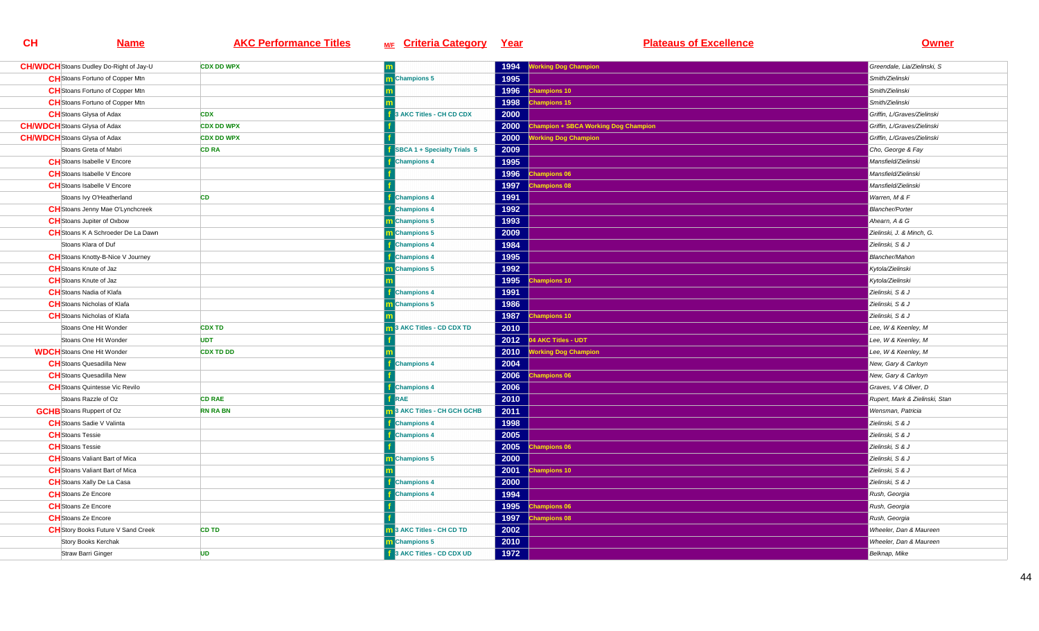| CH | Name | AKC Performance Titles | M/F | Criteria Category | Year | Plateaus of Excellence | Owner |
|---|---|---|---|---|---|---|---|
| CH/WDCH | Stoans Dudley Do-Right of Jay-U | CDX DD WPX | m | | 1994 | Working Dog Champion | Greendale, Lia/Zielinski, S |
| CH | Stoans Fortuno of Copper Mtn | | m | Champions 5 | 1995 | | Smith/Zielinski |
| CH | Stoans Fortuno of Copper Mtn | | m | | 1996 | Champions 10 | Smith/Zielinski |
| CH | Stoans Fortuno of Copper Mtn | | m | | 1998 | Champions 15 | Smith/Zielinski |
| CH | Stoans Glysa of Adax | CDX | f | 3 AKC Titles - CH CD CDX | 2000 | | Griffin, L/Graves/Zielinski |
| CH/WDCH | Stoans Glysa of Adax | CDX DD WPX | f | | 2000 | Champion + SBCA Working Dog Champion | Griffin, L/Graves/Zielinski |
| CH/WDCH | Stoans Glysa of Adax | CDX DD WPX | f | | 2000 | Working Dog Champion | Griffin, L/Graves/Zielinski |
| | Stoans Greta of Mabri | CD RA | f | SBCA 1 + Specialty Trials 5 | 2009 | | Cho, George & Fay |
| CH | Stoans Isabelle V Encore | | f | Champions 4 | 1995 | | Mansfield/Zielinski |
| CH | Stoans Isabelle V Encore | | f | | 1996 | Champions 06 | Mansfield/Zielinski |
| CH | Stoans Isabelle V Encore | | f | | 1997 | Champions 08 | Mansfield/Zielinski |
| | Stoans Ivy O'Heatherland | CD | f | Champions 4 | 1991 | | Warren, M & F |
| CH | Stoans Jenny Mae O'Lynchcreek | | f | Champions 4 | 1992 | | Blancher/Porter |
| CH | Stoans Jupiter of Oxbow | | m | Champions 5 | 1993 | | Ahearn, A & G |
| CH | Stoans K A Schroeder De La Dawn | | m | Champions 5 | 2009 | | Zielinski, J. & Minch, G. |
| | Stoans Klara of Duf | | f | Champions 4 | 1984 | | Zielinski, S & J |
| CH | Stoans Knotty-B-Nice V Journey | | f | Champions 4 | 1995 | | Blancher/Mahon |
| CH | Stoans Knute of Jaz | | m | Champions 5 | 1992 | | Kytola/Zielinski |
| CH | Stoans Knute of Jaz | | m | | 1995 | Champions 10 | Kytola/Zielinski |
| CH | Stoans Nadia of Klafa | | f | Champions 4 | 1991 | | Zielinski, S & J |
| CH | Stoans Nicholas of Klafa | | m | Champions 5 | 1986 | | Zielinski, S & J |
| CH | Stoans Nicholas of Klafa | | m | | 1987 | Champions 10 | Zielinski, S & J |
| | Stoans One Hit Wonder | CDX TD | m | 3 AKC Titles - CD CDX TD | 2010 | | Lee, W & Keenley, M |
| | Stoans One Hit Wonder | UDT | f | | 2012 | 04 AKC Titles - UDT | Lee, W & Keenley, M |
| WDCH | Stoans One Hit Wonder | CDX TD DD | m | | 2010 | Working Dog Champion | Lee, W & Keenley, M |
| CH | Stoans Quesadilla New | | f | Champions 4 | 2004 | | New, Gary & Carloyn |
| CH | Stoans Quesadilla New | | f | | 2006 | Champions 06 | New, Gary & Carloyn |
| CH | Stoans Quintesse Vic Revilo | | f | Champions 4 | 2006 | | Graves, V & Oliver, D |
| | Stoans Razzle of Oz | CD RAE | f | RAE | 2010 | | Rupert, Mark & Zielinski, Stan |
| GCHB | Stoans Ruppert of Oz | RN RA BN | m | 3 AKC Titles - CH GCH GCHB | 2011 | | Wensman, Patricia |
| CH | Stoans Sadie V Valinta | | f | Champions 4 | 1998 | | Zielinski, S & J |
| CH | Stoans Tessie | | f | Champions 4 | 2005 | | Zielinski, S & J |
| CH | Stoans Tessie | | f | | 2005 | Champions 06 | Zielinski, S & J |
| CH | Stoans Valiant Bart of Mica | | m | Champions 5 | 2000 | | Zielinski, S & J |
| CH | Stoans Valiant Bart of Mica | | m | | 2001 | Champions 10 | Zielinski, S & J |
| CH | Stoans Xally De La Casa | | f | Champions 4 | 2000 | | Zielinski, S & J |
| CH | Stoans Ze Encore | | f | Champions 4 | 1994 | | Rush, Georgia |
| CH | Stoans Ze Encore | | f | | 1995 | Champions 06 | Rush, Georgia |
| CH | Stoans Ze Encore | | f | | 1997 | Champions 08 | Rush, Georgia |
| CH | Story Books Future V Sand Creek | CD TD | m | 3 AKC Titles - CH CD TD | 2002 | | Wheeler, Dan & Maureen |
| | Story Books Kerchak | | m | Champions 5 | 2010 | | Wheeler, Dan & Maureen |
| | Straw Barri Ginger | UD | f | 3 AKC Titles - CD CDX UD | 1972 | | Belknap, Mike |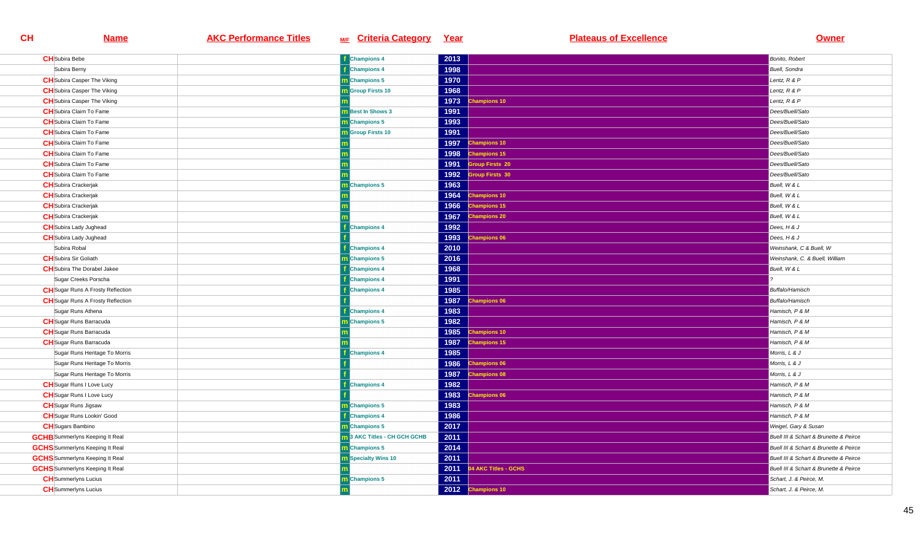| CH | Name | AKC Performance Titles | M/F | Criteria Category | Year | Plateaus of Excellence | Owner |
|---|---|---|---|---|---|---|---|
| CH | Subira Bebe | | f | Champions 4 | 2013 | | Bonito, Robert |
| | Subira Berny | | f | Champions 4 | 1998 | | Buell, Sondra |
| CH | Subira Casper The Viking | | m | Champions 5 | 1970 | | Lentz, R & P |
| CH | Subira Casper The Viking | | m | Group Firsts 10 | 1968 | | Lentz, R & P |
| CH | Subira Casper The Viking | | m | | 1973 | Champions 10 | Lentz, R & P |
| CH | Subira Claim To Fame | | m | Best In Shows 3 | 1991 | | Dees/Buell/Sato |
| CH | Subira Claim To Fame | | m | Champions 5 | 1993 | | Dees/Buell/Sato |
| CH | Subira Claim To Fame | | m | Group Firsts 10 | 1991 | | Dees/Buell/Sato |
| CH | Subira Claim To Fame | | m | | 1997 | Champions 10 | Dees/Buell/Sato |
| CH | Subira Claim To Fame | | m | | 1998 | Champions 15 | Dees/Buell/Sato |
| CH | Subira Claim To Fame | | m | | 1991 | Group Firsts 20 | Dees/Buell/Sato |
| CH | Subira Claim To Fame | | m | | 1992 | Group Firsts 30 | Dees/Buell/Sato |
| CH | Subira Crackerjak | | m | Champions 5 | 1963 | | Buell, W & L |
| CH | Subira Crackerjak | | m | | 1964 | Champions 10 | Buell, W & L |
| CH | Subira Crackerjak | | m | | 1966 | Champions 15 | Buell, W & L |
| CH | Subira Crackerjak | | m | | 1967 | Champions 20 | Buell, W & L |
| CH | Subira Lady Jughead | | f | Champions 4 | 1992 | | Dees, H & J |
| CH | Subira Lady Jughead | | f | | 1993 | Champions 06 | Dees, H & J |
| | Subira Robal | | f | Champions 4 | 2010 | | Weinshank, C & Buell, W |
| CH | Subira Sir Goliath | | m | Champions 5 | 2016 | | Weinshank, C. & Buell, William |
| CH | Subira The Dorabel Jakee | | f | Champions 4 | 1968 | | Buell, W & L |
| | Sugar Creeks Porscha | | f | Champions 4 | 1991 | | ? |
| CH | Sugar Runs A Frosty Reflection | | f | Champions 4 | 1985 | | Buffalo/Hamisch |
| CH | Sugar Runs A Frosty Reflection | | f | | 1987 | Champions 06 | Buffalo/Hamisch |
| | Sugar Runs Athena | | f | Champions 4 | 1983 | | Hamisch, P & M |
| CH | Sugar Runs Barracuda | | m | Champions 5 | 1982 | | Hamisch, P & M |
| CH | Sugar Runs Barracuda | | m | | 1985 | Champions 10 | Hamisch, P & M |
| CH | Sugar Runs Barracuda | | m | | 1987 | Champions 15 | Hamisch, P & M |
| | Sugar Runs Heritage To Morris | | f | Champions 4 | 1985 | | Morris, L & J |
| | Sugar Runs Heritage To Morris | | f | | 1986 | Champions 06 | Morris, L & J |
| | Sugar Runs Heritage To Morris | | f | | 1987 | Champions 08 | Morris, L & J |
| CH | Sugar Runs I Love Lucy | | f | Champions 4 | 1982 | | Hamisch, P & M |
| CH | Sugar Runs I Love Lucy | | f | | 1983 | Champions 06 | Hamisch, P & M |
| CH | Sugar Runs Jigsaw | | m | Champions 5 | 1983 | | Hamisch, P & M |
| CH | Sugar Runs Lookin' Good | | f | Champions 4 | 1986 | | Hamisch, P & M |
| CH | Sugars Bambino | | m | Champions 5 | 2017 | | Weigel, Gary & Susan |
| GCHB | Summerlyns Keeping It Real | | m | 3 AKC Titles - CH GCH GCHB | 2011 | | Buell III & Schart & Brunette & Peirce |
| GCHS | Summerlyns Keeping It Real | | m | Champions 5 | 2014 | | Buell III & Schart & Brunette & Peirce |
| GCHS | Summerlyns Keeping It Real | | m | Specialty Wins 10 | 2011 | | Buell III & Schart & Brunette & Peirce |
| GCHS | Summerlyns Keeping It Real | | m | | 2011 | 04 AKC Titles - GCHS | Buell III & Schart & Brunette & Peirce |
| CH | Summerlyns Lucius | | m | Champions 5 | 2011 | | Schart, J. & Peirce, M. |
| CH | Summerlyns Lucius | | m | | 2012 | Champions 10 | Schart, J. & Peirce, M. |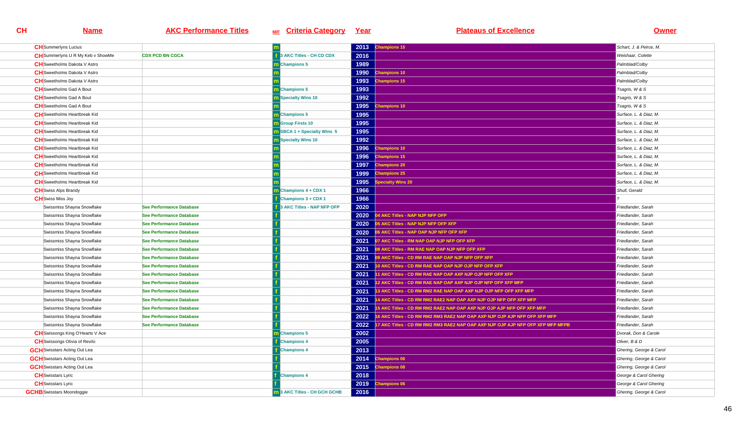| CH | Name | AKC Performance Titles | M/F | Criteria Category | Year | Plateaus of Excellence | Owner |
| --- | --- | --- | --- | --- | --- | --- | --- |
| CH | Summerlyns Lucius | | m | | 2013 | Champions 15 | Schart, J. & Peirce, M. |
| CH | Summerlyns U R My Keb v ShowMe | CDX PCD BN CGCA | f | 3 AKC Titles - CH CD CDX | 2016 | | Weishaar, Colette |
| CH | Sweetholms Dakota V Astro | | m | Champions 5 | 1989 | | Palmblad/Colby |
| CH | Sweetholms Dakota V Astro | | m | | 1990 | Champions 10 | Palmblad/Colby |
| CH | Sweetholms Dakota V Astro | | m | | 1993 | Champions 15 | Palmblad/Colby |
| CH | Sweetholms Gad A Bout | | m | Champions 5 | 1993 | | Tsagris, W & S |
| CH | Sweetholms Gad A Bout | | m | Specialty Wins 10 | 1992 | | Tsagris, W & S |
| CH | Sweetholms Gad A Bout | | m | | 1995 | Champions 10 | Tsagris, W & S |
| CH | Sweetholms Heartbreak Kid | | m | Champions 5 | 1995 | | Surface, L. & Diaz, M. |
| CH | Sweetholms Heartbreak Kid | | m | Group Firsts 10 | 1995 | | Surface, L. & Diaz, M. |
| CH | Sweetholms Heartbreak Kid | | m | SBCA 1 + Specialty Wins 5 | 1995 | | Surface, L. & Diaz, M. |
| CH | Sweetholms Heartbreak Kid | | m | Specialty Wins 10 | 1992 | | Surface, L. & Diaz, M. |
| CH | Sweetholms Heartbreak Kid | | m | | 1996 | Champions 10 | Surface, L. & Diaz, M. |
| CH | Sweetholms Heartbreak Kid | | m | | 1996 | Champions 15 | Surface, L. & Diaz, M. |
| CH | Sweetholms Heartbreak Kid | | m | | 1997 | Champions 20 | Surface, L. & Diaz, M. |
| CH | Sweetholms Heartbreak Kid | | m | | 1999 | Champions 25 | Surface, L. & Diaz, M. |
| CH | Sweetholms Heartbreak Kid | | m | | 1995 | Specialty Wins 20 | Surface, L. & Diaz, M. |
| CH | Swiss Alps Brandy | | m | Champions 4 + CDX 1 | 1966 | | Shull, Gerald |
| CH | Swiss Miss Joy | | f | Champions 3 + CDX 1 | 1966 | | ? |
| | Swissmiss Shayna Snowflake | See Performance Database | f | 3 AKC Titles - NAP NFP OFP | 2020 | | Friedlander, Sarah |
| | Swissmiss Shayna Snowflake | See Performance Database | f | | 2020 | 04 AKC Titles - NAP NJP NFP OFP | Friedlander, Sarah |
| | Swissmiss Shayna Snowflake | See Performance Database | f | | 2020 | 05 AKC Titles - NAP NJP NFP OFP XFP | Friedlander, Sarah |
| | Swissmiss Shayna Snowflake | See Performance Database | f | | 2020 | 06 AKC Titles - NAP OAP NJP NFP OFP XFP | Friedlander, Sarah |
| | Swissmiss Shayna Snowflake | See Performance Database | f | | 2021 | 07 AKC Titles - RM NAP OAP NJP NFP OFP XFP | Friedlander, Sarah |
| | Swissmiss Shayna Snowflake | See Performance Database | f | | 2021 | 08 AKC Titles - RM RAE NAP OAP NJP NFP OFP XFP | Friedlander, Sarah |
| | Swissmiss Shayna Snowflake | See Performance Database | f | | 2021 | 09 AKC Titles - CD RM RAE NAP OAP NJP NFP OFP XFP | Friedlander, Sarah |
| | Swissmiss Shayna Snowflake | See Performance Database | f | | 2021 | 10 AKC Titles - CD RM RAE NAP OAP NJP OJP NFP OFP XFP | Friedlander, Sarah |
| | Swissmiss Shayna Snowflake | See Performance Database | f | | 2021 | 11 AKC Titles - CD RM RAE NAP OAP AXP NJP OJP NFP OFP XFP | Friedlander, Sarah |
| | Swissmiss Shayna Snowflake | See Performance Database | f | | 2021 | 12 AKC Titles - CD RM RAE NAP OAP AXP NJP OJP NFP OFP XFP MFP | Friedlander, Sarah |
| | Swissmiss Shayna Snowflake | See Performance Database | f | | 2021 | 13 AKC Titles - CD RM RM2 RAE NAP OAP AXP NJP OJP NFP OFP XFP MFP | Friedlander, Sarah |
| | Swissmiss Shayna Snowflake | See Performance Database | f | | 2021 | 14 AKC Titles - CD RM RM2 RAE2 NAP OAP AXP NJP OJP NFP OFP XFP MFP | Friedlander, Sarah |
| | Swissmiss Shayna Snowflake | See Performance Database | f | | 2021 | 15 AKC Titles - CD RM RM2 RAE2 NAP OAP AXP NJP OJP AJP NFP OFP XFP MFP | Friedlander, Sarah |
| | Swissmiss Shayna Snowflake | See Performance Database | f | | 2022 | 16 AKC Titles - CD RM RM2 RM3 RAE2 NAP OAP AXP NJP OJP AJP NFP OFP XFP MFP | Friedlander, Sarah |
| | Swissmiss Shayna Snowflake | See Performance Database | f | | 2022 | 17 AKC Titles - CD RM RM2 RM3 RAE2 NAP OAP AXP NJP OJP AJP NFP OFP XFP MFP MFPB | Friedlander, Sarah |
| CH | Swissongs King O'Hearts V Ace | | m | Champions 5 | 2002 | | Dvorak, Don & Carole |
| CH | Swissongs Olivia of Revilo | | f | Champions 4 | 2005 | | Oliver, B & D |
| GCH | Swisstars Acting Out Lea | | f | Champions 4 | 2013 | | Ghering, George & Carol |
| GCH | Swisstars Acting Out Lea | | f | | 2014 | Champions 06 | Ghering, George & Carol |
| GCH | Swisstars Acting Out Lea | | f | | 2015 | Champions 08 | Ghering, George & Carol |
| CH | Swisstars Lyric | | f | Champions 4 | 2018 | | George & Carol Ghering |
| CH | Swisstars Lyric | | f | | 2019 | Champions 06 | George & Carol Ghering |
| GCHB | Swisstars Moondoggie | | m | 3 AKC Titles - CH GCH GCHB | 2016 | | Ghering, George & Carol |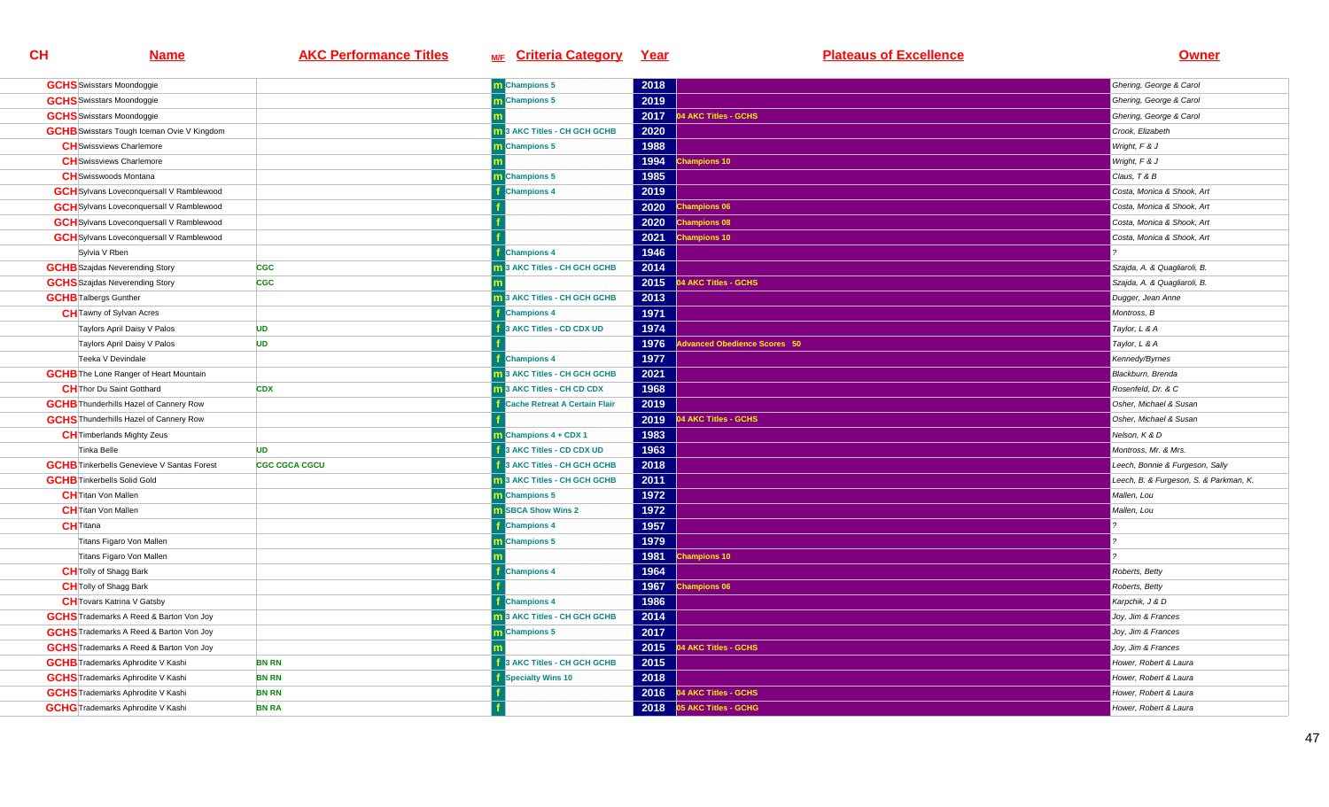| CH | Name | AKC Performance Titles | M/F | Criteria Category | Year | Plateaus of Excellence | Owner |
|---|---|---|---|---|---|---|---|
| GCHS | Swisstars Moondoggie | | m | Champions 5 | 2018 | | Ghering, George & Carol |
| GCHS | Swisstars Moondoggie | | m | Champions 5 | 2019 | | Ghering, George & Carol |
| GCHS | Swisstars Moondoggie | | m | | 2017 | 04 AKC Titles - GCHS | Ghering, George & Carol |
| GCHB | Swisstars Tough Iceman Ovie V Kingdom | | m | 3 AKC Titles - CH GCH GCHB | 2020 | | Crook, Elizabeth |
| CH | Swissviews Charlemore | | m | Champions 5 | 1988 | | Wright, F & J |
| CH | Swissviews Charlemore | | m | | 1994 | Champions 10 | Wright, F & J |
| CH | Swisswoods Montana | | m | Champions 5 | 1985 | | Claus, T & B |
| GCH | Sylvans Loveconquersall V Ramblewood | | f | Champions 4 | 2019 | | Costa, Monica & Shook, Art |
| GCH | Sylvans Loveconquersall V Ramblewood | | f | | 2020 | Champions 06 | Costa, Monica & Shook, Art |
| GCH | Sylvans Loveconquersall V Ramblewood | | f | | 2020 | Champions 08 | Costa, Monica & Shook, Art |
| GCH | Sylvans Loveconquersall V Ramblewood | | f | | 2021 | Champions 10 | Costa, Monica & Shook, Art |
| | Sylvia V Rben | | f | Champions 4 | 1946 | | ? |
| GCHB | Szajdas Neverending Story | CGC | m | 3 AKC Titles - CH GCH GCHB | 2014 | | Szajda, A. & Quagliaroli, B. |
| GCHS | Szajdas Neverending Story | CGC | m | | 2015 | 04 AKC Titles - GCHS | Szajda, A. & Quagliaroli, B. |
| GCHB | Talbergs Gunther | | m | 3 AKC Titles - CH GCH GCHB | 2013 | | Dugger, Jean Anne |
| CH | Tawny of Sylvan Acres | | f | Champions 4 | 1971 | | Montross, B |
| | Taylors April Daisy V Palos | UD | f | 3 AKC Titles - CD CDX UD | 1974 | | Taylor, L & A |
| | Taylors April Daisy V Palos | UD | f | | 1976 | Advanced Obedience Scores 50 | Taylor, L & A |
| | Teeka V Devindale | | f | Champions 4 | 1977 | | Kennedy/Byrnes |
| GCHB | The Lone Ranger of Heart Mountain | | m | 3 AKC Titles - CH GCH GCHB | 2021 | | Blackburn, Brenda |
| CH | Thor Du Saint Gotthard | CDX | m | 3 AKC Titles - CH CD CDX | 1968 | | Rosenfeld, Dr. & C |
| GCHB | Thunderhills Hazel of Cannery Row | | f | Cache Retreat A Certain Flair | 2019 | | Osher, Michael & Susan |
| GCHS | Thunderhills Hazel of Cannery Row | | f | | 2019 | 04 AKC Titles - GCHS | Osher, Michael & Susan |
| CH | Timberlands Mighty Zeus | | m | Champions 4 + CDX 1 | 1983 | | Nelson, K & D |
| | Tinka Belle | UD | f | 3 AKC Titles - CD CDX UD | 1963 | | Montross, Mr. & Mrs. |
| GCHB | Tinkerbells Genevieve V Santas Forest | CGC CGCA CGCU | f | 3 AKC Titles - CH GCH GCHB | 2018 | | Leech, Bonnie & Furgeson, Sally |
| GCHB | Tinkerbells Solid Gold | | m | 3 AKC Titles - CH GCH GCHB | 2011 | | Leech, B. & Furgeson, S. & Parkman, K. |
| CH | Titan Von Mallen | | m | Champions 5 | 1972 | | Mallen, Lou |
| CH | Titan Von Mallen | | m | SBCA Show Wins 2 | 1972 | | Mallen, Lou |
| CH | Titana | | f | Champions 4 | 1957 | | ? |
| | Titans Figaro Von Mallen | | m | Champions 5 | 1979 | | ? |
| | Titans Figaro Von Mallen | | m | | 1981 | Champions 10 | ? |
| CH | Tolly of Shagg Bark | | f | Champions 4 | 1964 | | Roberts, Betty |
| CH | Tolly of Shagg Bark | | f | | 1967 | Champions 06 | Roberts, Betty |
| CH | Tovars Katrina V Gatsby | | f | Champions 4 | 1986 | | Karpchik, J & D |
| GCHS | Trademarks A Reed & Barton Von Joy | | m | 3 AKC Titles - CH GCH GCHB | 2014 | | Joy, Jim & Frances |
| GCHS | Trademarks A Reed & Barton Von Joy | | m | Champions 5 | 2017 | | Joy, Jim & Frances |
| GCHS | Trademarks A Reed & Barton Von Joy | | m | | 2015 | 04 AKC Titles - GCHS | Joy, Jim & Frances |
| GCHB | Trademarks Aphrodite V Kashi | BN RN | f | 3 AKC Titles - CH GCH GCHB | 2015 | | Hower, Robert & Laura |
| GCHS | Trademarks Aphrodite V Kashi | BN RN | f | Specialty Wins 10 | 2018 | | Hower, Robert & Laura |
| GCHS | Trademarks Aphrodite V Kashi | BN RN | f | | 2016 | 04 AKC Titles - GCHS | Hower, Robert & Laura |
| GCHG | Trademarks Aphrodite V Kashi | BN RA | f | | 2018 | 05 AKC Titles - GCHG | Hower, Robert & Laura |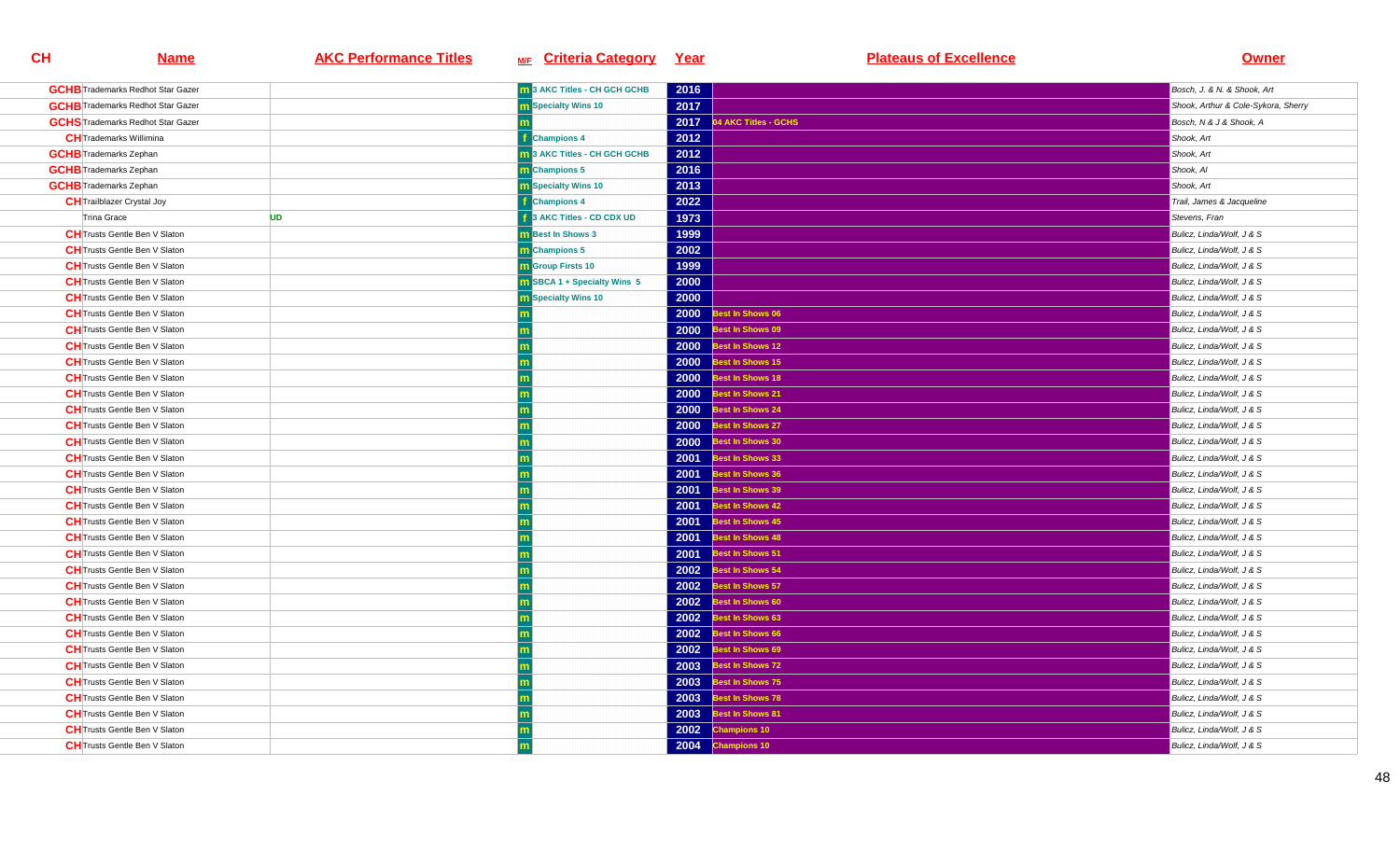| CH | Name | AKC Performance Titles | M/F | Criteria Category | Year | Plateaus of Excellence | Owner |
|---|---|---|---|---|---|---|---|
| GCHB | Trademarks Redhot Star Gazer | | m | 3 AKC Titles - CH GCH GCHB | 2016 | | Bosch, J. & N. & Shook, Art |
| GCHB | Trademarks Redhot Star Gazer | | m | Specialty Wins 10 | 2017 | | Shook, Arthur & Cole-Sykora, Sherry |
| GCHS | Trademarks Redhot Star Gazer | | m | | 2017 | 04 AKC Titles - GCHS | Bosch, N & J & Shook, A |
| CH | Trademarks Willimina | | f | Champions 4 | 2012 | | Shook, Art |
| GCHB | Trademarks Zephan | | m | 3 AKC Titles - CH GCH GCHB | 2012 | | Shook, Art |
| GCHB | Trademarks Zephan | | m | Champions 5 | 2016 | | Shook, Al |
| GCHB | Trademarks Zephan | | m | Specialty Wins 10 | 2013 | | Shook, Art |
| CH | Trailblazer Crystal Joy | | f | Champions 4 | 2022 | | Trail, James & Jacqueline |
| | Trina Grace | UD | f | 3 AKC Titles - CD CDX UD | 1973 | | Stevens, Fran |
| CH | Trusts Gentle Ben V Slaton | | m | Best In Shows 3 | 1999 | | Bulicz, Linda/Wolf, J & S |
| CH | Trusts Gentle Ben V Slaton | | m | Champions 5 | 2002 | | Bulicz, Linda/Wolf, J & S |
| CH | Trusts Gentle Ben V Slaton | | m | Group Firsts 10 | 1999 | | Bulicz, Linda/Wolf, J & S |
| CH | Trusts Gentle Ben V Slaton | | m | SBCA 1 + Specialty Wins 5 | 2000 | | Bulicz, Linda/Wolf, J & S |
| CH | Trusts Gentle Ben V Slaton | | m | Specialty Wins 10 | 2000 | | Bulicz, Linda/Wolf, J & S |
| CH | Trusts Gentle Ben V Slaton | | m | | 2000 | Best In Shows 06 | Bulicz, Linda/Wolf, J & S |
| CH | Trusts Gentle Ben V Slaton | | m | | 2000 | Best In Shows 09 | Bulicz, Linda/Wolf, J & S |
| CH | Trusts Gentle Ben V Slaton | | m | | 2000 | Best In Shows 12 | Bulicz, Linda/Wolf, J & S |
| CH | Trusts Gentle Ben V Slaton | | m | | 2000 | Best In Shows 15 | Bulicz, Linda/Wolf, J & S |
| CH | Trusts Gentle Ben V Slaton | | m | | 2000 | Best In Shows 18 | Bulicz, Linda/Wolf, J & S |
| CH | Trusts Gentle Ben V Slaton | | m | | 2000 | Best In Shows 21 | Bulicz, Linda/Wolf, J & S |
| CH | Trusts Gentle Ben V Slaton | | m | | 2000 | Best In Shows 24 | Bulicz, Linda/Wolf, J & S |
| CH | Trusts Gentle Ben V Slaton | | m | | 2000 | Best In Shows 27 | Bulicz, Linda/Wolf, J & S |
| CH | Trusts Gentle Ben V Slaton | | m | | 2000 | Best In Shows 30 | Bulicz, Linda/Wolf, J & S |
| CH | Trusts Gentle Ben V Slaton | | m | | 2001 | Best In Shows 33 | Bulicz, Linda/Wolf, J & S |
| CH | Trusts Gentle Ben V Slaton | | m | | 2001 | Best In Shows 36 | Bulicz, Linda/Wolf, J & S |
| CH | Trusts Gentle Ben V Slaton | | m | | 2001 | Best In Shows 39 | Bulicz, Linda/Wolf, J & S |
| CH | Trusts Gentle Ben V Slaton | | m | | 2001 | Best In Shows 42 | Bulicz, Linda/Wolf, J & S |
| CH | Trusts Gentle Ben V Slaton | | m | | 2001 | Best In Shows 45 | Bulicz, Linda/Wolf, J & S |
| CH | Trusts Gentle Ben V Slaton | | m | | 2001 | Best In Shows 48 | Bulicz, Linda/Wolf, J & S |
| CH | Trusts Gentle Ben V Slaton | | m | | 2001 | Best In Shows 51 | Bulicz, Linda/Wolf, J & S |
| CH | Trusts Gentle Ben V Slaton | | m | | 2002 | Best In Shows 54 | Bulicz, Linda/Wolf, J & S |
| CH | Trusts Gentle Ben V Slaton | | m | | 2002 | Best In Shows 57 | Bulicz, Linda/Wolf, J & S |
| CH | Trusts Gentle Ben V Slaton | | m | | 2002 | Best In Shows 60 | Bulicz, Linda/Wolf, J & S |
| CH | Trusts Gentle Ben V Slaton | | m | | 2002 | Best In Shows 63 | Bulicz, Linda/Wolf, J & S |
| CH | Trusts Gentle Ben V Slaton | | m | | 2002 | Best In Shows 66 | Bulicz, Linda/Wolf, J & S |
| CH | Trusts Gentle Ben V Slaton | | m | | 2002 | Best In Shows 69 | Bulicz, Linda/Wolf, J & S |
| CH | Trusts Gentle Ben V Slaton | | m | | 2003 | Best In Shows 72 | Bulicz, Linda/Wolf, J & S |
| CH | Trusts Gentle Ben V Slaton | | m | | 2003 | Best In Shows 75 | Bulicz, Linda/Wolf, J & S |
| CH | Trusts Gentle Ben V Slaton | | m | | 2003 | Best In Shows 78 | Bulicz, Linda/Wolf, J & S |
| CH | Trusts Gentle Ben V Slaton | | m | | 2003 | Best In Shows 81 | Bulicz, Linda/Wolf, J & S |
| CH | Trusts Gentle Ben V Slaton | | m | | 2002 | Champions 10 | Bulicz, Linda/Wolf, J & S |
| CH | Trusts Gentle Ben V Slaton | | m | | 2004 | Champions 10 | Bulicz, Linda/Wolf, J & S |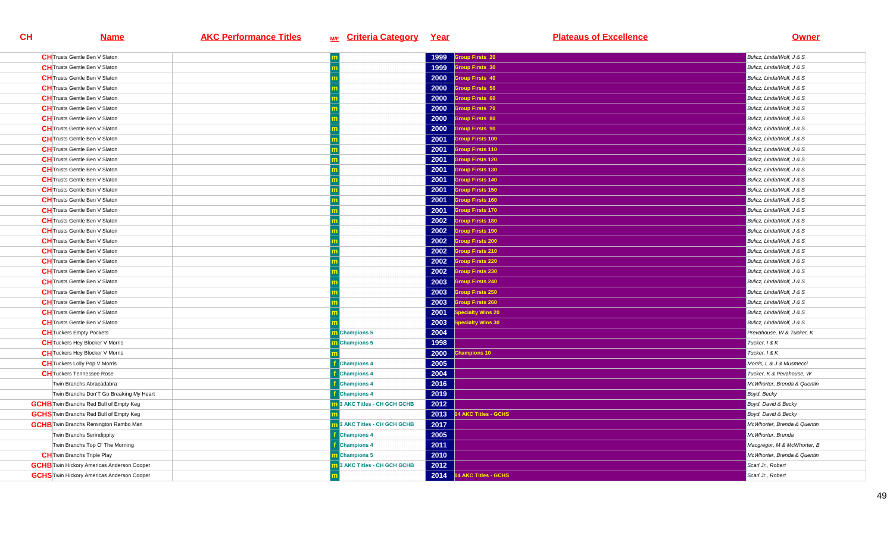| CH | Name | AKC Performance Titles | M/F | Criteria Category | Year | Plateaus of Excellence | Owner |
|---|---|---|---|---|---|---|---|
| CH | Trusts Gentle Ben V Slaton | | m | | 1999 | Group Firsts 20 | Bulicz, Linda/Wolf, J & S |
| CH | Trusts Gentle Ben V Slaton | | m | | 1999 | Group Firsts 30 | Bulicz, Linda/Wolf, J & S |
| CH | Trusts Gentle Ben V Slaton | | m | | 2000 | Group Firsts 40 | Bulicz, Linda/Wolf, J & S |
| CH | Trusts Gentle Ben V Slaton | | m | | 2000 | Group Firsts 50 | Bulicz, Linda/Wolf, J & S |
| CH | Trusts Gentle Ben V Slaton | | m | | 2000 | Group Firsts 60 | Bulicz, Linda/Wolf, J & S |
| CH | Trusts Gentle Ben V Slaton | | m | | 2000 | Group Firsts 70 | Bulicz, Linda/Wolf, J & S |
| CH | Trusts Gentle Ben V Slaton | | m | | 2000 | Group Firsts 80 | Bulicz, Linda/Wolf, J & S |
| CH | Trusts Gentle Ben V Slaton | | m | | 2000 | Group Firsts 90 | Bulicz, Linda/Wolf, J & S |
| CH | Trusts Gentle Ben V Slaton | | m | | 2001 | Group Firsts 100 | Bulicz, Linda/Wolf, J & S |
| CH | Trusts Gentle Ben V Slaton | | m | | 2001 | Group Firsts 110 | Bulicz, Linda/Wolf, J & S |
| CH | Trusts Gentle Ben V Slaton | | m | | 2001 | Group Firsts 120 | Bulicz, Linda/Wolf, J & S |
| CH | Trusts Gentle Ben V Slaton | | m | | 2001 | Group Firsts 130 | Bulicz, Linda/Wolf, J & S |
| CH | Trusts Gentle Ben V Slaton | | m | | 2001 | Group Firsts 140 | Bulicz, Linda/Wolf, J & S |
| CH | Trusts Gentle Ben V Slaton | | m | | 2001 | Group Firsts 150 | Bulicz, Linda/Wolf, J & S |
| CH | Trusts Gentle Ben V Slaton | | m | | 2001 | Group Firsts 160 | Bulicz, Linda/Wolf, J & S |
| CH | Trusts Gentle Ben V Slaton | | m | | 2001 | Group Firsts 170 | Bulicz, Linda/Wolf, J & S |
| CH | Trusts Gentle Ben V Slaton | | m | | 2002 | Group Firsts 180 | Bulicz, Linda/Wolf, J & S |
| CH | Trusts Gentle Ben V Slaton | | m | | 2002 | Group Firsts 190 | Bulicz, Linda/Wolf, J & S |
| CH | Trusts Gentle Ben V Slaton | | m | | 2002 | Group Firsts 200 | Bulicz, Linda/Wolf, J & S |
| CH | Trusts Gentle Ben V Slaton | | m | | 2002 | Group Firsts 210 | Bulicz, Linda/Wolf, J & S |
| CH | Trusts Gentle Ben V Slaton | | m | | 2002 | Group Firsts 220 | Bulicz, Linda/Wolf, J & S |
| CH | Trusts Gentle Ben V Slaton | | m | | 2002 | Group Firsts 230 | Bulicz, Linda/Wolf, J & S |
| CH | Trusts Gentle Ben V Slaton | | m | | 2003 | Group Firsts 240 | Bulicz, Linda/Wolf, J & S |
| CH | Trusts Gentle Ben V Slaton | | m | | 2003 | Group Firsts 250 | Bulicz, Linda/Wolf, J & S |
| CH | Trusts Gentle Ben V Slaton | | m | | 2003 | Group Firsts 260 | Bulicz, Linda/Wolf, J & S |
| CH | Trusts Gentle Ben V Slaton | | m | | 2001 | Specialty Wins 20 | Bulicz, Linda/Wolf, J & S |
| CH | Trusts Gentle Ben V Slaton | | m | | 2003 | Specialty Wins 30 | Bulicz, Linda/Wolf, J & S |
| CH | Tuckers Empty Pockets | | m | Champions 5 | 2004 | | Prevahouse, W & Tucker, K |
| CH | Tuckers Hey Blocker V Morris | | m | Champions 5 | 1998 | | Tucker, I & K |
| CH | Tuckers Hey Blocker V Morris | | m | | 2000 | Champions 10 | Tucker, I & K |
| CH | Tuckers Lolly Pop V Morris | | f | Champions 4 | 2005 | | Morris, L & J & Musmecci |
| CH | Tuckers Tennessee Rose | | f | Champions 4 | 2004 | | Tucker, K & Pevahouse, W |
| | Twin Branchs Abracadabra | | f | Champions 4 | 2016 | | McWhorter, Brenda & Quentin |
| | Twin Branchs Don'T Go Breaking My Heart | | f | Champions 4 | 2019 | | Boyd, Becky |
| GCHB | Twin Branchs Red Bull of Empty Keg | | m | 3 AKC Titles - CH GCH GCHB | 2012 | | Boyd, David & Becky |
| GCHS | Twin Branchs Red Bull of Empty Keg | | m | | 2013 | 04 AKC Titles - GCHS | Boyd, David & Becky |
| GCHB | Twin Branchs Remington Rambo Man | | m | 3 AKC Titles - CH GCH GCHB | 2017 | | McWhorter, Brenda & Quentin |
| | Twin Branchs Serindippity | | f | Champions 4 | 2005 | | McWhorter, Brenda |
| | Twin Branchs Top O' The Morning | | f | Champions 4 | 2011 | | Macgregor, M & McWhorter, B |
| CH | Twin Branchs Triple Play | | m | Champions 5 | 2010 | | McWhorter, Brenda & Quentin |
| GCHB | Twin Hickory Americas Anderson Cooper | | m | 3 AKC Titles - CH GCH GCHB | 2012 | | Scarl Jr., Robert |
| GCHS | Twin Hickory Americas Anderson Cooper | | m | | 2014 | 04 AKC Titles - GCHS | Scarl Jr., Robert |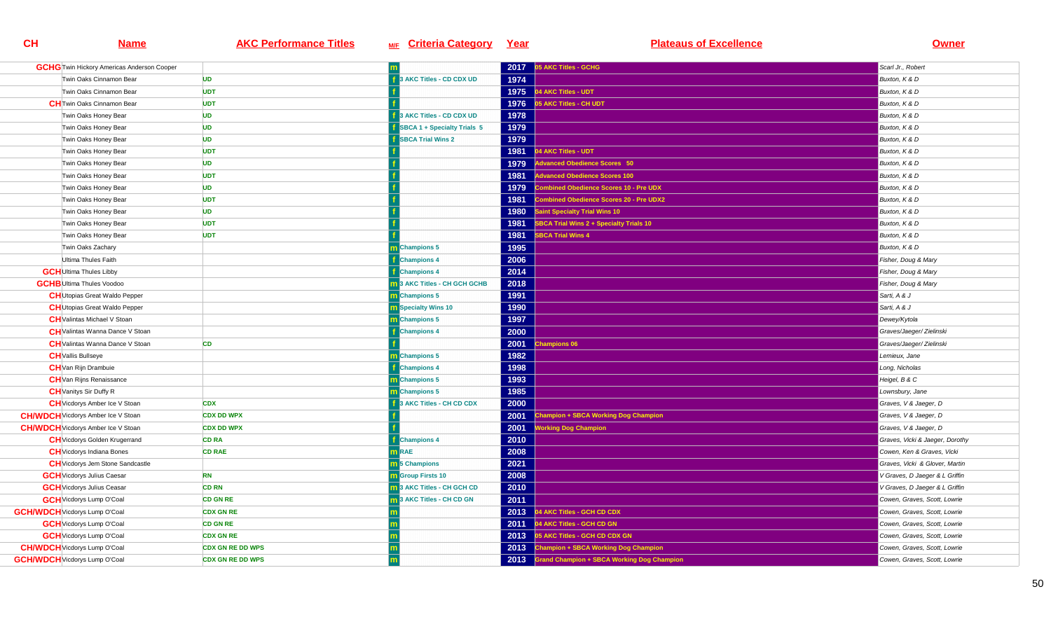| CH | Name | AKC Performance Titles | M/F | Criteria Category | Year | Plateaus of Excellence | Owner |
|---|---|---|---|---|---|---|---|
| GCHG | Twin Hickory Americas Anderson Cooper | | m | | 2017 | 05 AKC Titles - GCHG | Scarl Jr., Robert |
| | Twin Oaks Cinnamon Bear | UD | f | 3 AKC Titles - CD CDX UD | 1974 | | Buxton, K & D |
| | Twin Oaks Cinnamon Bear | UDT | f | | 1975 | 04 AKC Titles - UDT | Buxton, K & D |
| CH | Twin Oaks Cinnamon Bear | UDT | f | | 1976 | 05 AKC Titles - CH UDT | Buxton, K & D |
| | Twin Oaks Honey Bear | UD | f | 3 AKC Titles - CD CDX UD | 1978 | | Buxton, K & D |
| | Twin Oaks Honey Bear | UD | f | SBCA 1 + Specialty Trials 5 | 1979 | | Buxton, K & D |
| | Twin Oaks Honey Bear | UD | f | SBCA Trial Wins 2 | 1979 | | Buxton, K & D |
| | Twin Oaks Honey Bear | UDT | f | | 1981 | 04 AKC Titles - UDT | Buxton, K & D |
| | Twin Oaks Honey Bear | UD | f | | 1979 | Advanced Obedience Scores 50 | Buxton, K & D |
| | Twin Oaks Honey Bear | UDT | f | | 1981 | Advanced Obedience Scores 100 | Buxton, K & D |
| | Twin Oaks Honey Bear | UD | f | | 1979 | Combined Obedience Scores 10 - Pre UDX | Buxton, K & D |
| | Twin Oaks Honey Bear | UDT | f | | 1981 | Combined Obedience Scores 20 - Pre UDX2 | Buxton, K & D |
| | Twin Oaks Honey Bear | UD | f | | 1980 | Saint Specialty Trial Wins 10 | Buxton, K & D |
| | Twin Oaks Honey Bear | UDT | f | | 1981 | SBCA Trial Wins 2 + Specialty Trials 10 | Buxton, K & D |
| | Twin Oaks Honey Bear | UDT | f | | 1981 | SBCA Trial Wins 4 | Buxton, K & D |
| | Twin Oaks Zachary | | m | Champions 5 | 1995 | | Buxton, K & D |
| | Ultima Thules Faith | | f | Champions 4 | 2006 | | Fisher, Doug & Mary |
| GCH | Ultima Thules Libby | | f | Champions 4 | 2014 | | Fisher, Doug & Mary |
| GCHB | Ultima Thules Voodoo | | m | 3 AKC Titles - CH GCH GCHB | 2018 | | Fisher, Doug & Mary |
| CH | Utopias Great Waldo Pepper | | m | Champions 5 | 1991 | | Sarti, A & J |
| CH | Utopias Great Waldo Pepper | | m | Specialty Wins 10 | 1990 | | Sarti, A & J |
| CH | Valintas Michael V Stoan | | m | Champions 5 | 1997 | | Dewey/Kytola |
| CH | Valintas Wanna Dance V Stoan | | f | Champions 4 | 2000 | | Graves/Jaeger/ Zielinski |
| CH | Valintas Wanna Dance V Stoan | CD | f | | 2001 | Champions 06 | Graves/Jaeger/ Zielinski |
| CH | Vallis Bullseye | | m | Champions 5 | 1982 | | Lemieux, Jane |
| CH | Van Rijn Drambuie | | f | Champions 4 | 1998 | | Long, Nicholas |
| CH | Van Rijns Renaissance | | m | Champions 5 | 1993 | | Heigel, B & C |
| CH | Vanitys Sir Duffy R | | m | Champions 5 | 1985 | | Lownsbury, Jane |
| CH | Vicdorys Amber Ice V Stoan | CDX | f | 3 AKC Titles - CH CD CDX | 2000 | | Graves, V & Jaeger, D |
| CH/WDCH | Vicdorys Amber Ice V Stoan | CDX DD WPX | f | | 2001 | Champion + SBCA Working Dog Champion | Graves, V & Jaeger, D |
| CH/WDCH | Vicdorys Amber Ice V Stoan | CDX DD WPX | f | | 2001 | Working Dog Champion | Graves, V & Jaeger, D |
| CH | Vicdorys Golden Krugerrand | CD RA | f | Champions 4 | 2010 | | Graves, Vicki & Jaeger, Dorothy |
| CH | Vicdorys Indiana Bones | CD RAE | m | RAE | 2008 | | Cowen, Ken & Graves, Vicki |
| CH | Vicdorys Jem Stone Sandcastle | | m | 5 Champions | 2021 | | Graves, Vicki & Glover, Martin |
| GCH | Vicdorys Julius Caesar | RN | m | Group Firsts 10 | 2008 | | V Graves, D Jaeger & L Griffin |
| GCH | Vicdorys Julius Ceasar | CD RN | m | 3 AKC Titles - CH GCH CD | 2010 | | V Graves, D Jaeger & L Griffin |
| GCH | Vicdorys Lump O'Coal | CD GN RE | m | 3 AKC Titles - CH CD GN | 2011 | | Cowen, Graves, Scott, Lowrie |
| GCH/WDCH | Vicdorys Lump O'Coal | CDX GN RE | m | | 2013 | 04 AKC Titles - GCH CD CDX | Cowen, Graves, Scott, Lowrie |
| GCH | Vicdorys Lump O'Coal | CD GN RE | m | | 2011 | 04 AKC Titles - GCH CD GN | Cowen, Graves, Scott, Lowrie |
| GCH | Vicdorys Lump O'Coal | CDX GN RE | m | | 2013 | 05 AKC Titles - GCH CD CDX GN | Cowen, Graves, Scott, Lowrie |
| CH/WDCH | Vicdorys Lump O'Coal | CDX GN RE DD WPS | m | | 2013 | Champion + SBCA Working Dog Champion | Cowen, Graves, Scott, Lowrie |
| GCH/WDCH | Vicdorys Lump O'Coal | CDX GN RE DD WPS | m | | 2013 | Grand Champion + SBCA Working Dog Champion | Cowen, Graves, Scott, Lowrie |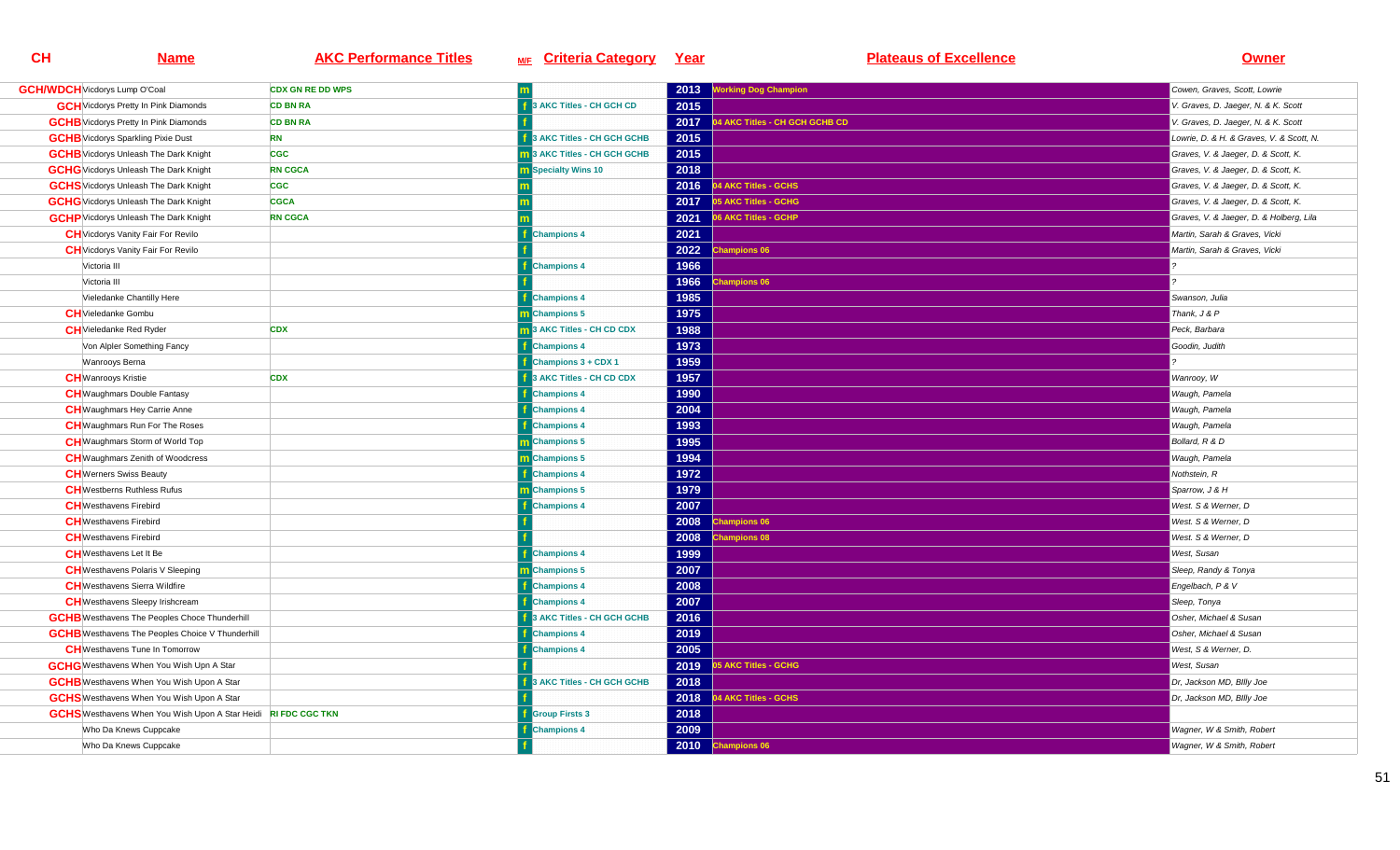| CH | Name | AKC Performance Titles | M/F | Criteria Category | Year | Plateaus of Excellence | Owner |
|---|---|---|---|---|---|---|---|
| GCH/WDCH | Vicdorys Lump O'Coal | CDX GN RE DD WPS | m | | 2013 | Working Dog Champion | Cowen, Graves, Scott, Lowrie |
| GCH | Vicdorys Pretty In Pink Diamonds | CD BN RA | f | 3 AKC Titles - CH GCH CD | 2015 | | V. Graves, D. Jaeger, N. & K. Scott |
| GCHB | Vicdorys Pretty In Pink Diamonds | CD BN RA | f | | 2017 | 04 AKC Titles - CH GCH GCHB CD | V. Graves, D. Jaeger, N. & K. Scott |
| GCHB | Vicdorys Sparkling Pixie Dust | RN | f | 3 AKC Titles - CH GCH GCHB | 2015 | | Lowrie, D. & H. & Graves, V. & Scott, N. |
| GCHB | Vicdorys Unleash The Dark Knight | CGC | m | 3 AKC Titles - CH GCH GCHB | 2015 | | Graves, V. & Jaeger, D. & Scott, K. |
| GCHG | Vicdorys Unleash The Dark Knight | RN CGCA | m | Specialty Wins 10 | 2018 | | Graves, V. & Jaeger, D. & Scott, K. |
| GCHS | Vicdorys Unleash The Dark Knight | CGC | m | | 2016 | 04 AKC Titles - GCHS | Graves, V. & Jaeger, D. & Scott, K. |
| GCHG | Vicdorys Unleash The Dark Knight | CGCA | m | | 2017 | 05 AKC Titles - GCHG | Graves, V. & Jaeger, D. & Scott, K. |
| GCHP | Vicdorys Unleash The Dark Knight | RN CGCA | m | | 2021 | 06 AKC Titles - GCHP | Graves, V. & Jaeger, D. & Holberg, Lila |
| CH | Vicdorys Vanity Fair For Revilo | | f | Champions 4 | 2021 | | Martin, Sarah & Graves, Vicki |
| CH | Vicdorys Vanity Fair For Revilo | | f | | 2022 | Champions 06 | Martin, Sarah & Graves, Vicki |
| | Victoria III | | f | Champions 4 | 1966 | | ? |
| | Victoria III | | f | | 1966 | Champions 06 | ? |
| | Vieledanke Chantilly Here | | f | Champions 4 | 1985 | | Swanson, Julia |
| CH | Vieledanke Gombu | | m | Champions 5 | 1975 | | Thank, J & P |
| CH | Vieledanke Red Ryder | CDX | m | 3 AKC Titles - CH CD CDX | 1988 | | Peck, Barbara |
| | Von Alpler Something Fancy | | f | Champions 4 | 1973 | | Goodin, Judith |
| | Wanrooys Berna | | f | Champions 3 + CDX 1 | 1959 | | ? |
| CH | Wanrooys Kristie | CDX | f | 3 AKC Titles - CH CD CDX | 1957 | | Wanrooy, W |
| CH | Waughmars Double Fantasy | | f | Champions 4 | 1990 | | Waugh, Pamela |
| CH | Waughmars Hey Carrie Anne | | f | Champions 4 | 2004 | | Waugh, Pamela |
| CH | Waughmars Run For The Roses | | f | Champions 4 | 1993 | | Waugh, Pamela |
| CH | Waughmars Storm of World Top | | m | Champions 5 | 1995 | | Bollard, R & D |
| CH | Waughmars Zenith of Woodcress | | m | Champions 5 | 1994 | | Waugh, Pamela |
| CH | Werners Swiss Beauty | | f | Champions 4 | 1972 | | Nothstein, R |
| CH | Westberns Ruthless Rufus | | m | Champions 5 | 1979 | | Sparrow, J & H |
| CH | Westhavens Firebird | | f | Champions 4 | 2007 | | West. S & Werner, D |
| CH | Westhavens Firebird | | f | | 2008 | Champions 06 | West. S & Werner, D |
| CH | Westhavens Firebird | | f | | 2008 | Champions 08 | West. S & Werner, D |
| CH | Westhavens Let It Be | | f | Champions 4 | 1999 | | West, Susan |
| CH | Westhavens Polaris V Sleeping | | m | Champions 5 | 2007 | | Sleep, Randy & Tonya |
| CH | Westhavens Sierra Wildfire | | f | Champions 4 | 2008 | | Engelbach, P & V |
| CH | Westhavens Sleepy Irishcream | | f | Champions 4 | 2007 | | Sleep, Tonya |
| GCHB | Westhavens The Peoples Choce Thunderhill | | f | 3 AKC Titles - CH GCH GCHB | 2016 | | Osher, Michael & Susan |
| GCHB | Westhavens The Peoples Choice V Thunderhill | | f | Champions 4 | 2019 | | Osher, Michael & Susan |
| CH | Westhavens Tune In Tomorrow | | f | Champions 4 | 2005 | | West, S & Werner, D. |
| GCHG | Westhavens When You Wish Upn A Star | | f | | 2019 | 05 AKC Titles - GCHG | West, Susan |
| GCHB | Westhavens When You Wish Upon A Star | | f | 3 AKC Titles - CH GCH GCHB | 2018 | | Dr, Jackson MD, Billy Joe |
| GCHS | Westhavens When You Wish Upon A Star | | f | | 2018 | 04 AKC Titles - GCHS | Dr, Jackson MD, Billy Joe |
| GCHS | Westhavens When You Wish Upon A Star Heidi | RI FDC CGC TKN | f | Group Firsts 3 | 2018 | | |
| | Who Da Knews Cuppcake | | f | Champions 4 | 2009 | | Wagner, W & Smith, Robert |
| | Who Da Knews Cuppcake | | f | | 2010 | Champions 06 | Wagner, W & Smith, Robert |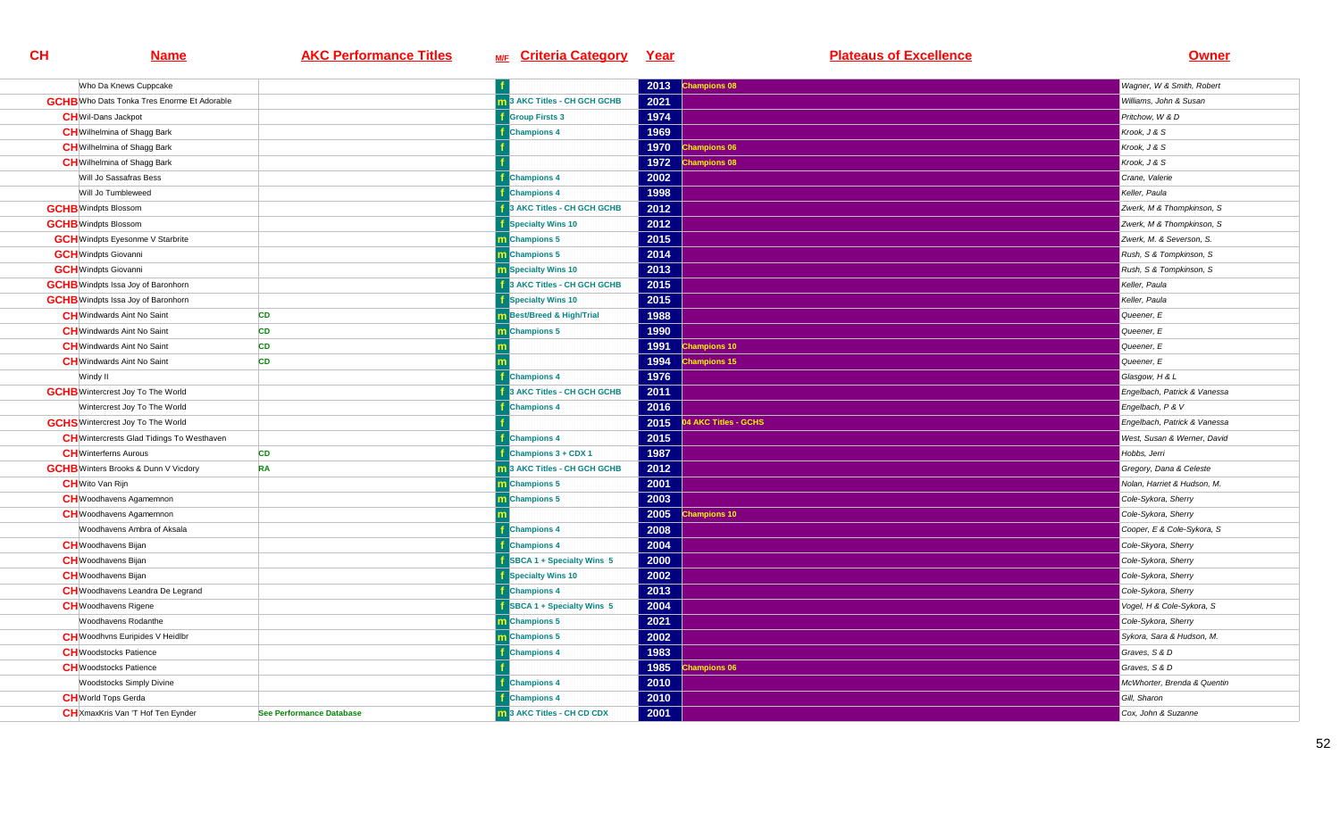| CH | Name | AKC Performance Titles | M/F | Criteria Category | Year | Plateaus of Excellence | Owner |
|---|---|---|---|---|---|---|---|
| | Who Da Knews Cuppcake | | f | | 2013 | Champions 08 | Wagner, W & Smith, Robert |
| GCHB | Who Dats Tonka Tres Enorme Et Adorable | | m | 3 AKC Titles - CH GCH GCHB | 2021 | | Williams, John & Susan |
| CH | Wil-Dans Jackpot | | f | Group Firsts 3 | 1974 | | Pritchow, W & D |
| CH | Wilhelmina of Shagg Bark | | f | Champions 4 | 1969 | | Krook, J & S |
| CH | Wilhelmina of Shagg Bark | | f | | 1970 | Champions 06 | Krook, J & S |
| CH | Wilhelmina of Shagg Bark | | f | | 1972 | Champions 08 | Krook, J & S |
| | Will Jo Sassafras Bess | | f | Champions 4 | 2002 | | Crane, Valerie |
| | Will Jo Tumbleweed | | f | Champions 4 | 1998 | | Keller, Paula |
| GCHB | Windpts Blossom | | f | 3 AKC Titles - CH GCH GCHB | 2012 | | Zwerk, M & Thompkinson, S |
| GCHB | Windpts Blossom | | f | Specialty Wins 10 | 2012 | | Zwerk, M & Thompkinson, S |
| GCH | Windpts Eyesonme V Starbrite | | m | Champions 5 | 2015 | | Zwerk, M. & Severson, S. |
| GCH | Windpts Giovanni | | m | Champions 5 | 2014 | | Rush, S & Tompkinson, S |
| GCH | Windpts Giovanni | | m | Specialty Wins 10 | 2013 | | Rush, S & Tompkinson, S |
| GCHB | Windpts Issa Joy of Baronhorn | | f | 3 AKC Titles - CH GCH GCHB | 2015 | | Keller, Paula |
| GCHB | Windpts Issa Joy of Baronhorn | | f | Specialty Wins 10 | 2015 | | Keller, Paula |
| CH | Windwards Aint No Saint | CD | m | Best/Breed & High/Trial | 1988 | | Queener, E |
| CH | Windwards Aint No Saint | CD | m | Champions 5 | 1990 | | Queener, E |
| CH | Windwards Aint No Saint | CD | m | | 1991 | Champions 10 | Queener, E |
| CH | Windwards Aint No Saint | CD | m | | 1994 | Champions 15 | Queener, E |
| | Windy II | | f | Champions 4 | 1976 | | Glasgow, H & L |
| GCHB | Wintercrest Joy To The World | | f | 3 AKC Titles - CH GCH GCHB | 2011 | | Engelbach, Patrick & Vanessa |
| | Wintercrest Joy To The World | | f | Champions 4 | 2016 | | Engelbach, P & V |
| GCHS | Wintercrest Joy To The World | | f | | 2015 | 04 AKC Titles - GCHS | Engelbach, Patrick & Vanessa |
| CH | Wintercrests Glad Tidings To Westhaven | | f | Champions 4 | 2015 | | West, Susan & Werner, David |
| CH | Winterferns Aurous | CD | f | Champions 3 + CDX 1 | 1987 | | Hobbs, Jerri |
| GCHB | Winters Brooks & Dunn V Vicdory | RA | m | 3 AKC Titles - CH GCH GCHB | 2012 | | Gregory, Dana & Celeste |
| CH | Wito Van Rijn | | m | Champions 5 | 2001 | | Nolan, Harriet & Hudson, M. |
| CH | Woodhavens Agamemnon | | m | Champions 5 | 2003 | | Cole-Sykora, Sherry |
| CH | Woodhavens Agamemnon | | m | | 2005 | Champions 10 | Cole-Sykora, Sherry |
| | Woodhavens Ambra of Aksala | | f | Champions 4 | 2008 | | Cooper, E & Cole-Sykora, S |
| CH | Woodhavens Bijan | | f | Champions 4 | 2004 | | Cole-Skyora, Sherry |
| CH | Woodhavens Bijan | | f | SBCA 1 + Specialty Wins 5 | 2000 | | Cole-Sykora, Sherry |
| CH | Woodhavens Bijan | | f | Specialty Wins 10 | 2002 | | Cole-Sykora, Sherry |
| CH | Woodhavens Leandra De Legrand | | f | Champions 4 | 2013 | | Cole-Sykora, Sherry |
| CH | Woodhavens Rigene | | f | SBCA 1 + Specialty Wins 5 | 2004 | | Vogel, H & Cole-Sykora, S |
| | Woodhavens Rodanthe | | m | Champions 5 | 2021 | | Cole-Sykora, Sherry |
| CH | Woodhvns Euripides V Heidlbr | | m | Champions 5 | 2002 | | Sykora, Sara & Hudson, M. |
| CH | Woodstocks Patience | | f | Champions 4 | 1983 | | Graves, S & D |
| CH | Woodstocks Patience | | f | | 1985 | Champions 06 | Graves, S & D |
| | Woodstocks Simply Divine | | f | Champions 4 | 2010 | | McWhorter, Brenda & Quentin |
| CH | World Tops Gerda | | f | Champions 4 | 2010 | | Gill, Sharon |
| CH | XmaxKris Van 'T Hof Ten Eynder | See Performance Database | m | 3 AKC Titles - CH CD CDX | 2001 | | Cox, John & Suzanne |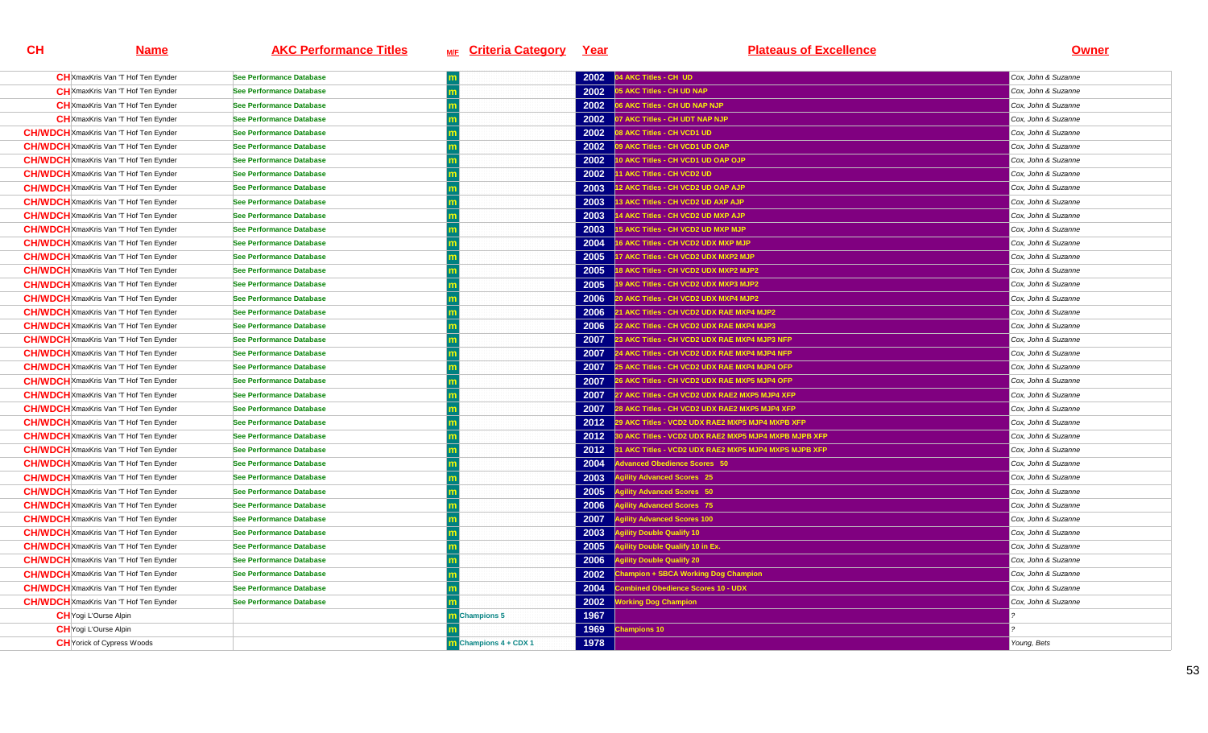| CH | Name | AKC Performance Titles | M/F | Criteria Category | Year | Plateaus of Excellence | Owner |
|---|---|---|---|---|---|---|---|
| CH | XmaxKris Van 'T Hof Ten Eynder | See Performance Database | m | | 2002 | 04 AKC Titles - CH UD | Cox, John & Suzanne |
| CH | XmaxKris Van 'T Hof Ten Eynder | See Performance Database | m | | 2002 | 05 AKC Titles - CH UD NAP | Cox, John & Suzanne |
| CH | XmaxKris Van 'T Hof Ten Eynder | See Performance Database | m | | 2002 | 06 AKC Titles - CH UD NAP NJP | Cox, John & Suzanne |
| CH | XmaxKris Van 'T Hof Ten Eynder | See Performance Database | m | | 2002 | 07 AKC Titles - CH UDT NAP NJP | Cox, John & Suzanne |
| CH/WDCH | XmaxKris Van 'T Hof Ten Eynder | See Performance Database | m | | 2002 | 08 AKC Titles - CH VCD1 UD | Cox, John & Suzanne |
| CH/WDCH | XmaxKris Van 'T Hof Ten Eynder | See Performance Database | m | | 2002 | 09 AKC Titles - CH VCD1 UD OAP | Cox, John & Suzanne |
| CH/WDCH | XmaxKris Van 'T Hof Ten Eynder | See Performance Database | m | | 2002 | 10 AKC Titles - CH VCD1 UD OAP OJP | Cox, John & Suzanne |
| CH/WDCH | XmaxKris Van 'T Hof Ten Eynder | See Performance Database | m | | 2002 | 11 AKC Titles - CH VCD2 UD | Cox, John & Suzanne |
| CH/WDCH | XmaxKris Van 'T Hof Ten Eynder | See Performance Database | m | | 2003 | 12 AKC Titles - CH VCD2 UD OAP AJP | Cox, John & Suzanne |
| CH/WDCH | XmaxKris Van 'T Hof Ten Eynder | See Performance Database | m | | 2003 | 13 AKC Titles - CH VCD2 UD AXP AJP | Cox, John & Suzanne |
| CH/WDCH | XmaxKris Van 'T Hof Ten Eynder | See Performance Database | m | | 2003 | 14 AKC Titles - CH VCD2 UD MXP AJP | Cox, John & Suzanne |
| CH/WDCH | XmaxKris Van 'T Hof Ten Eynder | See Performance Database | m | | 2003 | 15 AKC Titles - CH VCD2 UD MXP MJP | Cox, John & Suzanne |
| CH/WDCH | XmaxKris Van 'T Hof Ten Eynder | See Performance Database | m | | 2004 | 16 AKC Titles - CH VCD2 UDX MXP MJP | Cox, John & Suzanne |
| CH/WDCH | XmaxKris Van 'T Hof Ten Eynder | See Performance Database | m | | 2005 | 17 AKC Titles - CH VCD2 UDX MXP2 MJP | Cox, John & Suzanne |
| CH/WDCH | XmaxKris Van 'T Hof Ten Eynder | See Performance Database | m | | 2005 | 18 AKC Titles - CH VCD2 UDX MXP2 MJP2 | Cox, John & Suzanne |
| CH/WDCH | XmaxKris Van 'T Hof Ten Eynder | See Performance Database | m | | 2005 | 19 AKC Titles - CH VCD2 UDX MXP3 MJP2 | Cox, John & Suzanne |
| CH/WDCH | XmaxKris Van 'T Hof Ten Eynder | See Performance Database | m | | 2006 | 20 AKC Titles - CH VCD2 UDX MXP4 MJP2 | Cox, John & Suzanne |
| CH/WDCH | XmaxKris Van 'T Hof Ten Eynder | See Performance Database | m | | 2006 | 21 AKC Titles - CH VCD2 UDX RAE MXP4 MJP2 | Cox, John & Suzanne |
| CH/WDCH | XmaxKris Van 'T Hof Ten Eynder | See Performance Database | m | | 2006 | 22 AKC Titles - CH VCD2 UDX RAE MXP4 MJP3 | Cox, John & Suzanne |
| CH/WDCH | XmaxKris Van 'T Hof Ten Eynder | See Performance Database | m | | 2007 | 23 AKC Titles - CH VCD2 UDX RAE MXP4 MJP3 NFP | Cox, John & Suzanne |
| CH/WDCH | XmaxKris Van 'T Hof Ten Eynder | See Performance Database | m | | 2007 | 24 AKC Titles - CH VCD2 UDX RAE MXP4 MJP4 NFP | Cox, John & Suzanne |
| CH/WDCH | XmaxKris Van 'T Hof Ten Eynder | See Performance Database | m | | 2007 | 25 AKC Titles - CH VCD2 UDX RAE MXP4 MJP4 OFP | Cox, John & Suzanne |
| CH/WDCH | XmaxKris Van 'T Hof Ten Eynder | See Performance Database | m | | 2007 | 26 AKC Titles - CH VCD2 UDX RAE MXP5 MJP4 OFP | Cox, John & Suzanne |
| CH/WDCH | XmaxKris Van 'T Hof Ten Eynder | See Performance Database | m | | 2007 | 27 AKC Titles - CH VCD2 UDX RAE2 MXP5 MJP4 XFP | Cox, John & Suzanne |
| CH/WDCH | XmaxKris Van 'T Hof Ten Eynder | See Performance Database | m | | 2007 | 28 AKC Titles - CH VCD2 UDX RAE2 MXP5 MJP4 XFP | Cox, John & Suzanne |
| CH/WDCH | XmaxKris Van 'T Hof Ten Eynder | See Performance Database | m | | 2012 | 29 AKC Titles - VCD2 UDX RAE2 MXP5 MJP4 MXPB XFP | Cox, John & Suzanne |
| CH/WDCH | XmaxKris Van 'T Hof Ten Eynder | See Performance Database | m | | 2012 | 30 AKC Titles - VCD2 UDX RAE2 MXP5 MJP4 MXPB MJPB XFP | Cox, John & Suzanne |
| CH/WDCH | XmaxKris Van 'T Hof Ten Eynder | See Performance Database | m | | 2012 | 31 AKC Titles - VCD2 UDX RAE2 MXP5 MJP4 MXPS MJPB XFP | Cox, John & Suzanne |
| CH/WDCH | XmaxKris Van 'T Hof Ten Eynder | See Performance Database | m | | 2004 | Advanced Obedience Scores 50 | Cox, John & Suzanne |
| CH/WDCH | XmaxKris Van 'T Hof Ten Eynder | See Performance Database | m | | 2003 | Agility Advanced Scores 25 | Cox, John & Suzanne |
| CH/WDCH | XmaxKris Van 'T Hof Ten Eynder | See Performance Database | m | | 2005 | Agility Advanced Scores 50 | Cox, John & Suzanne |
| CH/WDCH | XmaxKris Van 'T Hof Ten Eynder | See Performance Database | m | | 2006 | Agility Advanced Scores 75 | Cox, John & Suzanne |
| CH/WDCH | XmaxKris Van 'T Hof Ten Eynder | See Performance Database | m | | 2007 | Agility Advanced Scores 100 | Cox, John & Suzanne |
| CH/WDCH | XmaxKris Van 'T Hof Ten Eynder | See Performance Database | m | | 2003 | Agility Double Qualify 10 | Cox, John & Suzanne |
| CH/WDCH | XmaxKris Van 'T Hof Ten Eynder | See Performance Database | m | | 2005 | Agility Double Qualify 10 in Ex. | Cox, John & Suzanne |
| CH/WDCH | XmaxKris Van 'T Hof Ten Eynder | See Performance Database | m | | 2006 | Agility Double Qualify 20 | Cox, John & Suzanne |
| CH/WDCH | XmaxKris Van 'T Hof Ten Eynder | See Performance Database | m | | 2002 | Champion + SBCA Working Dog Champion | Cox, John & Suzanne |
| CH/WDCH | XmaxKris Van 'T Hof Ten Eynder | See Performance Database | m | | 2004 | Combined Obedience Scores 10 - UDX | Cox, John & Suzanne |
| CH/WDCH | XmaxKris Van 'T Hof Ten Eynder | See Performance Database | m | | 2002 | Working Dog Champion | Cox, John & Suzanne |
| CH | Yogi L'Ourse Alpin | | m | Champions 5 | 1967 | | ? |
| CH | Yogi L'Ourse Alpin | | m | | 1969 | Champions 10 | ? |
| CH | Yorick of Cypress Woods | | m | Champions 4 + CDX 1 | 1978 | | Young, Bets |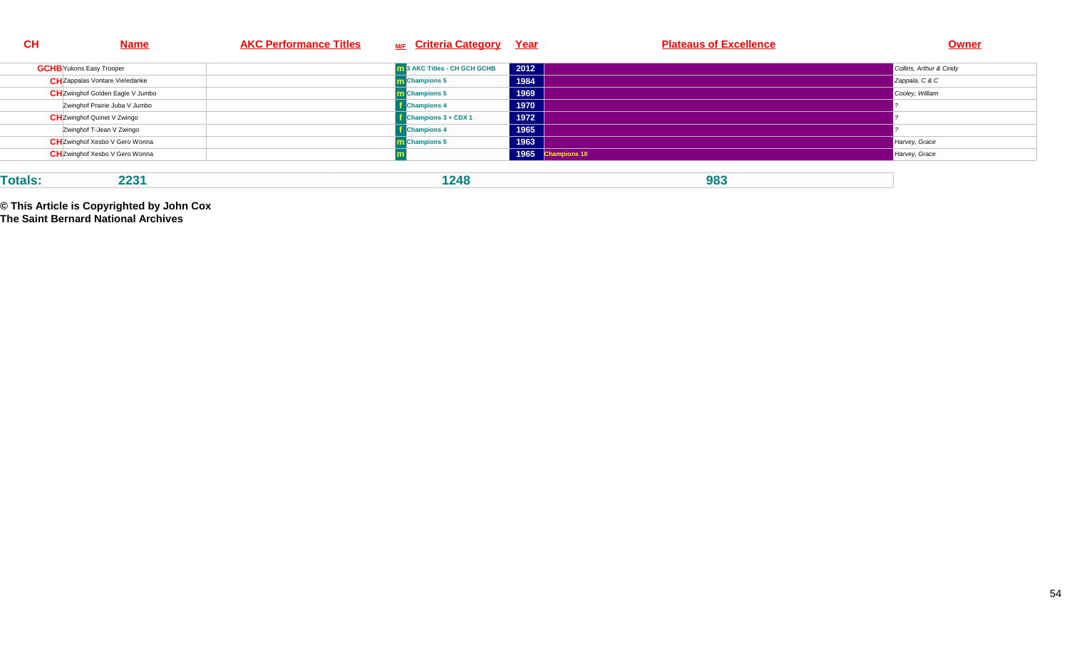| CH | Name | AKC Performance Titles | M/F | Criteria Category | Year | Plateaus of Excellence | Owner |
|---|---|---|---|---|---|---|---|
| GCHB | Yukons Easy Trooper | | m | 3 AKC Titles - CH GCH GCHB | 2012 | | Collins, Arthur & Cindy |
| CH | Zappalas Vontare Vieledanke | | m | Champions 5 | 1984 | | Zappala, C & C |
| CH | Zwinghof Golden Eagle V Jumbo | | m | Champions 5 | 1969 | | Cooley, William |
| | Zwinghof Prairie Juba V Jumbo | | f | Champions 4 | 1970 | | ? |
| CH | Zwinghof Quinet V Zwingo | | f | Champions 3 + CDX 1 | 1972 | | ? |
| | Zwinghof T-Jean V Zwingo | | f | Champions 4 | 1965 | | ? |
| CH | Zwinghof Xesbo V Gero Wonna | | m | Champions 5 | 1963 | | Harvey, Grace |
| CH | Zwinghof Xesbo V Gero Wonna | | m | | 1965 | Champions 10 | Harvey, Grace |

**Totals:** 2231 | 1248 | 983

**© This Article is Copyrighted by John Cox**
**The Saint Bernard National Archives**